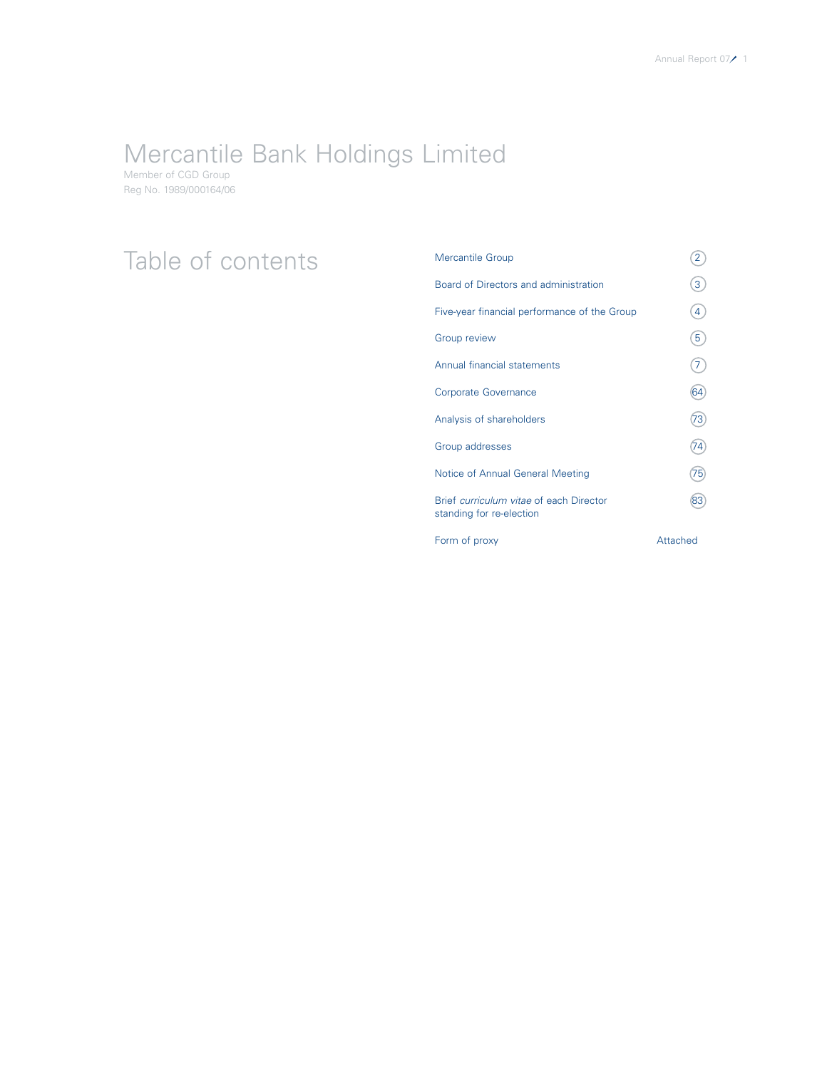# Mercantile Bank Holdings Limited

Member of CGD Group

Reg No. 1989/000164/06

## Table of contents

| | |
|---|---|
| Mercantile Group | 2 |
| Board of Directors and administration | 3 |
| Five-year financial performance of the Group | 4 |
| Group review | 5 |
| Annual financial statements | 7 |
| Corporate Governance | 64 |
| Analysis of shareholders | 73 |
| Group addresses | 74 |
| Notice of Annual General Meeting | 75 |
| Brief *curriculum vitae* of each Director standing for re-election | 83 |
| Form of proxy | Attached |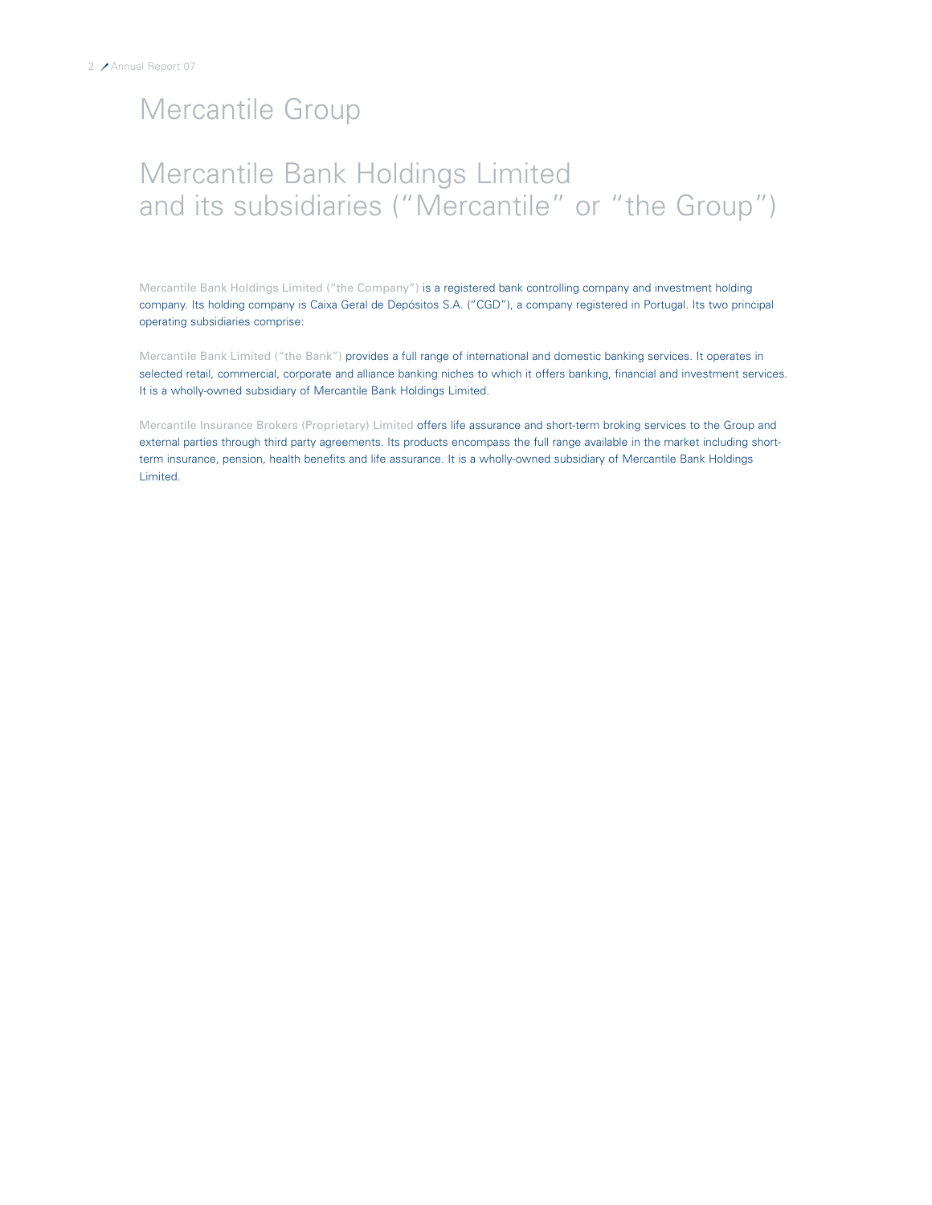# Mercantile Group

## Mercantile Bank Holdings Limited and its subsidiaries ("Mercantile" or "the Group")

Mercantile Bank Holdings Limited ("the Company") is a registered bank controlling company and investment holding company. Its holding company is Caixa Geral de Depósitos S.A. ("CGD"), a company registered in Portugal. Its two principal operating subsidiaries comprise:

Mercantile Bank Limited ("the Bank") provides a full range of international and domestic banking services. It operates in selected retail, commercial, corporate and alliance banking niches to which it offers banking, financial and investment services. It is a wholly-owned subsidiary of Mercantile Bank Holdings Limited.

Mercantile Insurance Brokers (Proprietary) Limited offers life assurance and short-term broking services to the Group and external parties through third party agreements. Its products encompass the full range available in the market including short-term insurance, pension, health benefits and life assurance. It is a wholly-owned subsidiary of Mercantile Bank Holdings Limited.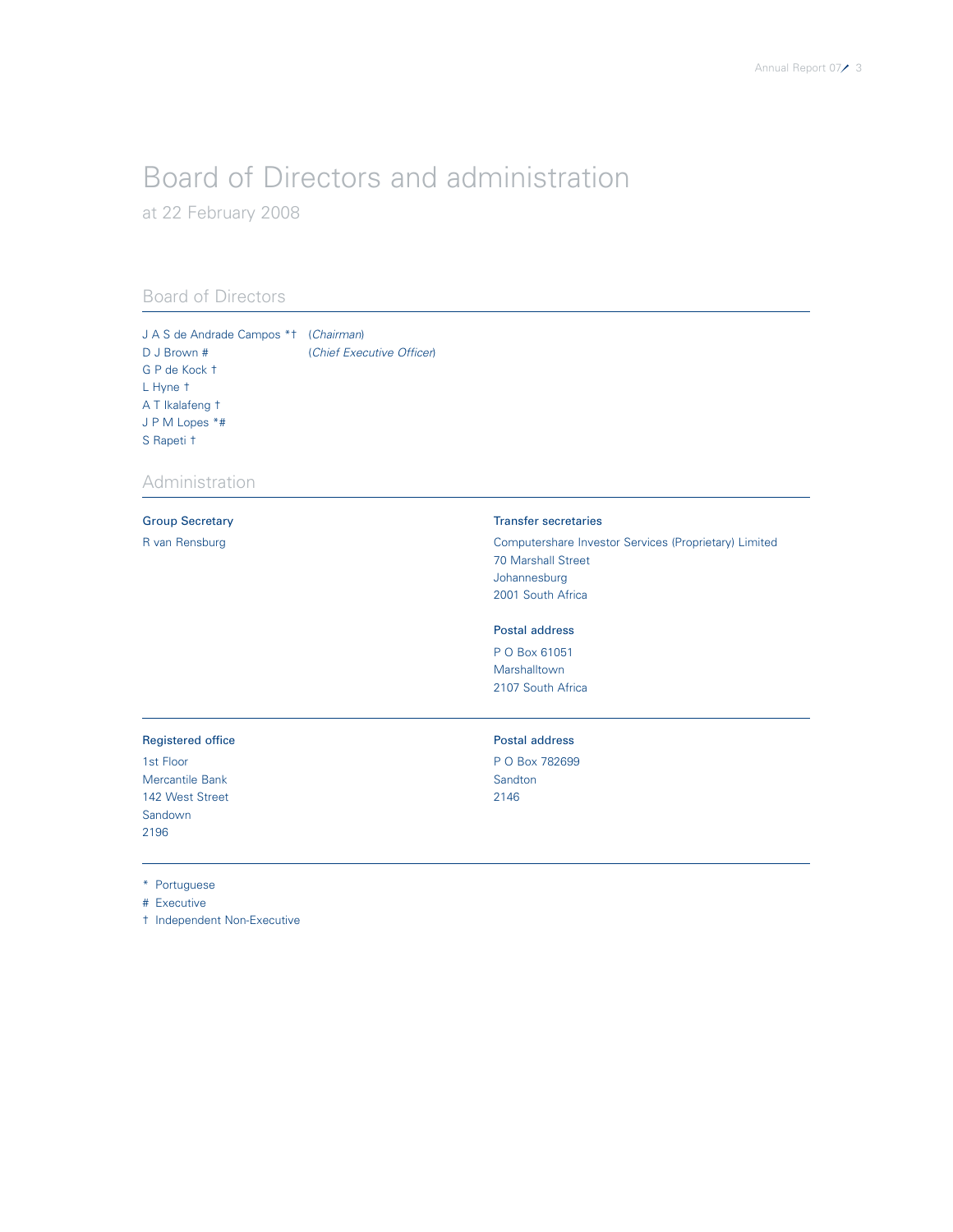# Board of Directors and administration

at 22 February 2008

## Board of Directors

J A S de Andrade Campos *† (*Chairman*)
D J Brown # (*Chief Executive Officer*)
G P de Kock †
L Hyne †
A T Ikalafeng †
J P M Lopes *#
S Rapeti †

## Administration

**Group Secretary**

R van Rensburg

**Transfer secretaries**

Computershare Investor Services (Proprietary) Limited
70 Marshall Street
Johannesburg
2001 South Africa

**Postal address**

P O Box 61051
Marshalltown
2107 South Africa

**Registered office**

1st Floor
Mercantile Bank
142 West Street
Sandown
2196

**Postal address**

P O Box 782699
Sandton
2146

* Portuguese
# Executive
† Independent Non-Executive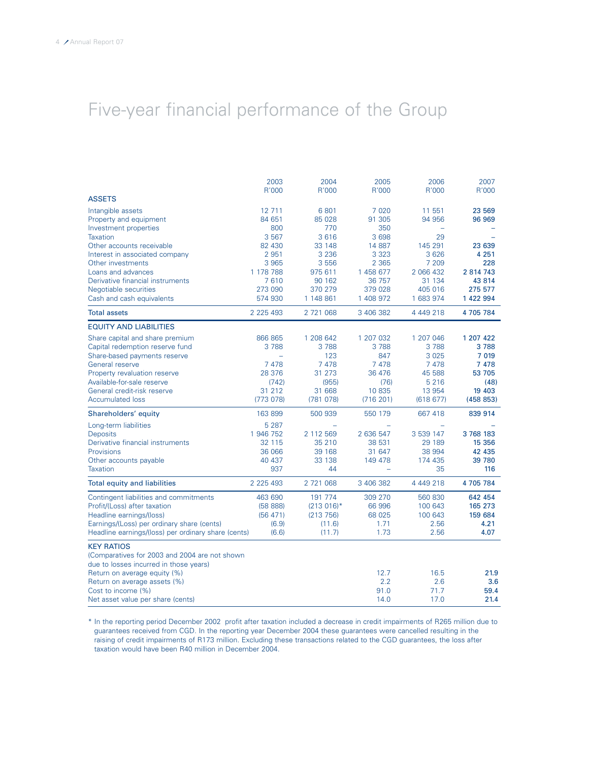# Five-year financial performance of the Group

| | 2003 R'000 | 2004 R'000 | 2005 R'000 | 2006 R'000 | 2007 R'000 |
|---|---|---|---|---|---|
| **ASSETS** | | | | | |
| Intangible assets | 12 711 | 6 801 | 7 020 | 11 551 | **23 569** |
| Property and equipment | 84 651 | 85 028 | 91 305 | 94 956 | **96 969** |
| Investment properties | 800 | 770 | 350 | – | **–** |
| Taxation | 3 567 | 3 616 | 3 698 | 29 | **–** |
| Other accounts receivable | 82 430 | 33 148 | 14 887 | 145 291 | **23 639** |
| Interest in associated company | 2 951 | 3 236 | 3 323 | 3 626 | **4 251** |
| Other investments | 3 965 | 3 556 | 2 365 | 7 209 | **228** |
| Loans and advances | 1 178 788 | 975 611 | 1 458 677 | 2 066 432 | **2 814 743** |
| Derivative financial instruments | 7 610 | 90 162 | 36 757 | 31 134 | **43 814** |
| Negotiable securities | 273 090 | 370 279 | 379 028 | 405 016 | **275 577** |
| Cash and cash equivalents | 574 930 | 1 148 861 | 1 408 972 | 1 683 974 | **1 422 994** |
| Total assets | 2 225 493 | 2 721 068 | 3 406 382 | 4 449 218 | **4 705 784** |
| **EQUITY AND LIABILITIES** | | | | | |
| Share capital and share premium | 866 865 | 1 208 642 | 1 207 032 | 1 207 046 | **1 207 422** |
| Capital redemption reserve fund | 3 788 | 3 788 | 3 788 | 3 788 | **3 788** |
| Share-based payments reserve | – | 123 | 847 | 3 025 | **7 019** |
| General reserve | 7 478 | 7 478 | 7 478 | 7 478 | **7 478** |
| Property revaluation reserve | 28 376 | 31 273 | 36 476 | 45 588 | **53 705** |
| Available-for-sale reserve | (742) | (955) | (76) | 5 216 | **(48)** |
| General credit-risk reserve | 31 212 | 31 668 | 10 835 | 13 954 | **19 403** |
| Accumulated loss | (773 078) | (781 078) | (716 201) | (618 677) | **(458 853)** |
| Shareholders' equity | 163 899 | 500 939 | 550 179 | 667 418 | **839 914** |
| Long-term liabilities | 5 287 | – | – | – | **–** |
| Deposits | 1 946 752 | 2 112 569 | 2 636 547 | 3 539 147 | **3 768 183** |
| Derivative financial instruments | 32 115 | 35 210 | 38 531 | 29 189 | **15 356** |
| Provisions | 36 066 | 39 168 | 31 647 | 38 994 | **42 435** |
| Other accounts payable | 40 437 | 33 138 | 149 478 | 174 435 | **39 780** |
| Taxation | 937 | 44 | – | 35 | **116** |
| Total equity and liabilities | 2 225 493 | 2 721 068 | 3 406 382 | 4 449 218 | **4 705 784** |
| Contingent liabilities and commitments | 463 690 | 191 774 | 309 270 | 560 830 | **642 454** |
| Profit/(Loss) after taxation | (58 888) | (213 016)* | 66 996 | 100 643 | **165 273** |
| Headline earnings/(loss) | (56 471) | (213 756) | 68 025 | 100 643 | **159 684** |
| Earnings/(Loss) per ordinary share (cents) | (6.9) | (11.6) | 1.71 | 2.56 | **4.21** |
| Headline earnings/(loss) per ordinary share (cents) | (6.6) | (11.7) | 1.73 | 2.56 | **4.07** |
| **KEY RATIOS** | | | | | |
| (Comparatives for 2003 and 2004 are not shown due to losses incurred in those years) | | | | | |
| Return on average equity (%) | | | 12.7 | 16.5 | **21.9** |
| Return on average assets (%) | | | 2.2 | 2.6 | **3.6** |
| Cost to income (%) | | | 91.0 | 71.7 | **59.4** |
| Net asset value per share (cents) | | | 14.0 | 17.0 | **21.4** |

\* In the reporting period December 2002 profit after taxation included a decrease in credit impairments of R265 million due to guarantees received from CGD. In the reporting year December 2004 these guarantees were cancelled resulting in the raising of credit impairments of R173 million. Excluding these transactions related to the CGD guarantees, the loss after taxation would have been R40 million in December 2004.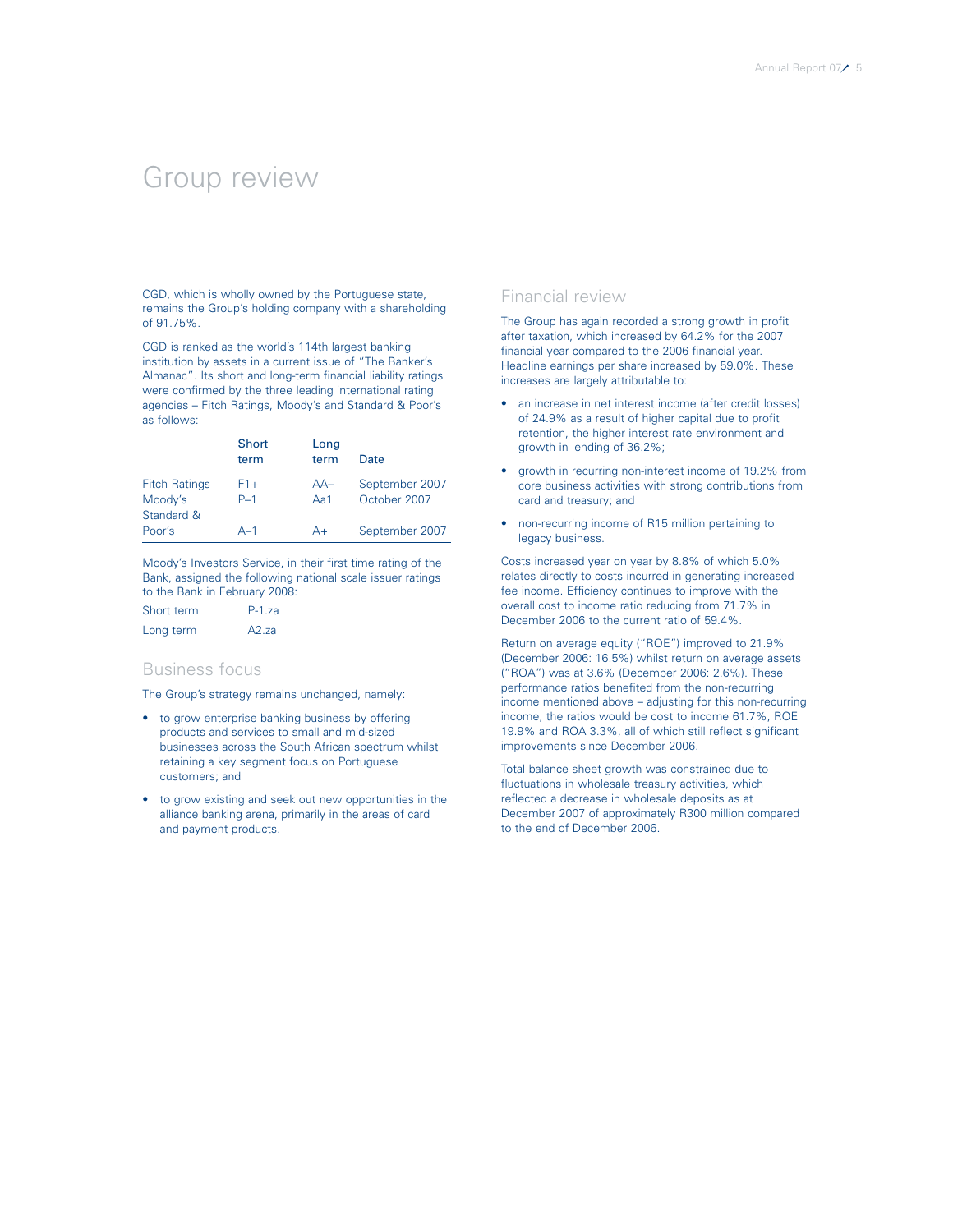# Group review

CGD, which is wholly owned by the Portuguese state, remains the Group's holding company with a shareholding of 91.75%.

CGD is ranked as the world's 114th largest banking institution by assets in a current issue of "The Banker's Almanac". Its short and long-term financial liability ratings were confirmed by the three leading international rating agencies – Fitch Ratings, Moody's and Standard & Poor's as follows:

| | Short term | Long term | Date |
|---|---|---|---|
| Fitch Ratings | F1+ | AA– | September 2007 |
| Moody's | P–1 | Aa1 | October 2007 |
| Standard & Poor's | A–1 | A+ | September 2007 |

Moody's Investors Service, in their first time rating of the Bank, assigned the following national scale issuer ratings to the Bank in February 2008:

| | |
|---|---|
| Short term | P-1.za |
| Long term | A2.za |

## Business focus

The Group's strategy remains unchanged, namely:

- to grow enterprise banking business by offering products and services to small and mid-sized businesses across the South African spectrum whilst retaining a key segment focus on Portuguese customers; and
- to grow existing and seek out new opportunities in the alliance banking arena, primarily in the areas of card and payment products.

## Financial review

The Group has again recorded a strong growth in profit after taxation, which increased by 64.2% for the 2007 financial year compared to the 2006 financial year. Headline earnings per share increased by 59.0%. These increases are largely attributable to:

- an increase in net interest income (after credit losses) of 24.9% as a result of higher capital due to profit retention, the higher interest rate environment and growth in lending of 36.2%;
- growth in recurring non-interest income of 19.2% from core business activities with strong contributions from card and treasury; and
- non-recurring income of R15 million pertaining to legacy business.

Costs increased year on year by 8.8% of which 5.0% relates directly to costs incurred in generating increased fee income. Efficiency continues to improve with the overall cost to income ratio reducing from 71.7% in December 2006 to the current ratio of 59.4%.

Return on average equity ("ROE") improved to 21.9% (December 2006: 16.5%) whilst return on average assets ("ROA") was at 3.6% (December 2006: 2.6%). These performance ratios benefited from the non-recurring income mentioned above – adjusting for this non-recurring income, the ratios would be cost to income 61.7%, ROE 19.9% and ROA 3.3%, all of which still reflect significant improvements since December 2006.

Total balance sheet growth was constrained due to fluctuations in wholesale treasury activities, which reflected a decrease in wholesale deposits as at December 2007 of approximately R300 million compared to the end of December 2006.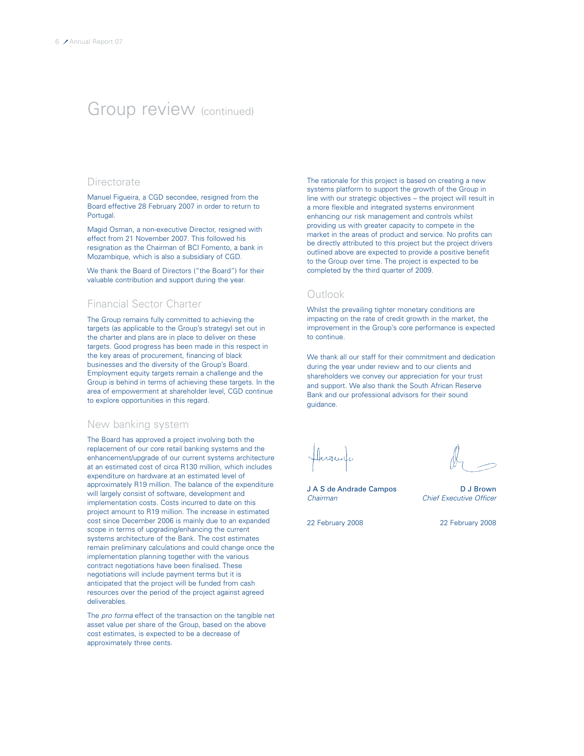# Group review (continued)

## Directorate

Manuel Figueira, a CGD secondee, resigned from the Board effective 28 February 2007 in order to return to Portugal.

Magid Osman, a non-executive Director, resigned with effect from 21 November 2007. This followed his resignation as the Chairman of BCI Fomento, a bank in Mozambique, which is also a subsidiary of CGD.

We thank the Board of Directors ("the Board") for their valuable contribution and support during the year.

## Financial Sector Charter

The Group remains fully committed to achieving the targets (as applicable to the Group's strategy) set out in the charter and plans are in place to deliver on these targets. Good progress has been made in this respect in the key areas of procurement, financing of black businesses and the diversity of the Group's Board. Employment equity targets remain a challenge and the Group is behind in terms of achieving these targets. In the area of empowerment at shareholder level, CGD continue to explore opportunities in this regard.

## New banking system

The Board has approved a project involving both the replacement of our core retail banking systems and the enhancement/upgrade of our current systems architecture at an estimated cost of circa R130 million, which includes expenditure on hardware at an estimated level of approximately R19 million. The balance of the expenditure will largely consist of software, development and implementation costs. Costs incurred to date on this project amount to R19 million. The increase in estimated cost since December 2006 is mainly due to an expanded scope in terms of upgrading/enhancing the current systems architecture of the Bank. The cost estimates remain preliminary calculations and could change once the implementation planning together with the various contract negotiations have been finalised. These negotiations will include payment terms but it is anticipated that the project will be funded from cash resources over the period of the project against agreed deliverables.

The *pro forma* effect of the transaction on the tangible net asset value per share of the Group, based on the above cost estimates, is expected to be a decrease of approximately three cents.

The rationale for this project is based on creating a new systems platform to support the growth of the Group in line with our strategic objectives – the project will result in a more flexible and integrated systems environment enhancing our risk management and controls whilst providing us with greater capacity to compete in the market in the areas of product and service. No profits can be directly attributed to this project but the project drivers outlined above are expected to provide a positive benefit to the Group over time. The project is expected to be completed by the third quarter of 2009.

## Outlook

Whilst the prevailing tighter monetary conditions are impacting on the rate of credit growth in the market, the improvement in the Group's core performance is expected to continue.

We thank all our staff for their commitment and dedication during the year under review and to our clients and shareholders we convey our appreciation for your trust and support. We also thank the South African Reserve Bank and our professional advisors for their sound guidance.

**J A S de Andrade Campos**
*Chairman*

22 February 2008

**D J Brown**
*Chief Executive Officer*

22 February 2008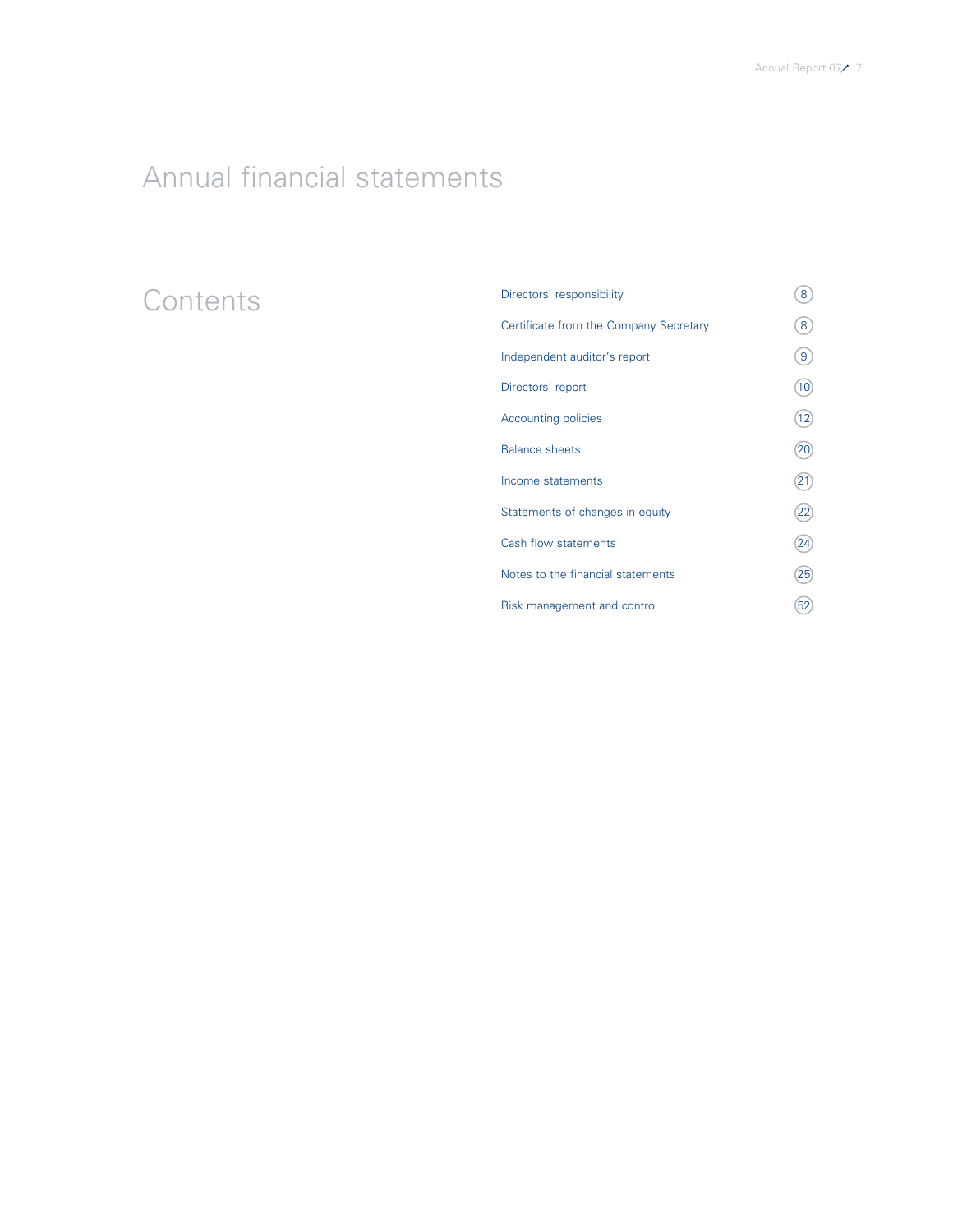# Annual financial statements

## Contents

| | |
|---|---|
| Directors' responsibility | 8 |
| Certificate from the Company Secretary | 8 |
| Independent auditor's report | 9 |
| Directors' report | 10 |
| Accounting policies | 12 |
| Balance sheets | 20 |
| Income statements | 21 |
| Statements of changes in equity | 22 |
| Cash flow statements | 24 |
| Notes to the financial statements | 25 |
| Risk management and control | 52 |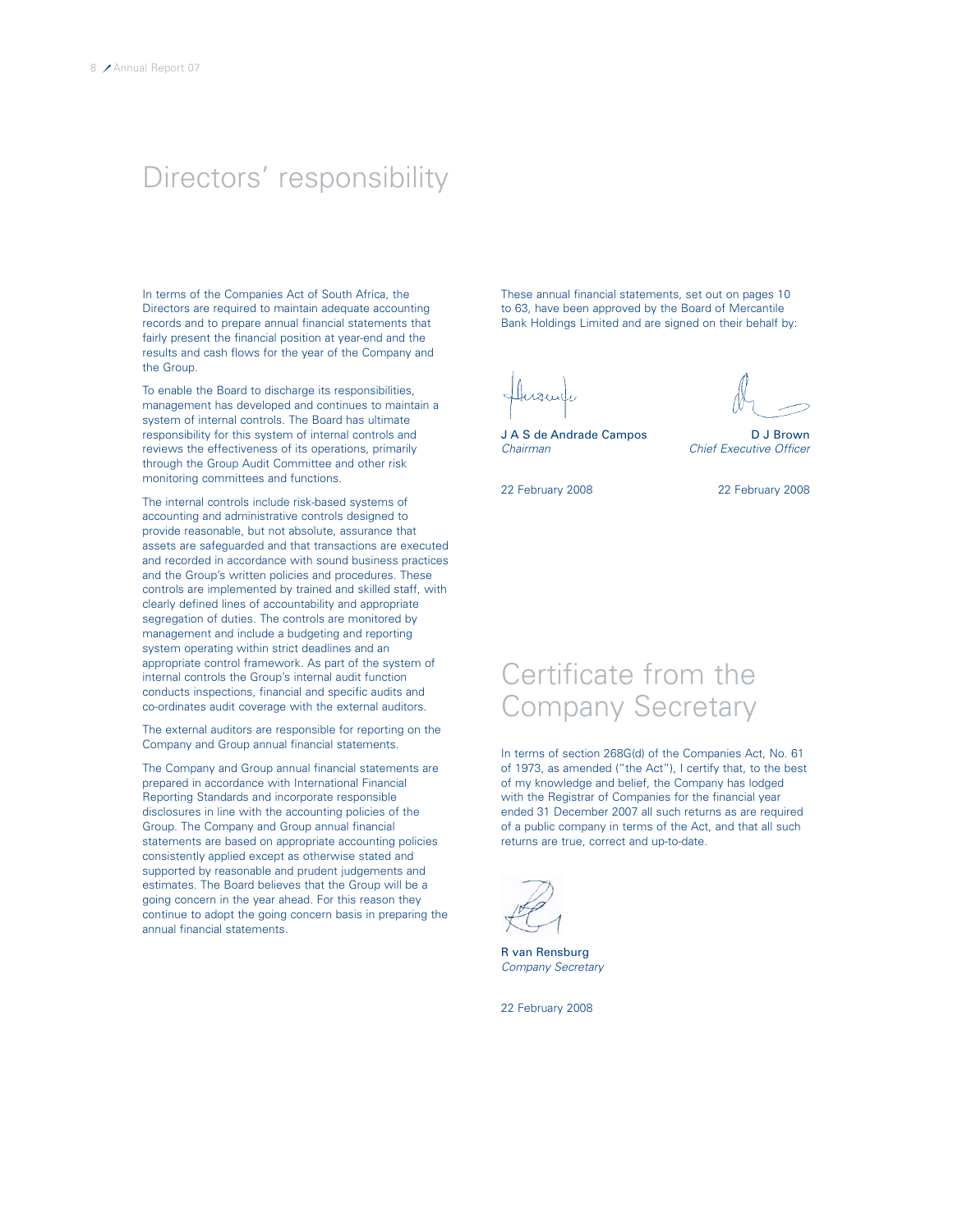# Directors' responsibility

In terms of the Companies Act of South Africa, the Directors are required to maintain adequate accounting records and to prepare annual financial statements that fairly present the financial position at year-end and the results and cash flows for the year of the Company and the Group.

To enable the Board to discharge its responsibilities, management has developed and continues to maintain a system of internal controls. The Board has ultimate responsibility for this system of internal controls and reviews the effectiveness of its operations, primarily through the Group Audit Committee and other risk monitoring committees and functions.

The internal controls include risk-based systems of accounting and administrative controls designed to provide reasonable, but not absolute, assurance that assets are safeguarded and that transactions are executed and recorded in accordance with sound business practices and the Group's written policies and procedures. These controls are implemented by trained and skilled staff, with clearly defined lines of accountability and appropriate segregation of duties. The controls are monitored by management and include a budgeting and reporting system operating within strict deadlines and an appropriate control framework. As part of the system of internal controls the Group's internal audit function conducts inspections, financial and specific audits and co-ordinates audit coverage with the external auditors.

The external auditors are responsible for reporting on the Company and Group annual financial statements.

The Company and Group annual financial statements are prepared in accordance with International Financial Reporting Standards and incorporate responsible disclosures in line with the accounting policies of the Group. The Company and Group annual financial statements are based on appropriate accounting policies consistently applied except as otherwise stated and supported by reasonable and prudent judgements and estimates. The Board believes that the Group will be a going concern in the year ahead. For this reason they continue to adopt the going concern basis in preparing the annual financial statements.

These annual financial statements, set out on pages 10 to 63, have been approved by the Board of Mercantile Bank Holdings Limited and are signed on their behalf by:

J A S de Andrade Campos
*Chairman*

22 February 2008

D J Brown
*Chief Executive Officer*

22 February 2008

# Certificate from the Company Secretary

In terms of section 268G(d) of the Companies Act, No. 61 of 1973, as amended ("the Act"), I certify that, to the best of my knowledge and belief, the Company has lodged with the Registrar of Companies for the financial year ended 31 December 2007 all such returns as are required of a public company in terms of the Act, and that all such returns are true, correct and up-to-date.

R van Rensburg
*Company Secretary*

22 February 2008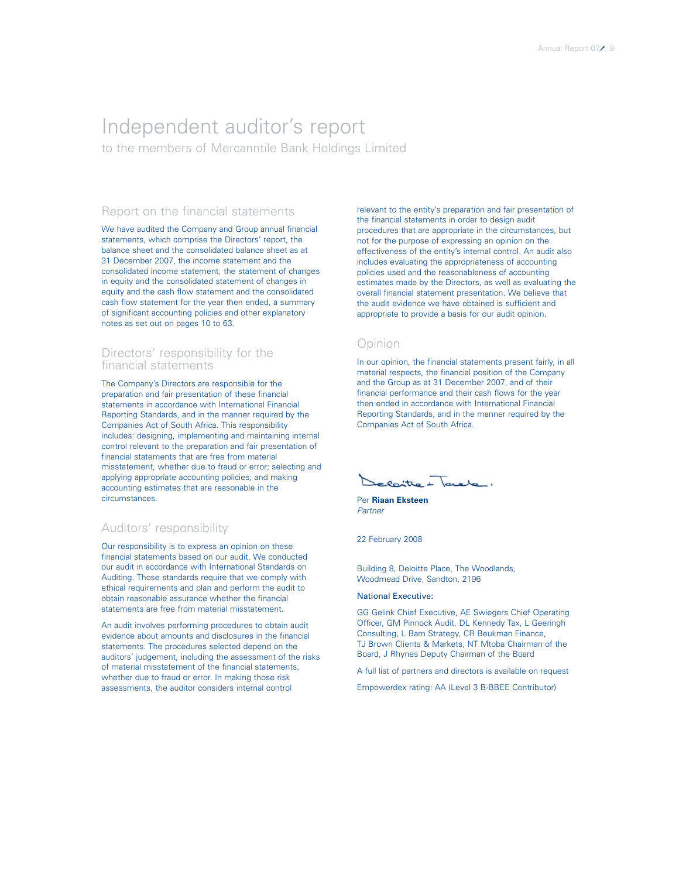# Independent auditor's report

to the members of Mercanntile Bank Holdings Limited

## Report on the financial statements

We have audited the Company and Group annual financial statements, which comprise the Directors' report, the balance sheet and the consolidated balance sheet as at 31 December 2007, the income statement and the consolidated income statement, the statement of changes in equity and the consolidated statement of changes in equity and the cash flow statement and the consolidated cash flow statement for the year then ended, a summary of significant accounting policies and other explanatory notes as set out on pages 10 to 63.

## Directors' responsibility for the financial statements

The Company's Directors are responsible for the preparation and fair presentation of these financial statements in accordance with International Financial Reporting Standards, and in the manner required by the Companies Act of South Africa. This responsibility includes: designing, implementing and maintaining internal control relevant to the preparation and fair presentation of financial statements that are free from material misstatement, whether due to fraud or error; selecting and applying appropriate accounting policies; and making accounting estimates that are reasonable in the circumstances.

## Auditors' responsibility

Our responsibility is to express an opinion on these financial statements based on our audit. We conducted our audit in accordance with International Standards on Auditing. Those standards require that we comply with ethical requirements and plan and perform the audit to obtain reasonable assurance whether the financial statements are free from material misstatement.

An audit involves performing procedures to obtain audit evidence about amounts and disclosures in the financial statements. The procedures selected depend on the auditors' judgement, including the assessment of the risks of material misstatement of the financial statements, whether due to fraud or error. In making those risk assessments, the auditor considers internal control relevant to the entity's preparation and fair presentation of the financial statements in order to design audit procedures that are appropriate in the circumstances, but not for the purpose of expressing an opinion on the effectiveness of the entity's internal control. An audit also includes evaluating the appropriateness of accounting policies used and the reasonableness of accounting estimates made by the Directors, as well as evaluating the overall financial statement presentation. We believe that the audit evidence we have obtained is sufficient and appropriate to provide a basis for our audit opinion.

## Opinion

In our opinion, the financial statements present fairly, in all material respects, the financial position of the Company and the Group as at 31 December 2007, and of their financial performance and their cash flows for the year then ended in accordance with International Financial Reporting Standards, and in the manner required by the Companies Act of South Africa.

Deloitte & Touche.

Per **Riaan Eksteen**
*Partner*

22 February 2008

Building 8, Deloitte Place, The Woodlands,
Woodmead Drive, Sandton, 2196

**National Executive:**

GG Gelink Chief Executive, AE Swiegers Chief Operating Officer, GM Pinnock Audit, DL Kennedy Tax, L Geeringh Consulting, L Bam Strategy, CR Beukman Finance, TJ Brown Clients & Markets, NT Mtoba Chairman of the Board, J Rhynes Deputy Chairman of the Board

A full list of partners and directors is available on request

Empowerdex rating: AA (Level 3 B-BBEE Contributor)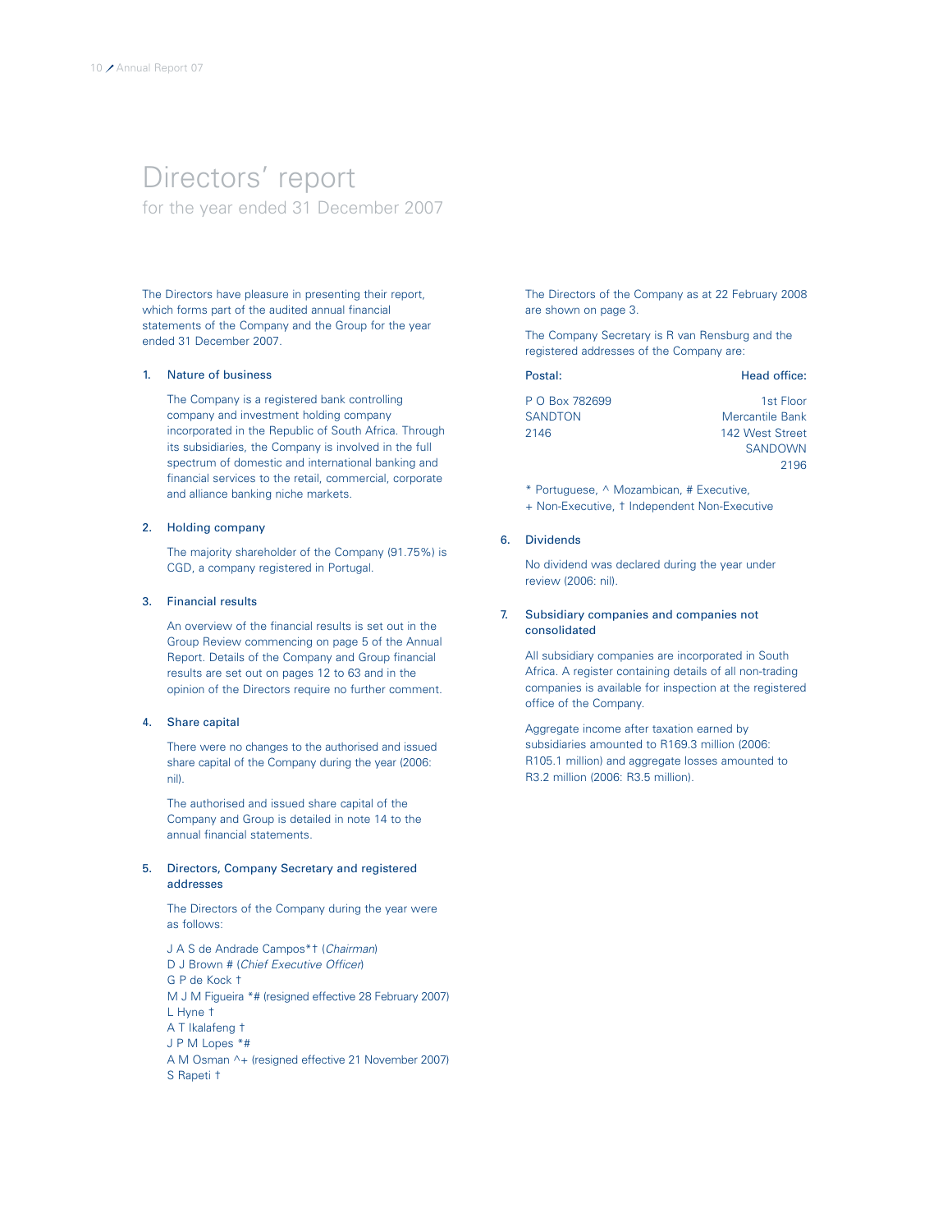# Directors' report

## for the year ended 31 December 2007

The Directors have pleasure in presenting their report, which forms part of the audited annual financial statements of the Company and the Group for the year ended 31 December 2007.

### 1. Nature of business

The Company is a registered bank controlling company and investment holding company incorporated in the Republic of South Africa. Through its subsidiaries, the Company is involved in the full spectrum of domestic and international banking and financial services to the retail, commercial, corporate and alliance banking niche markets.

### 2. Holding company

The majority shareholder of the Company (91.75%) is CGD, a company registered in Portugal.

### 3. Financial results

An overview of the financial results is set out in the Group Review commencing on page 5 of the Annual Report. Details of the Company and Group financial results are set out on pages 12 to 63 and in the opinion of the Directors require no further comment.

### 4. Share capital

There were no changes to the authorised and issued share capital of the Company during the year (2006: nil).

The authorised and issued share capital of the Company and Group is detailed in note 14 to the annual financial statements.

### 5. Directors, Company Secretary and registered addresses

The Directors of the Company during the year were as follows:

J A S de Andrade Campos*† (*Chairman*)
D J Brown # (*Chief Executive Officer*)
G P de Kock †
M J M Figueira *# (resigned effective 28 February 2007)
L Hyne †
A T Ikalafeng †
J P M Lopes *#
A M Osman ^+ (resigned effective 21 November 2007)
S Rapeti †

The Directors of the Company as at 22 February 2008 are shown on page 3.

The Company Secretary is R van Rensburg and the registered addresses of the Company are:

| Postal: | Head office: |
|---|---|
| P O Box 782699 | 1st Floor |
| SANDTON | Mercantile Bank |
| 2146 | 142 West Street |
| | SANDOWN |
| | 2196 |

* Portuguese, ^ Mozambican, # Executive,
+ Non-Executive, † Independent Non-Executive

### 6. Dividends

No dividend was declared during the year under review (2006: nil).

### 7. Subsidiary companies and companies not consolidated

All subsidiary companies are incorporated in South Africa. A register containing details of all non-trading companies is available for inspection at the registered office of the Company.

Aggregate income after taxation earned by subsidiaries amounted to R169.3 million (2006: R105.1 million) and aggregate losses amounted to R3.2 million (2006: R3.5 million).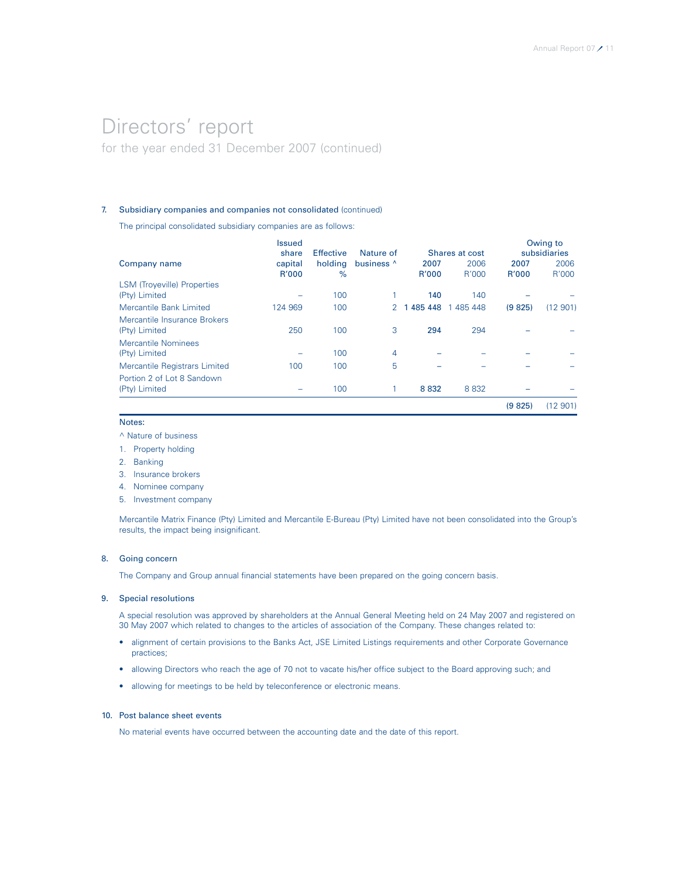# Directors' report

for the year ended 31 December 2007 (continued)

## 7. Subsidiary companies and companies not consolidated (continued)

The principal consolidated subsidiary companies are as follows:

| Company name | Issued share capital R'000 | Effective holding % | Nature of business ^ | Shares at cost 2007 R'000 | Shares at cost 2006 R'000 | Owing to subsidiaries 2007 R'000 | Owing to subsidiaries 2006 R'000 |
|---|---|---|---|---|---|---|---|
| LSM (Troyeville) Properties (Pty) Limited | – | 100 | 1 | **140** | 140 | **–** | – |
| Mercantile Bank Limited | 124 969 | 100 | 2 | **1 485 448** | 1 485 448 | **(9 825)** | (12 901) |
| Mercantile Insurance Brokers (Pty) Limited | 250 | 100 | 3 | **294** | 294 | **–** | – |
| Mercantile Nominees (Pty) Limited | – | 100 | 4 | **–** | – | **–** | – |
| Mercantile Registrars Limited | 100 | 100 | 5 | **–** | – | **–** | – |
| Portion 2 of Lot 8 Sandown (Pty) Limited | – | 100 | 1 | **8 832** | 8 832 | **–** | – |
| | | | | | | **(9 825)** | (12 901) |

Notes:

^ Nature of business

1. Property holding
2. Banking
3. Insurance brokers
4. Nominee company
5. Investment company

Mercantile Matrix Finance (Pty) Limited and Mercantile E-Bureau (Pty) Limited have not been consolidated into the Group's results, the impact being insignificant.

## 8. Going concern

The Company and Group annual financial statements have been prepared on the going concern basis.

## 9. Special resolutions

A special resolution was approved by shareholders at the Annual General Meeting held on 24 May 2007 and registered on 30 May 2007 which related to changes to the articles of association of the Company. These changes related to:

- alignment of certain provisions to the Banks Act, JSE Limited Listings requirements and other Corporate Governance practices;
- allowing Directors who reach the age of 70 not to vacate his/her office subject to the Board approving such; and
- allowing for meetings to be held by teleconference or electronic means.

## 10. Post balance sheet events

No material events have occurred between the accounting date and the date of this report.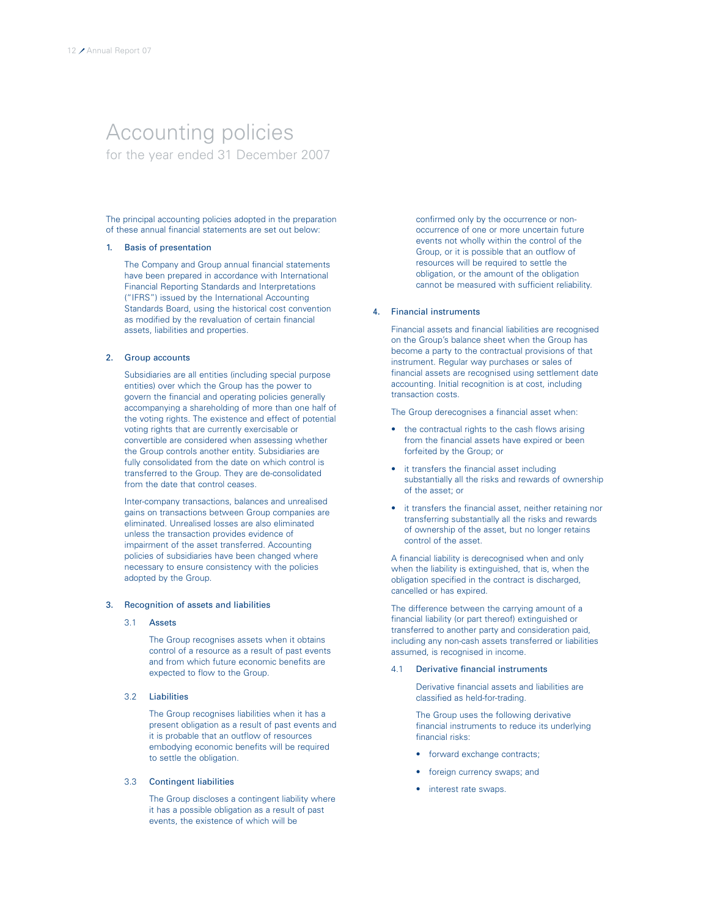# Accounting policies

for the year ended 31 December 2007

The principal accounting policies adopted in the preparation of these annual financial statements are set out below:

## 1. Basis of presentation

The Company and Group annual financial statements have been prepared in accordance with International Financial Reporting Standards and Interpretations ("IFRS") issued by the International Accounting Standards Board, using the historical cost convention as modified by the revaluation of certain financial assets, liabilities and properties.

## 2. Group accounts

Subsidiaries are all entities (including special purpose entities) over which the Group has the power to govern the financial and operating policies generally accompanying a shareholding of more than one half of the voting rights. The existence and effect of potential voting rights that are currently exercisable or convertible are considered when assessing whether the Group controls another entity. Subsidiaries are fully consolidated from the date on which control is transferred to the Group. They are de-consolidated from the date that control ceases.

Inter-company transactions, balances and unrealised gains on transactions between Group companies are eliminated. Unrealised losses are also eliminated unless the transaction provides evidence of impairment of the asset transferred. Accounting policies of subsidiaries have been changed where necessary to ensure consistency with the policies adopted by the Group.

## 3. Recognition of assets and liabilities

### 3.1 Assets

The Group recognises assets when it obtains control of a resource as a result of past events and from which future economic benefits are expected to flow to the Group.

### 3.2 Liabilities

The Group recognises liabilities when it has a present obligation as a result of past events and it is probable that an outflow of resources embodying economic benefits will be required to settle the obligation.

### 3.3 Contingent liabilities

The Group discloses a contingent liability where it has a possible obligation as a result of past events, the existence of which will be confirmed only by the occurrence or non-occurrence of one or more uncertain future events not wholly within the control of the Group, or it is possible that an outflow of resources will be required to settle the obligation, or the amount of the obligation cannot be measured with sufficient reliability.

## 4. Financial instruments

Financial assets and financial liabilities are recognised on the Group's balance sheet when the Group has become a party to the contractual provisions of that instrument. Regular way purchases or sales of financial assets are recognised using settlement date accounting. Initial recognition is at cost, including transaction costs.

The Group derecognises a financial asset when:

- the contractual rights to the cash flows arising from the financial assets have expired or been forfeited by the Group; or
- it transfers the financial asset including substantially all the risks and rewards of ownership of the asset; or
- it transfers the financial asset, neither retaining nor transferring substantially all the risks and rewards of ownership of the asset, but no longer retains control of the asset.

A financial liability is derecognised when and only when the liability is extinguished, that is, when the obligation specified in the contract is discharged, cancelled or has expired.

The difference between the carrying amount of a financial liability (or part thereof) extinguished or transferred to another party and consideration paid, including any non-cash assets transferred or liabilities assumed, is recognised in income.

### 4.1 Derivative financial instruments

Derivative financial assets and liabilities are classified as held-for-trading.

The Group uses the following derivative financial instruments to reduce its underlying financial risks:

- forward exchange contracts;
- foreign currency swaps; and
- interest rate swaps.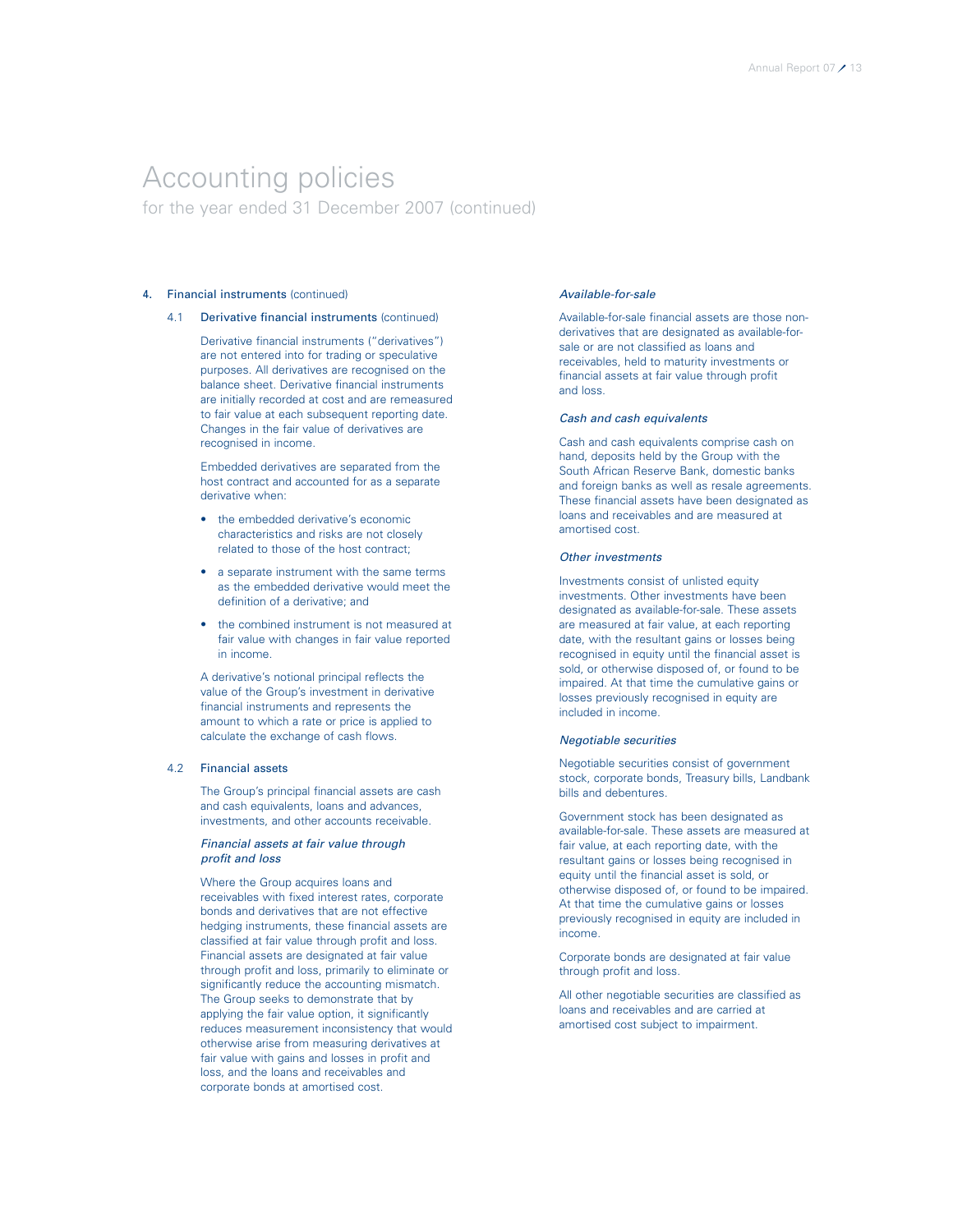# Accounting policies

for the year ended 31 December 2007 (continued)

## 4. Financial instruments (continued)

### 4.1 Derivative financial instruments (continued)

Derivative financial instruments ("derivatives") are not entered into for trading or speculative purposes. All derivatives are recognised on the balance sheet. Derivative financial instruments are initially recorded at cost and are remeasured to fair value at each subsequent reporting date. Changes in the fair value of derivatives are recognised in income.

Embedded derivatives are separated from the host contract and accounted for as a separate derivative when:

- the embedded derivative's economic characteristics and risks are not closely related to those of the host contract;
- a separate instrument with the same terms as the embedded derivative would meet the definition of a derivative; and
- the combined instrument is not measured at fair value with changes in fair value reported in income.

A derivative's notional principal reflects the value of the Group's investment in derivative financial instruments and represents the amount to which a rate or price is applied to calculate the exchange of cash flows.

### 4.2 Financial assets

The Group's principal financial assets are cash and cash equivalents, loans and advances, investments, and other accounts receivable.

*Financial assets at fair value through profit and loss*

Where the Group acquires loans and receivables with fixed interest rates, corporate bonds and derivatives that are not effective hedging instruments, these financial assets are classified at fair value through profit and loss. Financial assets are designated at fair value through profit and loss, primarily to eliminate or significantly reduce the accounting mismatch. The Group seeks to demonstrate that by applying the fair value option, it significantly reduces measurement inconsistency that would otherwise arise from measuring derivatives at fair value with gains and losses in profit and loss, and the loans and receivables and corporate bonds at amortised cost.

*Available-for-sale*

Available-for-sale financial assets are those non-derivatives that are designated as available-for-sale or are not classified as loans and receivables, held to maturity investments or financial assets at fair value through profit and loss.

*Cash and cash equivalents*

Cash and cash equivalents comprise cash on hand, deposits held by the Group with the South African Reserve Bank, domestic banks and foreign banks as well as resale agreements. These financial assets have been designated as loans and receivables and are measured at amortised cost.

*Other investments*

Investments consist of unlisted equity investments. Other investments have been designated as available-for-sale. These assets are measured at fair value, at each reporting date, with the resultant gains or losses being recognised in equity until the financial asset is sold, or otherwise disposed of, or found to be impaired. At that time the cumulative gains or losses previously recognised in equity are included in income.

*Negotiable securities*

Negotiable securities consist of government stock, corporate bonds, Treasury bills, Landbank bills and debentures.

Government stock has been designated as available-for-sale. These assets are measured at fair value, at each reporting date, with the resultant gains or losses being recognised in equity until the financial asset is sold, or otherwise disposed of, or found to be impaired. At that time the cumulative gains or losses previously recognised in equity are included in income.

Corporate bonds are designated at fair value through profit and loss.

All other negotiable securities are classified as loans and receivables and are carried at amortised cost subject to impairment.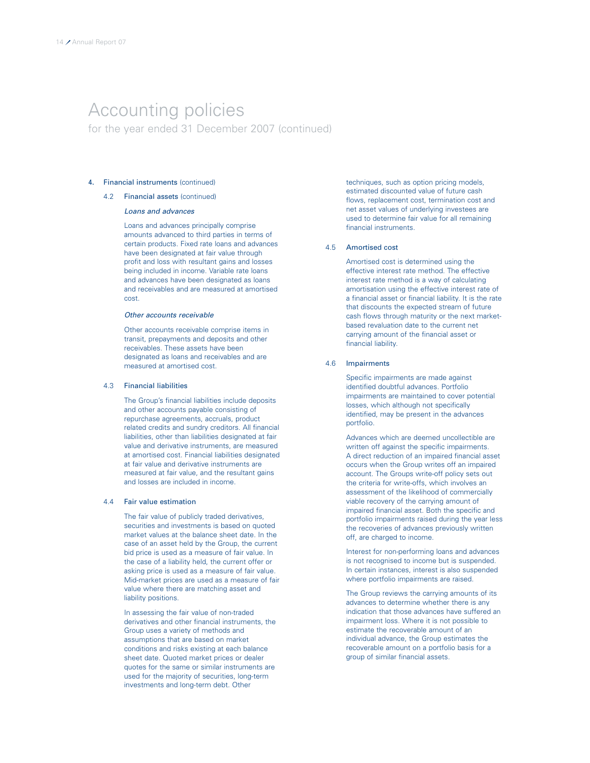# Accounting policies

for the year ended 31 December 2007 (continued)

## 4. Financial instruments (continued)

### 4.2 Financial assets (continued)

*Loans and advances*

Loans and advances principally comprise amounts advanced to third parties in terms of certain products. Fixed rate loans and advances have been designated at fair value through profit and loss with resultant gains and losses being included in income. Variable rate loans and advances have been designated as loans and receivables and are measured at amortised cost.

*Other accounts receivable*

Other accounts receivable comprise items in transit, prepayments and deposits and other receivables. These assets have been designated as loans and receivables and are measured at amortised cost.

### 4.3 Financial liabilities

The Group's financial liabilities include deposits and other accounts payable consisting of repurchase agreements, accruals, product related credits and sundry creditors. All financial liabilities, other than liabilities designated at fair value and derivative instruments, are measured at amortised cost. Financial liabilities designated at fair value and derivative instruments are measured at fair value, and the resultant gains and losses are included in income.

### 4.4 Fair value estimation

The fair value of publicly traded derivatives, securities and investments is based on quoted market values at the balance sheet date. In the case of an asset held by the Group, the current bid price is used as a measure of fair value. In the case of a liability held, the current offer or asking price is used as a measure of fair value. Mid-market prices are used as a measure of fair value where there are matching asset and liability positions.

In assessing the fair value of non-traded derivatives and other financial instruments, the Group uses a variety of methods and assumptions that are based on market conditions and risks existing at each balance sheet date. Quoted market prices or dealer quotes for the same or similar instruments are used for the majority of securities, long-term investments and long-term debt. Other techniques, such as option pricing models, estimated discounted value of future cash flows, replacement cost, termination cost and net asset values of underlying investees are used to determine fair value for all remaining financial instruments.

### 4.5 Amortised cost

Amortised cost is determined using the effective interest rate method. The effective interest rate method is a way of calculating amortisation using the effective interest rate of a financial asset or financial liability. It is the rate that discounts the expected stream of future cash flows through maturity or the next market-based revaluation date to the current net carrying amount of the financial asset or financial liability.

### 4.6 Impairments

Specific impairments are made against identified doubtful advances. Portfolio impairments are maintained to cover potential losses, which although not specifically identified, may be present in the advances portfolio.

Advances which are deemed uncollectible are written off against the specific impairments. A direct reduction of an impaired financial asset occurs when the Group writes off an impaired account. The Groups write-off policy sets out the criteria for write-offs, which involves an assessment of the likelihood of commercially viable recovery of the carrying amount of impaired financial asset. Both the specific and portfolio impairments raised during the year less the recoveries of advances previously written off, are charged to income.

Interest for non-performing loans and advances is not recognised to income but is suspended. In certain instances, interest is also suspended where portfolio impairments are raised.

The Group reviews the carrying amounts of its advances to determine whether there is any indication that those advances have suffered an impairment loss. Where it is not possible to estimate the recoverable amount of an individual advance, the Group estimates the recoverable amount on a portfolio basis for a group of similar financial assets.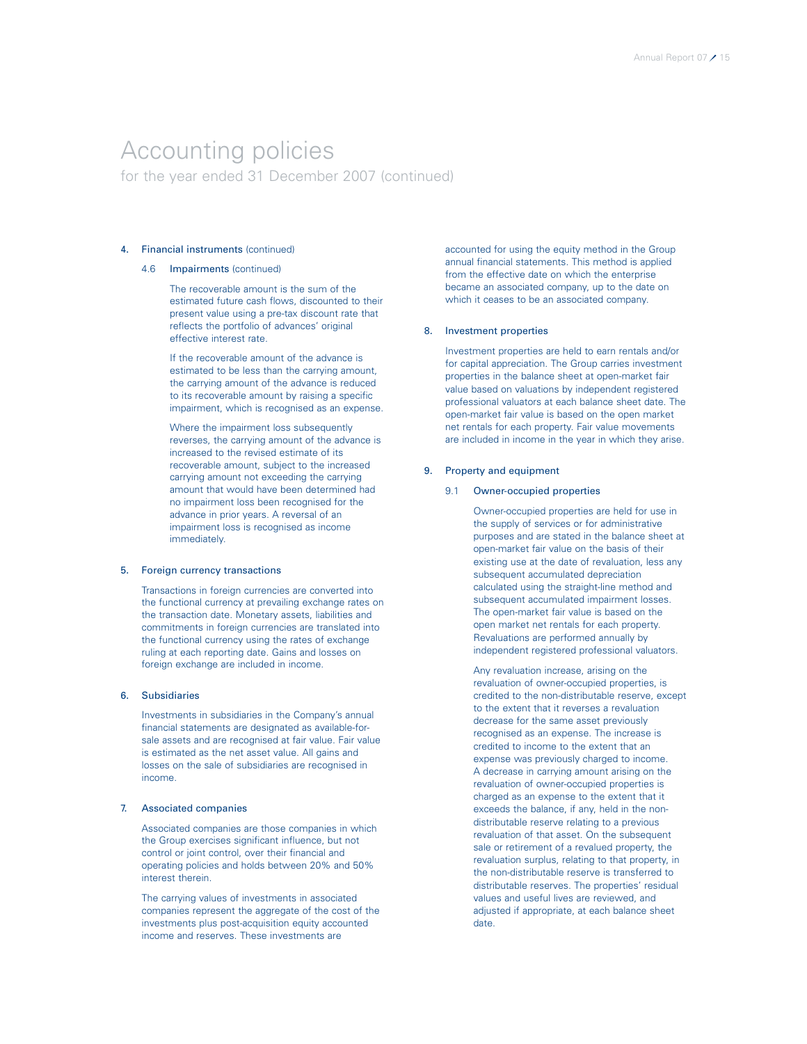# Accounting policies

for the year ended 31 December 2007 (continued)

## 4. Financial instruments (continued)

### 4.6 Impairments (continued)

The recoverable amount is the sum of the estimated future cash flows, discounted to their present value using a pre-tax discount rate that reflects the portfolio of advances' original effective interest rate.

If the recoverable amount of the advance is estimated to be less than the carrying amount, the carrying amount of the advance is reduced to its recoverable amount by raising a specific impairment, which is recognised as an expense.

Where the impairment loss subsequently reverses, the carrying amount of the advance is increased to the revised estimate of its recoverable amount, subject to the increased carrying amount not exceeding the carrying amount that would have been determined had no impairment loss been recognised for the advance in prior years. A reversal of an impairment loss is recognised as income immediately.

## 5. Foreign currency transactions

Transactions in foreign currencies are converted into the functional currency at prevailing exchange rates on the transaction date. Monetary assets, liabilities and commitments in foreign currencies are translated into the functional currency using the rates of exchange ruling at each reporting date. Gains and losses on foreign exchange are included in income.

## 6. Subsidiaries

Investments in subsidiaries in the Company's annual financial statements are designated as available-for-sale assets and are recognised at fair value. Fair value is estimated as the net asset value. All gains and losses on the sale of subsidiaries are recognised in income.

## 7. Associated companies

Associated companies are those companies in which the Group exercises significant influence, but not control or joint control, over their financial and operating policies and holds between 20% and 50% interest therein.

The carrying values of investments in associated companies represent the aggregate of the cost of the investments plus post-acquisition equity accounted income and reserves. These investments are accounted for using the equity method in the Group annual financial statements. This method is applied from the effective date on which the enterprise became an associated company, up to the date on which it ceases to be an associated company.

## 8. Investment properties

Investment properties are held to earn rentals and/or for capital appreciation. The Group carries investment properties in the balance sheet at open-market fair value based on valuations by independent registered professional valuators at each balance sheet date. The open-market fair value is based on the open market net rentals for each property. Fair value movements are included in income in the year in which they arise.

## 9. Property and equipment

### 9.1 Owner-occupied properties

Owner-occupied properties are held for use in the supply of services or for administrative purposes and are stated in the balance sheet at open-market fair value on the basis of their existing use at the date of revaluation, less any subsequent accumulated depreciation calculated using the straight-line method and subsequent accumulated impairment losses. The open-market fair value is based on the open market net rentals for each property. Revaluations are performed annually by independent registered professional valuators.

Any revaluation increase, arising on the revaluation of owner-occupied properties, is credited to the non-distributable reserve, except to the extent that it reverses a revaluation decrease for the same asset previously recognised as an expense. The increase is credited to income to the extent that an expense was previously charged to income. A decrease in carrying amount arising on the revaluation of owner-occupied properties is charged as an expense to the extent that it exceeds the balance, if any, held in the non-distributable reserve relating to a previous revaluation of that asset. On the subsequent sale or retirement of a revalued property, the revaluation surplus, relating to that property, in the non-distributable reserve is transferred to distributable reserves. The properties' residual values and useful lives are reviewed, and adjusted if appropriate, at each balance sheet date.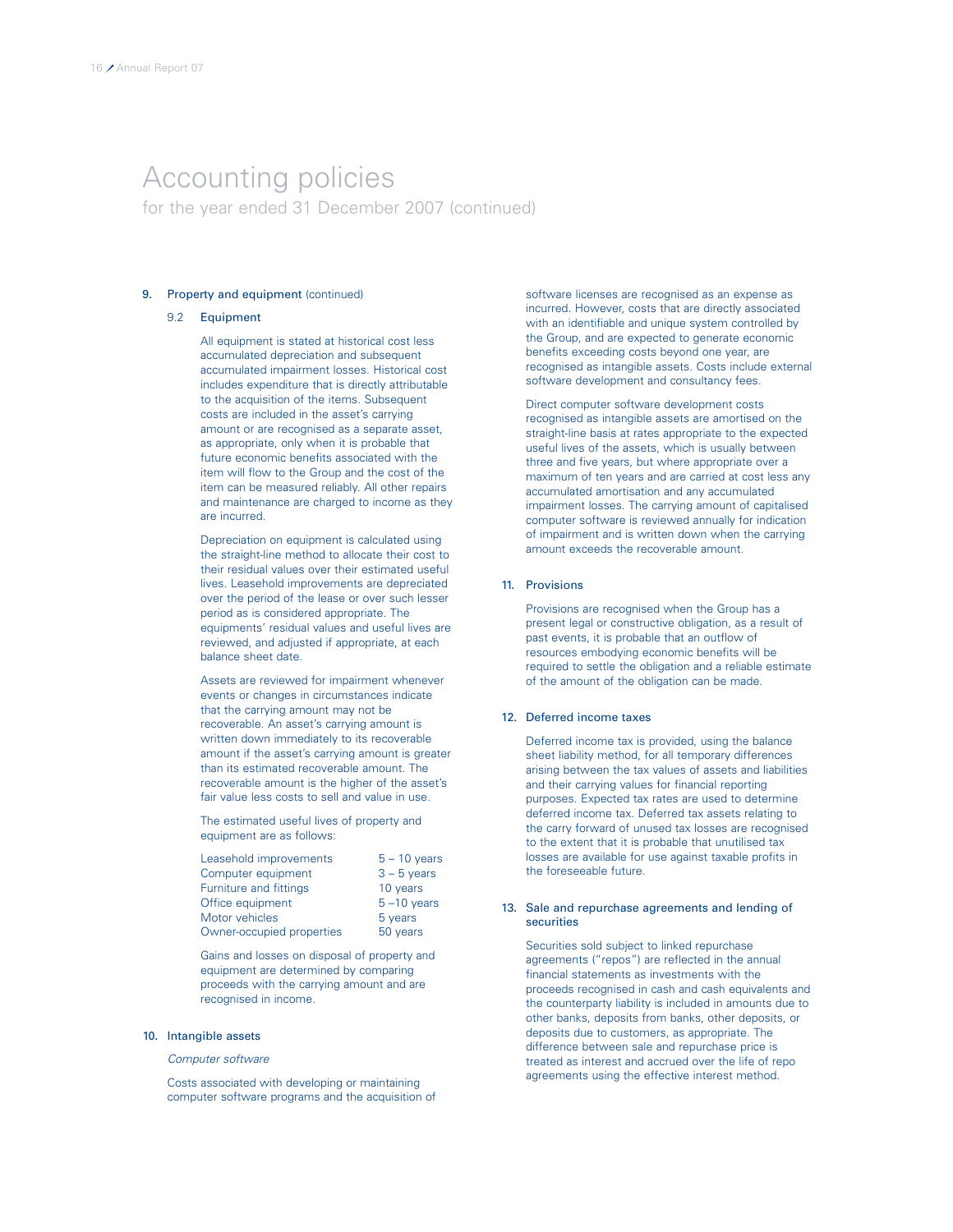# Accounting policies

for the year ended 31 December 2007 (continued)

## 9. Property and equipment (continued)

### 9.2 Equipment

All equipment is stated at historical cost less accumulated depreciation and subsequent accumulated impairment losses. Historical cost includes expenditure that is directly attributable to the acquisition of the items. Subsequent costs are included in the asset's carrying amount or are recognised as a separate asset, as appropriate, only when it is probable that future economic benefits associated with the item will flow to the Group and the cost of the item can be measured reliably. All other repairs and maintenance are charged to income as they are incurred.

Depreciation on equipment is calculated using the straight-line method to allocate their cost to their residual values over their estimated useful lives. Leasehold improvements are depreciated over the period of the lease or over such lesser period as is considered appropriate. The equipments' residual values and useful lives are reviewed, and adjusted if appropriate, at each balance sheet date.

Assets are reviewed for impairment whenever events or changes in circumstances indicate that the carrying amount may not be recoverable. An asset's carrying amount is written down immediately to its recoverable amount if the asset's carrying amount is greater than its estimated recoverable amount. The recoverable amount is the higher of the asset's fair value less costs to sell and value in use.

The estimated useful lives of property and equipment are as follows:

| | |
|---|---|
| Leasehold improvements | 5 – 10 years |
| Computer equipment | 3 – 5 years |
| Furniture and fittings | 10 years |
| Office equipment | 5 –10 years |
| Motor vehicles | 5 years |
| Owner-occupied properties | 50 years |

Gains and losses on disposal of property and equipment are determined by comparing proceeds with the carrying amount and are recognised in income.

## 10. Intangible assets

*Computer software*

Costs associated with developing or maintaining computer software programs and the acquisition of software licenses are recognised as an expense as incurred. However, costs that are directly associated with an identifiable and unique system controlled by the Group, and are expected to generate economic benefits exceeding costs beyond one year, are recognised as intangible assets. Costs include external software development and consultancy fees.

Direct computer software development costs recognised as intangible assets are amortised on the straight-line basis at rates appropriate to the expected useful lives of the assets, which is usually between three and five years, but where appropriate over a maximum of ten years and are carried at cost less any accumulated amortisation and any accumulated impairment losses. The carrying amount of capitalised computer software is reviewed annually for indication of impairment and is written down when the carrying amount exceeds the recoverable amount.

## 11. Provisions

Provisions are recognised when the Group has a present legal or constructive obligation, as a result of past events, it is probable that an outflow of resources embodying economic benefits will be required to settle the obligation and a reliable estimate of the amount of the obligation can be made.

## 12. Deferred income taxes

Deferred income tax is provided, using the balance sheet liability method, for all temporary differences arising between the tax values of assets and liabilities and their carrying values for financial reporting purposes. Expected tax rates are used to determine deferred income tax. Deferred tax assets relating to the carry forward of unused tax losses are recognised to the extent that it is probable that unutilised tax losses are available for use against taxable profits in the foreseeable future.

## 13. Sale and repurchase agreements and lending of securities

Securities sold subject to linked repurchase agreements ("repos") are reflected in the annual financial statements as investments with the proceeds recognised in cash and cash equivalents and the counterparty liability is included in amounts due to other banks, deposits from banks, other deposits, or deposits due to customers, as appropriate. The difference between sale and repurchase price is treated as interest and accrued over the life of repo agreements using the effective interest method.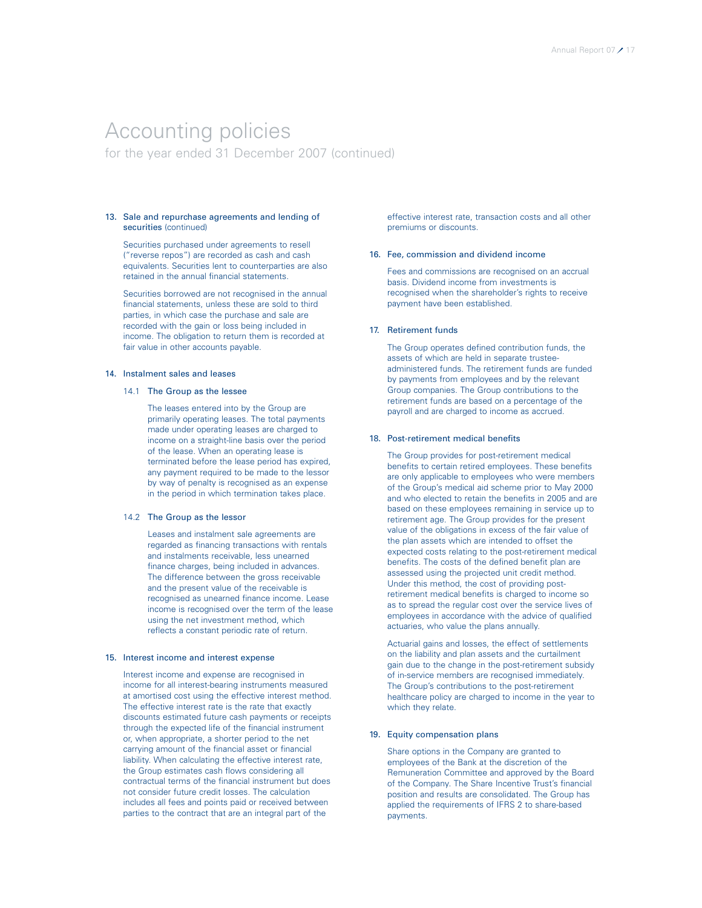# Accounting policies

for the year ended 31 December 2007 (continued)

### 13. Sale and repurchase agreements and lending of securities (continued)

Securities purchased under agreements to resell ("reverse repos") are recorded as cash and cash equivalents. Securities lent to counterparties are also retained in the annual financial statements.

Securities borrowed are not recognised in the annual financial statements, unless these are sold to third parties, in which case the purchase and sale are recorded with the gain or loss being included in income. The obligation to return them is recorded at fair value in other accounts payable.

### 14. Instalment sales and leases

#### 14.1 The Group as the lessee

The leases entered into by the Group are primarily operating leases. The total payments made under operating leases are charged to income on a straight-line basis over the period of the lease. When an operating lease is terminated before the lease period has expired, any payment required to be made to the lessor by way of penalty is recognised as an expense in the period in which termination takes place.

#### 14.2 The Group as the lessor

Leases and instalment sale agreements are regarded as financing transactions with rentals and instalments receivable, less unearned finance charges, being included in advances. The difference between the gross receivable and the present value of the receivable is recognised as unearned finance income. Lease income is recognised over the term of the lease using the net investment method, which reflects a constant periodic rate of return.

### 15. Interest income and interest expense

Interest income and expense are recognised in income for all interest-bearing instruments measured at amortised cost using the effective interest method. The effective interest rate is the rate that exactly discounts estimated future cash payments or receipts through the expected life of the financial instrument or, when appropriate, a shorter period to the net carrying amount of the financial asset or financial liability. When calculating the effective interest rate, the Group estimates cash flows considering all contractual terms of the financial instrument but does not consider future credit losses. The calculation includes all fees and points paid or received between parties to the contract that are an integral part of the effective interest rate, transaction costs and all other premiums or discounts.

### 16. Fee, commission and dividend income

Fees and commissions are recognised on an accrual basis. Dividend income from investments is recognised when the shareholder's rights to receive payment have been established.

### 17. Retirement funds

The Group operates defined contribution funds, the assets of which are held in separate trustee-administered funds. The retirement funds are funded by payments from employees and by the relevant Group companies. The Group contributions to the retirement funds are based on a percentage of the payroll and are charged to income as accrued.

### 18. Post-retirement medical benefits

The Group provides for post-retirement medical benefits to certain retired employees. These benefits are only applicable to employees who were members of the Group's medical aid scheme prior to May 2000 and who elected to retain the benefits in 2005 and are based on these employees remaining in service up to retirement age. The Group provides for the present value of the obligations in excess of the fair value of the plan assets which are intended to offset the expected costs relating to the post-retirement medical benefits. The costs of the defined benefit plan are assessed using the projected unit credit method. Under this method, the cost of providing post-retirement medical benefits is charged to income so as to spread the regular cost over the service lives of employees in accordance with the advice of qualified actuaries, who value the plans annually.

Actuarial gains and losses, the effect of settlements on the liability and plan assets and the curtailment gain due to the change in the post-retirement subsidy of in-service members are recognised immediately. The Group's contributions to the post-retirement healthcare policy are charged to income in the year to which they relate.

### 19. Equity compensation plans

Share options in the Company are granted to employees of the Bank at the discretion of the Remuneration Committee and approved by the Board of the Company. The Share Incentive Trust's financial position and results are consolidated. The Group has applied the requirements of IFRS 2 to share-based payments.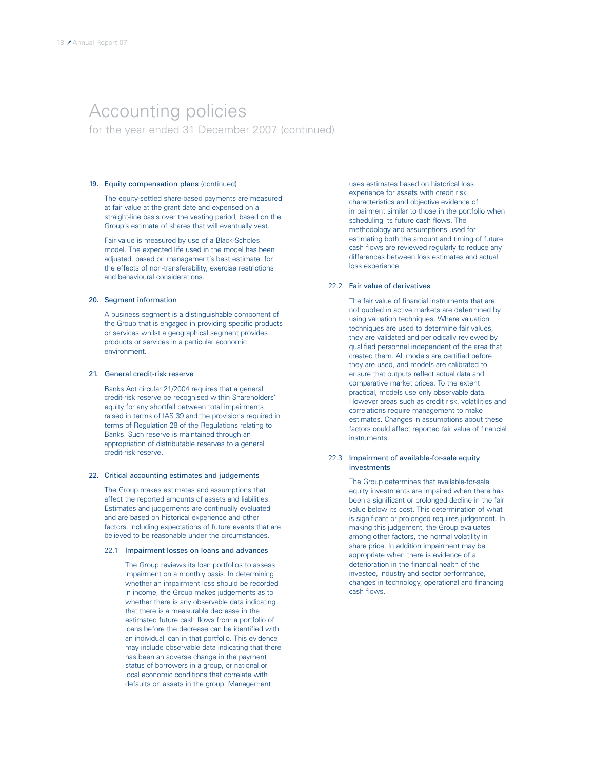# Accounting policies

for the year ended 31 December 2007 (continued)

## 19. Equity compensation plans (continued)

The equity-settled share-based payments are measured at fair value at the grant date and expensed on a straight-line basis over the vesting period, based on the Group's estimate of shares that will eventually vest.

Fair value is measured by use of a Black-Scholes model. The expected life used in the model has been adjusted, based on management's best estimate, for the effects of non-transferability, exercise restrictions and behavioural considerations.

## 20. Segment information

A business segment is a distinguishable component of the Group that is engaged in providing specific products or services whilst a geographical segment provides products or services in a particular economic environment.

## 21. General credit-risk reserve

Banks Act circular 21/2004 requires that a general credit-risk reserve be recognised within Shareholders' equity for any shortfall between total impairments raised in terms of IAS 39 and the provisions required in terms of Regulation 28 of the Regulations relating to Banks. Such reserve is maintained through an appropriation of distributable reserves to a general credit-risk reserve.

## 22. Critical accounting estimates and judgements

The Group makes estimates and assumptions that affect the reported amounts of assets and liabilities. Estimates and judgements are continually evaluated and are based on historical experience and other factors, including expectations of future events that are believed to be reasonable under the circumstances.

### 22.1 Impairment losses on loans and advances

The Group reviews its loan portfolios to assess impairment on a monthly basis. In determining whether an impairment loss should be recorded in income, the Group makes judgements as to whether there is any observable data indicating that there is a measurable decrease in the estimated future cash flows from a portfolio of loans before the decrease can be identified with an individual loan in that portfolio. This evidence may include observable data indicating that there has been an adverse change in the payment status of borrowers in a group, or national or local economic conditions that correlate with defaults on assets in the group. Management uses estimates based on historical loss experience for assets with credit risk characteristics and objective evidence of impairment similar to those in the portfolio when scheduling its future cash flows. The methodology and assumptions used for estimating both the amount and timing of future cash flows are reviewed regularly to reduce any differences between loss estimates and actual loss experience.

### 22.2 Fair value of derivatives

The fair value of financial instruments that are not quoted in active markets are determined by using valuation techniques. Where valuation techniques are used to determine fair values, they are validated and periodically reviewed by qualified personnel independent of the area that created them. All models are certified before they are used, and models are calibrated to ensure that outputs reflect actual data and comparative market prices. To the extent practical, models use only observable data. However areas such as credit risk, volatilities and correlations require management to make estimates. Changes in assumptions about these factors could affect reported fair value of financial instruments.

### 22.3 Impairment of available-for-sale equity investments

The Group determines that available-for-sale equity investments are impaired when there has been a significant or prolonged decline in the fair value below its cost. This determination of what is significant or prolonged requires judgement. In making this judgement, the Group evaluates among other factors, the normal volatility in share price. In addition impairment may be appropriate when there is evidence of a deterioration in the financial health of the investee, industry and sector performance, changes in technology, operational and financing cash flows.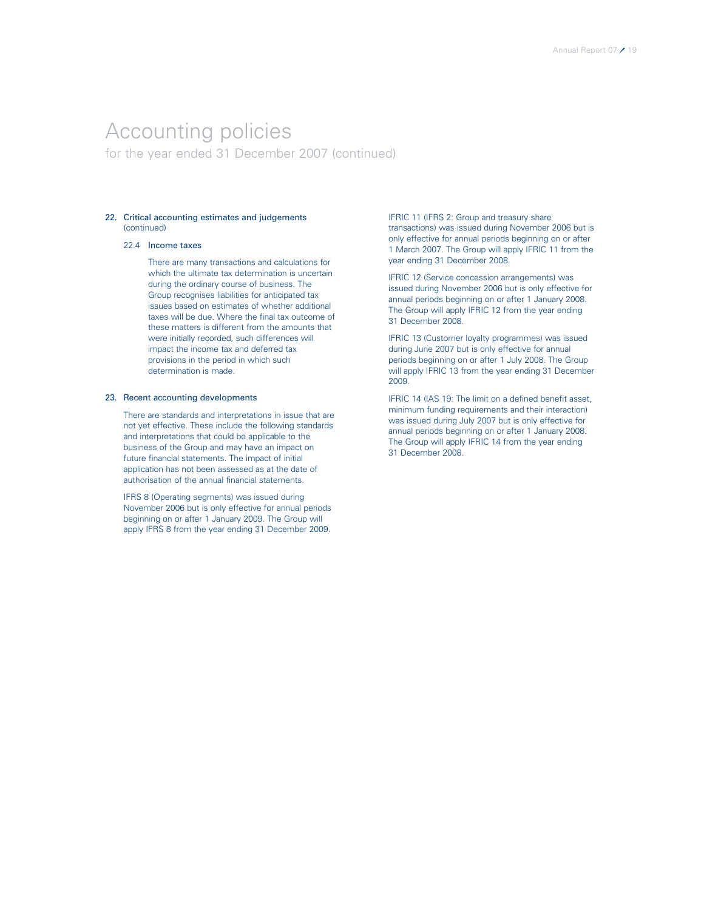# Accounting policies

for the year ended 31 December 2007 (continued)

## 22. Critical accounting estimates and judgements (continued)

### 22.4 Income taxes

There are many transactions and calculations for which the ultimate tax determination is uncertain during the ordinary course of business. The Group recognises liabilities for anticipated tax issues based on estimates of whether additional taxes will be due. Where the final tax outcome of these matters is different from the amounts that were initially recorded, such differences will impact the income tax and deferred tax provisions in the period in which such determination is made.

## 23. Recent accounting developments

There are standards and interpretations in issue that are not yet effective. These include the following standards and interpretations that could be applicable to the business of the Group and may have an impact on future financial statements. The impact of initial application has not been assessed as at the date of authorisation of the annual financial statements.

IFRS 8 (Operating segments) was issued during November 2006 but is only effective for annual periods beginning on or after 1 January 2009. The Group will apply IFRS 8 from the year ending 31 December 2009.

IFRIC 11 (IFRS 2: Group and treasury share transactions) was issued during November 2006 but is only effective for annual periods beginning on or after 1 March 2007. The Group will apply IFRIC 11 from the year ending 31 December 2008.

IFRIC 12 (Service concession arrangements) was issued during November 2006 but is only effective for annual periods beginning on or after 1 January 2008. The Group will apply IFRIC 12 from the year ending 31 December 2008.

IFRIC 13 (Customer loyalty programmes) was issued during June 2007 but is only effective for annual periods beginning on or after 1 July 2008. The Group will apply IFRIC 13 from the year ending 31 December 2009.

IFRIC 14 (IAS 19: The limit on a defined benefit asset, minimum funding requirements and their interaction) was issued during July 2007 but is only effective for annual periods beginning on or after 1 January 2008. The Group will apply IFRIC 14 from the year ending 31 December 2008.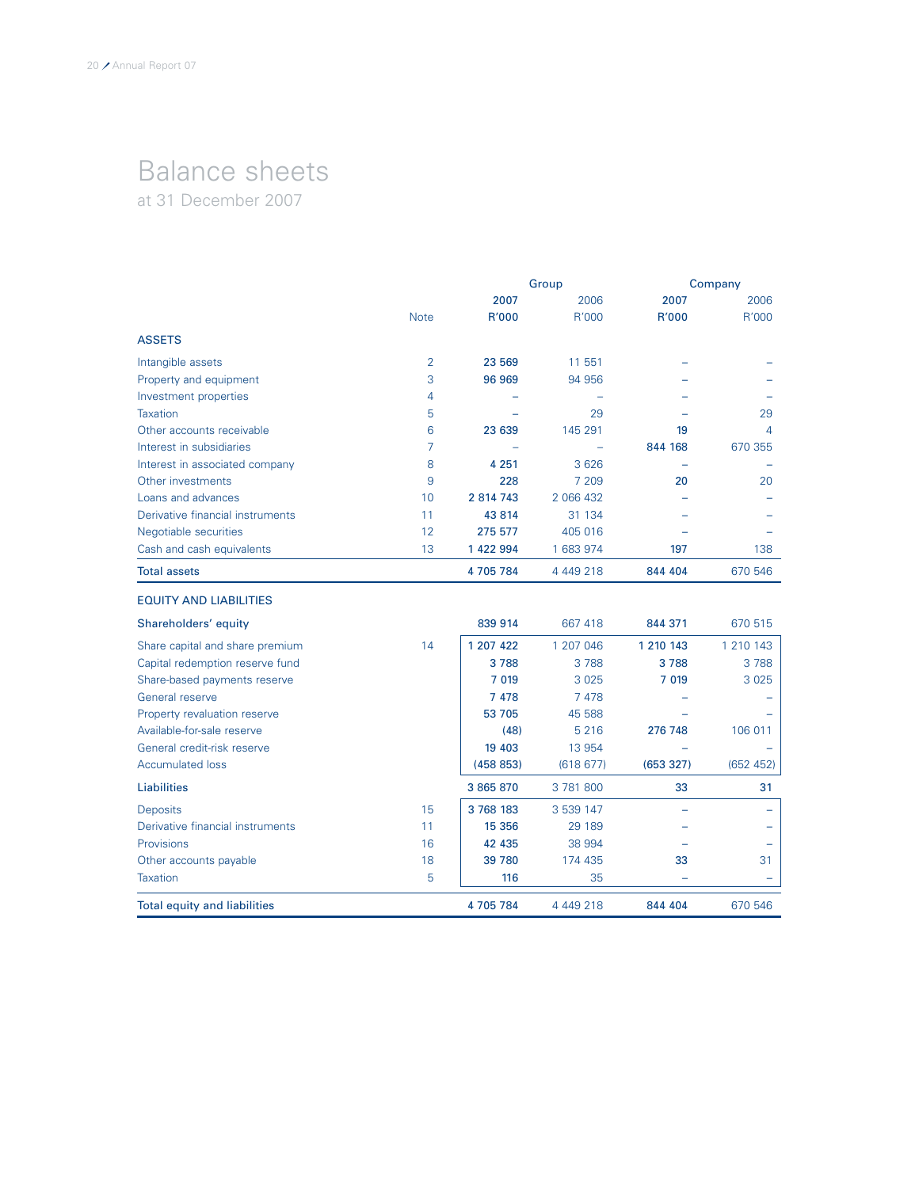# Balance sheets

at 31 December 2007

| | Note | Group 2007 R'000 | Group 2006 R'000 | Company 2007 R'000 | Company 2006 R'000 |
|---|---|---|---|---|---|
| **ASSETS** | | | | | |
| Intangible assets | 2 | **23 569** | 11 551 | – | – |
| Property and equipment | 3 | **96 969** | 94 956 | – | – |
| Investment properties | 4 | – | – | – | – |
| Taxation | 5 | – | 29 | – | 29 |
| Other accounts receivable | 6 | **23 639** | 145 291 | **19** | 4 |
| Interest in subsidiaries | 7 | – | – | **844 168** | 670 355 |
| Interest in associated company | 8 | **4 251** | 3 626 | – | – |
| Other investments | 9 | **228** | 7 209 | **20** | 20 |
| Loans and advances | 10 | **2 814 743** | 2 066 432 | – | – |
| Derivative financial instruments | 11 | **43 814** | 31 134 | – | – |
| Negotiable securities | 12 | **275 577** | 405 016 | – | – |
| Cash and cash equivalents | 13 | **1 422 994** | 1 683 974 | **197** | 138 |
| **Total assets** | | **4 705 784** | 4 449 218 | **844 404** | 670 546 |
| **EQUITY AND LIABILITIES** | | | | | |
| **Shareholders' equity** | | **839 914** | 667 418 | **844 371** | 670 515 |
| Share capital and share premium | 14 | **1 207 422** | 1 207 046 | **1 210 143** | 1 210 143 |
| Capital redemption reserve fund | | **3 788** | 3 788 | **3 788** | 3 788 |
| Share-based payments reserve | | **7 019** | 3 025 | **7 019** | 3 025 |
| General reserve | | **7 478** | 7 478 | – | – |
| Property revaluation reserve | | **53 705** | 45 588 | – | – |
| Available-for-sale reserve | | **(48)** | 5 216 | **276 748** | 106 011 |
| General credit-risk reserve | | **19 403** | 13 954 | – | – |
| Accumulated loss | | **(458 853)** | (618 677) | **(653 327)** | (652 452) |
| **Liabilities** | | **3 865 870** | 3 781 800 | **33** | 31 |
| Deposits | 15 | **3 768 183** | 3 539 147 | – | – |
| Derivative financial instruments | 11 | **15 356** | 29 189 | – | – |
| Provisions | 16 | **42 435** | 38 994 | – | – |
| Other accounts payable | 18 | **39 780** | 174 435 | **33** | 31 |
| Taxation | 5 | **116** | 35 | – | – |
| **Total equity and liabilities** | | **4 705 784** | 4 449 218 | **844 404** | 670 546 |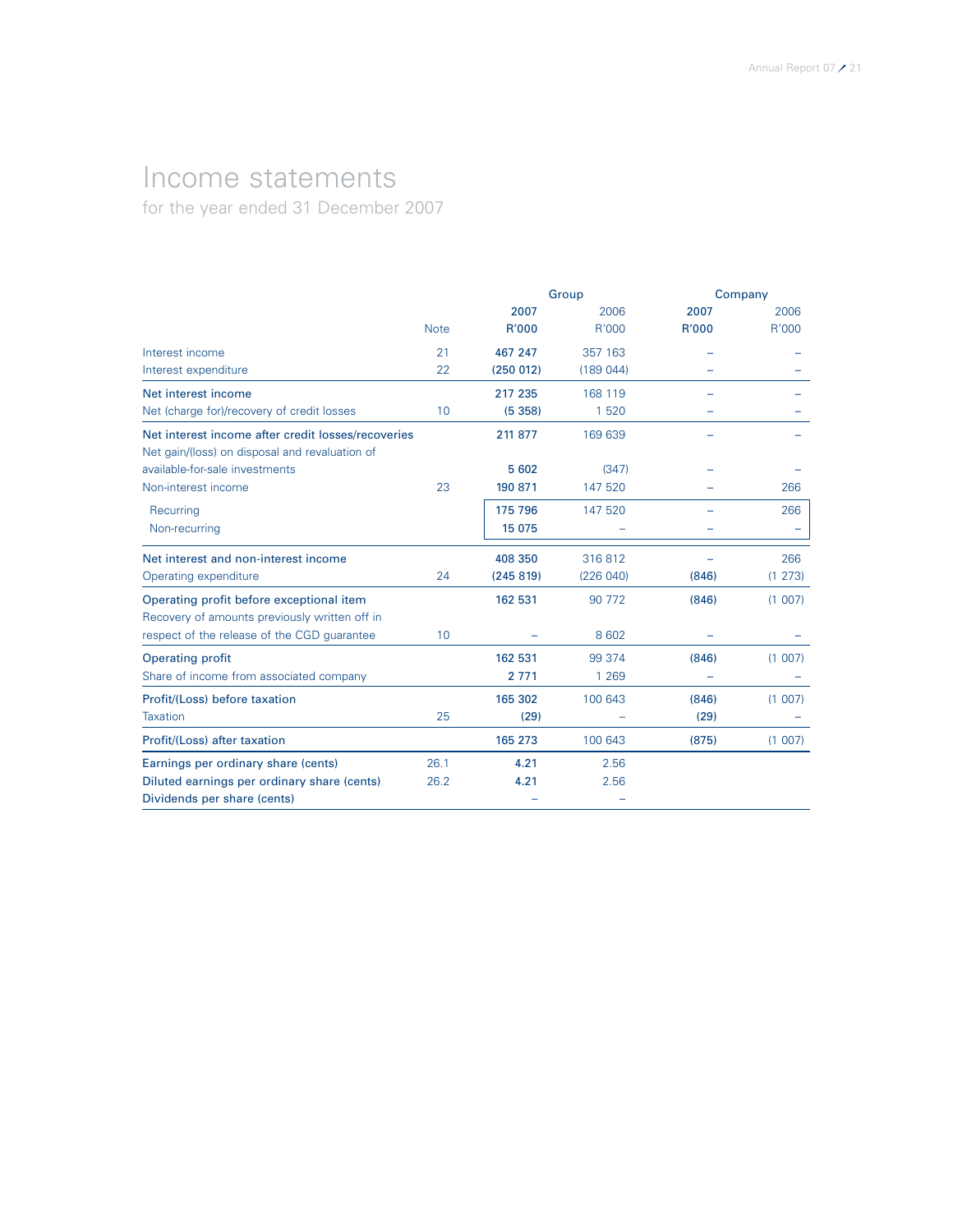# Income statements

for the year ended 31 December 2007

| | | Group | | Company | |
|---|---|---|---|---|---|
| | | 2007 | 2006 | 2007 | 2006 |
| | Note | R'000 | R'000 | R'000 | R'000 |
| Interest income | 21 | **467 247** | 357 163 | **–** | – |
| Interest expenditure | 22 | **(250 012)** | (189 044) | **–** | – |
| Net interest income | | **217 235** | 168 119 | **–** | – |
| Net (charge for)/recovery of credit losses | 10 | **(5 358)** | 1 520 | **–** | – |
| Net interest income after credit losses/recoveries | | **211 877** | 169 639 | **–** | – |
| Net gain/(loss) on disposal and revaluation of available-for-sale investments | | **5 602** | (347) | **–** | – |
| Non-interest income | 23 | **190 871** | 147 520 | **–** | 266 |
| Recurring | | **175 796** | 147 520 | **–** | 266 |
| Non-recurring | | **15 075** | – | **–** | – |
| Net interest and non-interest income | | **408 350** | 316 812 | **–** | 266 |
| Operating expenditure | 24 | **(245 819)** | (226 040) | **(846)** | (1 273) |
| Operating profit before exceptional item | | **162 531** | 90 772 | **(846)** | (1 007) |
| Recovery of amounts previously written off in respect of the release of the CGD guarantee | 10 | **–** | 8 602 | **–** | – |
| Operating profit | | **162 531** | 99 374 | **(846)** | (1 007) |
| Share of income from associated company | | **2 771** | 1 269 | **–** | – |
| Profit/(Loss) before taxation | | **165 302** | 100 643 | **(846)** | (1 007) |
| Taxation | 25 | **(29)** | – | **(29)** | – |
| Profit/(Loss) after taxation | | **165 273** | 100 643 | **(875)** | (1 007) |
| Earnings per ordinary share (cents) | 26.1 | **4.21** | 2.56 | | |
| Diluted earnings per ordinary share (cents) | 26.2 | **4.21** | 2.56 | | |
| Dividends per share (cents) | | **–** | – | | |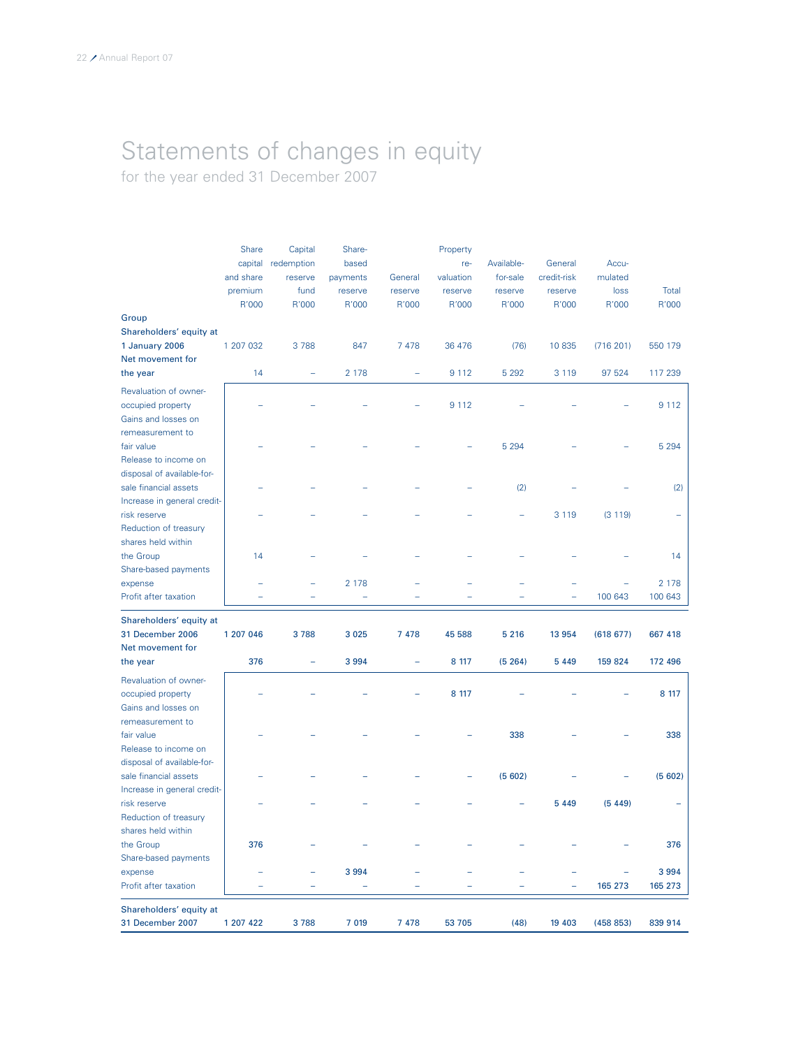# Statements of changes in equity

for the year ended 31 December 2007

| | Share capital and share premium R'000 | Capital redemption reserve fund R'000 | Share-based payments reserve R'000 | General reserve R'000 | Property re-valuation reserve R'000 | Available-for-sale reserve R'000 | General credit-risk reserve R'000 | Accu-mulated loss R'000 | Total R'000 |
|---|---|---|---|---|---|---|---|---|---|
| **Group** | | | | | | | | | |
| **Shareholders' equity at 1 January 2006** | 1 207 032 | 3 788 | 847 | 7 478 | 36 476 | (76) | 10 835 | (716 201) | 550 179 |
| **Net movement for the year** | 14 | – | 2 178 | – | 9 112 | 5 292 | 3 119 | 97 524 | 117 239 |
| Revaluation of owner-occupied property | – | – | – | – | 9 112 | – | – | – | 9 112 |
| Gains and losses on remeasurement to fair value | – | – | – | – | – | 5 294 | – | – | 5 294 |
| Release to income on disposal of available-for-sale financial assets | – | – | – | – | – | (2) | – | – | (2) |
| Increase in general credit-risk reserve | – | – | – | – | – | – | 3 119 | (3 119) | – |
| Reduction of treasury shares held within the Group | 14 | – | – | – | – | – | – | – | 14 |
| Share-based payments expense | – | – | 2 178 | – | – | – | – | – | 2 178 |
| Profit after taxation | – | – | – | – | – | – | – | 100 643 | 100 643 |
| **Shareholders' equity at 31 December 2006** | **1 207 046** | **3 788** | **3 025** | **7 478** | **45 588** | **5 216** | **13 954** | **(618 677)** | **667 418** |
| **Net movement for the year** | **376** | **–** | **3 994** | **–** | **8 117** | **(5 264)** | **5 449** | **159 824** | **172 496** |
| Revaluation of owner-occupied property | – | – | – | – | **8 117** | – | – | – | **8 117** |
| Gains and losses on remeasurement to fair value | – | – | – | – | – | **338** | – | – | **338** |
| Release to income on disposal of available-for-sale financial assets | – | – | – | – | – | **(5 602)** | – | – | **(5 602)** |
| Increase in general credit-risk reserve | – | – | – | – | – | – | **5 449** | **(5 449)** | – |
| Reduction of treasury shares held within the Group | **376** | – | – | – | – | – | – | – | **376** |
| Share-based payments expense | – | – | **3 994** | – | – | – | – | – | **3 994** |
| Profit after taxation | – | – | – | – | – | – | – | **165 273** | **165 273** |
| **Shareholders' equity at 31 December 2007** | **1 207 422** | **3 788** | **7 019** | **7 478** | **53 705** | **(48)** | **19 403** | **(458 853)** | **839 914** |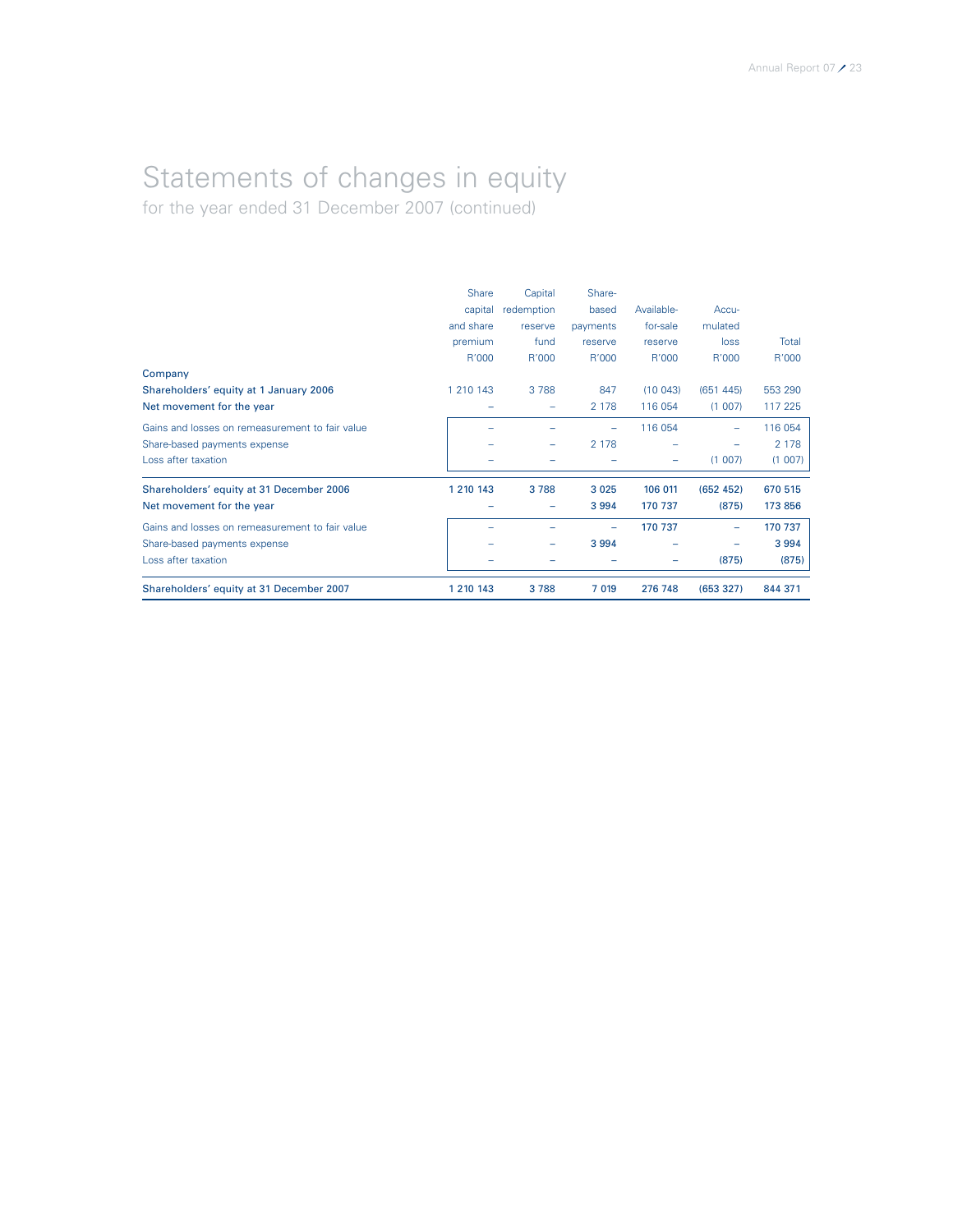# Statements of changes in equity

for the year ended 31 December 2007 (continued)

| | Share capital and share premium R'000 | Capital redemption reserve fund R'000 | Share-based payments reserve R'000 | Available-for-sale reserve R'000 | Accu-mulated loss R'000 | Total R'000 |
|---|---|---|---|---|---|---|
| **Company** | | | | | | |
| **Shareholders' equity at 1 January 2006** | 1 210 143 | 3 788 | 847 | (10 043) | (651 445) | 553 290 |
| **Net movement for the year** | – | – | 2 178 | 116 054 | (1 007) | 117 225 |
| Gains and losses on remeasurement to fair value | – | – | – | 116 054 | – | 116 054 |
| Share-based payments expense | – | – | 2 178 | – | – | 2 178 |
| Loss after taxation | – | – | – | – | (1 007) | (1 007) |
| **Shareholders' equity at 31 December 2006** | **1 210 143** | **3 788** | **3 025** | **106 011** | **(652 452)** | **670 515** |
| **Net movement for the year** | – | – | **3 994** | **170 737** | **(875)** | **173 856** |
| Gains and losses on remeasurement to fair value | – | – | – | **170 737** | – | **170 737** |
| Share-based payments expense | – | – | **3 994** | – | – | **3 994** |
| Loss after taxation | – | – | – | – | **(875)** | **(875)** |
| **Shareholders' equity at 31 December 2007** | **1 210 143** | **3 788** | **7 019** | **276 748** | **(653 327)** | **844 371** |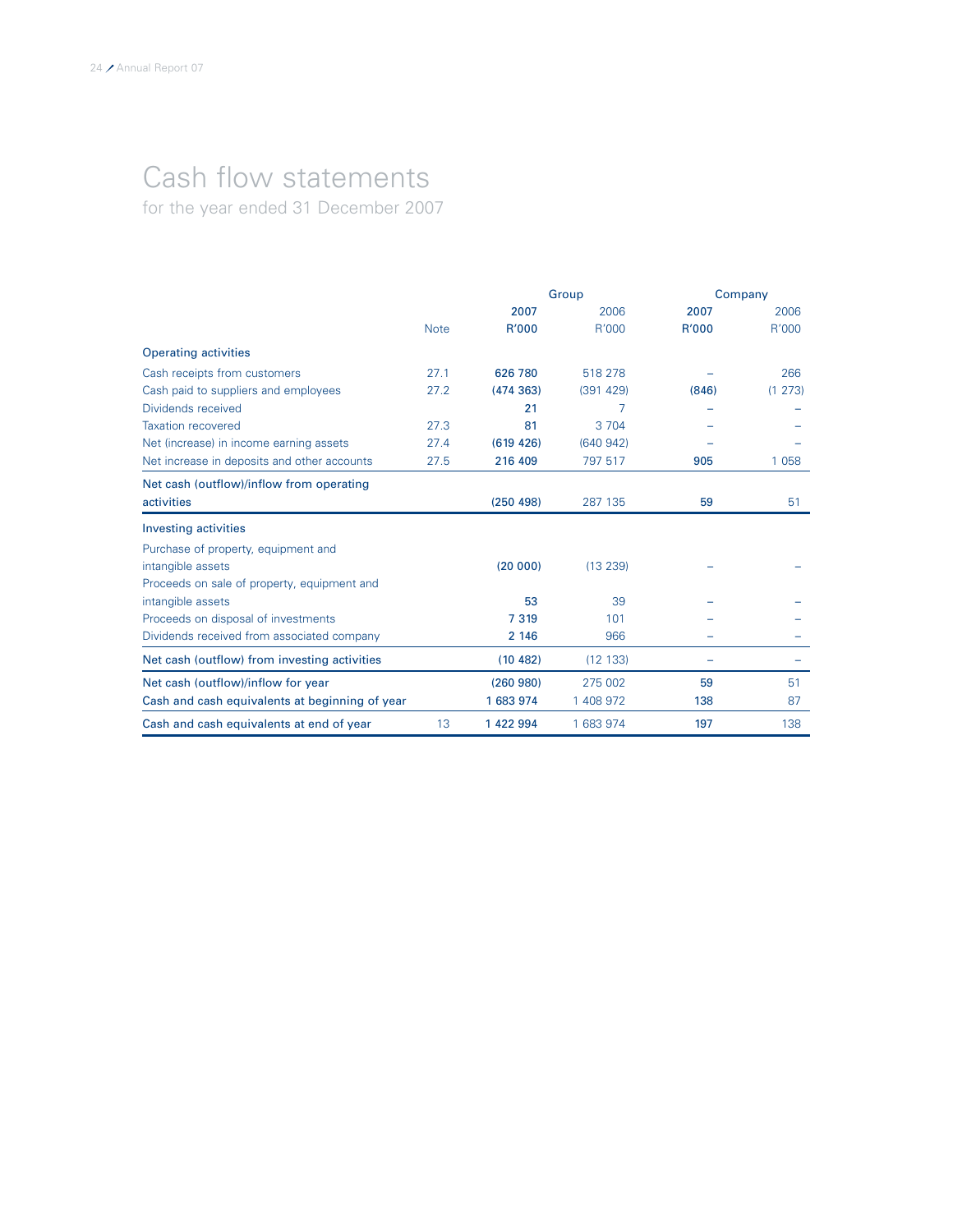# Cash flow statements

for the year ended 31 December 2007

| | | Group | | Company | |
|---|---|---|---|---|---|
| | | 2007 | 2006 | 2007 | 2006 |
| | Note | R'000 | R'000 | R'000 | R'000 |
| **Operating activities** | | | | | |
| Cash receipts from customers | 27.1 | 626 780 | 518 278 | – | 266 |
| Cash paid to suppliers and employees | 27.2 | (474 363) | (391 429) | (846) | (1 273) |
| Dividends received | | 21 | 7 | – | – |
| Taxation recovered | 27.3 | 81 | 3 704 | – | – |
| Net (increase) in income earning assets | 27.4 | (619 426) | (640 942) | – | – |
| Net increase in deposits and other accounts | 27.5 | 216 409 | 797 517 | 905 | 1 058 |
| **Net cash (outflow)/inflow from operating activities** | | (250 498) | 287 135 | 59 | 51 |
| **Investing activities** | | | | | |
| Purchase of property, equipment and intangible assets | | (20 000) | (13 239) | – | – |
| Proceeds on sale of property, equipment and intangible assets | | 53 | 39 | – | – |
| Proceeds on disposal of investments | | 7 319 | 101 | – | – |
| Dividends received from associated company | | 2 146 | 966 | – | – |
| **Net cash (outflow) from investing activities** | | (10 482) | (12 133) | – | – |
| **Net cash (outflow)/inflow for year** | | (260 980) | 275 002 | 59 | 51 |
| **Cash and cash equivalents at beginning of year** | | 1 683 974 | 1 408 972 | 138 | 87 |
| **Cash and cash equivalents at end of year** | 13 | 1 422 994 | 1 683 974 | 197 | 138 |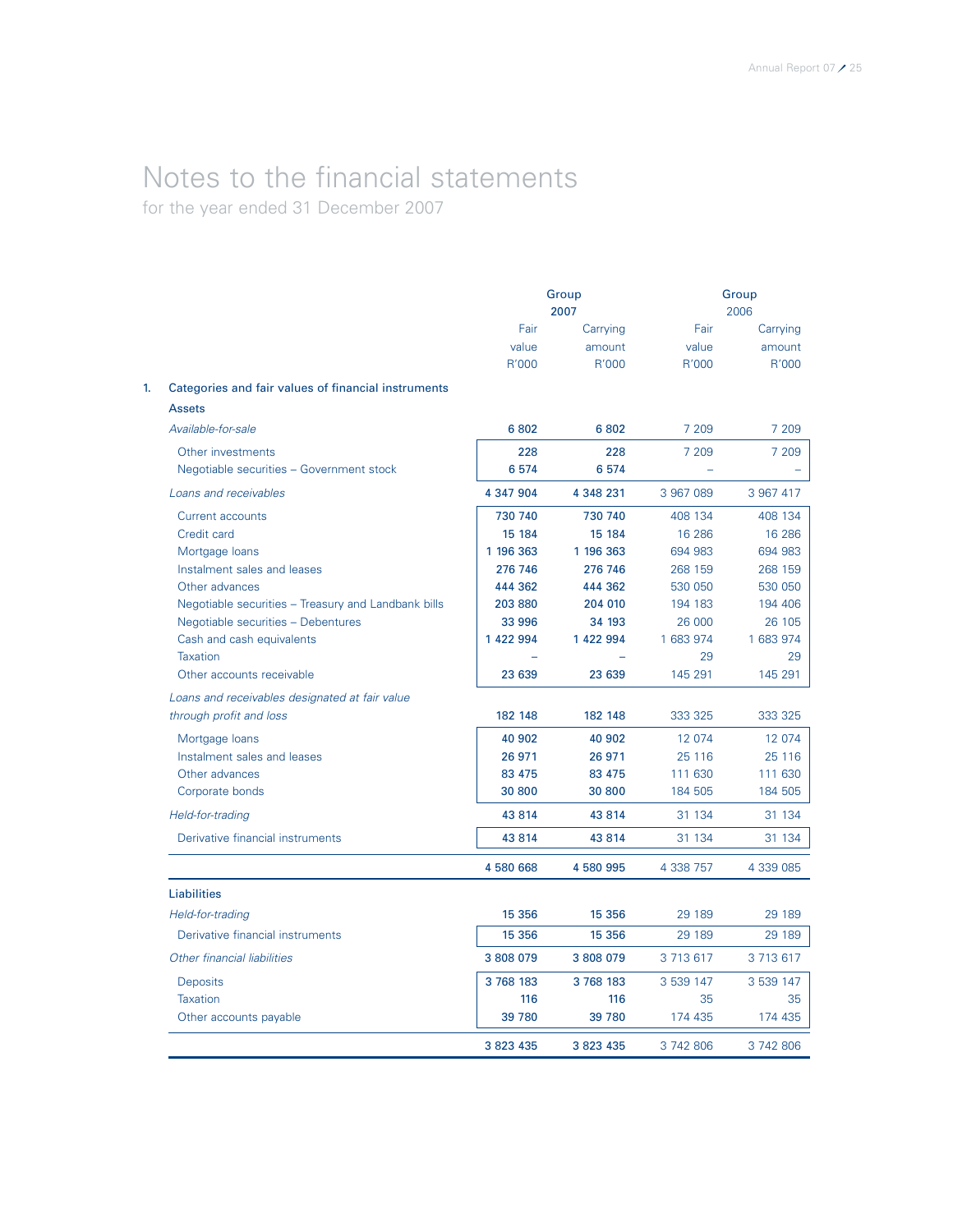# Notes to the financial statements

for the year ended 31 December 2007

| | Group 2007 | | Group 2006 | |
|---|---|---|---|---|
| | Fair value R'000 | Carrying amount R'000 | Fair value R'000 | Carrying amount R'000 |
| **1. Categories and fair values of financial instruments** | | | | |
| **Assets** | | | | |
| *Available-for-sale* | 6 802 | 6 802 | 7 209 | 7 209 |
| Other investments | 228 | 228 | 7 209 | 7 209 |
| Negotiable securities – Government stock | 6 574 | 6 574 | – | – |
| *Loans and receivables* | 4 347 904 | 4 348 231 | 3 967 089 | 3 967 417 |
| Current accounts | 730 740 | 730 740 | 408 134 | 408 134 |
| Credit card | 15 184 | 15 184 | 16 286 | 16 286 |
| Mortgage loans | 1 196 363 | 1 196 363 | 694 983 | 694 983 |
| Instalment sales and leases | 276 746 | 276 746 | 268 159 | 268 159 |
| Other advances | 444 362 | 444 362 | 530 050 | 530 050 |
| Negotiable securities – Treasury and Landbank bills | 203 880 | 204 010 | 194 183 | 194 406 |
| Negotiable securities – Debentures | 33 996 | 34 193 | 26 000 | 26 105 |
| Cash and cash equivalents | 1 422 994 | 1 422 994 | 1 683 974 | 1 683 974 |
| Taxation | – | – | 29 | 29 |
| Other accounts receivable | 23 639 | 23 639 | 145 291 | 145 291 |
| *Loans and receivables designated at fair value through profit and loss* | 182 148 | 182 148 | 333 325 | 333 325 |
| Mortgage loans | 40 902 | 40 902 | 12 074 | 12 074 |
| Instalment sales and leases | 26 971 | 26 971 | 25 116 | 25 116 |
| Other advances | 83 475 | 83 475 | 111 630 | 111 630 |
| Corporate bonds | 30 800 | 30 800 | 184 505 | 184 505 |
| *Held-for-trading* | 43 814 | 43 814 | 31 134 | 31 134 |
| Derivative financial instruments | 43 814 | 43 814 | 31 134 | 31 134 |
| | 4 580 668 | 4 580 995 | 4 338 757 | 4 339 085 |
| **Liabilities** | | | | |
| *Held-for-trading* | 15 356 | 15 356 | 29 189 | 29 189 |
| Derivative financial instruments | 15 356 | 15 356 | 29 189 | 29 189 |
| *Other financial liabilities* | 3 808 079 | 3 808 079 | 3 713 617 | 3 713 617 |
| Deposits | 3 768 183 | 3 768 183 | 3 539 147 | 3 539 147 |
| Taxation | 116 | 116 | 35 | 35 |
| Other accounts payable | 39 780 | 39 780 | 174 435 | 174 435 |
| | 3 823 435 | 3 823 435 | 3 742 806 | 3 742 806 |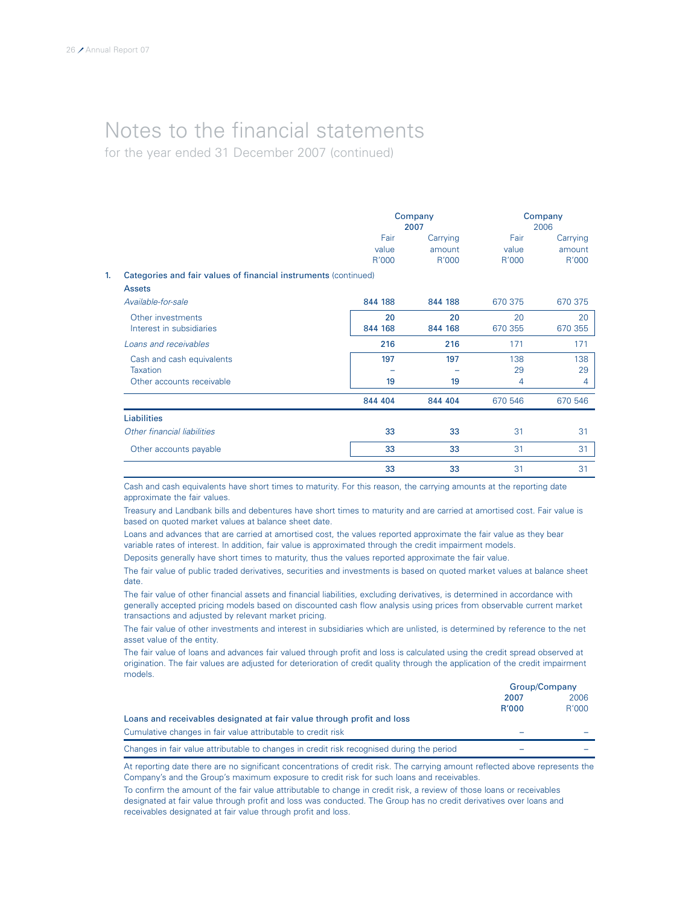# Notes to the financial statements

for the year ended 31 December 2007 (continued)

| | Company 2007 | | Company 2006 | |
|---|---|---|---|---|
| | Fair value R'000 | Carrying amount R'000 | Fair value R'000 | Carrying amount R'000 |
| **1. Categories and fair values of financial instruments** (continued) | | | | |
| **Assets** | | | | |
| *Available-for-sale* | **844 188** | **844 188** | 670 375 | 670 375 |
| Other investments | **20** | **20** | 20 | 20 |
| Interest in subsidiaries | **844 168** | **844 168** | 670 355 | 670 355 |
| *Loans and receivables* | **216** | **216** | 171 | 171 |
| Cash and cash equivalents | **197** | **197** | 138 | 138 |
| Taxation | **–** | **–** | 29 | 29 |
| Other accounts receivable | **19** | **19** | 4 | 4 |
| | **844 404** | **844 404** | 670 546 | 670 546 |
| **Liabilities** | | | | |
| *Other financial liabilities* | **33** | **33** | 31 | 31 |
| Other accounts payable | **33** | **33** | 31 | 31 |
| | **33** | **33** | 31 | 31 |

Cash and cash equivalents have short times to maturity. For this reason, the carrying amounts at the reporting date approximate the fair values.

Treasury and Landbank bills and debentures have short times to maturity and are carried at amortised cost. Fair value is based on quoted market values at balance sheet date.

Loans and advances that are carried at amortised cost, the values reported approximate the fair value as they bear variable rates of interest. In addition, fair value is approximated through the credit impairment models.

Deposits generally have short times to maturity, thus the values reported approximate the fair value.

The fair value of public traded derivatives, securities and investments is based on quoted market values at balance sheet date.

The fair value of other financial assets and financial liabilities, excluding derivatives, is determined in accordance with generally accepted pricing models based on discounted cash flow analysis using prices from observable current market transactions and adjusted by relevant market pricing.

The fair value of other investments and interest in subsidiaries which are unlisted, is determined by reference to the net asset value of the entity.

The fair value of loans and advances fair valued through profit and loss is calculated using the credit spread observed at origination. The fair values are adjusted for deterioration of credit quality through the application of the credit impairment models.

| | Group/Company | |
|---|---|---|
| | **2007 R'000** | 2006 R'000 |
| Loans and receivables designated at fair value through profit and loss | | |
| Cumulative changes in fair value attributable to credit risk | **–** | – |
| Changes in fair value attributable to changes in credit risk recognised during the period | **–** | – |

At reporting date there are no significant concentrations of credit risk. The carrying amount reflected above represents the Company's and the Group's maximum exposure to credit risk for such loans and receivables.

To confirm the amount of the fair value attributable to change in credit risk, a review of those loans or receivables designated at fair value through profit and loss was conducted. The Group has no credit derivatives over loans and receivables designated at fair value through profit and loss.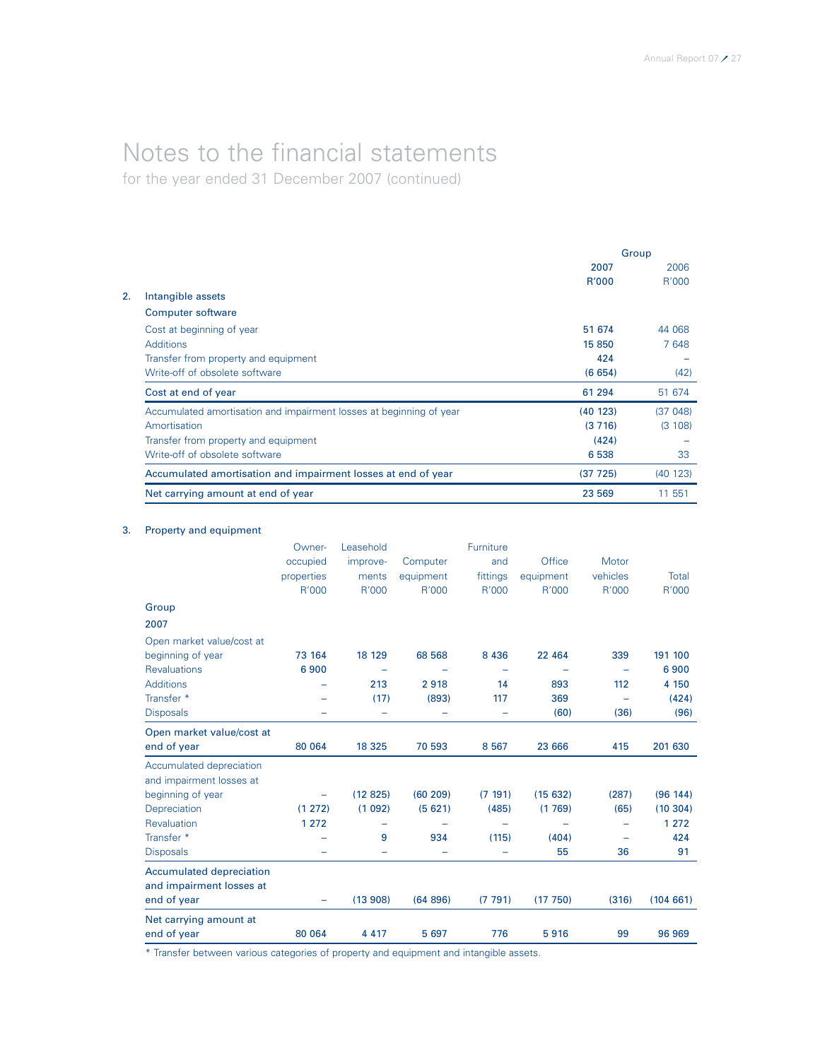# Notes to the financial statements

for the year ended 31 December 2007 (continued)

| | Group | |
|---|---|---|
| | **2007** | 2006 |
| | **R'000** | R'000 |
| **2. Intangible assets** | | |
| **Computer software** | | |
| Cost at beginning of year | **51 674** | 44 068 |
| Additions | **15 850** | 7 648 |
| Transfer from property and equipment | **424** | – |
| Write-off of obsolete software | **(6 654)** | (42) |
| **Cost at end of year** | **61 294** | 51 674 |
| Accumulated amortisation and impairment losses at beginning of year | **(40 123)** | (37 048) |
| Amortisation | **(3 716)** | (3 108) |
| Transfer from property and equipment | **(424)** | – |
| Write-off of obsolete software | **6 538** | 33 |
| **Accumulated amortisation and impairment losses at end of year** | **(37 725)** | (40 123) |
| **Net carrying amount at end of year** | **23 569** | 11 551 |

**3. Property and equipment**

| | Owner-occupied properties R'000 | Leasehold improve-ments R'000 | Computer equipment R'000 | Furniture and fittings R'000 | Office equipment R'000 | Motor vehicles R'000 | Total R'000 |
|---|---|---|---|---|---|---|---|
| **Group** | | | | | | | |
| **2007** | | | | | | | |
| Open market value/cost at beginning of year | **73 164** | **18 129** | **68 568** | **8 436** | **22 464** | **339** | **191 100** |
| Revaluations | **6 900** | – | – | – | – | – | **6 900** |
| Additions | – | **213** | **2 918** | **14** | **893** | **112** | **4 150** |
| Transfer * | – | **(17)** | **(893)** | **117** | **369** | – | **(424)** |
| Disposals | – | – | – | – | **(60)** | **(36)** | **(96)** |
| **Open market value/cost at end of year** | **80 064** | **18 325** | **70 593** | **8 567** | **23 666** | **415** | **201 630** |
| Accumulated depreciation and impairment losses at beginning of year | – | **(12 825)** | **(60 209)** | **(7 191)** | **(15 632)** | **(287)** | **(96 144)** |
| Depreciation | **(1 272)** | **(1 092)** | **(5 621)** | **(485)** | **(1 769)** | **(65)** | **(10 304)** |
| Revaluation | **1 272** | – | – | – | – | – | **1 272** |
| Transfer * | – | **9** | **934** | **(115)** | **(404)** | – | **424** |
| Disposals | – | – | – | – | **55** | **36** | **91** |
| **Accumulated depreciation and impairment losses at end of year** | – | **(13 908)** | **(64 896)** | **(7 791)** | **(17 750)** | **(316)** | **(104 661)** |
| **Net carrying amount at end of year** | **80 064** | **4 417** | **5 697** | **776** | **5 916** | **99** | **96 969** |

* Transfer between various categories of property and equipment and intangible assets.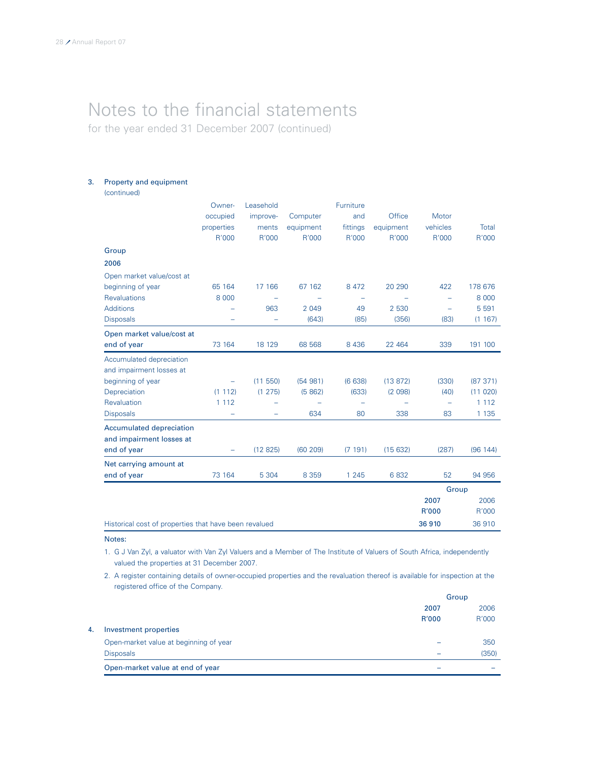# Notes to the financial statements

for the year ended 31 December 2007 (continued)

### 3. Property and equipment

(continued)

| | Owner-occupied properties R'000 | Leasehold improvements R'000 | Computer equipment R'000 | Furniture and fittings R'000 | Office equipment R'000 | Motor vehicles R'000 | Total R'000 |
|---|---|---|---|---|---|---|---|
| **Group** | | | | | | | |
| **2006** | | | | | | | |
| Open market value/cost at beginning of year | 65 164 | 17 166 | 67 162 | 8 472 | 20 290 | 422 | 178 676 |
| Revaluations | 8 000 | – | – | – | – | – | 8 000 |
| Additions | – | 963 | 2 049 | 49 | 2 530 | – | 5 591 |
| Disposals | – | – | (643) | (85) | (356) | (83) | (1 167) |
| **Open market value/cost at end of year** | 73 164 | 18 129 | 68 568 | 8 436 | 22 464 | 339 | 191 100 |
| Accumulated depreciation and impairment losses at beginning of year | – | (11 550) | (54 981) | (6 638) | (13 872) | (330) | (87 371) |
| Depreciation | (1 112) | (1 275) | (5 862) | (633) | (2 098) | (40) | (11 020) |
| Revaluation | 1 112 | – | – | – | – | – | 1 112 |
| Disposals | – | – | 634 | 80 | 338 | 83 | 1 135 |
| **Accumulated depreciation and impairment losses at end of year** | – | (12 825) | (60 209) | (7 191) | (15 632) | (287) | (96 144) |
| **Net carrying amount at end of year** | 73 164 | 5 304 | 8 359 | 1 245 | 6 832 | 52 | 94 956 |

| | Group 2007 R'000 | Group 2006 R'000 |
|---|---|---|
| Historical cost of properties that have been revalued | **36 910** | 36 910 |

**Notes:**

1. G J Van Zyl, a valuator with Van Zyl Valuers and a Member of The Institute of Valuers of South Africa, independently valued the properties at 31 December 2007.
2. A register containing details of owner-occupied properties and the revaluation thereof is available for inspection at the registered office of the Company.

### 4. Investment properties

| | Group 2007 R'000 | Group 2006 R'000 |
|---|---|---|
| Open-market value at beginning of year | – | 350 |
| Disposals | – | (350) |
| **Open-market value at end of year** | – | – |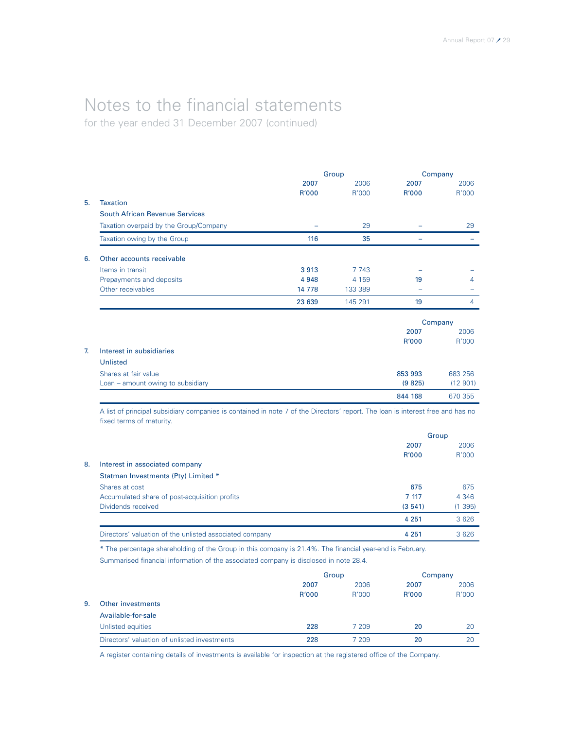# Notes to the financial statements

for the year ended 31 December 2007 (continued)

| | | Group | | Company | |
|---|---|---|---|---|---|
| | | **2007** | 2006 | **2007** | 2006 |
| | | **R'000** | R'000 | **R'000** | R'000 |
| **5.** | **Taxation** | | | | |
| | **South African Revenue Services** | | | | |
| | Taxation overpaid by the Group/Company | **–** | 29 | **–** | 29 |
| | Taxation owing by the Group | **116** | 35 | **–** | – |
| **6.** | **Other accounts receivable** | | | | |
| | Items in transit | **3 913** | 7 743 | **–** | – |
| | Prepayments and deposits | **4 948** | 4 159 | **19** | 4 |
| | Other receivables | **14 778** | 133 389 | **–** | – |
| | | **23 639** | 145 291 | **19** | 4 |

| | | Company | |
|---|---|---|---|
| | | **2007** | 2006 |
| | | **R'000** | R'000 |
| **7.** | **Interest in subsidiaries** | | |
| | **Unlisted** | | |
| | Shares at fair value | **853 993** | 683 256 |
| | Loan – amount owing to subsidiary | **(9 825)** | (12 901) |
| | | **844 168** | 670 355 |

A list of principal subsidiary companies is contained in note 7 of the Directors' report. The loan is interest free and has no fixed terms of maturity.

| | | Group | |
|---|---|---|---|
| | | **2007** | 2006 |
| | | **R'000** | R'000 |
| **8.** | **Interest in associated company** | | |
| | **Statman Investments (Pty) Limited \*** | | |
| | Shares at cost | **675** | 675 |
| | Accumulated share of post-acquisition profits | **7 117** | 4 346 |
| | Dividends received | **(3 541)** | (1 395) |
| | | **4 251** | 3 626 |
| | Directors' valuation of the unlisted associated company | **4 251** | 3 626 |

\* The percentage shareholding of the Group in this company is 21.4%. The financial year-end is February.

Summarised financial information of the associated company is disclosed in note 28.4.

| | | Group | | Company | |
|---|---|---|---|---|---|
| | | **2007** | 2006 | **2007** | 2006 |
| | | **R'000** | R'000 | **R'000** | R'000 |
| **9.** | **Other investments** | | | | |
| | **Available-for-sale** | | | | |
| | Unlisted equities | **228** | 7 209 | **20** | 20 |
| | Directors' valuation of unlisted investments | **228** | 7 209 | **20** | 20 |

A register containing details of investments is available for inspection at the registered office of the Company.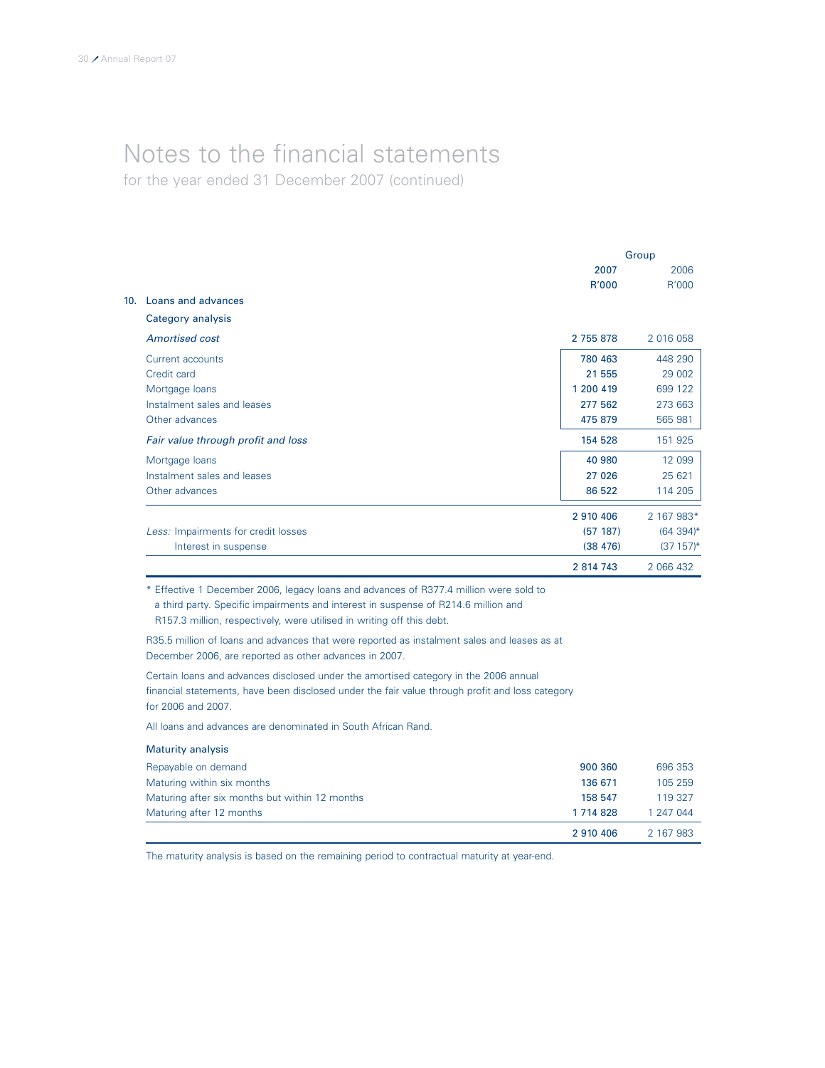# Notes to the financial statements

for the year ended 31 December 2007 (continued)

| | Group | |
|---|---|---|
| | 2007 | 2006 |
| | R'000 | R'000 |
| **10. Loans and advances** | | |
| **Category analysis** | | |
| *Amortised cost* | 2 755 878 | 2 016 058 |
| Current accounts | 780 463 | 448 290 |
| Credit card | 21 555 | 29 002 |
| Mortgage loans | 1 200 419 | 699 122 |
| Instalment sales and leases | 277 562 | 273 663 |
| Other advances | 475 879 | 565 981 |
| *Fair value through profit and loss* | 154 528 | 151 925 |
| Mortgage loans | 40 980 | 12 099 |
| Instalment sales and leases | 27 026 | 25 621 |
| Other advances | 86 522 | 114 205 |
| | 2 910 406 | 2 167 983* |
| *Less:* Impairments for credit losses | (57 187) | (64 394)* |
| Interest in suspense | (38 476) | (37 157)* |
| | 2 814 743 | 2 066 432 |

\* Effective 1 December 2006, legacy loans and advances of R377.4 million were sold to a third party. Specific impairments and interest in suspense of R214.6 million and R157.3 million, respectively, were utilised in writing off this debt.

R35.5 million of loans and advances that were reported as instalment sales and leases as at December 2006, are reported as other advances in 2007.

Certain loans and advances disclosed under the amortised category in the 2006 annual financial statements, have been disclosed under the fair value through profit and loss category for 2006 and 2007.

All loans and advances are denominated in South African Rand.

| **Maturity analysis** | 2007 | 2006 |
|---|---|---|
| Repayable on demand | 900 360 | 696 353 |
| Maturing within six months | 136 671 | 105 259 |
| Maturing after six months but within 12 months | 158 547 | 119 327 |
| Maturing after 12 months | 1 714 828 | 1 247 044 |
| | 2 910 406 | 2 167 983 |

The maturity analysis is based on the remaining period to contractual maturity at year-end.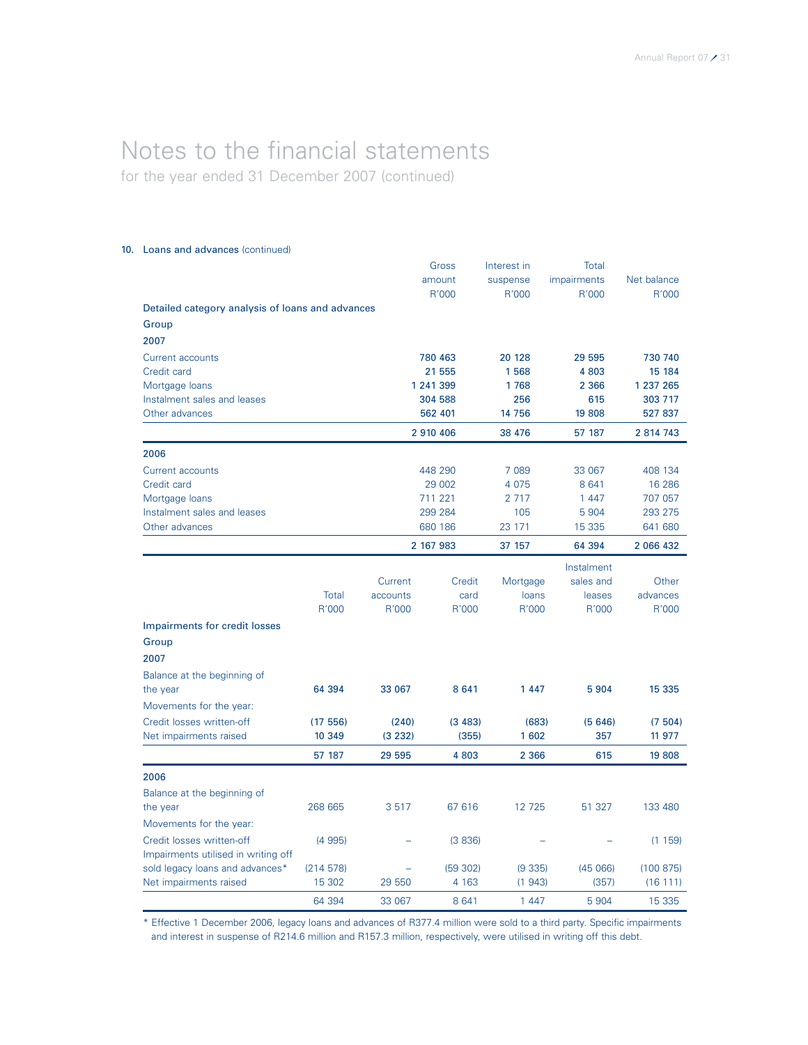# Notes to the financial statements

for the year ended 31 December 2007 (continued)

## 10. Loans and advances (continued)

| | Gross amount R'000 | Interest in suspense R'000 | Total impairments R'000 | Net balance R'000 |
|---|---|---|---|---|
| **Detailed category analysis of loans and advances** | | | | |
| **Group** | | | | |
| **2007** | | | | |
| Current accounts | **780 463** | **20 128** | **29 595** | **730 740** |
| Credit card | **21 555** | **1 568** | **4 803** | **15 184** |
| Mortgage loans | **1 241 399** | **1 768** | **2 366** | **1 237 265** |
| Instalment sales and leases | **304 588** | **256** | **615** | **303 717** |
| Other advances | **562 401** | **14 756** | **19 808** | **527 837** |
| | **2 910 406** | **38 476** | **57 187** | **2 814 743** |
| **2006** | | | | |
| Current accounts | 448 290 | 7 089 | 33 067 | 408 134 |
| Credit card | 29 002 | 4 075 | 8 641 | 16 286 |
| Mortgage loans | 711 221 | 2 717 | 1 447 | 707 057 |
| Instalment sales and leases | 299 284 | 105 | 5 904 | 293 275 |
| Other advances | 680 186 | 23 171 | 15 335 | 641 680 |
| | **2 167 983** | **37 157** | **64 394** | **2 066 432** |

| | Total R'000 | Current accounts R'000 | Credit card R'000 | Mortgage loans R'000 | Instalment sales and leases R'000 | Other advances R'000 |
|---|---|---|---|---|---|---|
| **Impairments for credit losses** | | | | | | |
| **Group** | | | | | | |
| **2007** | | | | | | |
| Balance at the beginning of the year | **64 394** | **33 067** | **8 641** | **1 447** | **5 904** | **15 335** |
| Movements for the year: | | | | | | |
| Credit losses written-off | **(17 556)** | **(240)** | **(3 483)** | **(683)** | **(5 646)** | **(7 504)** |
| Net impairments raised | **10 349** | **(3 232)** | **(355)** | **1 602** | **357** | **11 977** |
| | **57 187** | **29 595** | **4 803** | **2 366** | **615** | **19 808** |
| **2006** | | | | | | |
| Balance at the beginning of the year | 268 665 | 3 517 | 67 616 | 12 725 | 51 327 | 133 480 |
| Movements for the year: | | | | | | |
| Credit losses written-off | (4 995) | – | (3 836) | – | – | (1 159) |
| Impairments utilised in writing off sold legacy loans and advances* | (214 578) | – | (59 302) | (9 335) | (45 066) | (100 875) |
| Net impairments raised | 15 302 | 29 550 | 4 163 | (1 943) | (357) | (16 111) |
| | 64 394 | 33 067 | 8 641 | 1 447 | 5 904 | 15 335 |

* Effective 1 December 2006, legacy loans and advances of R377.4 million were sold to a third party. Specific impairments and interest in suspense of R214.6 million and R157.3 million, respectively, were utilised in writing off this debt.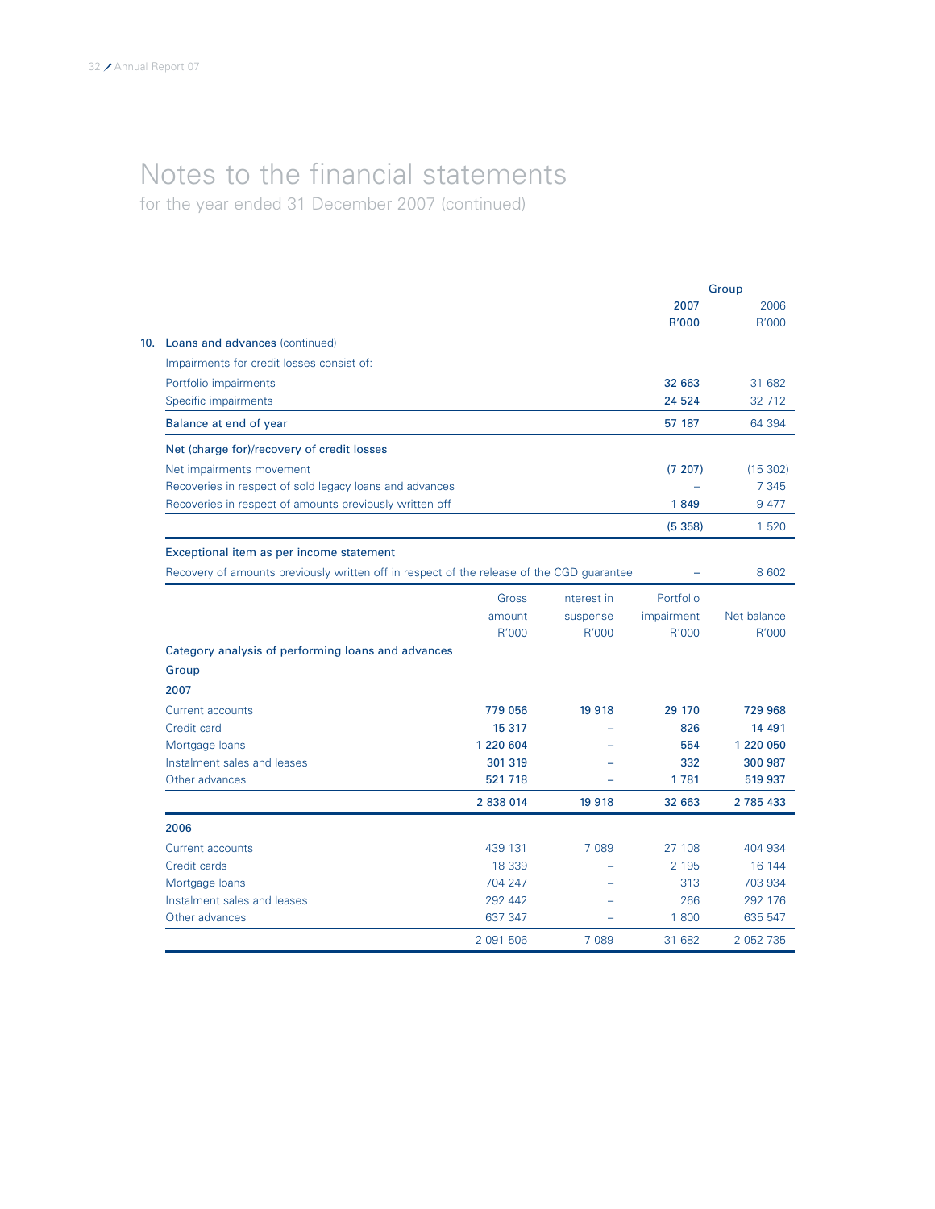# Notes to the financial statements

for the year ended 31 December 2007 (continued)

| | Group | |
|---|---|---|
| | **2007** | 2006 |
| | **R'000** | R'000 |
| **10. Loans and advances** (continued) | | |
| Impairments for credit losses consist of: | | |
| Portfolio impairments | **32 663** | 31 682 |
| Specific impairments | **24 524** | 32 712 |
| Balance at end of year | **57 187** | 64 394 |
| Net (charge for)/recovery of credit losses | | |
| Net impairments movement | **(7 207)** | (15 302) |
| Recoveries in respect of sold legacy loans and advances | **–** | 7 345 |
| Recoveries in respect of amounts previously written off | **1 849** | 9 477 |
| | **(5 358)** | 1 520 |
| Exceptional item as per income statement | | |
| Recovery of amounts previously written off in respect of the release of the CGD guarantee | **–** | 8 602 |

| | Gross amount R'000 | Interest in suspense R'000 | Portfolio impairment R'000 | Net balance R'000 |
|---|---|---|---|---|
| **Category analysis of performing loans and advances** | | | | |
| **Group** | | | | |
| **2007** | | | | |
| Current accounts | **779 056** | **19 918** | **29 170** | **729 968** |
| Credit card | **15 317** | **–** | **826** | **14 491** |
| Mortgage loans | **1 220 604** | **–** | **554** | **1 220 050** |
| Instalment sales and leases | **301 319** | **–** | **332** | **300 987** |
| Other advances | **521 718** | **–** | **1 781** | **519 937** |
| | **2 838 014** | **19 918** | **32 663** | **2 785 433** |
| **2006** | | | | |
| Current accounts | 439 131 | 7 089 | 27 108 | 404 934 |
| Credit cards | 18 339 | – | 2 195 | 16 144 |
| Mortgage loans | 704 247 | – | 313 | 703 934 |
| Instalment sales and leases | 292 442 | – | 266 | 292 176 |
| Other advances | 637 347 | – | 1 800 | 635 547 |
| | 2 091 506 | 7 089 | 31 682 | 2 052 735 |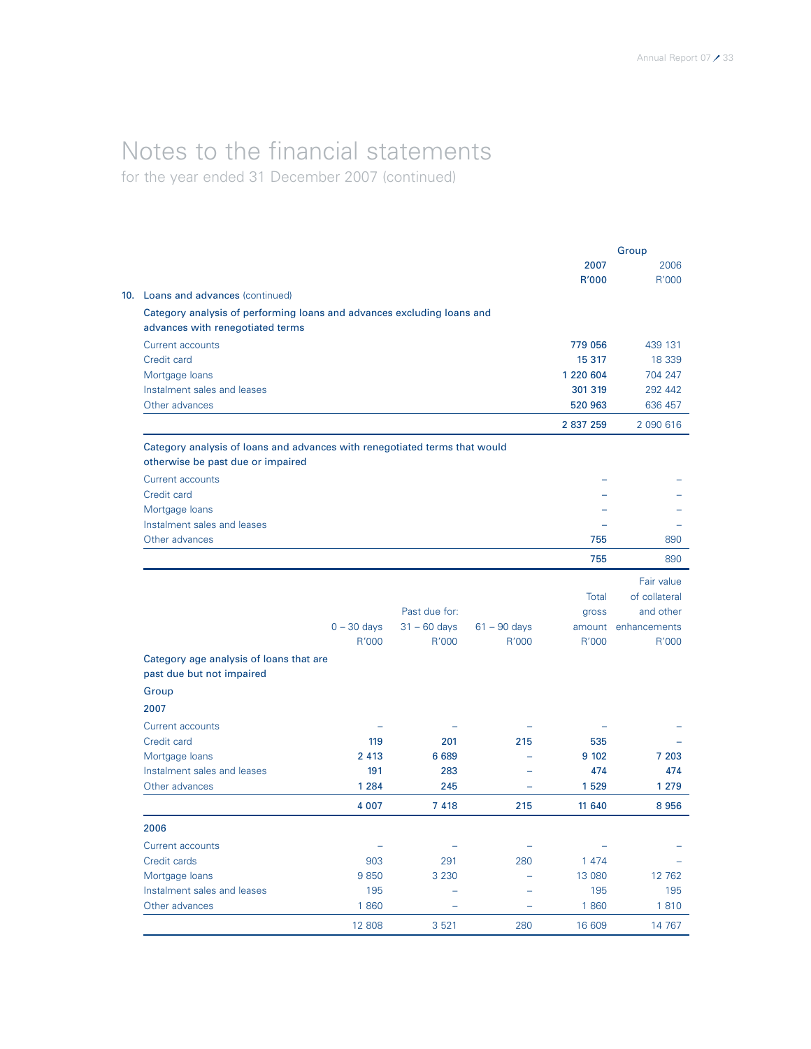# Notes to the financial statements

for the year ended 31 December 2007 (continued)

## 10. Loans and advances (continued)

| | Group 2007 R'000 | Group 2006 R'000 |
|---|---|---|
| **Category analysis of performing loans and advances excluding loans and advances with renegotiated terms** | | |
| Current accounts | **779 056** | 439 131 |
| Credit card | **15 317** | 18 339 |
| Mortgage loans | **1 220 604** | 704 247 |
| Instalment sales and leases | **301 319** | 292 442 |
| Other advances | **520 963** | 636 457 |
| | **2 837 259** | 2 090 616 |
| **Category analysis of loans and advances with renegotiated terms that would otherwise be past due or impaired** | | |
| Current accounts | – | – |
| Credit card | – | – |
| Mortgage loans | – | – |
| Instalment sales and leases | – | – |
| Other advances | **755** | 890 |
| | **755** | 890 |

| | Past due for: 0 – 30 days R'000 | 31 – 60 days R'000 | 61 – 90 days R'000 | Total gross amount R'000 | Fair value of collateral and other enhancements R'000 |
|---|---|---|---|---|---|
| **Category age analysis of loans that are past due but not impaired** | | | | | |
| **Group** | | | | | |
| **2007** | | | | | |
| Current accounts | – | – | – | – | – |
| Credit card | **119** | **201** | **215** | **535** | – |
| Mortgage loans | **2 413** | **6 689** | – | **9 102** | **7 203** |
| Instalment sales and leases | **191** | **283** | – | **474** | **474** |
| Other advances | **1 284** | **245** | – | **1 529** | **1 279** |
| | **4 007** | **7 418** | **215** | **11 640** | **8 956** |
| **2006** | | | | | |
| Current accounts | – | – | – | – | – |
| Credit cards | 903 | 291 | 280 | 1 474 | – |
| Mortgage loans | 9 850 | 3 230 | – | 13 080 | 12 762 |
| Instalment sales and leases | 195 | – | – | 195 | 195 |
| Other advances | 1 860 | – | – | 1 860 | 1 810 |
| | 12 808 | 3 521 | 280 | 16 609 | 14 767 |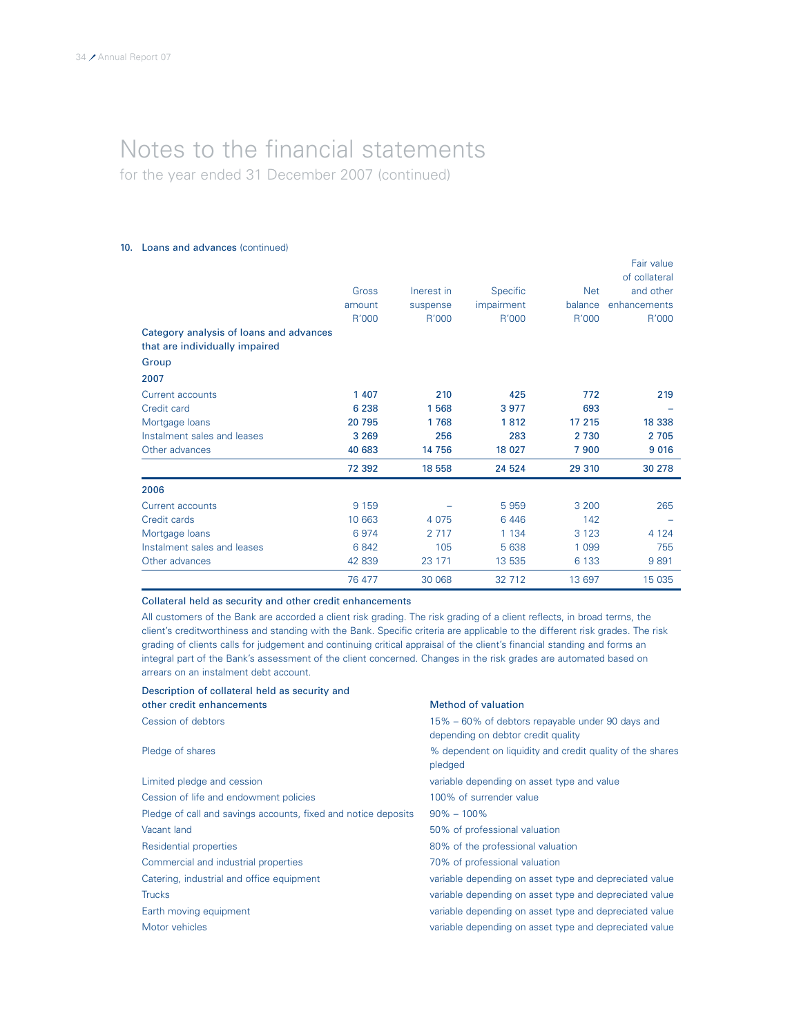# Notes to the financial statements

for the year ended 31 December 2007 (continued)

## 10. Loans and advances (continued)

| | Gross amount R'000 | Inerest in suspense R'000 | Specific impairment R'000 | Net balance R'000 | Fair value of collateral and other enhancements R'000 |
|---|---|---|---|---|---|
| **Category analysis of loans and advances that are individually impaired** | | | | | |
| **Group** | | | | | |
| **2007** | | | | | |
| Current accounts | **1 407** | **210** | **425** | **772** | **219** |
| Credit card | **6 238** | **1 568** | **3 977** | **693** | **–** |
| Mortgage loans | **20 795** | **1 768** | **1 812** | **17 215** | **18 338** |
| Instalment sales and leases | **3 269** | **256** | **283** | **2 730** | **2 705** |
| Other advances | **40 683** | **14 756** | **18 027** | **7 900** | **9 016** |
| | **72 392** | **18 558** | **24 524** | **29 310** | **30 278** |
| **2006** | | | | | |
| Current accounts | 9 159 | – | 5 959 | 3 200 | 265 |
| Credit cards | 10 663 | 4 075 | 6 446 | 142 | – |
| Mortgage loans | 6 974 | 2 717 | 1 134 | 3 123 | 4 124 |
| Instalment sales and leases | 6 842 | 105 | 5 638 | 1 099 | 755 |
| Other advances | 42 839 | 23 171 | 13 535 | 6 133 | 9 891 |
| | 76 477 | 30 068 | 32 712 | 13 697 | 15 035 |

### Collateral held as security and other credit enhancements

All customers of the Bank are accorded a client risk grading. The risk grading of a client reflects, in broad terms, the client's creditworthiness and standing with the Bank. Specific criteria are applicable to the different risk grades. The risk grading of clients calls for judgement and continuing critical appraisal of the client's financial standing and forms an integral part of the Bank's assessment of the client concerned. Changes in the risk grades are automated based on arrears on an instalment debt account.

| Description of collateral held as security and other credit enhancements | Method of valuation |
|---|---|
| Cession of debtors | 15% – 60% of debtors repayable under 90 days and depending on debtor credit quality |
| Pledge of shares | % dependent on liquidity and credit quality of the shares pledged |
| Limited pledge and cession | variable depending on asset type and value |
| Cession of life and endowment policies | 100% of surrender value |
| Pledge of call and savings accounts, fixed and notice deposits | 90% – 100% |
| Vacant land | 50% of professional valuation |
| Residential properties | 80% of the professional valuation |
| Commercial and industrial properties | 70% of professional valuation |
| Catering, industrial and office equipment | variable depending on asset type and depreciated value |
| Trucks | variable depending on asset type and depreciated value |
| Earth moving equipment | variable depending on asset type and depreciated value |
| Motor vehicles | variable depending on asset type and depreciated value |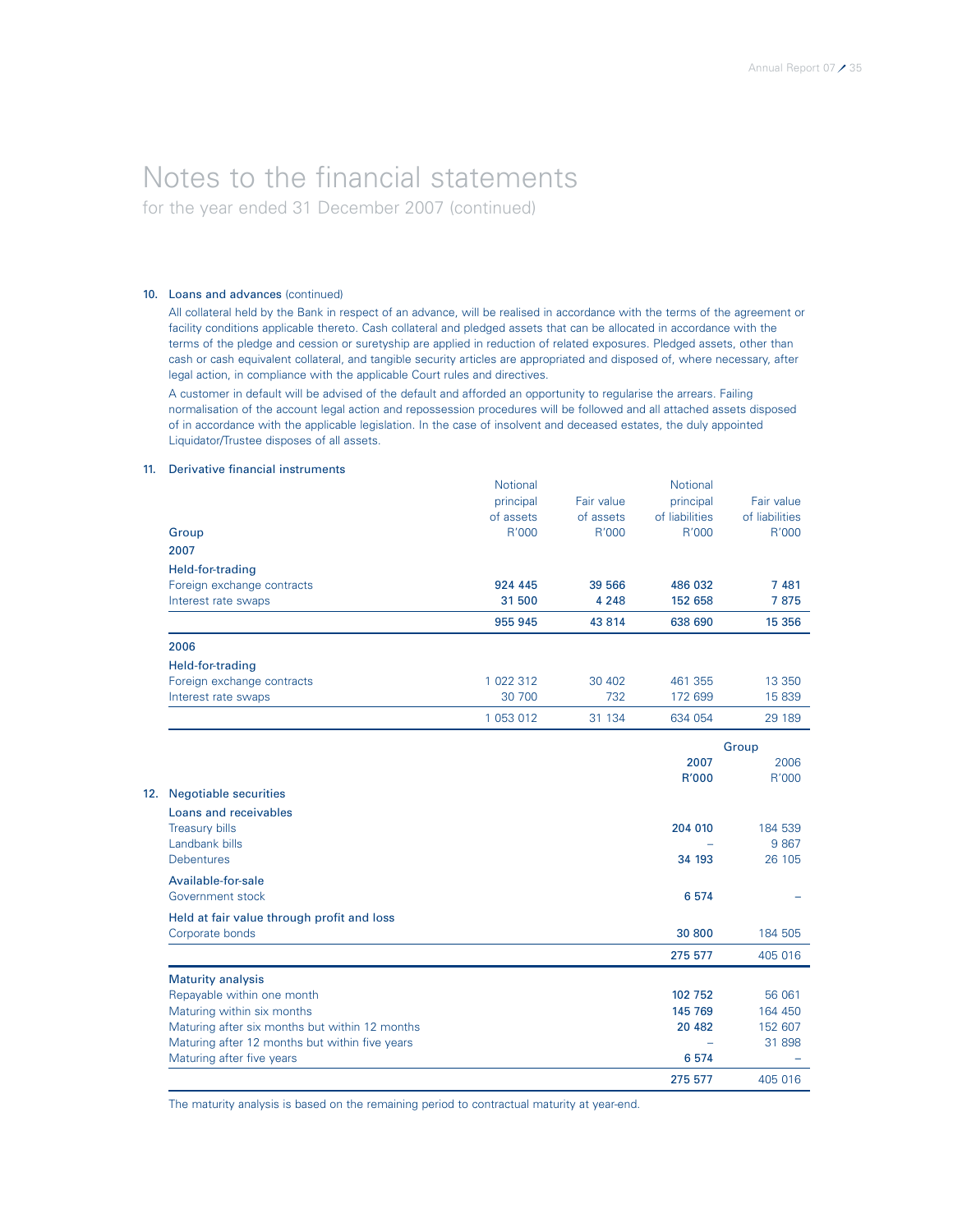# Notes to the financial statements

for the year ended 31 December 2007 (continued)

## 10. Loans and advances (continued)

All collateral held by the Bank in respect of an advance, will be realised in accordance with the terms of the agreement or facility conditions applicable thereto. Cash collateral and pledged assets that can be allocated in accordance with the terms of the pledge and cession or suretyship are applied in reduction of related exposures. Pledged assets, other than cash or cash equivalent collateral, and tangible security articles are appropriated and disposed of, where necessary, after legal action, in compliance with the applicable Court rules and directives.

A customer in default will be advised of the default and afforded an opportunity to regularise the arrears. Failing normalisation of the account legal action and repossession procedures will be followed and all attached assets disposed of in accordance with the applicable legislation. In the case of insolvent and deceased estates, the duly appointed Liquidator/Trustee disposes of all assets.

## 11. Derivative financial instruments

| Group | Notional principal of assets R'000 | Fair value of assets R'000 | Notional principal of liabilities R'000 | Fair value of liabilities R'000 |
|---|---|---|---|---|
| **2007** | | | | |
| **Held-for-trading** | | | | |
| Foreign exchange contracts | **924 445** | **39 566** | **486 032** | **7 481** |
| Interest rate swaps | **31 500** | **4 248** | **152 658** | **7 875** |
| | **955 945** | **43 814** | **638 690** | **15 356** |
| **2006** | | | | |
| **Held-for-trading** | | | | |
| Foreign exchange contracts | 1 022 312 | 30 402 | 461 355 | 13 350 |
| Interest rate swaps | 30 700 | 732 | 172 699 | 15 839 |
| | 1 053 012 | 31 134 | 634 054 | 29 189 |

## 12. Negotiable securities

| | Group 2007 R'000 | Group 2006 R'000 |
|---|---|---|
| **Loans and receivables** | | |
| Treasury bills | **204 010** | 184 539 |
| Landbank bills | – | 9 867 |
| Debentures | **34 193** | 26 105 |
| **Available-for-sale** | | |
| Government stock | **6 574** | – |
| **Held at fair value through profit and loss** | | |
| Corporate bonds | **30 800** | 184 505 |
| | **275 577** | 405 016 |
| **Maturity analysis** | | |
| Repayable within one month | **102 752** | 56 061 |
| Maturing within six months | **145 769** | 164 450 |
| Maturing after six months but within 12 months | **20 482** | 152 607 |
| Maturing after 12 months but within five years | – | 31 898 |
| Maturing after five years | **6 574** | – |
| | **275 577** | 405 016 |

The maturity analysis is based on the remaining period to contractual maturity at year-end.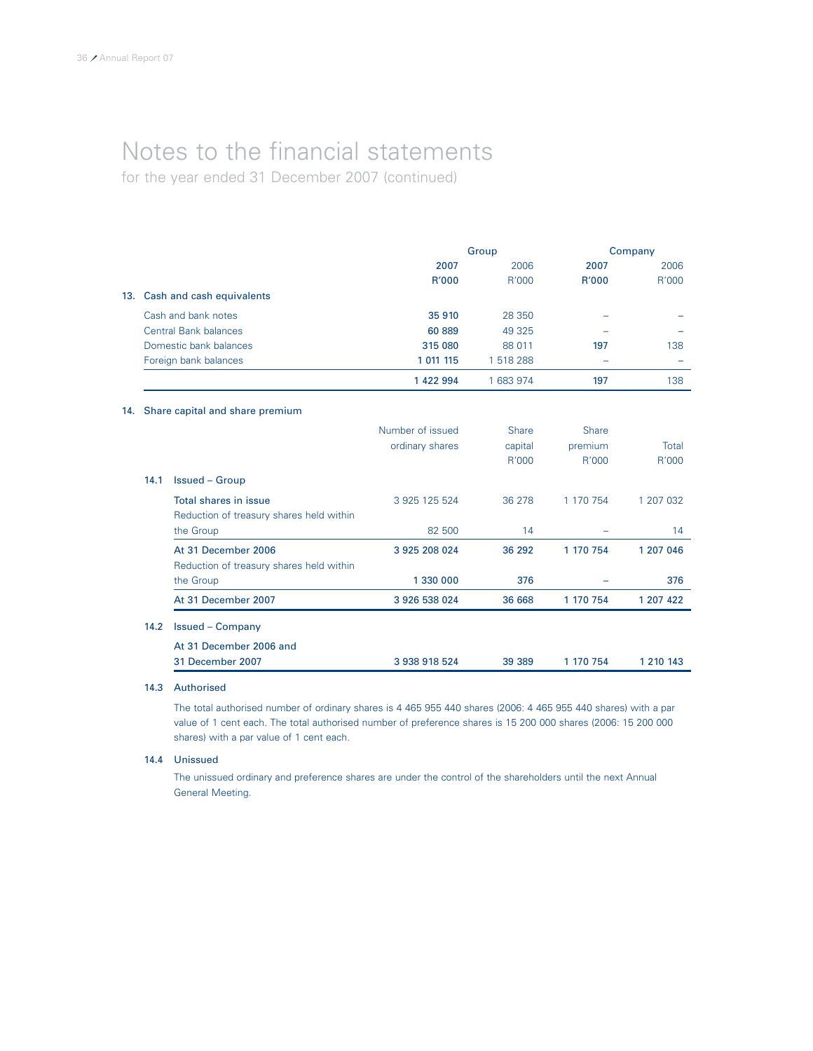# Notes to the financial statements

for the year ended 31 December 2007 (continued)

| | Group | | Company | |
|---|---|---|---|---|
| | **2007** | 2006 | **2007** | 2006 |
| | **R'000** | R'000 | **R'000** | R'000 |
| **13. Cash and cash equivalents** | | | | |
| Cash and bank notes | **35 910** | 28 350 | **–** | – |
| Central Bank balances | **60 889** | 49 325 | **–** | – |
| Domestic bank balances | **315 080** | 88 011 | **197** | 138 |
| Foreign bank balances | **1 011 115** | 1 518 288 | **–** | – |
| | **1 422 994** | 1 683 974 | **197** | 138 |

## 14. Share capital and share premium

| | Number of issued ordinary shares | Share capital R'000 | Share premium R'000 | Total R'000 |
|---|---|---|---|---|
| **14.1 Issued – Group** | | | | |
| Total shares in issue | 3 925 125 524 | 36 278 | 1 170 754 | 1 207 032 |
| Reduction of treasury shares held within the Group | 82 500 | 14 | – | 14 |
| At 31 December 2006 | 3 925 208 024 | 36 292 | 1 170 754 | 1 207 046 |
| Reduction of treasury shares held within the Group | **1 330 000** | **376** | **–** | **376** |
| **At 31 December 2007** | **3 926 538 024** | **36 668** | **1 170 754** | **1 207 422** |
| **14.2 Issued – Company** | | | | |
| **At 31 December 2006 and 31 December 2007** | **3 938 918 524** | **39 389** | **1 170 754** | **1 210 143** |

### 14.3 Authorised

The total authorised number of ordinary shares is 4 465 955 440 shares (2006: 4 465 955 440 shares) with a par value of 1 cent each. The total authorised number of preference shares is 15 200 000 shares (2006: 15 200 000 shares) with a par value of 1 cent each.

### 14.4 Unissued

The unissued ordinary and preference shares are under the control of the shareholders until the next Annual General Meeting.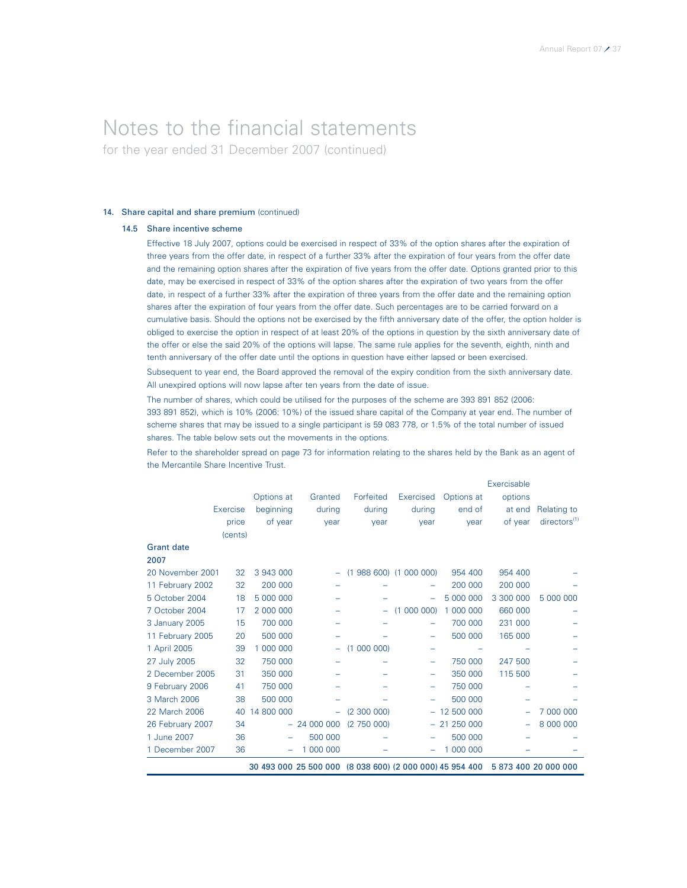# Notes to the financial statements

for the year ended 31 December 2007 (continued)

## 14. Share capital and share premium (continued)

### 14.5 Share incentive scheme

Effective 18 July 2007, options could be exercised in respect of 33% of the option shares after the expiration of three years from the offer date, in respect of a further 33% after the expiration of four years from the offer date and the remaining option shares after the expiration of five years from the offer date. Options granted prior to this date, may be exercised in respect of 33% of the option shares after the expiration of two years from the offer date, in respect of a further 33% after the expiration of three years from the offer date and the remaining option shares after the expiration of four years from the offer date. Such percentages are to be carried forward on a cumulative basis. Should the options not be exercised by the fifth anniversary date of the offer, the option holder is obliged to exercise the option in respect of at least 20% of the options in question by the sixth anniversary date of the offer or else the said 20% of the options will lapse. The same rule applies for the seventh, eighth, ninth and tenth anniversary of the offer date until the options in question have either lapsed or been exercised.

Subsequent to year end, the Board approved the removal of the expiry condition from the sixth anniversary date. All unexpired options will now lapse after ten years from the date of issue.

The number of shares, which could be utilised for the purposes of the scheme are 393 891 852 (2006: 393 891 852), which is 10% (2006: 10%) of the issued share capital of the Company at year end. The number of scheme shares that may be issued to a single participant is 59 083 778, or 1.5% of the total number of issued shares. The table below sets out the movements in the options.

Refer to the shareholder spread on page 73 for information relating to the shares held by the Bank as an agent of the Mercantile Share Incentive Trust.

| | Exercise price (cents) | Options at beginning of year | Granted during year | Forfeited during year | Exercised during year | Options at end of year | Exercisable options at end of year | Relating to directors[1] |
|---|---|---|---|---|---|---|---|---|
| **Grant date** | | | | | | | | |
| **2007** | | | | | | | | |
| 20 November 2001 | 32 | 3 943 000 | – | (1 988 600) | (1 000 000) | 954 400 | 954 400 | – |
| 11 February 2002 | 32 | 200 000 | – | – | – | 200 000 | 200 000 | – |
| 5 October 2004 | 18 | 5 000 000 | – | – | – | 5 000 000 | 3 300 000 | 5 000 000 |
| 7 October 2004 | 17 | 2 000 000 | – | – | (1 000 000) | 1 000 000 | 660 000 | – |
| 3 January 2005 | 15 | 700 000 | – | – | – | 700 000 | 231 000 | – |
| 11 February 2005 | 20 | 500 000 | – | – | – | 500 000 | 165 000 | – |
| 1 April 2005 | 39 | 1 000 000 | – | (1 000 000) | – | – | – | – |
| 27 July 2005 | 32 | 750 000 | – | – | – | 750 000 | 247 500 | – |
| 2 December 2005 | 31 | 350 000 | – | – | – | 350 000 | 115 500 | – |
| 9 February 2006 | 41 | 750 000 | – | – | – | 750 000 | – | – |
| 3 March 2006 | 38 | 500 000 | – | – | – | 500 000 | – | – |
| 22 March 2006 | 40 | 14 800 000 | – | (2 300 000) | – | 12 500 000 | – | 7 000 000 |
| 26 February 2007 | 34 | – | 24 000 000 | (2 750 000) | – | 21 250 000 | – | 8 000 000 |
| 1 June 2007 | 36 | – | 500 000 | – | – | 500 000 | – | – |
| 1 December 2007 | 36 | – | 1 000 000 | – | – | 1 000 000 | – | – |
| | | **30 493 000** | **25 500 000** | **(8 038 600)** | **(2 000 000)** | **45 954 400** | **5 873 400** | **20 000 000** |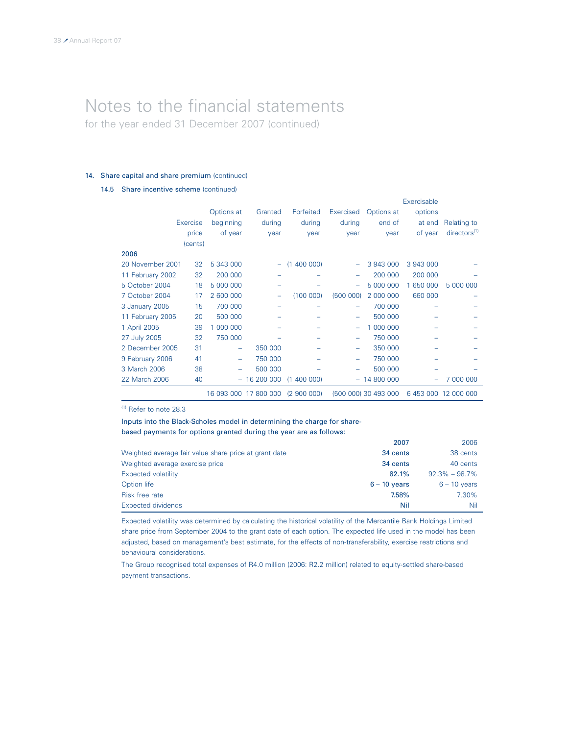# Notes to the financial statements

for the year ended 31 December 2007 (continued)

## 14. Share capital and share premium (continued)

### 14.5 Share incentive scheme (continued)

| | Exercise price (cents) | Options at beginning of year | Granted during year | Forfeited during year | Exercised during year | Options at end of year | Exercisable options at end of year | Relating to directors[1] |
|---|---|---|---|---|---|---|---|---|
| **2006** | | | | | | | | |
| 20 November 2001 | 32 | 5 343 000 | – | (1 400 000) | – | 3 943 000 | 3 943 000 | – |
| 11 February 2002 | 32 | 200 000 | – | – | – | 200 000 | 200 000 | – |
| 5 October 2004 | 18 | 5 000 000 | – | – | – | 5 000 000 | 1 650 000 | 5 000 000 |
| 7 October 2004 | 17 | 2 600 000 | – | (100 000) | (500 000) | 2 000 000 | 660 000 | – |
| 3 January 2005 | 15 | 700 000 | – | – | – | 700 000 | – | – |
| 11 February 2005 | 20 | 500 000 | – | – | – | 500 000 | – | – |
| 1 April 2005 | 39 | 1 000 000 | – | – | – | 1 000 000 | – | – |
| 27 July 2005 | 32 | 750 000 | – | – | – | 750 000 | – | – |
| 2 December 2005 | 31 | – | 350 000 | – | – | 350 000 | – | – |
| 9 February 2006 | 41 | – | 750 000 | – | – | 750 000 | – | – |
| 3 March 2006 | 38 | – | 500 000 | – | – | 500 000 | – | – |
| 22 March 2006 | 40 | – | 16 200 000 | (1 400 000) | – | 14 800 000 | – | 7 000 000 |
| | | 16 093 000 | 17 800 000 | (2 900 000) | (500 000) | 30 493 000 | 6 453 000 | 12 000 000 |

[1] Refer to note 28.3

**Inputs into the Black-Scholes model in determining the charge for share-based payments for options granted during the year are as follows:**

| | **2007** | 2006 |
|---|---|---|
| Weighted average fair value share price at grant date | **34 cents** | 38 cents |
| Weighted average exercise price | **34 cents** | 40 cents |
| Expected volatility | **82.1%** | 92.3% – 98.7% |
| Option life | **6 – 10 years** | 6 – 10 years |
| Risk free rate | **7.58%** | 7.30% |
| Expected dividends | **Nil** | Nil |

Expected volatility was determined by calculating the historical volatility of the Mercantile Bank Holdings Limited share price from September 2004 to the grant date of each option. The expected life used in the model has been adjusted, based on management's best estimate, for the effects of non-transferability, exercise restrictions and behavioural considerations.

The Group recognised total expenses of R4.0 million (2006: R2.2 million) related to equity-settled share-based payment transactions.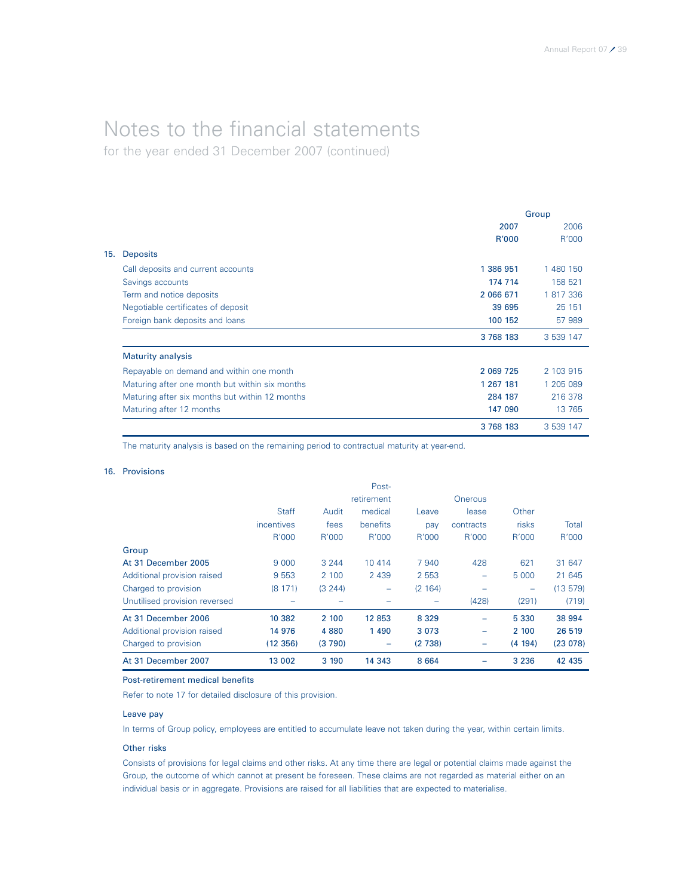# Notes to the financial statements

for the year ended 31 December 2007 (continued)

| | Group | |
|---|---|---|
| | **2007** | 2006 |
| | **R'000** | R'000 |
| **15. Deposits** | | |
| Call deposits and current accounts | **1 386 951** | 1 480 150 |
| Savings accounts | **174 714** | 158 521 |
| Term and notice deposits | **2 066 671** | 1 817 336 |
| Negotiable certificates of deposit | **39 695** | 25 151 |
| Foreign bank deposits and loans | **100 152** | 57 989 |
| | **3 768 183** | 3 539 147 |
| **Maturity analysis** | | |
| Repayable on demand and within one month | **2 069 725** | 2 103 915 |
| Maturing after one month but within six months | **1 267 181** | 1 205 089 |
| Maturing after six months but within 12 months | **284 187** | 216 378 |
| Maturing after 12 months | **147 090** | 13 765 |
| | **3 768 183** | 3 539 147 |

The maturity analysis is based on the remaining period to contractual maturity at year-end.

## 16. Provisions

| | Staff incentives R'000 | Audit fees R'000 | Post-retirement medical benefits R'000 | Leave pay R'000 | Onerous lease contracts R'000 | Other risks R'000 | Total R'000 |
|---|---|---|---|---|---|---|---|
| **Group** | | | | | | | |
| **At 31 December 2005** | 9 000 | 3 244 | 10 414 | 7 940 | 428 | 621 | 31 647 |
| Additional provision raised | 9 553 | 2 100 | 2 439 | 2 553 | – | 5 000 | 21 645 |
| Charged to provision | (8 171) | (3 244) | – | (2 164) | – | – | (13 579) |
| Unutilised provision reversed | – | – | – | – | (428) | (291) | (719) |
| **At 31 December 2006** | **10 382** | **2 100** | **12 853** | **8 329** | **–** | **5 330** | **38 994** |
| Additional provision raised | **14 976** | **4 880** | **1 490** | **3 073** | **–** | **2 100** | **26 519** |
| Charged to provision | **(12 356)** | **(3 790)** | **–** | **(2 738)** | **–** | **(4 194)** | **(23 078)** |
| **At 31 December 2007** | **13 002** | **3 190** | **14 343** | **8 664** | **–** | **3 236** | **42 435** |

### Post-retirement medical benefits

Refer to note 17 for detailed disclosure of this provision.

### Leave pay

In terms of Group policy, employees are entitled to accumulate leave not taken during the year, within certain limits.

### Other risks

Consists of provisions for legal claims and other risks. At any time there are legal or potential claims made against the Group, the outcome of which cannot at present be foreseen. These claims are not regarded as material either on an individual basis or in aggregate. Provisions are raised for all liabilities that are expected to materialise.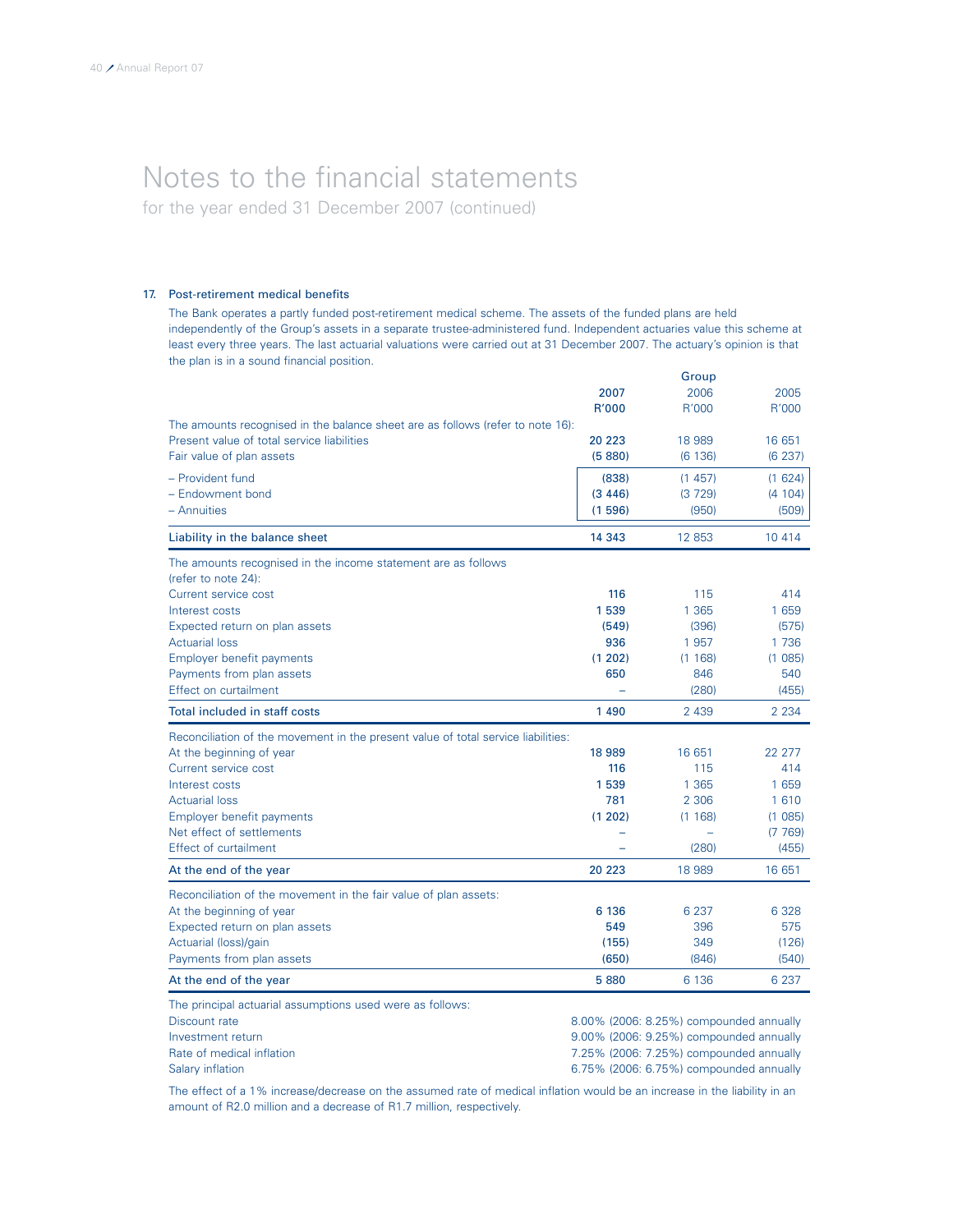# Notes to the financial statements

for the year ended 31 December 2007 (continued)

## 17. Post-retirement medical benefits

The Bank operates a partly funded post-retirement medical scheme. The assets of the funded plans are held independently of the Group's assets in a separate trustee-administered fund. Independent actuaries value this scheme at least every three years. The last actuarial valuations were carried out at 31 December 2007. The actuary's opinion is that the plan is in a sound financial position.

| | Group | | |
|---|---|---|---|
| | **2007** | 2006 | 2005 |
| | **R'000** | R'000 | R'000 |
| The amounts recognised in the balance sheet are as follows (refer to note 16): | | | |
| Present value of total service liabilities | **20 223** | 18 989 | 16 651 |
| Fair value of plan assets | **(5 880)** | (6 136) | (6 237) |
| – Provident fund | **(838)** | (1 457) | (1 624) |
| – Endowment bond | **(3 446)** | (3 729) | (4 104) |
| – Annuities | **(1 596)** | (950) | (509) |
| **Liability in the balance sheet** | **14 343** | 12 853 | 10 414 |
| The amounts recognised in the income statement are as follows (refer to note 24): | | | |
| Current service cost | **116** | 115 | 414 |
| Interest costs | **1 539** | 1 365 | 1 659 |
| Expected return on plan assets | **(549)** | (396) | (575) |
| Actuarial loss | **936** | 1 957 | 1 736 |
| Employer benefit payments | **(1 202)** | (1 168) | (1 085) |
| Payments from plan assets | **650** | 846 | 540 |
| Effect on curtailment | **–** | (280) | (455) |
| **Total included in staff costs** | **1 490** | 2 439 | 2 234 |
| Reconciliation of the movement in the present value of total service liabilities: | | | |
| At the beginning of year | **18 989** | 16 651 | 22 277 |
| Current service cost | **116** | 115 | 414 |
| Interest costs | **1 539** | 1 365 | 1 659 |
| Actuarial loss | **781** | 2 306 | 1 610 |
| Employer benefit payments | **(1 202)** | (1 168) | (1 085) |
| Net effect of settlements | **–** | – | (7 769) |
| Effect of curtailment | **–** | (280) | (455) |
| **At the end of the year** | **20 223** | 18 989 | 16 651 |
| Reconciliation of the movement in the fair value of plan assets: | | | |
| At the beginning of year | **6 136** | 6 237 | 6 328 |
| Expected return on plan assets | **549** | 396 | 575 |
| Actuarial (loss)/gain | **(155)** | 349 | (126) |
| Payments from plan assets | **(650)** | (846) | (540) |
| **At the end of the year** | **5 880** | 6 136 | 6 237 |

The principal actuarial assumptions used were as follows:

| | |
|---|---|
| Discount rate | 8.00% (2006: 8.25%) compounded annually |
| Investment return | 9.00% (2006: 9.25%) compounded annually |
| Rate of medical inflation | 7.25% (2006: 7.25%) compounded annually |
| Salary inflation | 6.75% (2006: 6.75%) compounded annually |

The effect of a 1% increase/decrease on the assumed rate of medical inflation would be an increase in the liability in an amount of R2.0 million and a decrease of R1.7 million, respectively.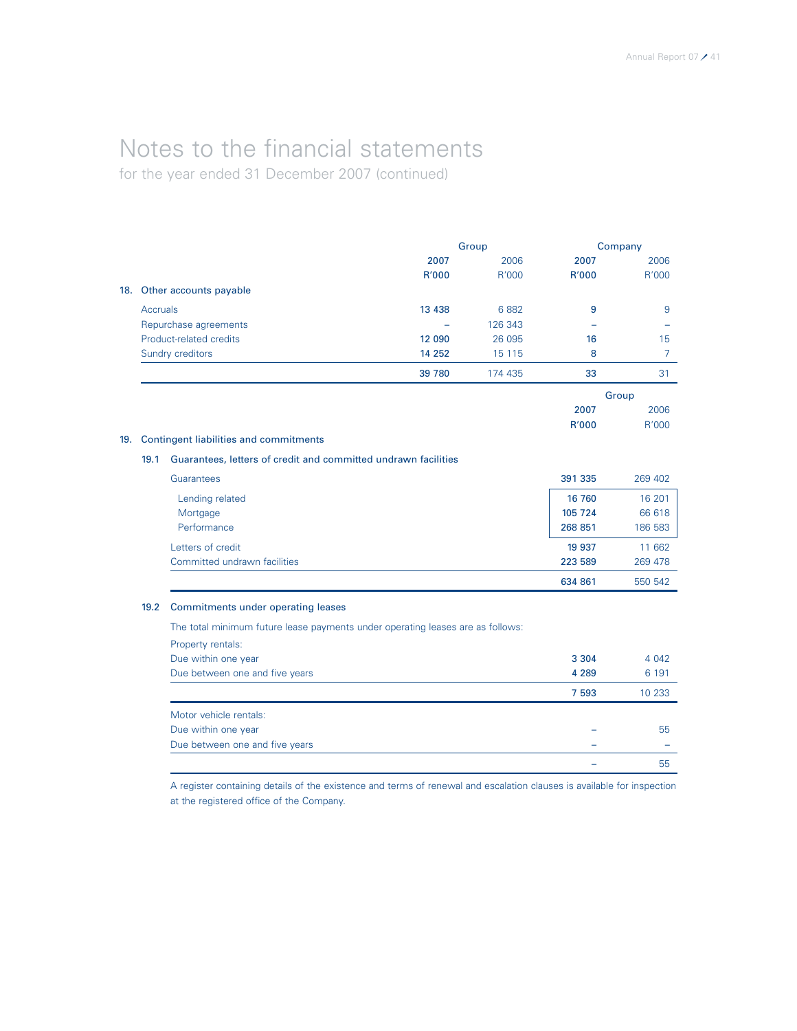# Notes to the financial statements

for the year ended 31 December 2007 (continued)

| | Group | | Company | |
|---|---|---|---|---|
| | 2007 | 2006 | 2007 | 2006 |
| | R'000 | R'000 | R'000 | R'000 |
| **18. Other accounts payable** | | | | |
| Accruals | 13 438 | 6 882 | 9 | 9 |
| Repurchase agreements | – | 126 343 | – | – |
| Product-related credits | 12 090 | 26 095 | 16 | 15 |
| Sundry creditors | 14 252 | 15 115 | 8 | 7 |
| | 39 780 | 174 435 | 33 | 31 |

| | Group | |
|---|---|---|
| | 2007 | 2006 |
| | R'000 | R'000 |
| **19. Contingent liabilities and commitments** | | |
| **19.1 Guarantees, letters of credit and committed undrawn facilities** | | |
| Guarantees | 391 335 | 269 402 |
| Lending related | 16 760 | 16 201 |
| Mortgage | 105 724 | 66 618 |
| Performance | 268 851 | 186 583 |
| Letters of credit | 19 937 | 11 662 |
| Committed undrawn facilities | 223 589 | 269 478 |
| | 634 861 | 550 542 |

**19.2 Commitments under operating leases**

The total minimum future lease payments under operating leases are as follows:

| | 2007 R'000 | 2006 R'000 |
|---|---|---|
| Property rentals: | | |
| Due within one year | 3 304 | 4 042 |
| Due between one and five years | 4 289 | 6 191 |
| | 7 593 | 10 233 |
| Motor vehicle rentals: | | |
| Due within one year | – | 55 |
| Due between one and five years | – | – |
| | – | 55 |

A register containing details of the existence and terms of renewal and escalation clauses is available for inspection at the registered office of the Company.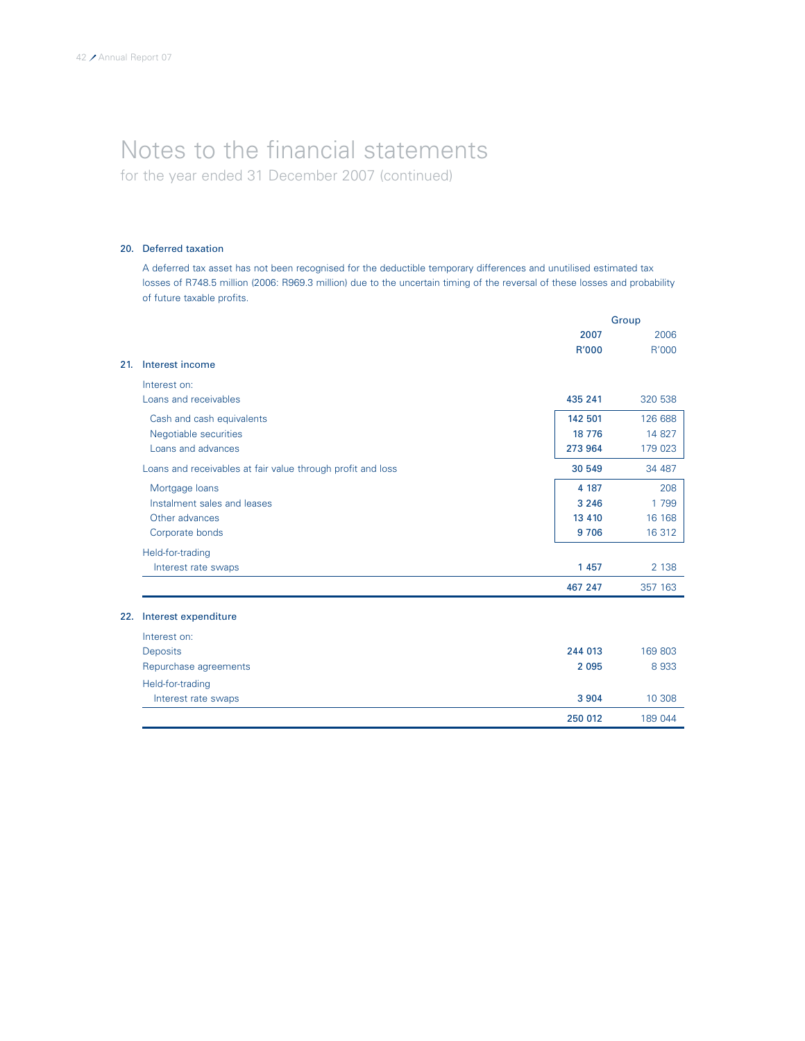# Notes to the financial statements

for the year ended 31 December 2007 (continued)

## 20. Deferred taxation

A deferred tax asset has not been recognised for the deductible temporary differences and unutilised estimated tax losses of R748.5 million (2006: R969.3 million) due to the uncertain timing of the reversal of these losses and probability of future taxable profits.

| | Group | |
|---|---|---|
| | 2007 R'000 | 2006 R'000 |
| **21. Interest income** | | |
| Interest on: | | |
| Loans and receivables | 435 241 | 320 538 |
| Cash and cash equivalents | 142 501 | 126 688 |
| Negotiable securities | 18 776 | 14 827 |
| Loans and advances | 273 964 | 179 023 |
| Loans and receivables at fair value through profit and loss | 30 549 | 34 487 |
| Mortgage loans | 4 187 | 208 |
| Instalment sales and leases | 3 246 | 1 799 |
| Other advances | 13 410 | 16 168 |
| Corporate bonds | 9 706 | 16 312 |
| Held-for-trading | | |
| Interest rate swaps | 1 457 | 2 138 |
| | 467 247 | 357 163 |
| **22. Interest expenditure** | | |
| Interest on: | | |
| Deposits | 244 013 | 169 803 |
| Repurchase agreements | 2 095 | 8 933 |
| Held-for-trading | | |
| Interest rate swaps | 3 904 | 10 308 |
| | 250 012 | 189 044 |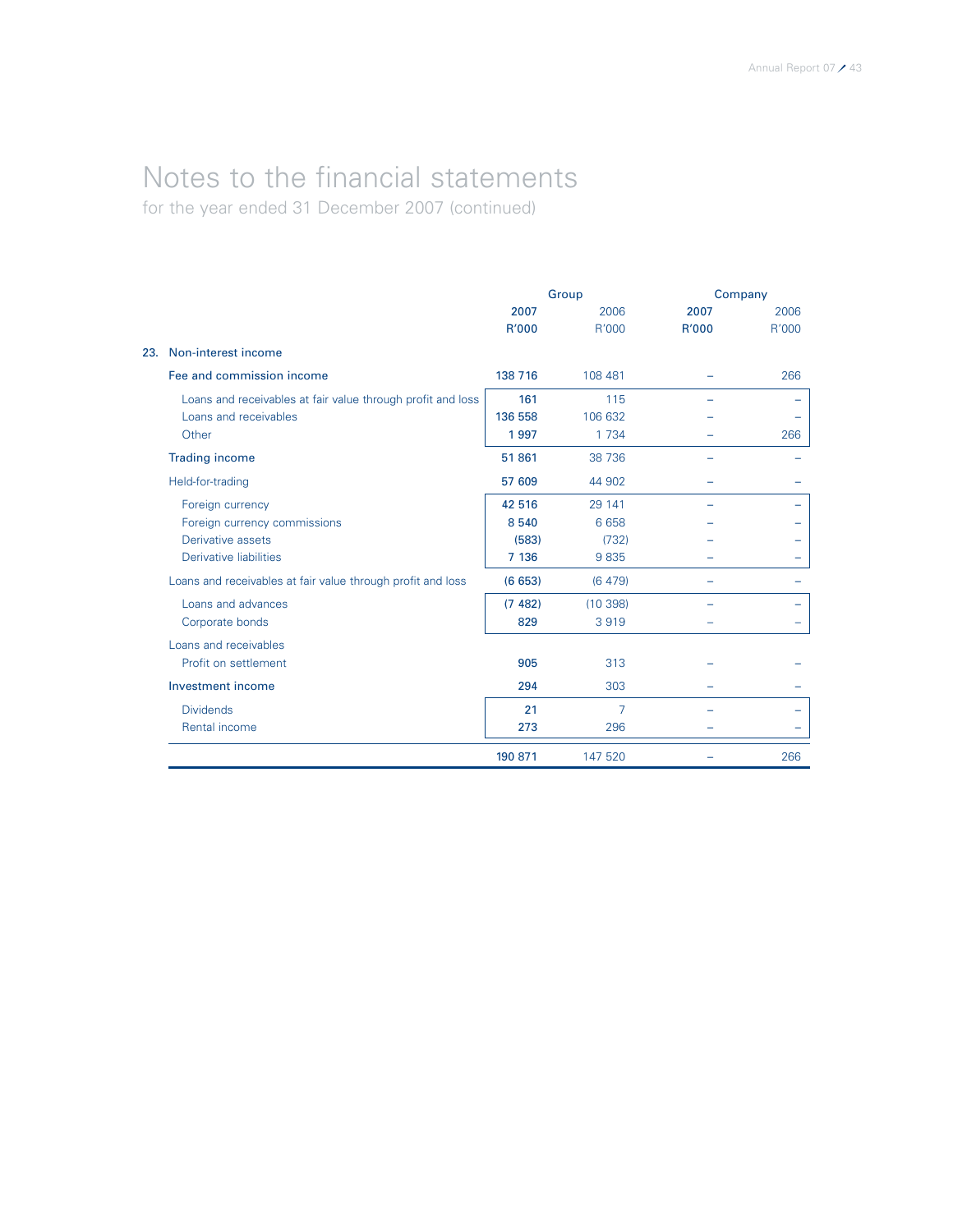# Notes to the financial statements

for the year ended 31 December 2007 (continued)

| | Group | | Company | |
|---|---|---|---|---|
| | **2007** | 2006 | **2007** | 2006 |
| | **R'000** | R'000 | **R'000** | R'000 |
| **23. Non-interest income** | | | | |
| Fee and commission income | **138 716** | 108 481 | – | 266 |
| Loans and receivables at fair value through profit and loss | **161** | 115 | – | – |
| Loans and receivables | **136 558** | 106 632 | – | – |
| Other | **1 997** | 1 734 | – | 266 |
| Trading income | **51 861** | 38 736 | – | – |
| Held-for-trading | **57 609** | 44 902 | – | – |
| Foreign currency | **42 516** | 29 141 | – | – |
| Foreign currency commissions | **8 540** | 6 658 | – | – |
| Derivative assets | **(583)** | (732) | – | – |
| Derivative liabilities | **7 136** | 9 835 | – | – |
| Loans and receivables at fair value through profit and loss | **(6 653)** | (6 479) | – | – |
| Loans and advances | **(7 482)** | (10 398) | – | – |
| Corporate bonds | **829** | 3 919 | – | – |
| Loans and receivables | | | | |
| Profit on settlement | **905** | 313 | – | – |
| Investment income | **294** | 303 | – | – |
| Dividends | **21** | 7 | – | – |
| Rental income | **273** | 296 | – | – |
| | **190 871** | 147 520 | – | 266 |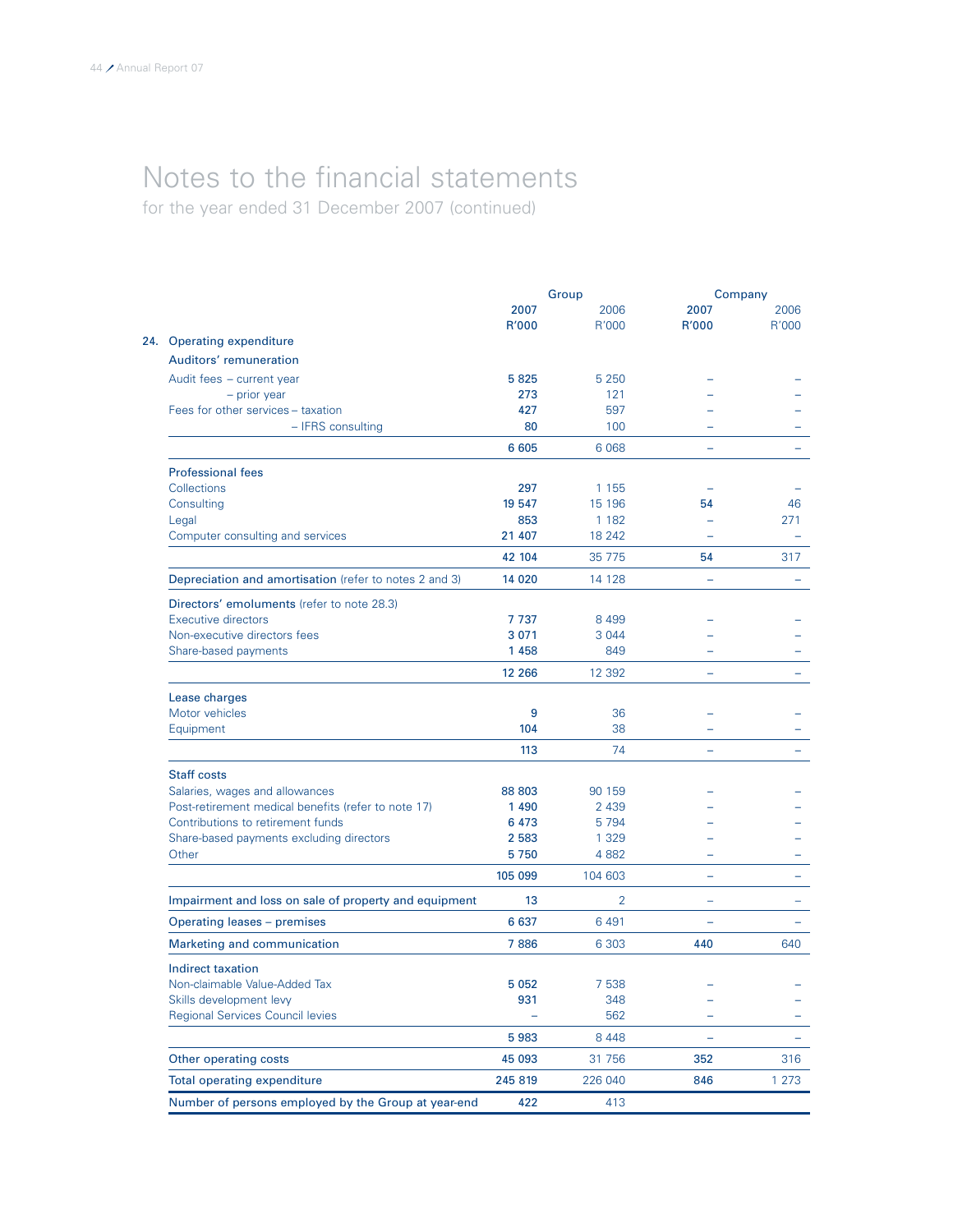# Notes to the financial statements

for the year ended 31 December 2007 (continued)

| | Group | | Company | |
|---|---|---|---|---|
| | 2007 R'000 | 2006 R'000 | 2007 R'000 | 2006 R'000 |
| **24. Operating expenditure** | | | | |
| **Auditors' remuneration** | | | | |
| Audit fees – current year | 5 825 | 5 250 | – | – |
| – prior year | 273 | 121 | – | – |
| Fees for other services – taxation | 427 | 597 | – | – |
| – IFRS consulting | 80 | 100 | – | – |
| | 6 605 | 6 068 | – | – |
| **Professional fees** | | | | |
| Collections | 297 | 1 155 | – | – |
| Consulting | 19 547 | 15 196 | 54 | 46 |
| Legal | 853 | 1 182 | – | 271 |
| Computer consulting and services | 21 407 | 18 242 | – | – |
| | 42 104 | 35 775 | 54 | 317 |
| **Depreciation and amortisation** (refer to notes 2 and 3) | 14 020 | 14 128 | – | – |
| **Directors' emoluments** (refer to note 28.3) | | | | |
| Executive directors | 7 737 | 8 499 | – | – |
| Non-executive directors fees | 3 071 | 3 044 | – | – |
| Share-based payments | 1 458 | 849 | – | – |
| | 12 266 | 12 392 | – | – |
| **Lease charges** | | | | |
| Motor vehicles | 9 | 36 | – | – |
| Equipment | 104 | 38 | – | – |
| | 113 | 74 | – | – |
| **Staff costs** | | | | |
| Salaries, wages and allowances | 88 803 | 90 159 | – | – |
| Post-retirement medical benefits (refer to note 17) | 1 490 | 2 439 | – | – |
| Contributions to retirement funds | 6 473 | 5 794 | – | – |
| Share-based payments excluding directors | 2 583 | 1 329 | – | – |
| Other | 5 750 | 4 882 | – | – |
| | 105 099 | 104 603 | – | – |
| **Impairment and loss on sale of property and equipment** | 13 | 2 | – | – |
| **Operating leases – premises** | 6 637 | 6 491 | – | – |
| **Marketing and communication** | 7 886 | 6 303 | 440 | 640 |
| **Indirect taxation** | | | | |
| Non-claimable Value-Added Tax | 5 052 | 7 538 | – | – |
| Skills development levy | 931 | 348 | – | – |
| Regional Services Council levies | – | 562 | – | – |
| | 5 983 | 8 448 | – | – |
| **Other operating costs** | 45 093 | 31 756 | 352 | 316 |
| **Total operating expenditure** | 245 819 | 226 040 | 846 | 1 273 |
| **Number of persons employed by the Group at year-end** | 422 | 413 | | |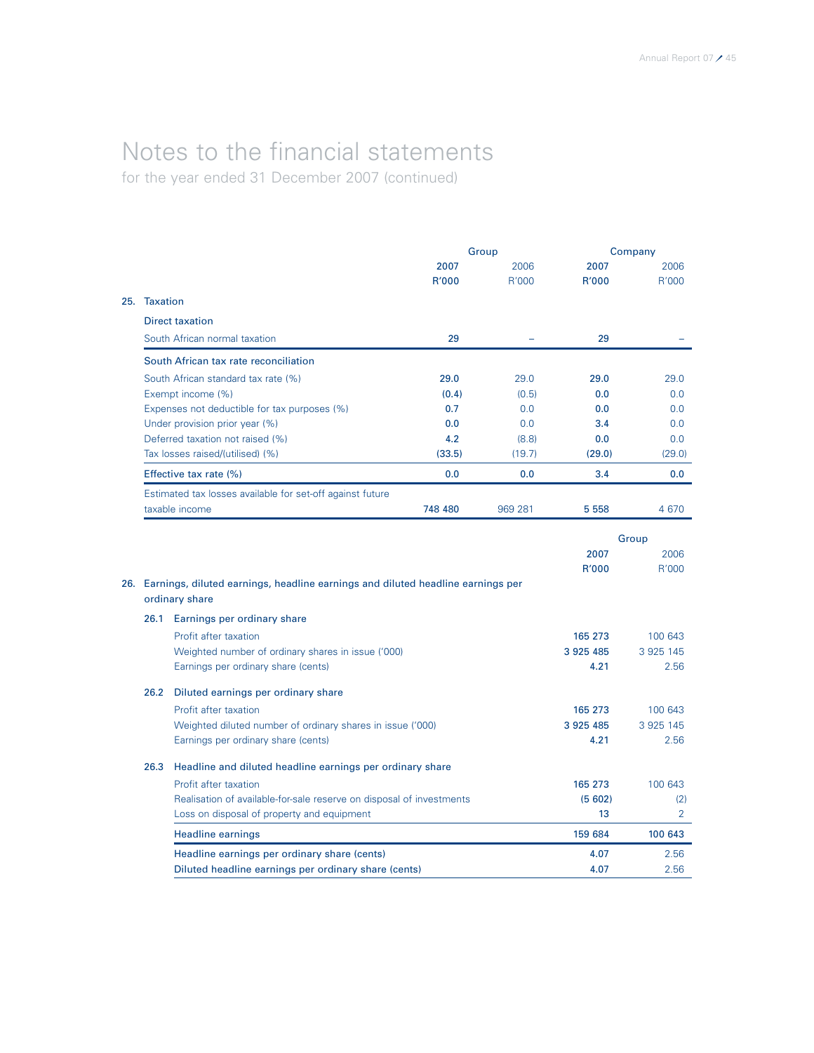# Notes to the financial statements

for the year ended 31 December 2007 (continued)

| | Group | | Company | |
|---|---|---|---|---|
| | **2007** | 2006 | **2007** | 2006 |
| | **R'000** | R'000 | **R'000** | R'000 |
| **25. Taxation** | | | | |
| **Direct taxation** | | | | |
| South African normal taxation | **29** | – | **29** | – |
| **South African tax rate reconciliation** | | | | |
| South African standard tax rate (%) | **29.0** | 29.0 | **29.0** | 29.0 |
| Exempt income (%) | **(0.4)** | (0.5) | **0.0** | 0.0 |
| Expenses not deductible for tax purposes (%) | **0.7** | 0.0 | **0.0** | 0.0 |
| Under provision prior year (%) | **0.0** | 0.0 | **3.4** | 0.0 |
| Deferred taxation not raised (%) | **4.2** | (8.8) | **0.0** | 0.0 |
| Tax losses raised/(utilised) (%) | **(33.5)** | (19.7) | **(29.0)** | (29.0) |
| **Effective tax rate (%)** | **0.0** | **0.0** | **3.4** | **0.0** |
| Estimated tax losses available for set-off against future taxable income | **748 480** | 969 281 | **5 558** | 4 670 |

| | Group | |
|---|---|---|
| | **2007** | 2006 |
| | **R'000** | R'000 |
| **26. Earnings, diluted earnings, headline earnings and diluted headline earnings per ordinary share** | | |
| **26.1 Earnings per ordinary share** | | |
| Profit after taxation | **165 273** | 100 643 |
| Weighted number of ordinary shares in issue ('000) | **3 925 485** | 3 925 145 |
| Earnings per ordinary share (cents) | **4.21** | 2.56 |
| **26.2 Diluted earnings per ordinary share** | | |
| Profit after taxation | **165 273** | 100 643 |
| Weighted diluted number of ordinary shares in issue ('000) | **3 925 485** | 3 925 145 |
| Earnings per ordinary share (cents) | **4.21** | 2.56 |
| **26.3 Headline and diluted headline earnings per ordinary share** | | |
| Profit after taxation | **165 273** | 100 643 |
| Realisation of available-for-sale reserve on disposal of investments | **(5 602)** | (2) |
| Loss on disposal of property and equipment | **13** | 2 |
| **Headline earnings** | **159 684** | **100 643** |
| **Headline earnings per ordinary share (cents)** | **4.07** | 2.56 |
| **Diluted headline earnings per ordinary share (cents)** | **4.07** | 2.56 |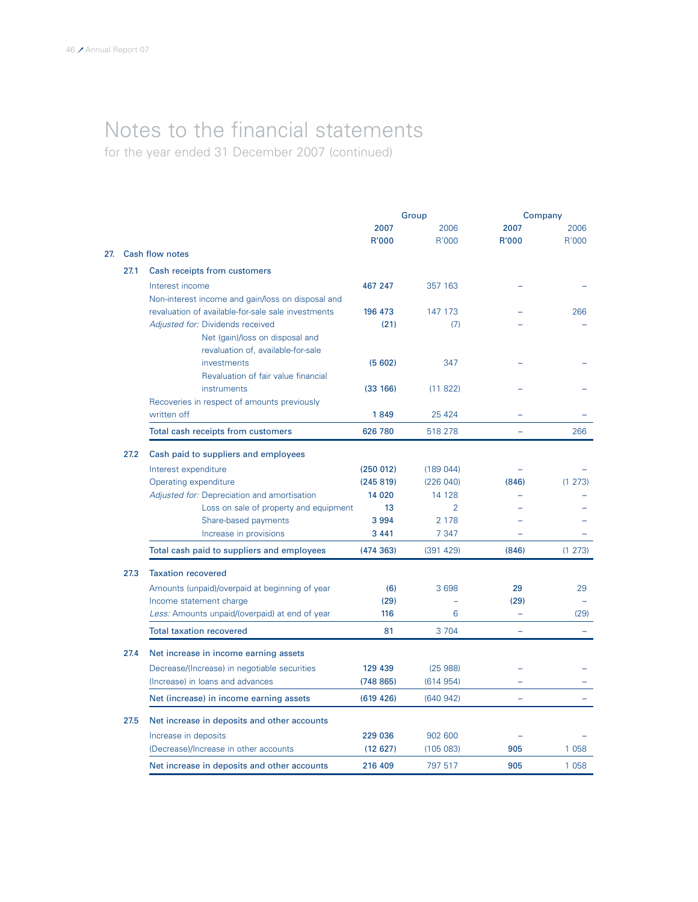# Notes to the financial statements

for the year ended 31 December 2007 (continued)

| | | Group | | Company | |
|---|---|---|---|---|---|
| | | **2007** | 2006 | **2007** | 2006 |
| | | **R'000** | R'000 | **R'000** | R'000 |
| **27.** | **Cash flow notes** | | | | |
| **27.1** | **Cash receipts from customers** | | | | |
| | Interest income | **467 247** | 357 163 | **–** | – |
| | Non-interest income and gain/loss on disposal and revaluation of available-for-sale sale investments | **196 473** | 147 173 | **–** | 266 |
| | *Adjusted for:* Dividends received | **(21)** | (7) | **–** | – |
| | Net (gain)/loss on disposal and revaluation of, available-for-sale investments | **(5 602)** | 347 | **–** | – |
| | Revaluation of fair value financial instruments | **(33 166)** | (11 822) | **–** | – |
| | Recoveries in respect of amounts previously written off | **1 849** | 25 424 | **–** | – |
| | Total cash receipts from customers | **626 780** | 518 278 | **–** | 266 |
| **27.2** | **Cash paid to suppliers and employees** | | | | |
| | Interest expenditure | **(250 012)** | (189 044) | **–** | – |
| | Operating expenditure | **(245 819)** | (226 040) | **(846)** | (1 273) |
| | *Adjusted for:* Depreciation and amortisation | **14 020** | 14 128 | **–** | – |
| | Loss on sale of property and equipment | **13** | 2 | **–** | – |
| | Share-based payments | **3 994** | 2 178 | **–** | – |
| | Increase in provisions | **3 441** | 7 347 | **–** | – |
| | Total cash paid to suppliers and employees | **(474 363)** | (391 429) | **(846)** | (1 273) |
| **27.3** | **Taxation recovered** | | | | |
| | Amounts (unpaid)/overpaid at beginning of year | **(6)** | 3 698 | **29** | 29 |
| | Income statement charge | **(29)** | – | **(29)** | – |
| | *Less:* Amounts unpaid/(overpaid) at end of year | **116** | 6 | **–** | (29) |
| | Total taxation recovered | **81** | 3 704 | **–** | – |
| **27.4** | **Net increase in income earning assets** | | | | |
| | Decrease/(Increase) in negotiable securities | **129 439** | (25 988) | **–** | – |
| | (Increase) in loans and advances | **(748 865)** | (614 954) | **–** | – |
| | Net (increase) in income earning assets | **(619 426)** | (640 942) | **–** | – |
| **27.5** | **Net increase in deposits and other accounts** | | | | |
| | Increase in deposits | **229 036** | 902 600 | **–** | – |
| | (Decrease)/Increase in other accounts | **(12 627)** | (105 083) | **905** | 1 058 |
| | Net increase in deposits and other accounts | **216 409** | 797 517 | **905** | 1 058 |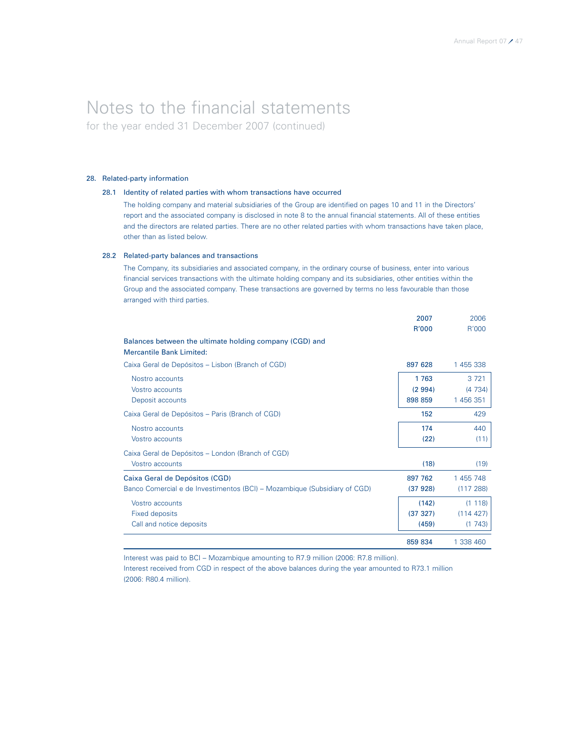# Notes to the financial statements

for the year ended 31 December 2007 (continued)

## 28. Related-party information

### 28.1 Identity of related parties with whom transactions have occurred

The holding company and material subsidiaries of the Group are identified on pages 10 and 11 in the Directors' report and the associated company is disclosed in note 8 to the annual financial statements. All of these entities and the directors are related parties. There are no other related parties with whom transactions have taken place, other than as listed below.

### 28.2 Related-party balances and transactions

The Company, its subsidiaries and associated company, in the ordinary course of business, enter into various financial services transactions with the ultimate holding company and its subsidiaries, other entities within the Group and the associated company. These transactions are governed by terms no less favourable than those arranged with third parties.

| | 2007 R'000 | 2006 R'000 |
|---|---|---|
| **Balances between the ultimate holding company (CGD) and Mercantile Bank Limited:** | | |
| Caixa Geral de Depósitos – Lisbon (Branch of CGD) | 897 628 | 1 455 338 |
| Nostro accounts | 1 763 | 3 721 |
| Vostro accounts | (2 994) | (4 734) |
| Deposit accounts | 898 859 | 1 456 351 |
| Caixa Geral de Depósitos – Paris (Branch of CGD) | 152 | 429 |
| Nostro accounts | 174 | 440 |
| Vostro accounts | (22) | (11) |
| Caixa Geral de Depósitos – London (Branch of CGD) | | |
| Vostro accounts | (18) | (19) |
| Caixa Geral de Depósitos (CGD) | 897 762 | 1 455 748 |
| Banco Comercial e de Investimentos (BCI) – Mozambique (Subsidiary of CGD) | (37 928) | (117 288) |
| Vostro accounts | (142) | (1 118) |
| Fixed deposits | (37 327) | (114 427) |
| Call and notice deposits | (459) | (1 743) |
| | 859 834 | 1 338 460 |

Interest was paid to BCI – Mozambique amounting to R7.9 million (2006: R7.8 million).
Interest received from CGD in respect of the above balances during the year amounted to R73.1 million (2006: R80.4 million).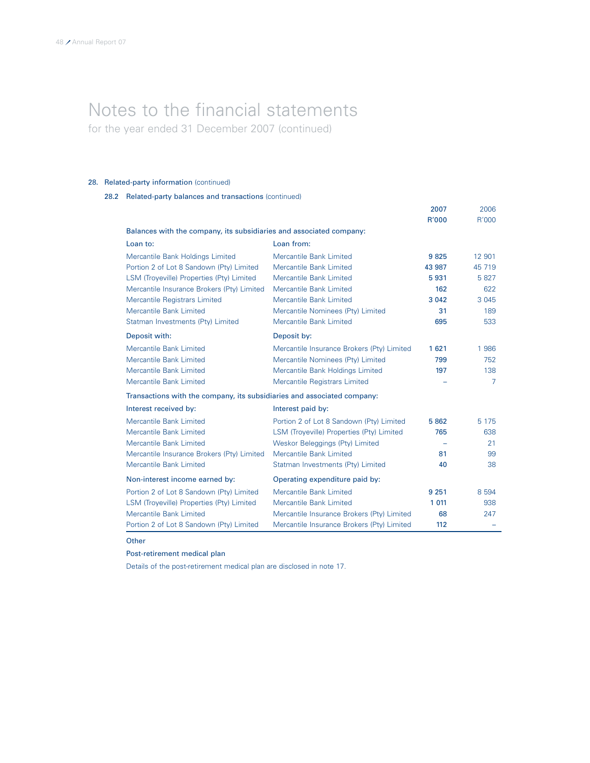# Notes to the financial statements

for the year ended 31 December 2007 (continued)

## 28. Related-party information (continued)

### 28.2 Related-party balances and transactions (continued)

| | | 2007 R'000 | 2006 R'000 |
|---|---|---|---|
| **Balances with the company, its subsidiaries and associated company:** | | | |
| Loan to: | Loan from: | | |
| Mercantile Bank Holdings Limited | Mercantile Bank Limited | **9 825** | 12 901 |
| Portion 2 of Lot 8 Sandown (Pty) Limited | Mercantile Bank Limited | **43 987** | 45 719 |
| LSM (Troyeville) Properties (Pty) Limited | Mercantile Bank Limited | **5 931** | 5 827 |
| Mercantile Insurance Brokers (Pty) Limited | Mercantile Bank Limited | **162** | 622 |
| Mercantile Registrars Limited | Mercantile Bank Limited | **3 042** | 3 045 |
| Mercantile Bank Limited | Mercantile Nominees (Pty) Limited | **31** | 189 |
| Statman Investments (Pty) Limited | Mercantile Bank Limited | **695** | 533 |
| Deposit with: | Deposit by: | | |
| Mercantile Bank Limited | Mercantile Insurance Brokers (Pty) Limited | **1 621** | 1 986 |
| Mercantile Bank Limited | Mercantile Nominees (Pty) Limited | **799** | 752 |
| Mercantile Bank Limited | Mercantile Bank Holdings Limited | **197** | 138 |
| Mercantile Bank Limited | Mercantile Registrars Limited | **–** | 7 |
| **Transactions with the company, its subsidiaries and associated company:** | | | |
| Interest received by: | Interest paid by: | | |
| Mercantile Bank Limited | Portion 2 of Lot 8 Sandown (Pty) Limited | **5 862** | 5 175 |
| Mercantile Bank Limited | LSM (Troyeville) Properties (Pty) Limited | **765** | 638 |
| Mercantile Bank Limited | Weskor Beleggings (Pty) Limited | **–** | 21 |
| Mercantile Insurance Brokers (Pty) Limited | Mercantile Bank Limited | **81** | 99 |
| Mercantile Bank Limited | Statman Investments (Pty) Limited | **40** | 38 |
| Non-interest income earned by: | Operating expenditure paid by: | | |
| Portion 2 of Lot 8 Sandown (Pty) Limited | Mercantile Bank Limited | **9 251** | 8 594 |
| LSM (Troyeville) Properties (Pty) Limited | Mercantile Bank Limited | **1 011** | 938 |
| Mercantile Bank Limited | Mercantile Insurance Brokers (Pty) Limited | **68** | 247 |
| Portion 2 of Lot 8 Sandown (Pty) Limited | Mercantile Insurance Brokers (Pty) Limited | **112** | – |

Other

Post-retirement medical plan

Details of the post-retirement medical plan are disclosed in note 17.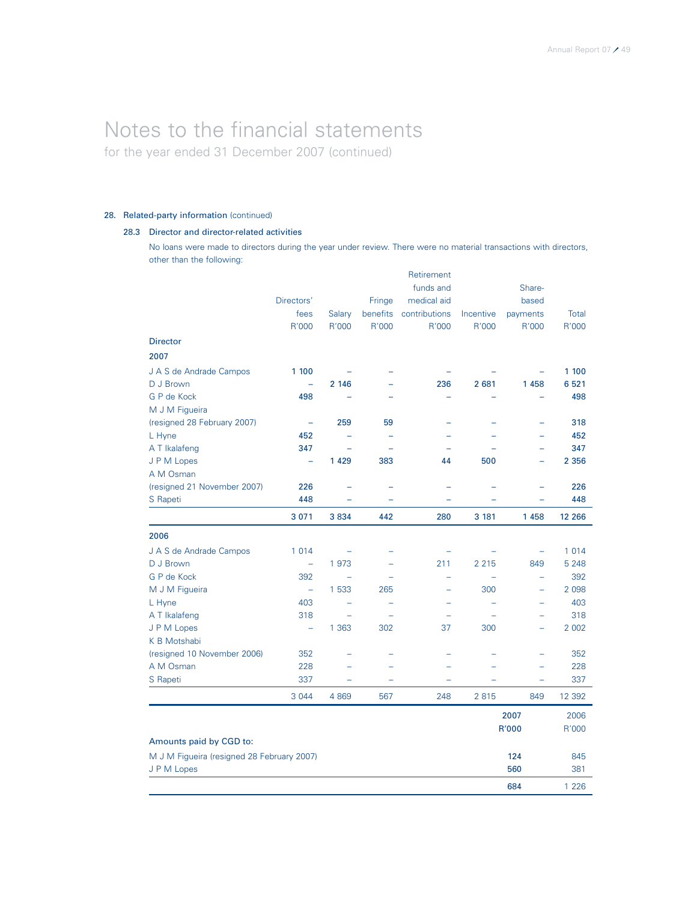# Notes to the financial statements

for the year ended 31 December 2007 (continued)

## 28. Related-party information (continued)

### 28.3 Director and director-related activities

No loans were made to directors during the year under review. There were no material transactions with directors, other than the following:

| | Directors' fees R'000 | Salary R'000 | Fringe benefits R'000 | Retirement funds and medical aid contributions R'000 | Incentive R'000 | Share-based payments R'000 | Total R'000 |
|---|---|---|---|---|---|---|---|
| **Director** | | | | | | | |
| **2007** | | | | | | | |
| J A S de Andrade Campos | **1 100** | – | – | – | – | – | **1 100** |
| D J Brown | – | **2 146** | – | **236** | **2 681** | **1 458** | **6 521** |
| G P de Kock | **498** | – | – | – | – | – | **498** |
| M J M Figueira (resigned 28 February 2007) | – | **259** | **59** | – | – | – | **318** |
| L Hyne | **452** | – | – | – | – | – | **452** |
| A T Ikalafeng | **347** | – | – | – | – | – | **347** |
| J P M Lopes | – | **1 429** | **383** | **44** | **500** | – | **2 356** |
| A M Osman (resigned 21 November 2007) | **226** | – | – | – | – | – | **226** |
| S Rapeti | **448** | – | – | – | – | – | **448** |
| | **3 071** | **3 834** | **442** | **280** | **3 181** | **1 458** | **12 266** |
| **2006** | | | | | | | |
| J A S de Andrade Campos | 1 014 | – | – | – | – | – | 1 014 |
| D J Brown | – | 1 973 | – | 211 | 2 215 | 849 | 5 248 |
| G P de Kock | 392 | – | – | – | – | – | 392 |
| M J M Figueira | – | 1 533 | 265 | – | 300 | – | 2 098 |
| L Hyne | 403 | – | – | – | – | – | 403 |
| A T Ikalafeng | 318 | – | – | – | – | – | 318 |
| J P M Lopes | – | 1 363 | 302 | 37 | 300 | – | 2 002 |
| K B Motshabi (resigned 10 November 2006) | 352 | – | – | – | – | – | 352 |
| A M Osman | 228 | – | – | – | – | – | 228 |
| S Rapeti | 337 | – | – | – | – | – | 337 |
| | 3 044 | 4 869 | 567 | 248 | 2 815 | 849 | 12 392 |

| | 2007 R'000 | 2006 R'000 |
|---|---|---|
| **Amounts paid by CGD to:** | | |
| M J M Figueira (resigned 28 February 2007) | **124** | 845 |
| J P M Lopes | **560** | 381 |
| | **684** | 1 226 |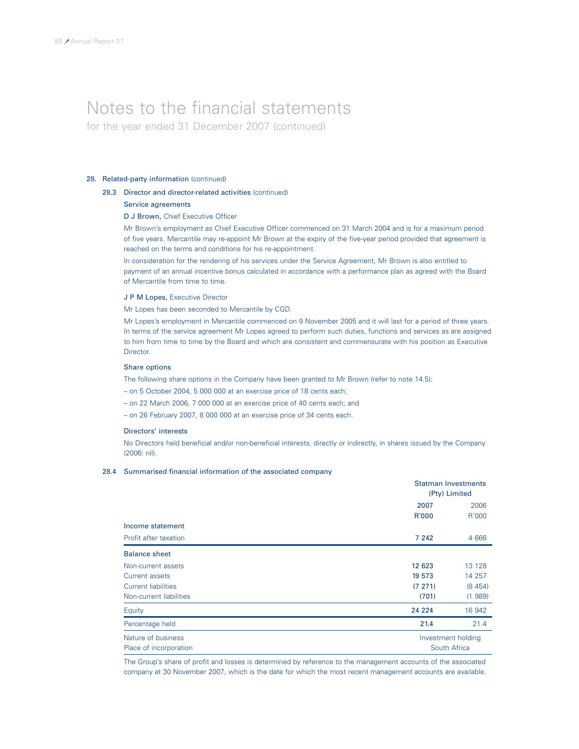# Notes to the financial statements

for the year ended 31 December 2007 (continued)

## 28. Related-party information (continued)

### 28.3 Director and director-related activities (continued)

**Service agreements**

**D J Brown,** Chief Executive Officer

Mr Brown's employment as Chief Executive Officer commenced on 31 March 2004 and is for a maximum period of five years. Mercantile may re-appoint Mr Brown at the expiry of the five-year period provided that agreement is reached on the terms and conditions for his re-appointment.

In consideration for the rendering of his services under the Service Agreement, Mr Brown is also entitled to payment of an annual incentive bonus calculated in accordance with a performance plan as agreed with the Board of Mercantile from time to time.

**J P M Lopes,** Executive Director

Mr Lopes has been seconded to Mercantile by CGD.

Mr Lopes's employment in Mercantile commenced on 9 November 2005 and it will last for a period of three years. In terms of the service agreement Mr Lopes agreed to perform such duties, functions and services as are assigned to him from time to time by the Board and which are consistent and commensurate with his position as Executive Director.

**Share options**

The following share options in the Company have been granted to Mr Brown (refer to note 14.5):

– on 5 October 2004, 5 000 000 at an exercise price of 18 cents each;

– on 22 March 2006, 7 000 000 at an exercise price of 40 cents each; and

– on 26 February 2007, 8 000 000 at an exercise price of 34 cents each.

**Directors' interests**

No Directors held beneficial and/or non-beneficial interests, directly or indirectly, in shares issued by the Company (2006: nil).

### 28.4 Summarised financial information of the associated company

| | Statman Investments (Pty) Limited | |
|---|---|---|
| | **2007** | 2006 |
| | **R'000** | R'000 |
| **Income statement** | | |
| Profit after taxation | **7 242** | 4 666 |
| **Balance sheet** | | |
| Non-current assets | **12 623** | 13 128 |
| Current assets | **19 573** | 14 257 |
| Current liabilities | **(7 271)** | (8 454) |
| Non-current liabilities | **(701)** | (1 989) |
| Equity | **24 224** | 16 942 |
| Percentage held | **21.4** | 21.4 |
| Nature of business | Investment holding | |
| Place of incorporation | South Africa | |

The Group's share of profit and losses is determined by reference to the management accounts of the associated company at 30 November 2007, which is the date for which the most recent management accounts are available.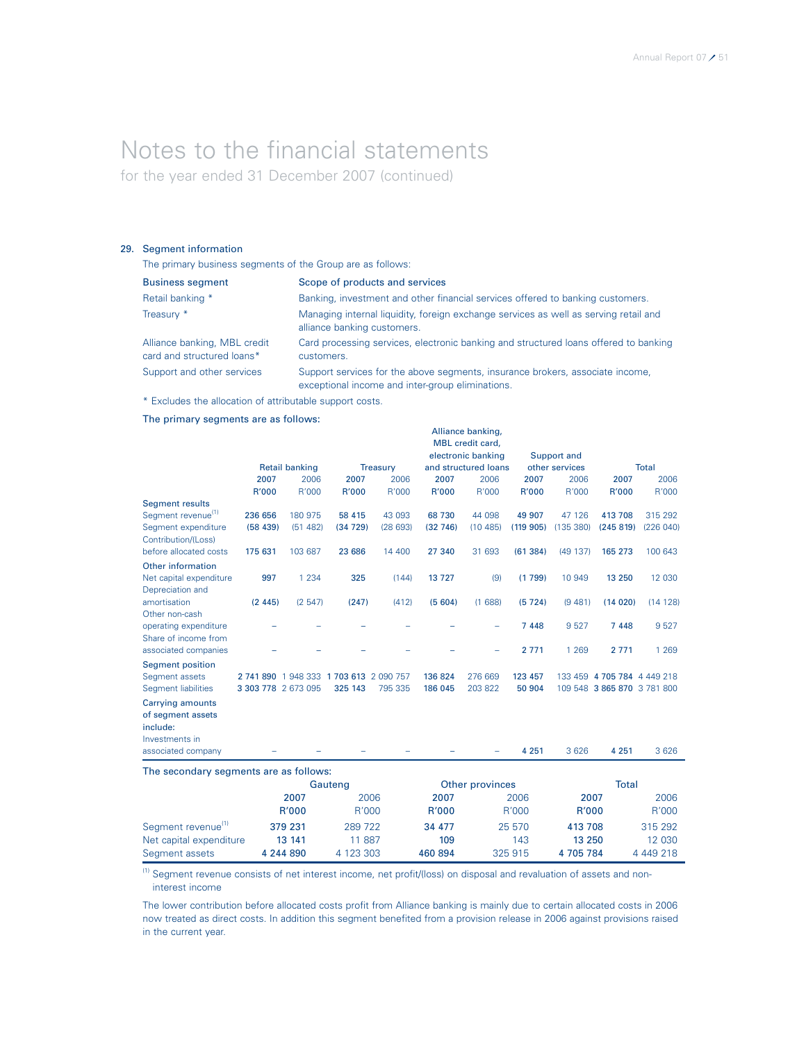# Notes to the financial statements

for the year ended 31 December 2007 (continued)

## 29. Segment information

The primary business segments of the Group are as follows:

| Business segment | Scope of products and services |
|---|---|
| Retail banking * | Banking, investment and other financial services offered to banking customers. |
| Treasury * | Managing internal liquidity, foreign exchange services as well as serving retail and alliance banking customers. |
| Alliance banking, MBL credit card and structured loans* | Card processing services, electronic banking and structured loans offered to banking customers. |
| Support and other services | Support services for the above segments, insurance brokers, associate income, exceptional income and inter-group eliminations. |

* Excludes the allocation of attributable support costs.

The primary segments are as follows:

| | Retail banking | | Treasury | | Alliance banking, MBL credit card, electronic banking and structured loans | | Support and other services | | Total | |
|---|---|---|---|---|---|---|---|---|---|---|
| | **2007** | 2006 | **2007** | 2006 | **2007** | 2006 | **2007** | 2006 | **2007** | 2006 |
| | **R'000** | R'000 | **R'000** | R'000 | **R'000** | R'000 | **R'000** | R'000 | **R'000** | R'000 |
| **Segment results** | | | | | | | | | | |
| Segment revenue[1] | **236 656** | 180 975 | **58 415** | 43 093 | **68 730** | 44 098 | **49 907** | 47 126 | **413 708** | 315 292 |
| Segment expenditure | **(58 439)** | (51 482) | **(34 729)** | (28 693) | **(32 746)** | (10 485) | **(119 905)** | (135 380) | **(245 819)** | (226 040) |
| Contribution/(Loss) before allocated costs | **175 631** | 103 687 | **23 686** | 14 400 | **27 340** | 31 693 | **(61 384)** | (49 137) | **165 273** | 100 643 |
| **Other information** | | | | | | | | | | |
| Net capital expenditure | **997** | 1 234 | **325** | (144) | **13 727** | (9) | **(1 799)** | 10 949 | **13 250** | 12 030 |
| Depreciation and amortisation | **(2 445)** | (2 547) | **(247)** | (412) | **(5 604)** | (1 688) | **(5 724)** | (9 481) | **(14 020)** | (14 128) |
| Other non-cash operating expenditure | – | – | – | – | – | – | **7 448** | 9 527 | **7 448** | 9 527 |
| Share of income from associated companies | – | – | – | – | – | – | **2 771** | 1 269 | **2 771** | 1 269 |
| **Segment position** | | | | | | | | | | |
| Segment assets | **2 741 890** | 1 948 333 | **1 703 613** | 2 090 757 | **136 824** | 276 669 | **123 457** | 133 459 | **4 705 784** | 4 449 218 |
| Segment liabilities | **3 303 778** | 2 673 095 | **325 143** | 795 335 | **186 045** | 203 822 | **50 904** | 109 548 | **3 865 870** | 3 781 800 |
| **Carrying amounts of segment assets include:** | | | | | | | | | | |
| Investments in associated company | – | – | – | – | – | – | **4 251** | 3 626 | **4 251** | 3 626 |

The secondary segments are as follows:

| | Gauteng | | Other provinces | | Total | |
|---|---|---|---|---|---|---|
| | **2007** | 2006 | **2007** | 2006 | **2007** | 2006 |
| | **R'000** | R'000 | **R'000** | R'000 | **R'000** | R'000 |
| Segment revenue[1] | **379 231** | 289 722 | **34 477** | 25 570 | **413 708** | 315 292 |
| Net capital expenditure | **13 141** | 11 887 | **109** | 143 | **13 250** | 12 030 |
| Segment assets | **4 244 890** | 4 123 303 | **460 894** | 325 915 | **4 705 784** | 4 449 218 |

[1] Segment revenue consists of net interest income, net profit/(loss) on disposal and revaluation of assets and non-interest income

The lower contribution before allocated costs profit from Alliance banking is mainly due to certain allocated costs in 2006 now treated as direct costs. In addition this segment benefited from a provision release in 2006 against provisions raised in the current year.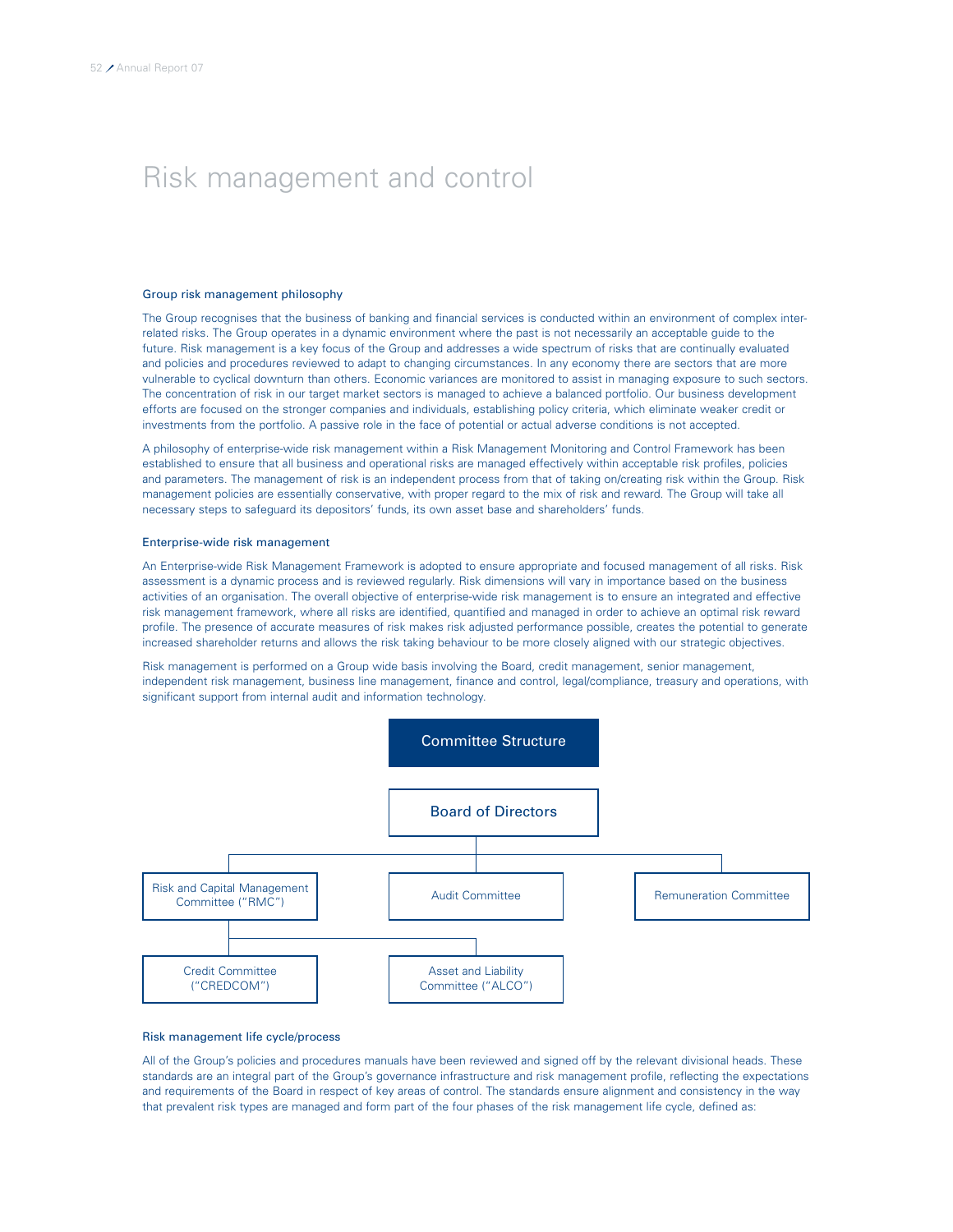# Risk management and control

### Group risk management philosophy

The Group recognises that the business of banking and financial services is conducted within an environment of complex inter-related risks. The Group operates in a dynamic environment where the past is not necessarily an acceptable guide to the future. Risk management is a key focus of the Group and addresses a wide spectrum of risks that are continually evaluated and policies and procedures reviewed to adapt to changing circumstances. In any economy there are sectors that are more vulnerable to cyclical downturn than others. Economic variances are monitored to assist in managing exposure to such sectors. The concentration of risk in our target market sectors is managed to achieve a balanced portfolio. Our business development efforts are focused on the stronger companies and individuals, establishing policy criteria, which eliminate weaker credit or investments from the portfolio. A passive role in the face of potential or actual adverse conditions is not accepted.

A philosophy of enterprise-wide risk management within a Risk Management Monitoring and Control Framework has been established to ensure that all business and operational risks are managed effectively within acceptable risk profiles, policies and parameters. The management of risk is an independent process from that of taking on/creating risk within the Group. Risk management policies are essentially conservative, with proper regard to the mix of risk and reward. The Group will take all necessary steps to safeguard its depositors' funds, its own asset base and shareholders' funds.

### Enterprise-wide risk management

An Enterprise-wide Risk Management Framework is adopted to ensure appropriate and focused management of all risks. Risk assessment is a dynamic process and is reviewed regularly. Risk dimensions will vary in importance based on the business activities of an organisation. The overall objective of enterprise-wide risk management is to ensure an integrated and effective risk management framework, where all risks are identified, quantified and managed in order to achieve an optimal risk reward profile. The presence of accurate measures of risk makes risk adjusted performance possible, creates the potential to generate increased shareholder returns and allows the risk taking behaviour to be more closely aligned with our strategic objectives.

Risk management is performed on a Group wide basis involving the Board, credit management, senior management, independent risk management, business line management, finance and control, legal/compliance, treasury and operations, with significant support from internal audit and information technology.

**Committee Structure**

- Board of Directors
  - Risk and Capital Management Committee ("RMC")
    - Credit Committee ("CREDCOM")
    - Asset and Liability Committee ("ALCO")
  - Audit Committee
  - Remuneration Committee

### Risk management life cycle/process

All of the Group's policies and procedures manuals have been reviewed and signed off by the relevant divisional heads. These standards are an integral part of the Group's governance infrastructure and risk management profile, reflecting the expectations and requirements of the Board in respect of key areas of control. The standards ensure alignment and consistency in the way that prevalent risk types are managed and form part of the four phases of the risk management life cycle, defined as: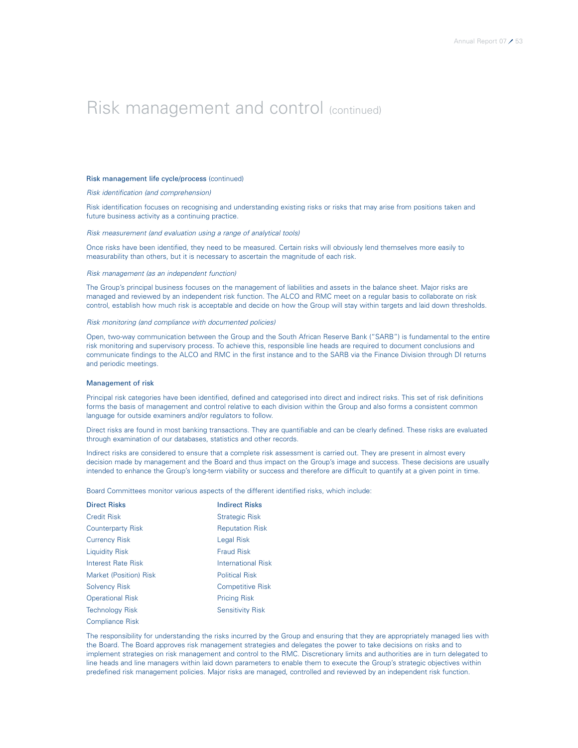# Risk management and control (continued)

### Risk management life cycle/process (continued)

*Risk identification (and comprehension)*

Risk identification focuses on recognising and understanding existing risks or risks that may arise from positions taken and future business activity as a continuing practice.

*Risk measurement (and evaluation using a range of analytical tools)*

Once risks have been identified, they need to be measured. Certain risks will obviously lend themselves more easily to measurability than others, but it is necessary to ascertain the magnitude of each risk.

*Risk management (as an independent function)*

The Group's principal business focuses on the management of liabilities and assets in the balance sheet. Major risks are managed and reviewed by an independent risk function. The ALCO and RMC meet on a regular basis to collaborate on risk control, establish how much risk is acceptable and decide on how the Group will stay within targets and laid down thresholds.

*Risk monitoring (and compliance with documented policies)*

Open, two-way communication between the Group and the South African Reserve Bank ("SARB") is fundamental to the entire risk monitoring and supervisory process. To achieve this, responsible line heads are required to document conclusions and communicate findings to the ALCO and RMC in the first instance and to the SARB via the Finance Division through DI returns and periodic meetings.

### Management of risk

Principal risk categories have been identified, defined and categorised into direct and indirect risks. This set of risk definitions forms the basis of management and control relative to each division within the Group and also forms a consistent common language for outside examiners and/or regulators to follow.

Direct risks are found in most banking transactions. They are quantifiable and can be clearly defined. These risks are evaluated through examination of our databases, statistics and other records.

Indirect risks are considered to ensure that a complete risk assessment is carried out. They are present in almost every decision made by management and the Board and thus impact on the Group's image and success. These decisions are usually intended to enhance the Group's long-term viability or success and therefore are difficult to quantify at a given point in time.

Board Committees monitor various aspects of the different identified risks, which include:

| Direct Risks | Indirect Risks |
|---|---|
| Credit Risk | Strategic Risk |
| Counterparty Risk | Reputation Risk |
| Currency Risk | Legal Risk |
| Liquidity Risk | Fraud Risk |
| Interest Rate Risk | International Risk |
| Market (Position) Risk | Political Risk |
| Solvency Risk | Competitive Risk |
| Operational Risk | Pricing Risk |
| Technology Risk | Sensitivity Risk |
| Compliance Risk | |

The responsibility for understanding the risks incurred by the Group and ensuring that they are appropriately managed lies with the Board. The Board approves risk management strategies and delegates the power to take decisions on risks and to implement strategies on risk management and control to the RMC. Discretionary limits and authorities are in turn delegated to line heads and line managers within laid down parameters to enable them to execute the Group's strategic objectives within predefined risk management policies. Major risks are managed, controlled and reviewed by an independent risk function.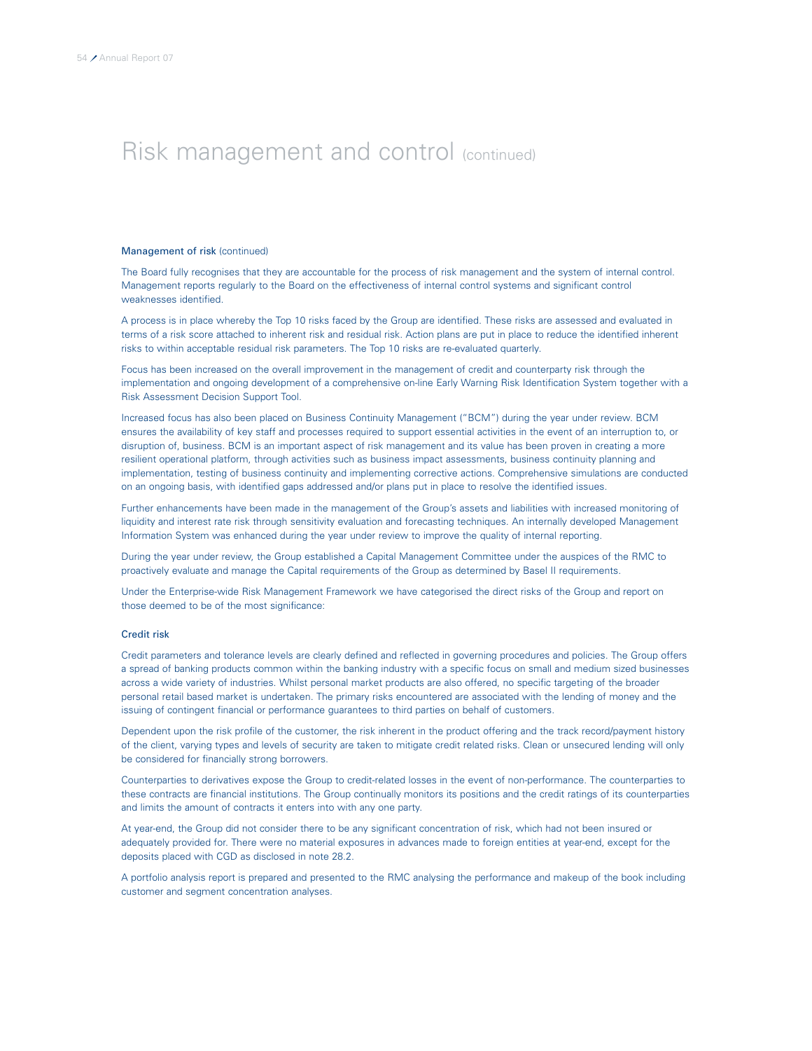# Risk management and control (continued)

### Management of risk (continued)

The Board fully recognises that they are accountable for the process of risk management and the system of internal control. Management reports regularly to the Board on the effectiveness of internal control systems and significant control weaknesses identified.

A process is in place whereby the Top 10 risks faced by the Group are identified. These risks are assessed and evaluated in terms of a risk score attached to inherent risk and residual risk. Action plans are put in place to reduce the identified inherent risks to within acceptable residual risk parameters. The Top 10 risks are re-evaluated quarterly.

Focus has been increased on the overall improvement in the management of credit and counterparty risk through the implementation and ongoing development of a comprehensive on-line Early Warning Risk Identification System together with a Risk Assessment Decision Support Tool.

Increased focus has also been placed on Business Continuity Management ("BCM") during the year under review. BCM ensures the availability of key staff and processes required to support essential activities in the event of an interruption to, or disruption of, business. BCM is an important aspect of risk management and its value has been proven in creating a more resilient operational platform, through activities such as business impact assessments, business continuity planning and implementation, testing of business continuity and implementing corrective actions. Comprehensive simulations are conducted on an ongoing basis, with identified gaps addressed and/or plans put in place to resolve the identified issues.

Further enhancements have been made in the management of the Group's assets and liabilities with increased monitoring of liquidity and interest rate risk through sensitivity evaluation and forecasting techniques. An internally developed Management Information System was enhanced during the year under review to improve the quality of internal reporting.

During the year under review, the Group established a Capital Management Committee under the auspices of the RMC to proactively evaluate and manage the Capital requirements of the Group as determined by Basel II requirements.

Under the Enterprise-wide Risk Management Framework we have categorised the direct risks of the Group and report on those deemed to be of the most significance:

### Credit risk

Credit parameters and tolerance levels are clearly defined and reflected in governing procedures and policies. The Group offers a spread of banking products common within the banking industry with a specific focus on small and medium sized businesses across a wide variety of industries. Whilst personal market products are also offered, no specific targeting of the broader personal retail based market is undertaken. The primary risks encountered are associated with the lending of money and the issuing of contingent financial or performance guarantees to third parties on behalf of customers.

Dependent upon the risk profile of the customer, the risk inherent in the product offering and the track record/payment history of the client, varying types and levels of security are taken to mitigate credit related risks. Clean or unsecured lending will only be considered for financially strong borrowers.

Counterparties to derivatives expose the Group to credit-related losses in the event of non-performance. The counterparties to these contracts are financial institutions. The Group continually monitors its positions and the credit ratings of its counterparties and limits the amount of contracts it enters into with any one party.

At year-end, the Group did not consider there to be any significant concentration of risk, which had not been insured or adequately provided for. There were no material exposures in advances made to foreign entities at year-end, except for the deposits placed with CGD as disclosed in note 28.2.

A portfolio analysis report is prepared and presented to the RMC analysing the performance and makeup of the book including customer and segment concentration analyses.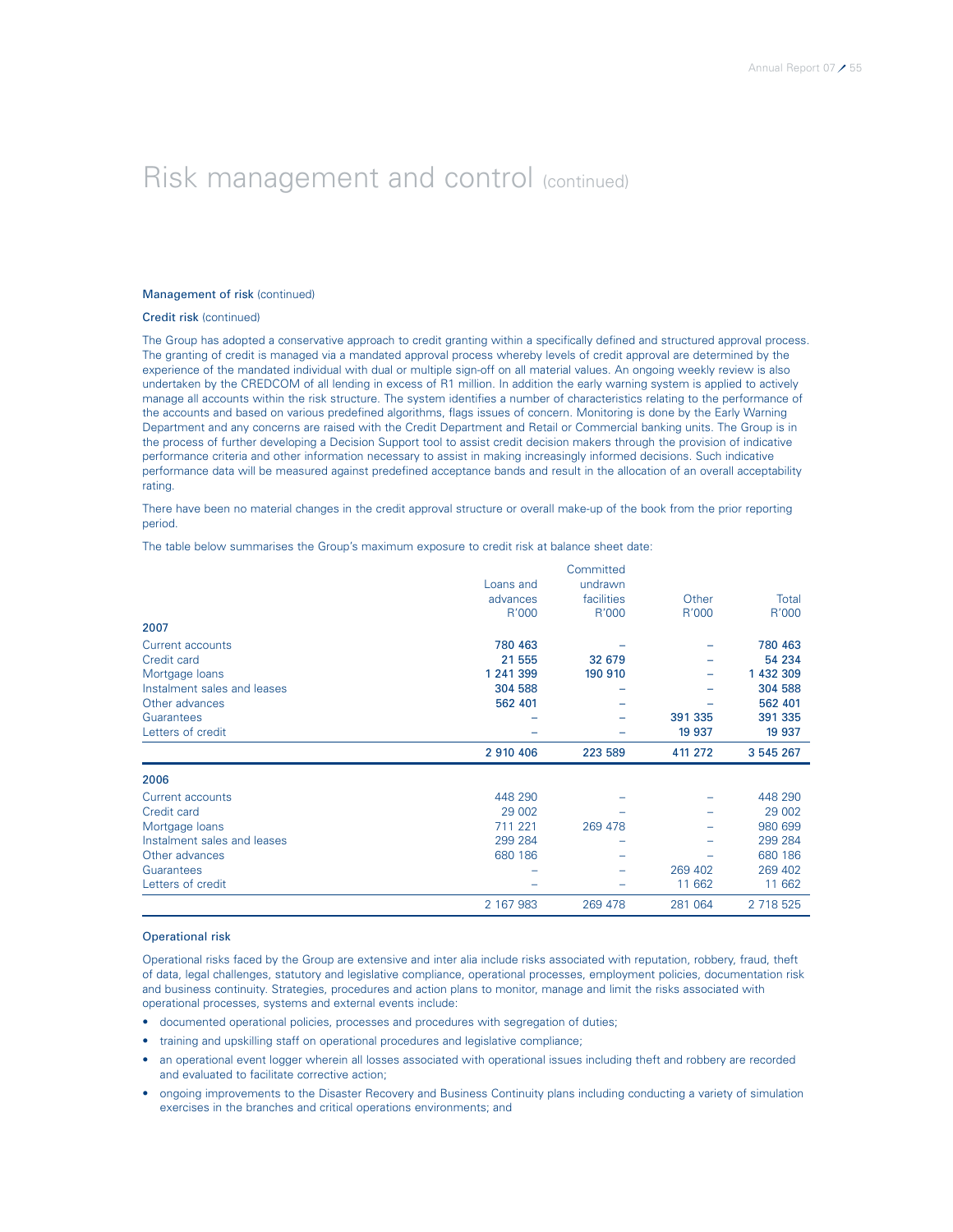# Risk management and control (continued)

### Management of risk (continued)

#### Credit risk (continued)

The Group has adopted a conservative approach to credit granting within a specifically defined and structured approval process. The granting of credit is managed via a mandated approval process whereby levels of credit approval are determined by the experience of the mandated individual with dual or multiple sign-off on all material values. An ongoing weekly review is also undertaken by the CREDCOM of all lending in excess of R1 million. In addition the early warning system is applied to actively manage all accounts within the risk structure. The system identifies a number of characteristics relating to the performance of the accounts and based on various predefined algorithms, flags issues of concern. Monitoring is done by the Early Warning Department and any concerns are raised with the Credit Department and Retail or Commercial banking units. The Group is in the process of further developing a Decision Support tool to assist credit decision makers through the provision of indicative performance criteria and other information necessary to assist in making increasingly informed decisions. Such indicative performance data will be measured against predefined acceptance bands and result in the allocation of an overall acceptability rating.

There have been no material changes in the credit approval structure or overall make-up of the book from the prior reporting period.

The table below summarises the Group's maximum exposure to credit risk at balance sheet date:

| | Loans and advances R'000 | Committed undrawn facilities R'000 | Other R'000 | Total R'000 |
|---|---|---|---|---|
| **2007** | | | | |
| Current accounts | **780 463** | – | – | **780 463** |
| Credit card | **21 555** | **32 679** | – | **54 234** |
| Mortgage loans | **1 241 399** | **190 910** | – | **1 432 309** |
| Instalment sales and leases | **304 588** | – | – | **304 588** |
| Other advances | **562 401** | – | – | **562 401** |
| Guarantees | – | – | **391 335** | **391 335** |
| Letters of credit | – | – | **19 937** | **19 937** |
| | **2 910 406** | **223 589** | **411 272** | **3 545 267** |
| **2006** | | | | |
| Current accounts | 448 290 | – | – | 448 290 |
| Credit card | 29 002 | – | – | 29 002 |
| Mortgage loans | 711 221 | 269 478 | – | 980 699 |
| Instalment sales and leases | 299 284 | – | – | 299 284 |
| Other advances | 680 186 | – | – | 680 186 |
| Guarantees | – | – | 269 402 | 269 402 |
| Letters of credit | – | – | 11 662 | 11 662 |
| | 2 167 983 | 269 478 | 281 064 | 2 718 525 |

#### Operational risk

Operational risks faced by the Group are extensive and inter alia include risks associated with reputation, robbery, fraud, theft of data, legal challenges, statutory and legislative compliance, operational processes, employment policies, documentation risk and business continuity. Strategies, procedures and action plans to monitor, manage and limit the risks associated with operational processes, systems and external events include:

- documented operational policies, processes and procedures with segregation of duties;
- training and upskilling staff on operational procedures and legislative compliance;
- an operational event logger wherein all losses associated with operational issues including theft and robbery are recorded and evaluated to facilitate corrective action;
- ongoing improvements to the Disaster Recovery and Business Continuity plans including conducting a variety of simulation exercises in the branches and critical operations environments; and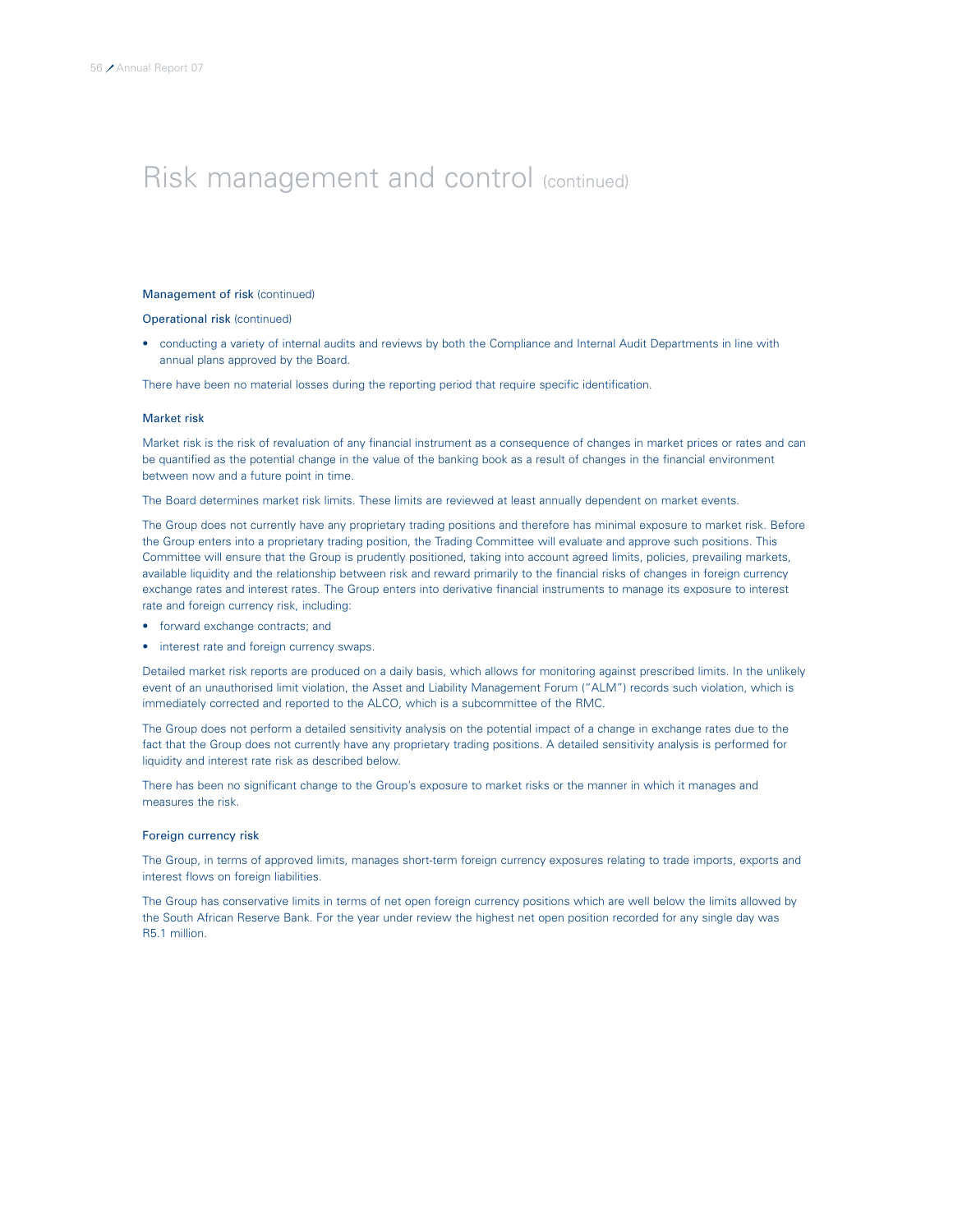# Risk management and control (continued)

### Management of risk (continued)

#### Operational risk (continued)

- conducting a variety of internal audits and reviews by both the Compliance and Internal Audit Departments in line with annual plans approved by the Board.

There have been no material losses during the reporting period that require specific identification.

### Market risk

Market risk is the risk of revaluation of any financial instrument as a consequence of changes in market prices or rates and can be quantified as the potential change in the value of the banking book as a result of changes in the financial environment between now and a future point in time.

The Board determines market risk limits. These limits are reviewed at least annually dependent on market events.

The Group does not currently have any proprietary trading positions and therefore has minimal exposure to market risk. Before the Group enters into a proprietary trading position, the Trading Committee will evaluate and approve such positions. This Committee will ensure that the Group is prudently positioned, taking into account agreed limits, policies, prevailing markets, available liquidity and the relationship between risk and reward primarily to the financial risks of changes in foreign currency exchange rates and interest rates. The Group enters into derivative financial instruments to manage its exposure to interest rate and foreign currency risk, including:

- forward exchange contracts; and
- interest rate and foreign currency swaps.

Detailed market risk reports are produced on a daily basis, which allows for monitoring against prescribed limits. In the unlikely event of an unauthorised limit violation, the Asset and Liability Management Forum ("ALM") records such violation, which is immediately corrected and reported to the ALCO, which is a subcommittee of the RMC.

The Group does not perform a detailed sensitivity analysis on the potential impact of a change in exchange rates due to the fact that the Group does not currently have any proprietary trading positions. A detailed sensitivity analysis is performed for liquidity and interest rate risk as described below.

There has been no significant change to the Group's exposure to market risks or the manner in which it manages and measures the risk.

### Foreign currency risk

The Group, in terms of approved limits, manages short-term foreign currency exposures relating to trade imports, exports and interest flows on foreign liabilities.

The Group has conservative limits in terms of net open foreign currency positions which are well below the limits allowed by the South African Reserve Bank. For the year under review the highest net open position recorded for any single day was R5.1 million.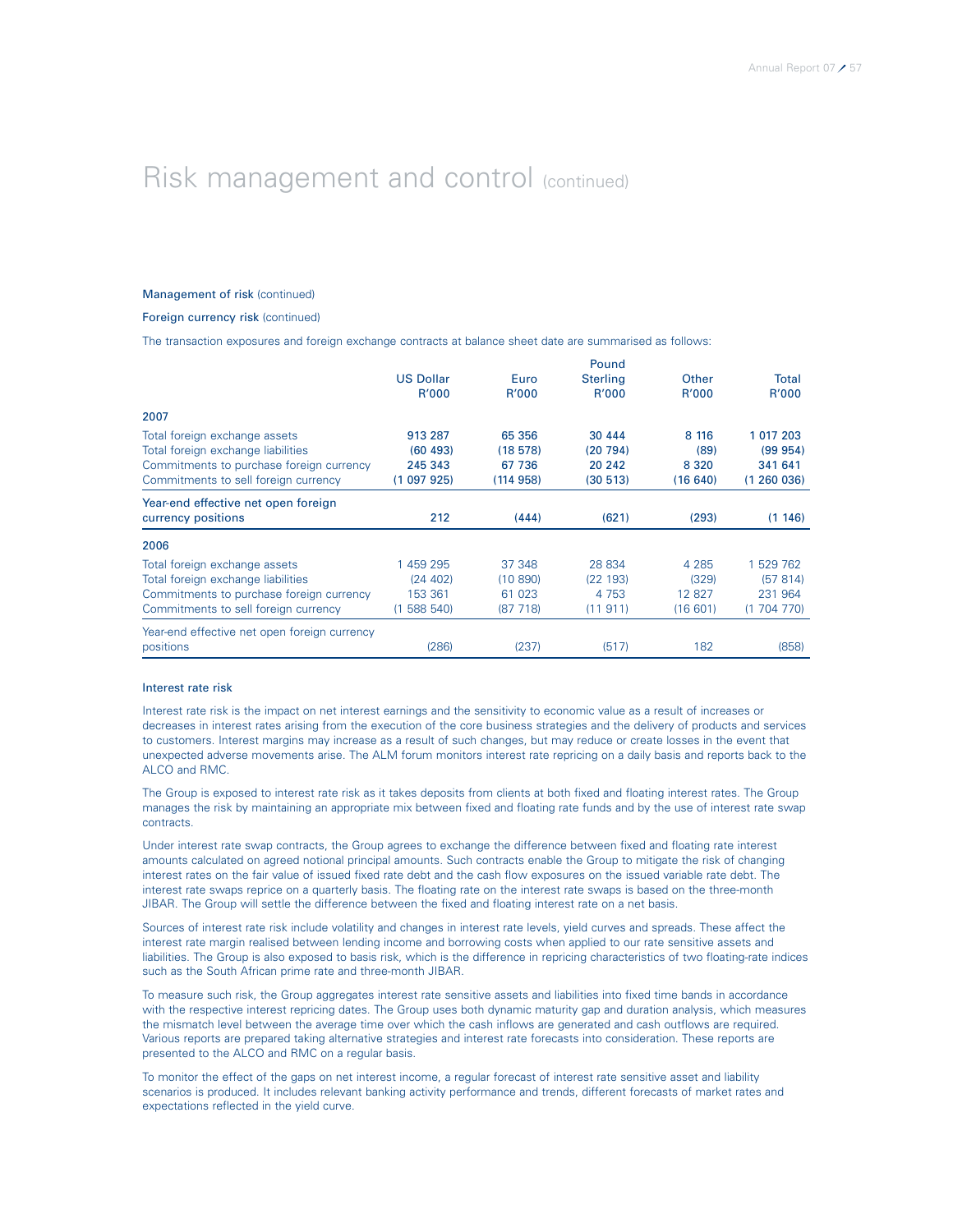# Risk management and control (continued)

### Management of risk (continued)

#### Foreign currency risk (continued)

The transaction exposures and foreign exchange contracts at balance sheet date are summarised as follows:

| | US Dollar R'000 | Euro R'000 | Pound Sterling R'000 | Other R'000 | Total R'000 |
|---|---|---|---|---|---|
| **2007** | | | | | |
| Total foreign exchange assets | **913 287** | **65 356** | **30 444** | **8 116** | **1 017 203** |
| Total foreign exchange liabilities | **(60 493)** | **(18 578)** | **(20 794)** | **(89)** | **(99 954)** |
| Commitments to purchase foreign currency | **245 343** | **67 736** | **20 242** | **8 320** | **341 641** |
| Commitments to sell foreign currency | **(1 097 925)** | **(114 958)** | **(30 513)** | **(16 640)** | **(1 260 036)** |
| Year-end effective net open foreign currency positions | **212** | **(444)** | **(621)** | **(293)** | **(1 146)** |
| **2006** | | | | | |
| Total foreign exchange assets | 1 459 295 | 37 348 | 28 834 | 4 285 | 1 529 762 |
| Total foreign exchange liabilities | (24 402) | (10 890) | (22 193) | (329) | (57 814) |
| Commitments to purchase foreign currency | 153 361 | 61 023 | 4 753 | 12 827 | 231 964 |
| Commitments to sell foreign currency | (1 588 540) | (87 718) | (11 911) | (16 601) | (1 704 770) |
| Year-end effective net open foreign currency positions | (286) | (237) | (517) | 182 | (858) |

#### Interest rate risk

Interest rate risk is the impact on net interest earnings and the sensitivity to economic value as a result of increases or decreases in interest rates arising from the execution of the core business strategies and the delivery of products and services to customers. Interest margins may increase as a result of such changes, but may reduce or create losses in the event that unexpected adverse movements arise. The ALM forum monitors interest rate repricing on a daily basis and reports back to the ALCO and RMC.

The Group is exposed to interest rate risk as it takes deposits from clients at both fixed and floating interest rates. The Group manages the risk by maintaining an appropriate mix between fixed and floating rate funds and by the use of interest rate swap contracts.

Under interest rate swap contracts, the Group agrees to exchange the difference between fixed and floating rate interest amounts calculated on agreed notional principal amounts. Such contracts enable the Group to mitigate the risk of changing interest rates on the fair value of issued fixed rate debt and the cash flow exposures on the issued variable rate debt. The interest rate swaps reprice on a quarterly basis. The floating rate on the interest rate swaps is based on the three-month JIBAR. The Group will settle the difference between the fixed and floating interest rate on a net basis.

Sources of interest rate risk include volatility and changes in interest rate levels, yield curves and spreads. These affect the interest rate margin realised between lending income and borrowing costs when applied to our rate sensitive assets and liabilities. The Group is also exposed to basis risk, which is the difference in repricing characteristics of two floating-rate indices such as the South African prime rate and three-month JIBAR.

To measure such risk, the Group aggregates interest rate sensitive assets and liabilities into fixed time bands in accordance with the respective interest repricing dates. The Group uses both dynamic maturity gap and duration analysis, which measures the mismatch level between the average time over which the cash inflows are generated and cash outflows are required. Various reports are prepared taking alternative strategies and interest rate forecasts into consideration. These reports are presented to the ALCO and RMC on a regular basis.

To monitor the effect of the gaps on net interest income, a regular forecast of interest rate sensitive asset and liability scenarios is produced. It includes relevant banking activity performance and trends, different forecasts of market rates and expectations reflected in the yield curve.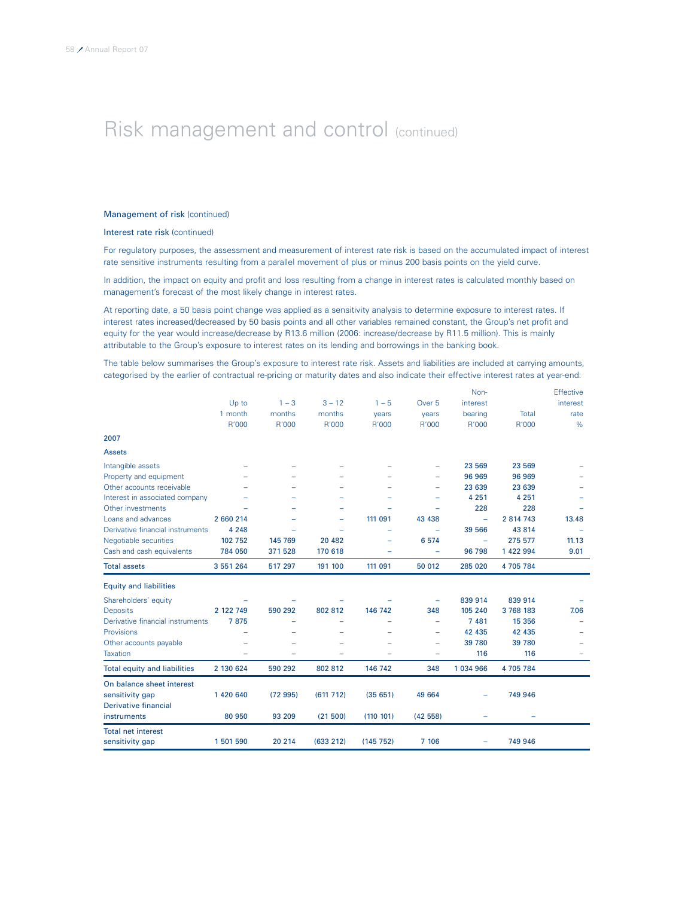# Risk management and control (continued)

### Management of risk (continued)

#### Interest rate risk (continued)

For regulatory purposes, the assessment and measurement of interest rate risk is based on the accumulated impact of interest rate sensitive instruments resulting from a parallel movement of plus or minus 200 basis points on the yield curve.

In addition, the impact on equity and profit and loss resulting from a change in interest rates is calculated monthly based on management's forecast of the most likely change in interest rates.

At reporting date, a 50 basis point change was applied as a sensitivity analysis to determine exposure to interest rates. If interest rates increased/decreased by 50 basis points and all other variables remained constant, the Group's net profit and equity for the year would increase/decrease by R13.6 million (2006: increase/decrease by R11.5 million). This is mainly attributable to the Group's exposure to interest rates on its lending and borrowings in the banking book.

The table below summarises the Group's exposure to interest rate risk. Assets and liabilities are included at carrying amounts, categorised by the earlier of contractual re-pricing or maturity dates and also indicate their effective interest rates at year-end:

| | Up to 1 month R'000 | 1 – 3 months R'000 | 3 – 12 months R'000 | 1 – 5 years R'000 | Over 5 years R'000 | Non-interest bearing R'000 | Total R'000 | Effective interest rate % |
|---|---|---|---|---|---|---|---|---|
| **2007** | | | | | | | | |
| **Assets** | | | | | | | | |
| Intangible assets | – | – | – | – | – | 23 569 | 23 569 | – |
| Property and equipment | – | – | – | – | – | 96 969 | 96 969 | – |
| Other accounts receivable | – | – | – | – | – | 23 639 | 23 639 | – |
| Interest in associated company | – | – | – | – | – | 4 251 | 4 251 | – |
| Other investments | – | – | – | – | – | 228 | 228 | – |
| Loans and advances | 2 660 214 | – | – | 111 091 | 43 438 | – | 2 814 743 | 13.48 |
| Derivative financial instruments | 4 248 | – | – | – | – | 39 566 | 43 814 | – |
| Negotiable securities | 102 752 | 145 769 | 20 482 | – | 6 574 | – | 275 577 | 11.13 |
| Cash and cash equivalents | 784 050 | 371 528 | 170 618 | – | – | 96 798 | 1 422 994 | 9.01 |
| **Total assets** | 3 551 264 | 517 297 | 191 100 | 111 091 | 50 012 | 285 020 | 4 705 784 | |
| **Equity and liabilities** | | | | | | | | |
| Shareholders' equity | – | – | – | – | – | 839 914 | 839 914 | – |
| Deposits | 2 122 749 | 590 292 | 802 812 | 146 742 | 348 | 105 240 | 3 768 183 | 7.06 |
| Derivative financial instruments | 7 875 | – | – | – | – | 7 481 | 15 356 | – |
| Provisions | – | – | – | – | – | 42 435 | 42 435 | – |
| Other accounts payable | – | – | – | – | – | 39 780 | 39 780 | – |
| Taxation | – | – | – | – | – | 116 | 116 | – |
| **Total equity and liabilities** | 2 130 624 | 590 292 | 802 812 | 146 742 | 348 | 1 034 966 | 4 705 784 | |
| **On balance sheet interest sensitivity gap** | 1 420 640 | (72 995) | (611 712) | (35 651) | 49 664 | – | 749 946 | |
| **Derivative financial instruments** | 80 950 | 93 209 | (21 500) | (110 101) | (42 558) | – | – | |
| **Total net interest sensitivity gap** | 1 501 590 | 20 214 | (633 212) | (145 752) | 7 106 | – | 749 946 | |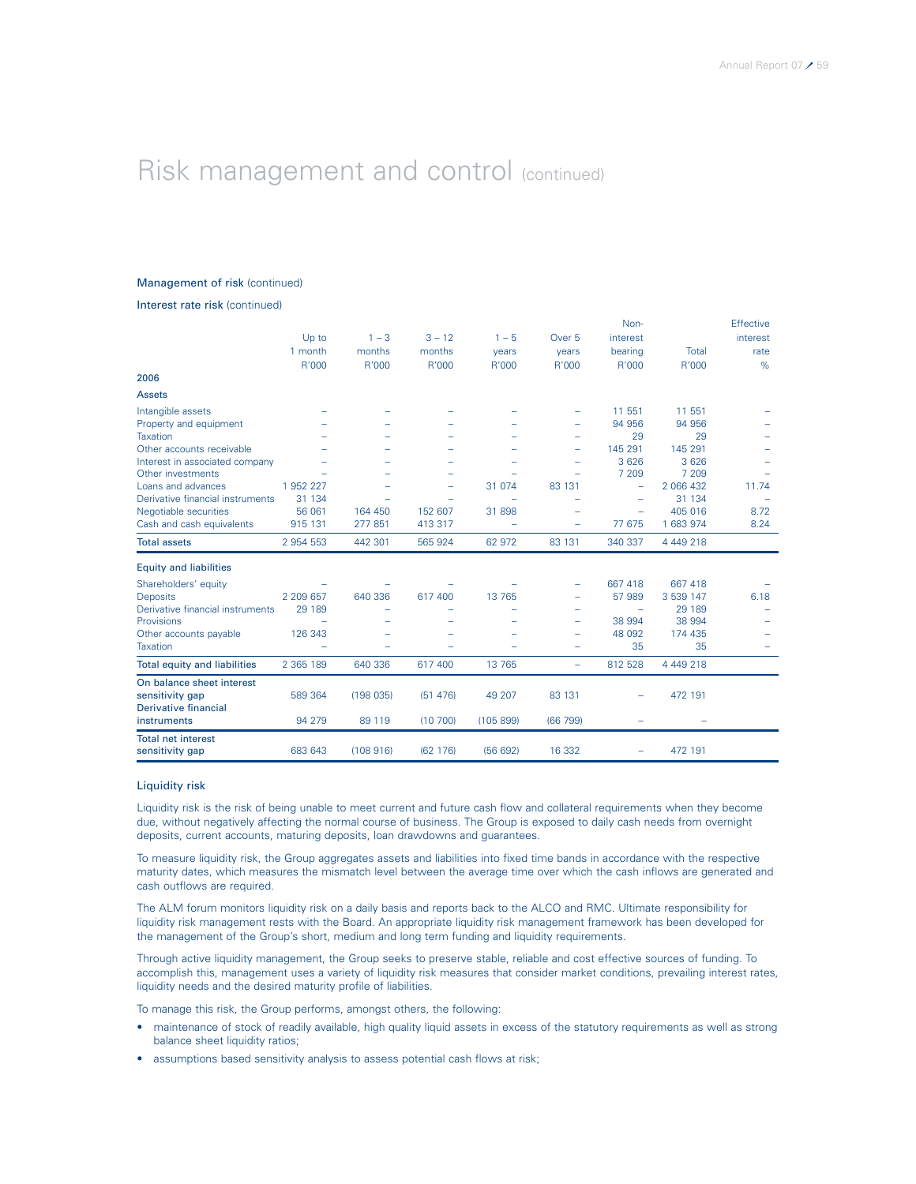// Risk management and control (continued)

### Management of risk (continued)

#### Interest rate risk (continued)

| 2006 | Up to 1 month R'000 | 1 – 3 months R'000 | 3 – 12 months R'000 | 1 – 5 years R'000 | Over 5 years R'000 | Non-interest bearing R'000 | Total R'000 | Effective interest rate % |
|---|---|---|---|---|---|---|---|---|
| **Assets** | | | | | | | | |
| Intangible assets | – | – | – | – | – | 11 551 | 11 551 | – |
| Property and equipment | – | – | – | – | – | 94 956 | 94 956 | – |
| Taxation | – | – | – | – | – | 29 | 29 | – |
| Other accounts receivable | – | – | – | – | – | 145 291 | 145 291 | – |
| Interest in associated company | – | – | – | – | – | 3 626 | 3 626 | – |
| Other investments | – | – | – | – | – | 7 209 | 7 209 | – |
| Loans and advances | 1 952 227 | – | – | 31 074 | 83 131 | – | 2 066 432 | 11.74 |
| Derivative financial instruments | 31 134 | – | – | – | – | – | 31 134 | – |
| Negotiable securities | 56 061 | 164 450 | 152 607 | 31 898 | – | – | 405 016 | 8.72 |
| Cash and cash equivalents | 915 131 | 277 851 | 413 317 | – | – | 77 675 | 1 683 974 | 8.24 |
| **Total assets** | 2 954 553 | 442 301 | 565 924 | 62 972 | 83 131 | 340 337 | 4 449 218 | |
| **Equity and liabilities** | | | | | | | | |
| Shareholders' equity | – | – | – | – | – | 667 418 | 667 418 | – |
| Deposits | 2 209 657 | 640 336 | 617 400 | 13 765 | – | 57 989 | 3 539 147 | 6.18 |
| Derivative financial instruments | 29 189 | – | – | – | – | – | 29 189 | – |
| Provisions | – | – | – | – | – | 38 994 | 38 994 | – |
| Other accounts payable | 126 343 | – | – | – | – | 48 092 | 174 435 | – |
| Taxation | – | – | – | – | – | 35 | 35 | – |
| **Total equity and liabilities** | 2 365 189 | 640 336 | 617 400 | 13 765 | – | 812 528 | 4 449 218 | |
| On balance sheet interest sensitivity gap | 589 364 | (198 035) | (51 476) | 49 207 | 83 131 | – | 472 191 | |
| Derivative financial instruments | 94 279 | 89 119 | (10 700) | (105 899) | (66 799) | – | – | |
| **Total net interest sensitivity gap** | 683 643 | (108 916) | (62 176) | (56 692) | 16 332 | – | 472 191 | |

### Liquidity risk

Liquidity risk is the risk of being unable to meet current and future cash flow and collateral requirements when they become due, without negatively affecting the normal course of business. The Group is exposed to daily cash needs from overnight deposits, current accounts, maturing deposits, loan drawdowns and guarantees.

To measure liquidity risk, the Group aggregates assets and liabilities into fixed time bands in accordance with the respective maturity dates, which measures the mismatch level between the average time over which the cash inflows are generated and cash outflows are required.

The ALM forum monitors liquidity risk on a daily basis and reports back to the ALCO and RMC. Ultimate responsibility for liquidity risk management rests with the Board. An appropriate liquidity risk management framework has been developed for the management of the Group's short, medium and long term funding and liquidity requirements.

Through active liquidity management, the Group seeks to preserve stable, reliable and cost effective sources of funding. To accomplish this, management uses a variety of liquidity risk measures that consider market conditions, prevailing interest rates, liquidity needs and the desired maturity profile of liabilities.

To manage this risk, the Group performs, amongst others, the following:

- maintenance of stock of readily available, high quality liquid assets in excess of the statutory requirements as well as strong balance sheet liquidity ratios;
- assumptions based sensitivity analysis to assess potential cash flows at risk;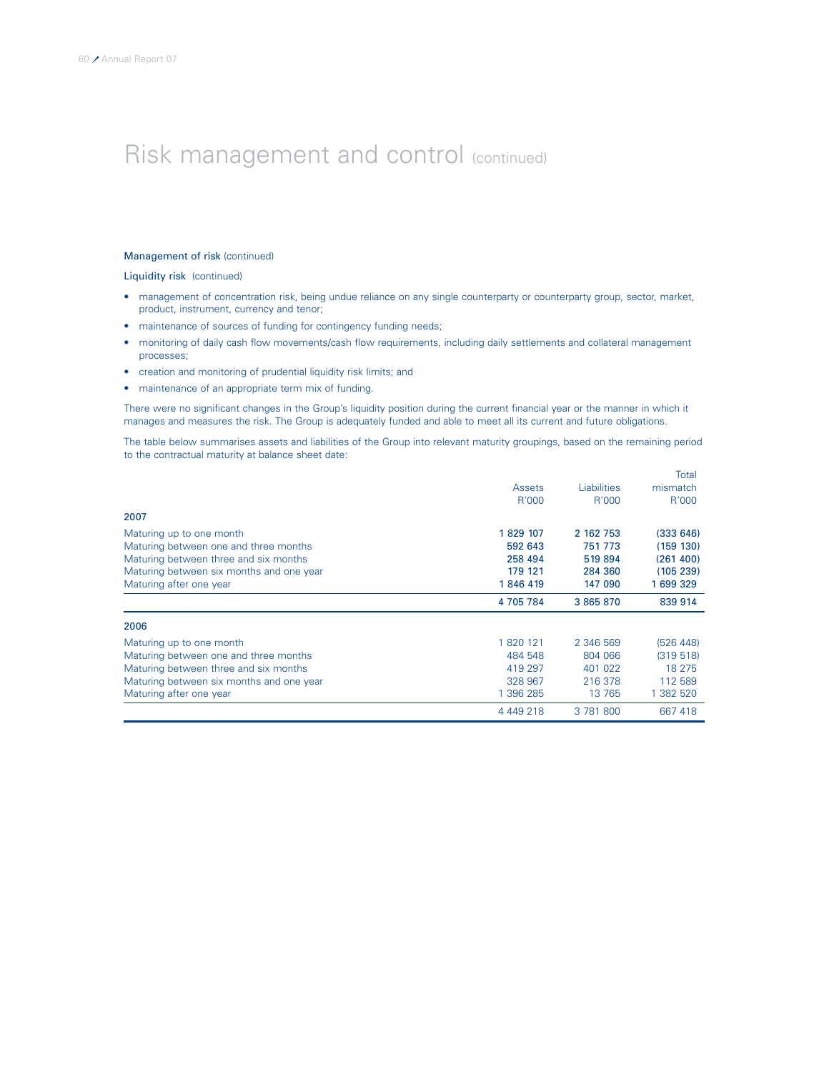# Risk management and control (continued)

### Management of risk (continued)

#### Liquidity risk (continued)

- management of concentration risk, being undue reliance on any single counterparty or counterparty group, sector, market, product, instrument, currency and tenor;
- maintenance of sources of funding for contingency funding needs;
- monitoring of daily cash flow movements/cash flow requirements, including daily settlements and collateral management processes;
- creation and monitoring of prudential liquidity risk limits; and
- maintenance of an appropriate term mix of funding.

There were no significant changes in the Group's liquidity position during the current financial year or the manner in which it manages and measures the risk. The Group is adequately funded and able to meet all its current and future obligations.

The table below summarises assets and liabilities of the Group into relevant maturity groupings, based on the remaining period to the contractual maturity at balance sheet date:

| | Assets R'000 | Liabilities R'000 | Total mismatch R'000 |
|---|---|---|---|
| **2007** | | | |
| Maturing up to one month | **1 829 107** | **2 162 753** | **(333 646)** |
| Maturing between one and three months | **592 643** | **751 773** | **(159 130)** |
| Maturing between three and six months | **258 494** | **519 894** | **(261 400)** |
| Maturing between six months and one year | **179 121** | **284 360** | **(105 239)** |
| Maturing after one year | **1 846 419** | **147 090** | **1 699 329** |
| | **4 705 784** | **3 865 870** | **839 914** |
| **2006** | | | |
| Maturing up to one month | 1 820 121 | 2 346 569 | (526 448) |
| Maturing between one and three months | 484 548 | 804 066 | (319 518) |
| Maturing between three and six months | 419 297 | 401 022 | 18 275 |
| Maturing between six months and one year | 328 967 | 216 378 | 112 589 |
| Maturing after one year | 1 396 285 | 13 765 | 1 382 520 |
| | 4 449 218 | 3 781 800 | 667 418 |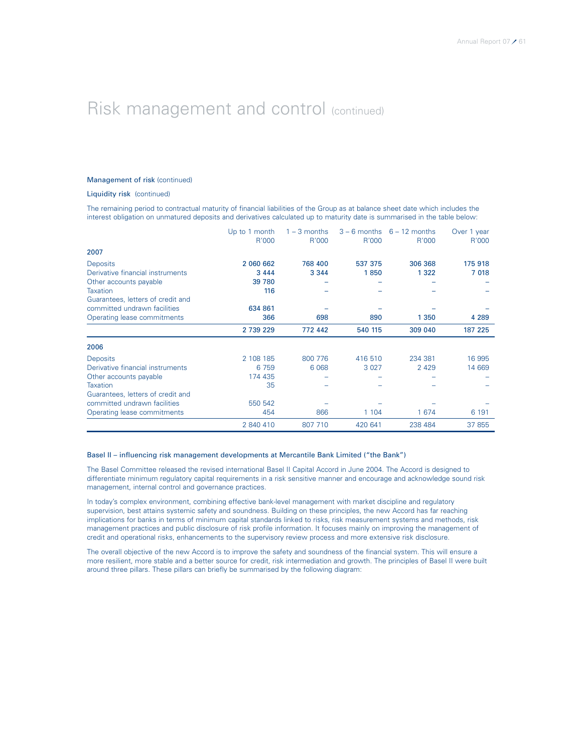# Risk management and control (continued)

### Management of risk (continued)

#### Liquidity risk (continued)

The remaining period to contractual maturity of financial liabilities of the Group as at balance sheet date which includes the interest obligation on unmatured deposits and derivatives calculated up to maturity date is summarised in the table below:

| | Up to 1 month R'000 | 1 – 3 months R'000 | 3 – 6 months R'000 | 6 – 12 months R'000 | Over 1 year R'000 |
|---|---|---|---|---|---|
| **2007** | | | | | |
| Deposits | **2 060 662** | **768 400** | **537 375** | **306 368** | **175 918** |
| Derivative financial instruments | **3 444** | **3 344** | **1 850** | **1 322** | **7 018** |
| Other accounts payable | **39 780** | – | – | – | – |
| Taxation | **116** | – | – | – | – |
| Guarantees, letters of credit and committed undrawn facilities | **634 861** | – | – | – | – |
| Operating lease commitments | **366** | **698** | **890** | **1 350** | **4 289** |
| | **2 739 229** | **772 442** | **540 115** | **309 040** | **187 225** |
| **2006** | | | | | |
| Deposits | 2 108 185 | 800 776 | 416 510 | 234 381 | 16 995 |
| Derivative financial instruments | 6 759 | 6 068 | 3 027 | 2 429 | 14 669 |
| Other accounts payable | 174 435 | – | – | – | – |
| Taxation | 35 | – | – | – | – |
| Guarantees, letters of credit and committed undrawn facilities | 550 542 | – | – | – | – |
| Operating lease commitments | 454 | 866 | 1 104 | 1 674 | 6 191 |
| | 2 840 410 | 807 710 | 420 641 | 238 484 | 37 855 |

### Basel II – influencing risk management developments at Mercantile Bank Limited ("the Bank")

The Basel Committee released the revised international Basel II Capital Accord in June 2004. The Accord is designed to differentiate minimum regulatory capital requirements in a risk sensitive manner and encourage and acknowledge sound risk management, internal control and governance practices.

In today's complex environment, combining effective bank-level management with market discipline and regulatory supervision, best attains systemic safety and soundness. Building on these principles, the new Accord has far reaching implications for banks in terms of minimum capital standards linked to risks, risk measurement systems and methods, risk management practices and public disclosure of risk profile information. It focuses mainly on improving the management of credit and operational risks, enhancements to the supervisory review process and more extensive risk disclosure.

The overall objective of the new Accord is to improve the safety and soundness of the financial system. This will ensure a more resilient, more stable and a better source for credit, risk intermediation and growth. The principles of Basel II were built around three pillars. These pillars can briefly be summarised by the following diagram: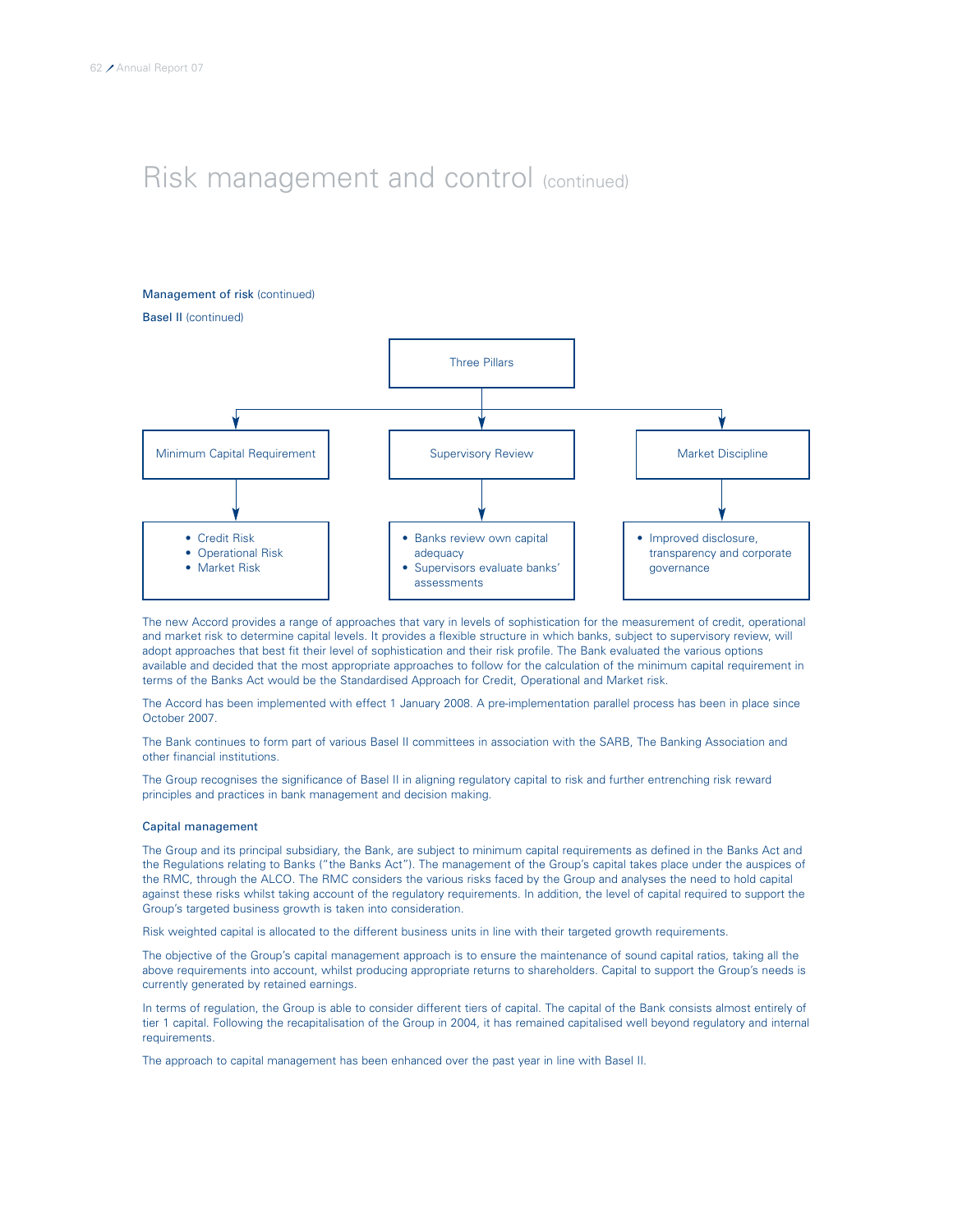# Risk management and control (continued)

### Management of risk (continued)

#### Basel II (continued)

Three Pillars

- **Minimum Capital Requirement**
  - Credit Risk
  - Operational Risk
  - Market Risk
- **Supervisory Review**
  - Banks review own capital adequacy
  - Supervisors evaluate banks' assessments
- **Market Discipline**
  - Improved disclosure, transparency and corporate governance

The new Accord provides a range of approaches that vary in levels of sophistication for the measurement of credit, operational and market risk to determine capital levels. It provides a flexible structure in which banks, subject to supervisory review, will adopt approaches that best fit their level of sophistication and their risk profile. The Bank evaluated the various options available and decided that the most appropriate approaches to follow for the calculation of the minimum capital requirement in terms of the Banks Act would be the Standardised Approach for Credit, Operational and Market risk.

The Accord has been implemented with effect 1 January 2008. A pre-implementation parallel process has been in place since October 2007.

The Bank continues to form part of various Basel II committees in association with the SARB, The Banking Association and other financial institutions.

The Group recognises the significance of Basel II in aligning regulatory capital to risk and further entrenching risk reward principles and practices in bank management and decision making.

### Capital management

The Group and its principal subsidiary, the Bank, are subject to minimum capital requirements as defined in the Banks Act and the Regulations relating to Banks ("the Banks Act"). The management of the Group's capital takes place under the auspices of the RMC, through the ALCO. The RMC considers the various risks faced by the Group and analyses the need to hold capital against these risks whilst taking account of the regulatory requirements. In addition, the level of capital required to support the Group's targeted business growth is taken into consideration.

Risk weighted capital is allocated to the different business units in line with their targeted growth requirements.

The objective of the Group's capital management approach is to ensure the maintenance of sound capital ratios, taking all the above requirements into account, whilst producing appropriate returns to shareholders. Capital to support the Group's needs is currently generated by retained earnings.

In terms of regulation, the Group is able to consider different tiers of capital. The capital of the Bank consists almost entirely of tier 1 capital. Following the recapitalisation of the Group in 2004, it has remained capitalised well beyond regulatory and internal requirements.

The approach to capital management has been enhanced over the past year in line with Basel II.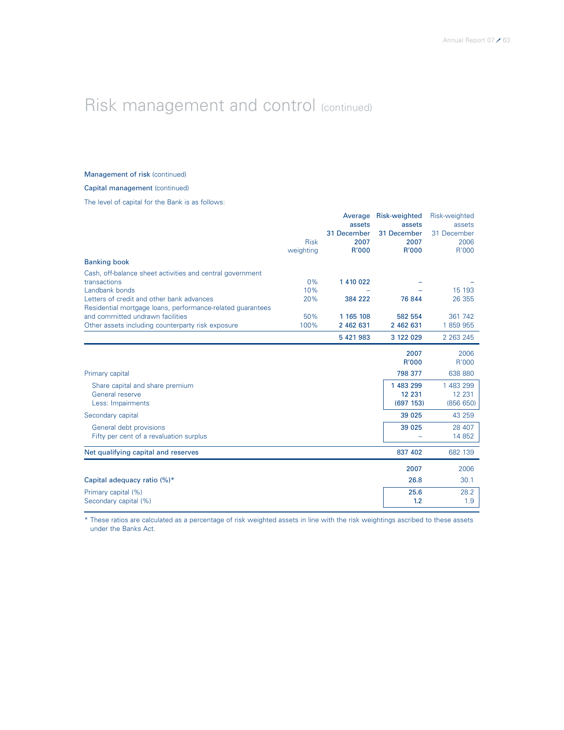# Risk management and control (continued)

**Management of risk** (continued)

**Capital management** (continued)

The level of capital for the Bank is as follows:

| | Risk weighting | Average assets 31 December 2007 R'000 | Risk-weighted assets 31 December 2007 R'000 | Risk-weighted assets 31 December 2006 R'000 |
|---|---|---|---|---|
| **Banking book** | | | | |
| Cash, off-balance sheet activities and central government transactions | 0% | 1 410 022 | – | – |
| Landbank bonds | 10% | – | – | 15 193 |
| Letters of credit and other bank advances | 20% | 384 222 | 76 844 | 26 355 |
| Residential mortgage loans, performance-related guarantees and committed undrawn facilities | 50% | 1 165 108 | 582 554 | 361 742 |
| Other assets including counterparty risk exposure | 100% | 2 462 631 | 2 462 631 | 1 859 955 |
| | | 5 421 983 | 3 122 029 | 2 263 245 |

| | 2007 R'000 | 2006 R'000 |
|---|---|---|
| Primary capital | 798 377 | 638 880 |
| Share capital and share premium | 1 483 299 | 1 483 299 |
| General reserve | 12 231 | 12 231 |
| Less: Impairments | (697 153) | (856 650) |
| Secondary capital | 39 025 | 43 259 |
| General debt provisions | 39 025 | 28 407 |
| Fifty per cent of a revaluation surplus | – | 14 852 |
| **Net qualifying capital and reserves** | 837 402 | 682 139 |

| | 2007 | 2006 |
|---|---|---|
| Capital adequacy ratio (%)* | 26.8 | 30.1 |
| Primary capital (%) | 25.6 | 28.2 |
| Secondary capital (%) | 1.2 | 1.9 |

* These ratios are calculated as a percentage of risk weighted assets in line with the risk weightings ascribed to these assets under the Banks Act.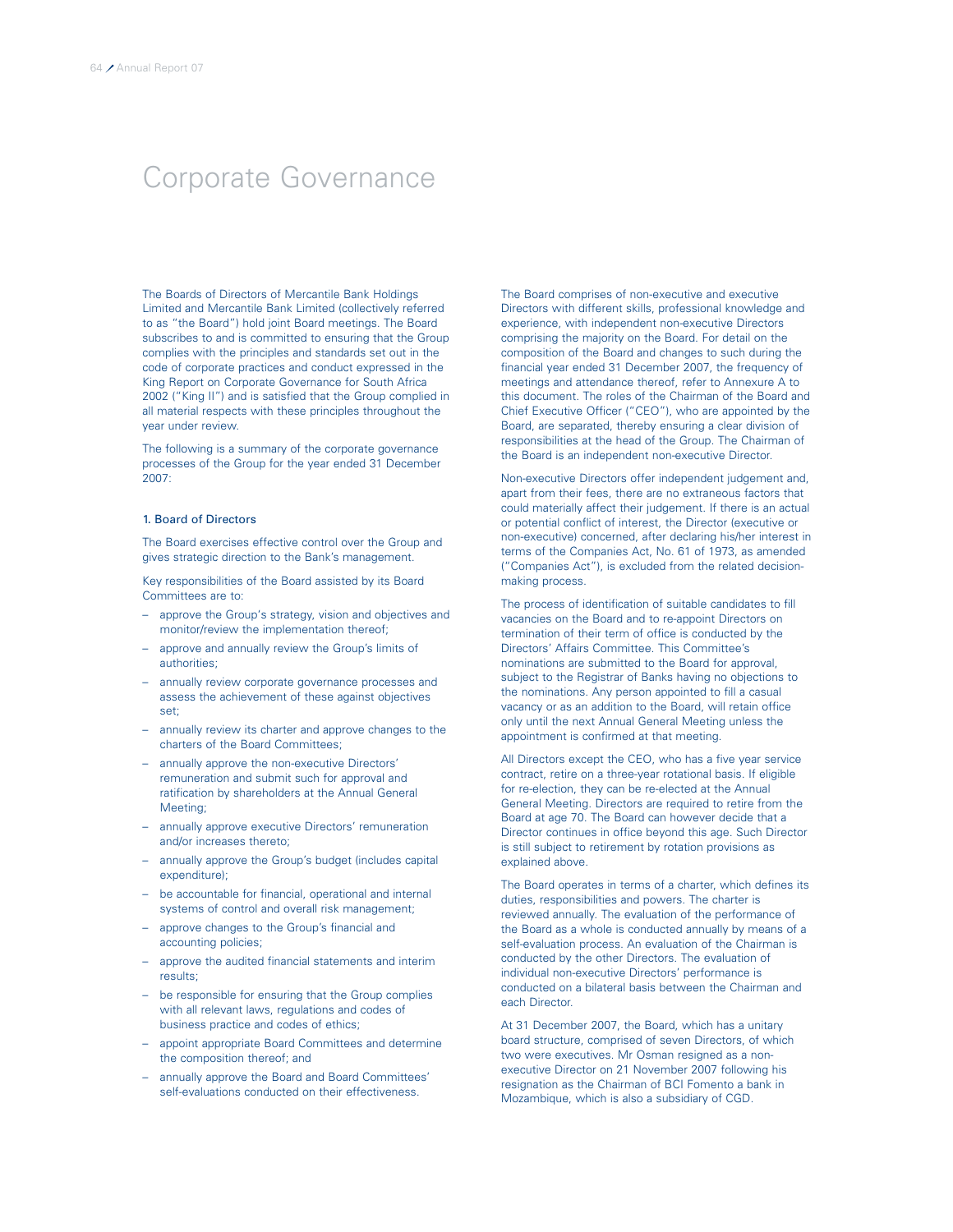# Corporate Governance

The Boards of Directors of Mercantile Bank Holdings Limited and Mercantile Bank Limited (collectively referred to as "the Board") hold joint Board meetings. The Board subscribes to and is committed to ensuring that the Group complies with the principles and standards set out in the code of corporate practices and conduct expressed in the King Report on Corporate Governance for South Africa 2002 ("King II") and is satisfied that the Group complied in all material respects with these principles throughout the year under review.

The following is a summary of the corporate governance processes of the Group for the year ended 31 December 2007:

## 1. Board of Directors

The Board exercises effective control over the Group and gives strategic direction to the Bank's management.

Key responsibilities of the Board assisted by its Board Committees are to:

- approve the Group's strategy, vision and objectives and monitor/review the implementation thereof;
- approve and annually review the Group's limits of authorities;
- annually review corporate governance processes and assess the achievement of these against objectives set;
- annually review its charter and approve changes to the charters of the Board Committees;
- annually approve the non-executive Directors' remuneration and submit such for approval and ratification by shareholders at the Annual General Meeting;
- annually approve executive Directors' remuneration and/or increases thereto;
- annually approve the Group's budget (includes capital expenditure);
- be accountable for financial, operational and internal systems of control and overall risk management;
- approve changes to the Group's financial and accounting policies;
- approve the audited financial statements and interim results;
- be responsible for ensuring that the Group complies with all relevant laws, regulations and codes of business practice and codes of ethics;
- appoint appropriate Board Committees and determine the composition thereof; and
- annually approve the Board and Board Committees' self-evaluations conducted on their effectiveness.

The Board comprises of non-executive and executive Directors with different skills, professional knowledge and experience, with independent non-executive Directors comprising the majority on the Board. For detail on the composition of the Board and changes to such during the financial year ended 31 December 2007, the frequency of meetings and attendance thereof, refer to Annexure A to this document. The roles of the Chairman of the Board and Chief Executive Officer ("CEO"), who are appointed by the Board, are separated, thereby ensuring a clear division of responsibilities at the head of the Group. The Chairman of the Board is an independent non-executive Director.

Non-executive Directors offer independent judgement and, apart from their fees, there are no extraneous factors that could materially affect their judgement. If there is an actual or potential conflict of interest, the Director (executive or non-executive) concerned, after declaring his/her interest in terms of the Companies Act, No. 61 of 1973, as amended ("Companies Act"), is excluded from the related decision-making process.

The process of identification of suitable candidates to fill vacancies on the Board and to re-appoint Directors on termination of their term of office is conducted by the Directors' Affairs Committee. This Committee's nominations are submitted to the Board for approval, subject to the Registrar of Banks having no objections to the nominations. Any person appointed to fill a casual vacancy or as an addition to the Board, will retain office only until the next Annual General Meeting unless the appointment is confirmed at that meeting.

All Directors except the CEO, who has a five year service contract, retire on a three-year rotational basis. If eligible for re-election, they can be re-elected at the Annual General Meeting. Directors are required to retire from the Board at age 70. The Board can however decide that a Director continues in office beyond this age. Such Director is still subject to retirement by rotation provisions as explained above.

The Board operates in terms of a charter, which defines its duties, responsibilities and powers. The charter is reviewed annually. The evaluation of the performance of the Board as a whole is conducted annually by means of a self-evaluation process. An evaluation of the Chairman is conducted by the other Directors. The evaluation of individual non-executive Directors' performance is conducted on a bilateral basis between the Chairman and each Director.

At 31 December 2007, the Board, which has a unitary board structure, comprised of seven Directors, of which two were executives. Mr Osman resigned as a non-executive Director on 21 November 2007 following his resignation as the Chairman of BCI Fomento a bank in Mozambique, which is also a subsidiary of CGD.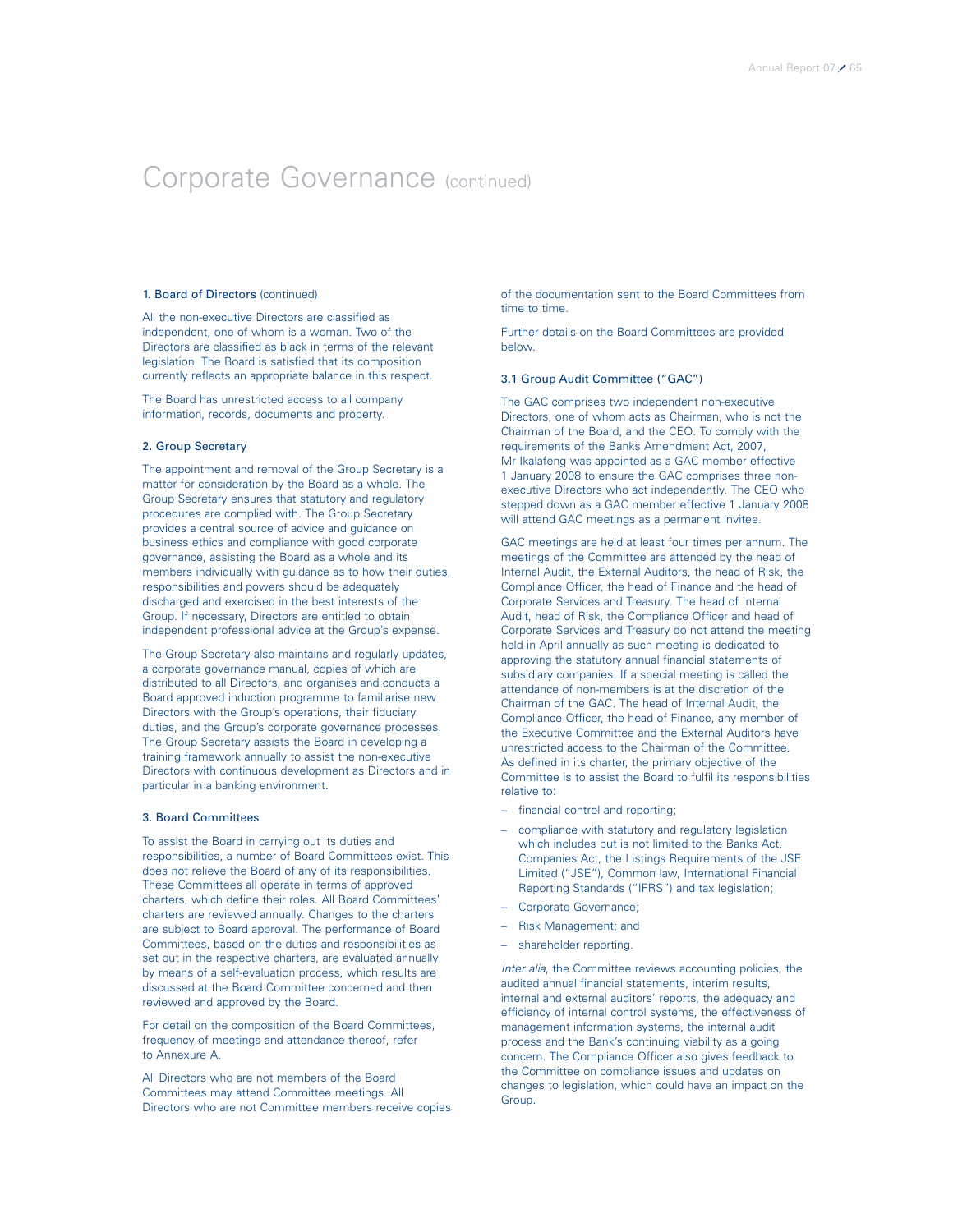# Corporate Governance (continued)

### 1. Board of Directors (continued)

All the non-executive Directors are classified as independent, one of whom is a woman. Two of the Directors are classified as black in terms of the relevant legislation. The Board is satisfied that its composition currently reflects an appropriate balance in this respect.

The Board has unrestricted access to all company information, records, documents and property.

### 2. Group Secretary

The appointment and removal of the Group Secretary is a matter for consideration by the Board as a whole. The Group Secretary ensures that statutory and regulatory procedures are complied with. The Group Secretary provides a central source of advice and guidance on business ethics and compliance with good corporate governance, assisting the Board as a whole and its members individually with guidance as to how their duties, responsibilities and powers should be adequately discharged and exercised in the best interests of the Group. If necessary, Directors are entitled to obtain independent professional advice at the Group's expense.

The Group Secretary also maintains and regularly updates, a corporate governance manual, copies of which are distributed to all Directors, and organises and conducts a Board approved induction programme to familiarise new Directors with the Group's operations, their fiduciary duties, and the Group's corporate governance processes. The Group Secretary assists the Board in developing a training framework annually to assist the non-executive Directors with continuous development as Directors and in particular in a banking environment.

### 3. Board Committees

To assist the Board in carrying out its duties and responsibilities, a number of Board Committees exist. This does not relieve the Board of any of its responsibilities. These Committees all operate in terms of approved charters, which define their roles. All Board Committees' charters are reviewed annually. Changes to the charters are subject to Board approval. The performance of Board Committees, based on the duties and responsibilities as set out in the respective charters, are evaluated annually by means of a self-evaluation process, which results are discussed at the Board Committee concerned and then reviewed and approved by the Board.

For detail on the composition of the Board Committees, frequency of meetings and attendance thereof, refer to Annexure A.

All Directors who are not members of the Board Committees may attend Committee meetings. All Directors who are not Committee members receive copies of the documentation sent to the Board Committees from time to time.

Further details on the Board Committees are provided below.

### 3.1 Group Audit Committee ("GAC")

The GAC comprises two independent non-executive Directors, one of whom acts as Chairman, who is not the Chairman of the Board, and the CEO. To comply with the requirements of the Banks Amendment Act, 2007, Mr Ikalafeng was appointed as a GAC member effective 1 January 2008 to ensure the GAC comprises three non-executive Directors who act independently. The CEO who stepped down as a GAC member effective 1 January 2008 will attend GAC meetings as a permanent invitee.

GAC meetings are held at least four times per annum. The meetings of the Committee are attended by the head of Internal Audit, the External Auditors, the head of Risk, the Compliance Officer, the head of Finance and the head of Corporate Services and Treasury. The head of Internal Audit, head of Risk, the Compliance Officer and head of Corporate Services and Treasury do not attend the meeting held in April annually as such meeting is dedicated to approving the statutory annual financial statements of subsidiary companies. If a special meeting is called the attendance of non-members is at the discretion of the Chairman of the GAC. The head of Internal Audit, the Compliance Officer, the head of Finance, any member of the Executive Committee and the External Auditors have unrestricted access to the Chairman of the Committee. As defined in its charter, the primary objective of the Committee is to assist the Board to fulfil its responsibilities relative to:

- financial control and reporting;
- compliance with statutory and regulatory legislation which includes but is not limited to the Banks Act, Companies Act, the Listings Requirements of the JSE Limited ("JSE"), Common law, International Financial Reporting Standards ("IFRS") and tax legislation;
- Corporate Governance;
- Risk Management; and
- shareholder reporting.

*Inter alia*, the Committee reviews accounting policies, the audited annual financial statements, interim results, internal and external auditors' reports, the adequacy and efficiency of internal control systems, the effectiveness of management information systems, the internal audit process and the Bank's continuing viability as a going concern. The Compliance Officer also gives feedback to the Committee on compliance issues and updates on changes to legislation, which could have an impact on the Group.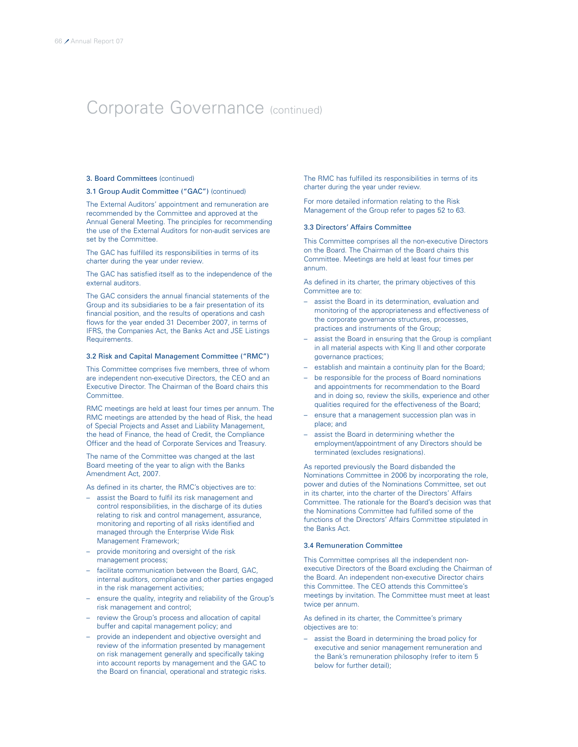# Corporate Governance (continued)

### 3. Board Committees (continued)

#### 3.1 Group Audit Committee ("GAC") (continued)

The External Auditors' appointment and remuneration are recommended by the Committee and approved at the Annual General Meeting. The principles for recommending the use of the External Auditors for non-audit services are set by the Committee.

The GAC has fulfilled its responsibilities in terms of its charter during the year under review.

The GAC has satisfied itself as to the independence of the external auditors.

The GAC considers the annual financial statements of the Group and its subsidiaries to be a fair presentation of its financial position, and the results of operations and cash flows for the year ended 31 December 2007, in terms of IFRS, the Companies Act, the Banks Act and JSE Listings Requirements.

#### 3.2 Risk and Capital Management Committee ("RMC")

This Committee comprises five members, three of whom are independent non-executive Directors, the CEO and an Executive Director. The Chairman of the Board chairs this Committee.

RMC meetings are held at least four times per annum. The RMC meetings are attended by the head of Risk, the head of Special Projects and Asset and Liability Management, the head of Finance, the head of Credit, the Compliance Officer and the head of Corporate Services and Treasury.

The name of the Committee was changed at the last Board meeting of the year to align with the Banks Amendment Act, 2007.

As defined in its charter, the RMC's objectives are to:

- assist the Board to fulfil its risk management and control responsibilities, in the discharge of its duties relating to risk and control management, assurance, monitoring and reporting of all risks identified and managed through the Enterprise Wide Risk Management Framework;
- provide monitoring and oversight of the risk management process;
- facilitate communication between the Board, GAC, internal auditors, compliance and other parties engaged in the risk management activities;
- ensure the quality, integrity and reliability of the Group's risk management and control;
- review the Group's process and allocation of capital buffer and capital management policy; and
- provide an independent and objective oversight and review of the information presented by management on risk management generally and specifically taking into account reports by management and the GAC to the Board on financial, operational and strategic risks.

The RMC has fulfilled its responsibilities in terms of its charter during the year under review.

For more detailed information relating to the Risk Management of the Group refer to pages 52 to 63.

#### 3.3 Directors' Affairs Committee

This Committee comprises all the non-executive Directors on the Board. The Chairman of the Board chairs this Committee. Meetings are held at least four times per annum.

As defined in its charter, the primary objectives of this Committee are to:

- assist the Board in its determination, evaluation and monitoring of the appropriateness and effectiveness of the corporate governance structures, processes, practices and instruments of the Group;
- assist the Board in ensuring that the Group is compliant in all material aspects with King II and other corporate governance practices;
- establish and maintain a continuity plan for the Board;
- be responsible for the process of Board nominations and appointments for recommendation to the Board and in doing so, review the skills, experience and other qualities required for the effectiveness of the Board;
- ensure that a management succession plan was in place; and
- assist the Board in determining whether the employment/appointment of any Directors should be terminated (excludes resignations).

As reported previously the Board disbanded the Nominations Committee in 2006 by incorporating the role, power and duties of the Nominations Committee, set out in its charter, into the charter of the Directors' Affairs Committee. The rationale for the Board's decision was that the Nominations Committee had fulfilled some of the functions of the Directors' Affairs Committee stipulated in the Banks Act.

#### 3.4 Remuneration Committee

This Committee comprises all the independent non-executive Directors of the Board excluding the Chairman of the Board. An independent non-executive Director chairs this Committee. The CEO attends this Committee's meetings by invitation. The Committee must meet at least twice per annum.

As defined in its charter, the Committee's primary objectives are to:

- assist the Board in determining the broad policy for executive and senior management remuneration and the Bank's remuneration philosophy (refer to item 5 below for further detail);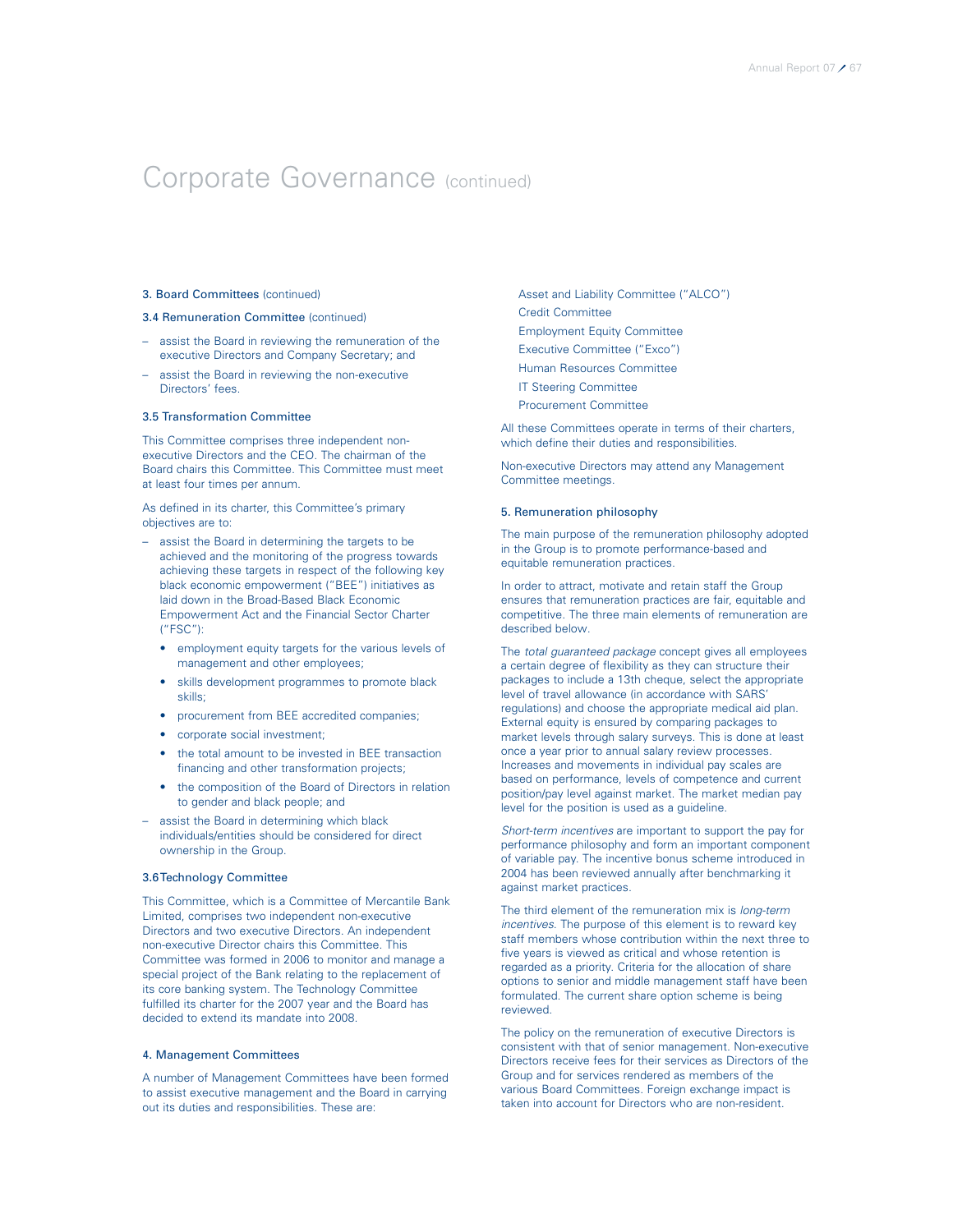# Corporate Governance (continued)

### 3. Board Committees (continued)

#### 3.4 Remuneration Committee (continued)

- assist the Board in reviewing the remuneration of the executive Directors and Company Secretary; and
- assist the Board in reviewing the non-executive Directors' fees.

#### 3.5 Transformation Committee

This Committee comprises three independent non-executive Directors and the CEO. The chairman of the Board chairs this Committee. This Committee must meet at least four times per annum.

As defined in its charter, this Committee's primary objectives are to:

- assist the Board in determining the targets to be achieved and the monitoring of the progress towards achieving these targets in respect of the following key black economic empowerment ("BEE") initiatives as laid down in the Broad-Based Black Economic Empowerment Act and the Financial Sector Charter ("FSC"):
  - employment equity targets for the various levels of management and other employees;
  - skills development programmes to promote black skills;
  - procurement from BEE accredited companies;
  - corporate social investment;
  - the total amount to be invested in BEE transaction financing and other transformation projects;
  - the composition of the Board of Directors in relation to gender and black people; and
- assist the Board in determining which black individuals/entities should be considered for direct ownership in the Group.

#### 3.6 Technology Committee

This Committee, which is a Committee of Mercantile Bank Limited, comprises two independent non-executive Directors and two executive Directors. An independent non-executive Director chairs this Committee. This Committee was formed in 2006 to monitor and manage a special project of the Bank relating to the replacement of its core banking system. The Technology Committee fulfilled its charter for the 2007 year and the Board has decided to extend its mandate into 2008.

### 4. Management Committees

A number of Management Committees have been formed to assist executive management and the Board in carrying out its duties and responsibilities. These are:

Asset and Liability Committee ("ALCO")
Credit Committee
Employment Equity Committee
Executive Committee ("Exco")
Human Resources Committee
IT Steering Committee
Procurement Committee

All these Committees operate in terms of their charters, which define their duties and responsibilities.

Non-executive Directors may attend any Management Committee meetings.

### 5. Remuneration philosophy

The main purpose of the remuneration philosophy adopted in the Group is to promote performance-based and equitable remuneration practices.

In order to attract, motivate and retain staff the Group ensures that remuneration practices are fair, equitable and competitive. The three main elements of remuneration are described below.

The *total guaranteed package* concept gives all employees a certain degree of flexibility as they can structure their packages to include a 13th cheque, select the appropriate level of travel allowance (in accordance with SARS' regulations) and choose the appropriate medical aid plan. External equity is ensured by comparing packages to market levels through salary surveys. This is done at least once a year prior to annual salary review processes. Increases and movements in individual pay scales are based on performance, levels of competence and current position/pay level against market. The market median pay level for the position is used as a guideline.

*Short-term incentives* are important to support the pay for performance philosophy and form an important component of variable pay. The incentive bonus scheme introduced in 2004 has been reviewed annually after benchmarking it against market practices.

The third element of the remuneration mix is *long-term incentives*. The purpose of this element is to reward key staff members whose contribution within the next three to five years is viewed as critical and whose retention is regarded as a priority. Criteria for the allocation of share options to senior and middle management staff have been formulated. The current share option scheme is being reviewed.

The policy on the remuneration of executive Directors is consistent with that of senior management. Non-executive Directors receive fees for their services as Directors of the Group and for services rendered as members of the various Board Committees. Foreign exchange impact is taken into account for Directors who are non-resident.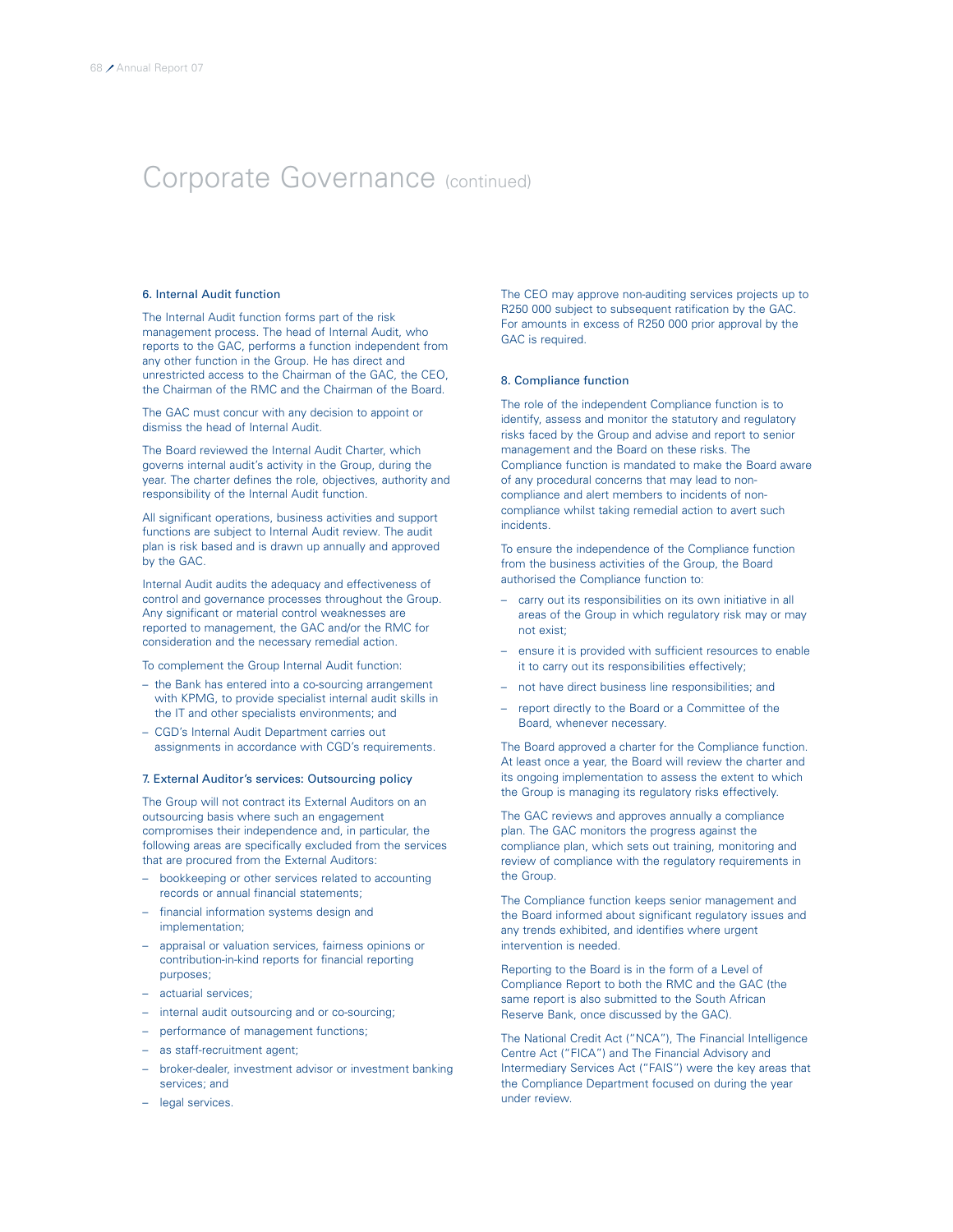# Corporate Governance (continued)

### 6. Internal Audit function

The Internal Audit function forms part of the risk management process. The head of Internal Audit, who reports to the GAC, performs a function independent from any other function in the Group. He has direct and unrestricted access to the Chairman of the GAC, the CEO, the Chairman of the RMC and the Chairman of the Board.

The GAC must concur with any decision to appoint or dismiss the head of Internal Audit.

The Board reviewed the Internal Audit Charter, which governs internal audit's activity in the Group, during the year. The charter defines the role, objectives, authority and responsibility of the Internal Audit function.

All significant operations, business activities and support functions are subject to Internal Audit review. The audit plan is risk based and is drawn up annually and approved by the GAC.

Internal Audit audits the adequacy and effectiveness of control and governance processes throughout the Group. Any significant or material control weaknesses are reported to management, the GAC and/or the RMC for consideration and the necessary remedial action.

To complement the Group Internal Audit function:

- the Bank has entered into a co-sourcing arrangement with KPMG, to provide specialist internal audit skills in the IT and other specialists environments; and
- CGD's Internal Audit Department carries out assignments in accordance with CGD's requirements.

### 7. External Auditor's services: Outsourcing policy

The Group will not contract its External Auditors on an outsourcing basis where such an engagement compromises their independence and, in particular, the following areas are specifically excluded from the services that are procured from the External Auditors:

- bookkeeping or other services related to accounting records or annual financial statements;
- financial information systems design and implementation;
- appraisal or valuation services, fairness opinions or contribution-in-kind reports for financial reporting purposes;
- actuarial services;
- internal audit outsourcing and or co-sourcing;
- performance of management functions;
- as staff-recruitment agent;
- broker-dealer, investment advisor or investment banking services; and
- legal services.

The CEO may approve non-auditing services projects up to R250 000 subject to subsequent ratification by the GAC. For amounts in excess of R250 000 prior approval by the GAC is required.

### 8. Compliance function

The role of the independent Compliance function is to identify, assess and monitor the statutory and regulatory risks faced by the Group and advise and report to senior management and the Board on these risks. The Compliance function is mandated to make the Board aware of any procedural concerns that may lead to non-compliance and alert members to incidents of non-compliance whilst taking remedial action to avert such incidents.

To ensure the independence of the Compliance function from the business activities of the Group, the Board authorised the Compliance function to:

- carry out its responsibilities on its own initiative in all areas of the Group in which regulatory risk may or may not exist;
- ensure it is provided with sufficient resources to enable it to carry out its responsibilities effectively;
- not have direct business line responsibilities; and
- report directly to the Board or a Committee of the Board, whenever necessary.

The Board approved a charter for the Compliance function. At least once a year, the Board will review the charter and its ongoing implementation to assess the extent to which the Group is managing its regulatory risks effectively.

The GAC reviews and approves annually a compliance plan. The GAC monitors the progress against the compliance plan, which sets out training, monitoring and review of compliance with the regulatory requirements in the Group.

The Compliance function keeps senior management and the Board informed about significant regulatory issues and any trends exhibited, and identifies where urgent intervention is needed.

Reporting to the Board is in the form of a Level of Compliance Report to both the RMC and the GAC (the same report is also submitted to the South African Reserve Bank, once discussed by the GAC).

The National Credit Act ("NCA"), The Financial Intelligence Centre Act ("FICA") and The Financial Advisory and Intermediary Services Act ("FAIS") were the key areas that the Compliance Department focused on during the year under review.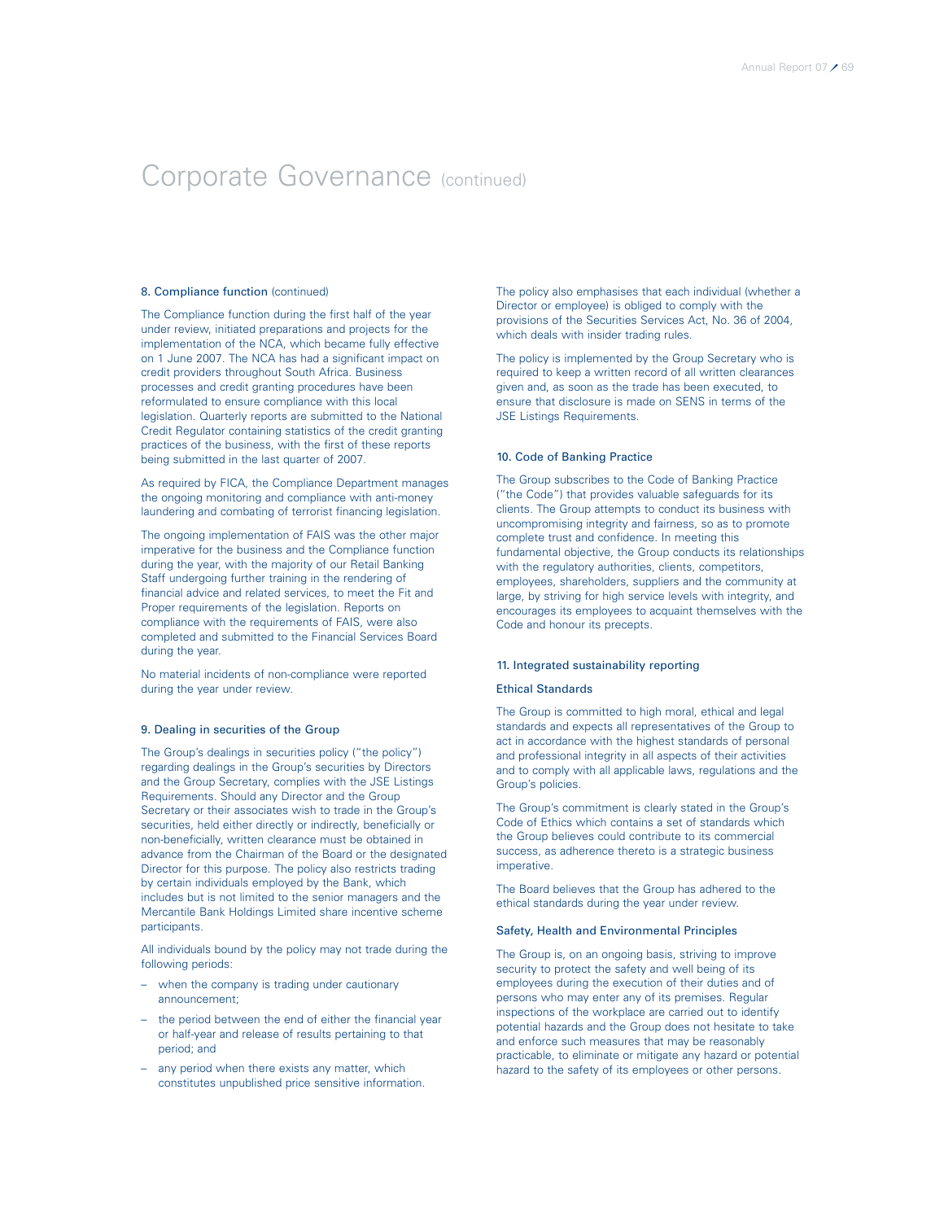# Corporate Governance (continued)

### 8. Compliance function (continued)

The Compliance function during the first half of the year under review, initiated preparations and projects for the implementation of the NCA, which became fully effective on 1 June 2007. The NCA has had a significant impact on credit providers throughout South Africa. Business processes and credit granting procedures have been reformulated to ensure compliance with this local legislation. Quarterly reports are submitted to the National Credit Regulator containing statistics of the credit granting practices of the business, with the first of these reports being submitted in the last quarter of 2007.

As required by FICA, the Compliance Department manages the ongoing monitoring and compliance with anti-money laundering and combating of terrorist financing legislation.

The ongoing implementation of FAIS was the other major imperative for the business and the Compliance function during the year, with the majority of our Retail Banking Staff undergoing further training in the rendering of financial advice and related services, to meet the Fit and Proper requirements of the legislation. Reports on compliance with the requirements of FAIS, were also completed and submitted to the Financial Services Board during the year.

No material incidents of non-compliance were reported during the year under review.

### 9. Dealing in securities of the Group

The Group's dealings in securities policy ("the policy") regarding dealings in the Group's securities by Directors and the Group Secretary, complies with the JSE Listings Requirements. Should any Director and the Group Secretary or their associates wish to trade in the Group's securities, held either directly or indirectly, beneficially or non-beneficially, written clearance must be obtained in advance from the Chairman of the Board or the designated Director for this purpose. The policy also restricts trading by certain individuals employed by the Bank, which includes but is not limited to the senior managers and the Mercantile Bank Holdings Limited share incentive scheme participants.

All individuals bound by the policy may not trade during the following periods:

- when the company is trading under cautionary announcement;
- the period between the end of either the financial year or half-year and release of results pertaining to that period; and
- any period when there exists any matter, which constitutes unpublished price sensitive information.

The policy also emphasises that each individual (whether a Director or employee) is obliged to comply with the provisions of the Securities Services Act, No. 36 of 2004, which deals with insider trading rules.

The policy is implemented by the Group Secretary who is required to keep a written record of all written clearances given and, as soon as the trade has been executed, to ensure that disclosure is made on SENS in terms of the JSE Listings Requirements.

### 10. Code of Banking Practice

The Group subscribes to the Code of Banking Practice ("the Code") that provides valuable safeguards for its clients. The Group attempts to conduct its business with uncompromising integrity and fairness, so as to promote complete trust and confidence. In meeting this fundamental objective, the Group conducts its relationships with the regulatory authorities, clients, competitors, employees, shareholders, suppliers and the community at large, by striving for high service levels with integrity, and encourages its employees to acquaint themselves with the Code and honour its precepts.

### 11. Integrated sustainability reporting

#### Ethical Standards

The Group is committed to high moral, ethical and legal standards and expects all representatives of the Group to act in accordance with the highest standards of personal and professional integrity in all aspects of their activities and to comply with all applicable laws, regulations and the Group's policies.

The Group's commitment is clearly stated in the Group's Code of Ethics which contains a set of standards which the Group believes could contribute to its commercial success, as adherence thereto is a strategic business imperative.

The Board believes that the Group has adhered to the ethical standards during the year under review.

#### Safety, Health and Environmental Principles

The Group is, on an ongoing basis, striving to improve security to protect the safety and well being of its employees during the execution of their duties and of persons who may enter any of its premises. Regular inspections of the workplace are carried out to identify potential hazards and the Group does not hesitate to take and enforce such measures that may be reasonably practicable, to eliminate or mitigate any hazard or potential hazard to the safety of its employees or other persons.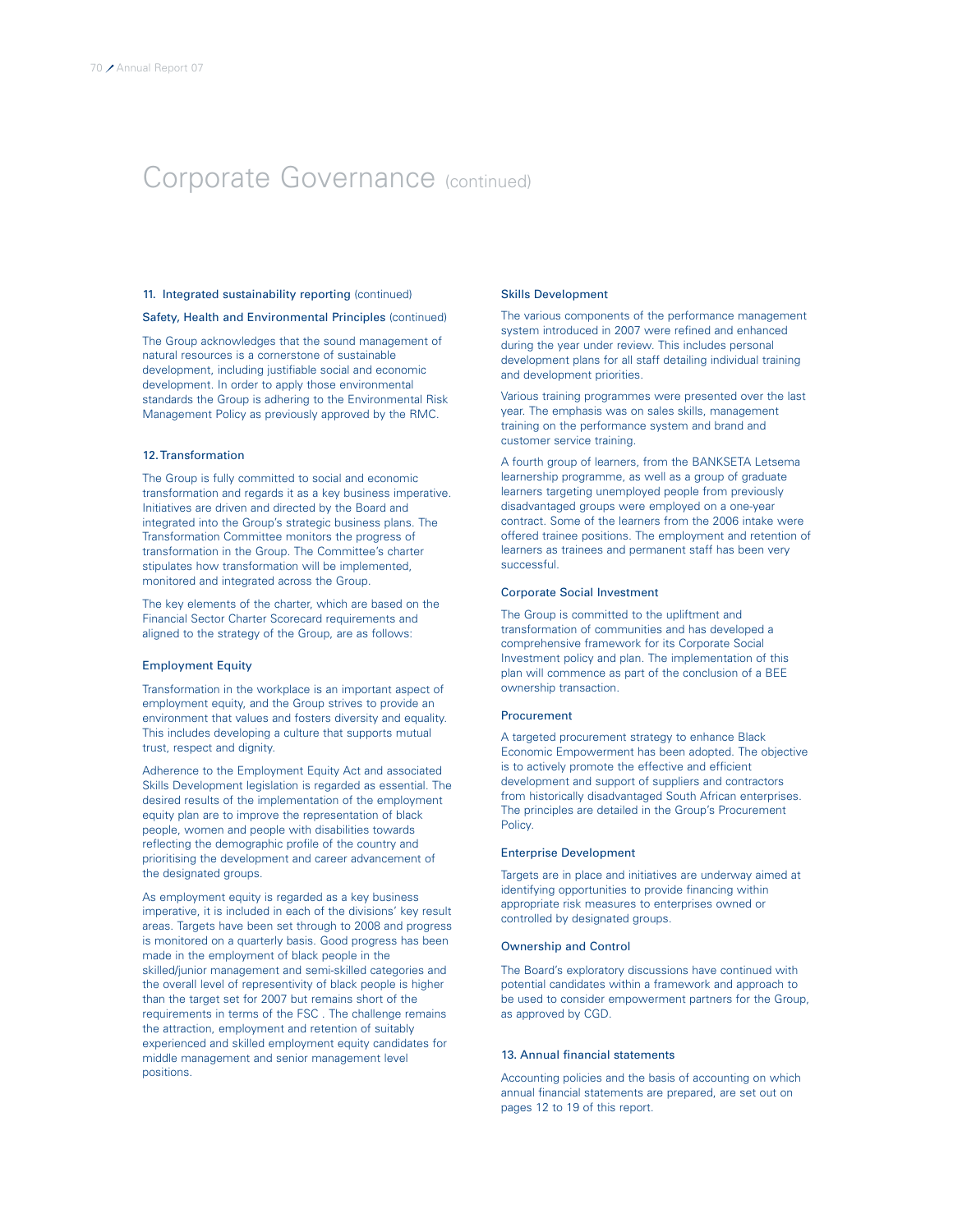# Corporate Governance (continued)

### 11. Integrated sustainability reporting (continued)

#### Safety, Health and Environmental Principles (continued)

The Group acknowledges that the sound management of natural resources is a cornerstone of sustainable development, including justifiable social and economic development. In order to apply those environmental standards the Group is adhering to the Environmental Risk Management Policy as previously approved by the RMC.

### 12. Transformation

The Group is fully committed to social and economic transformation and regards it as a key business imperative. Initiatives are driven and directed by the Board and integrated into the Group's strategic business plans. The Transformation Committee monitors the progress of transformation in the Group. The Committee's charter stipulates how transformation will be implemented, monitored and integrated across the Group.

The key elements of the charter, which are based on the Financial Sector Charter Scorecard requirements and aligned to the strategy of the Group, are as follows:

#### Employment Equity

Transformation in the workplace is an important aspect of employment equity, and the Group strives to provide an environment that values and fosters diversity and equality. This includes developing a culture that supports mutual trust, respect and dignity.

Adherence to the Employment Equity Act and associated Skills Development legislation is regarded as essential. The desired results of the implementation of the employment equity plan are to improve the representation of black people, women and people with disabilities towards reflecting the demographic profile of the country and prioritising the development and career advancement of the designated groups.

As employment equity is regarded as a key business imperative, it is included in each of the divisions' key result areas. Targets have been set through to 2008 and progress is monitored on a quarterly basis. Good progress has been made in the employment of black people in the skilled/junior management and semi-skilled categories and the overall level of representivity of black people is higher than the target set for 2007 but remains short of the requirements in terms of the FSC . The challenge remains the attraction, employment and retention of suitably experienced and skilled employment equity candidates for middle management and senior management level positions.

#### Skills Development

The various components of the performance management system introduced in 2007 were refined and enhanced during the year under review. This includes personal development plans for all staff detailing individual training and development priorities.

Various training programmes were presented over the last year. The emphasis was on sales skills, management training on the performance system and brand and customer service training.

A fourth group of learners, from the BANKSETA Letsema learnership programme, as well as a group of graduate learners targeting unemployed people from previously disadvantaged groups were employed on a one-year contract. Some of the learners from the 2006 intake were offered trainee positions. The employment and retention of learners as trainees and permanent staff has been very successful.

#### Corporate Social Investment

The Group is committed to the upliftment and transformation of communities and has developed a comprehensive framework for its Corporate Social Investment policy and plan. The implementation of this plan will commence as part of the conclusion of a BEE ownership transaction.

#### Procurement

A targeted procurement strategy to enhance Black Economic Empowerment has been adopted. The objective is to actively promote the effective and efficient development and support of suppliers and contractors from historically disadvantaged South African enterprises. The principles are detailed in the Group's Procurement Policy.

#### Enterprise Development

Targets are in place and initiatives are underway aimed at identifying opportunities to provide financing within appropriate risk measures to enterprises owned or controlled by designated groups.

#### Ownership and Control

The Board's exploratory discussions have continued with potential candidates within a framework and approach to be used to consider empowerment partners for the Group, as approved by CGD.

### 13. Annual financial statements

Accounting policies and the basis of accounting on which annual financial statements are prepared, are set out on pages 12 to 19 of this report.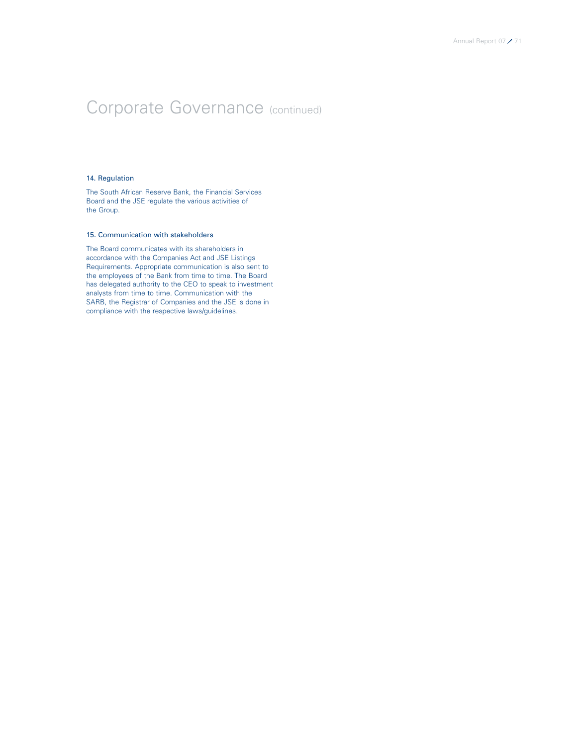# Corporate Governance (continued)

### 14. Regulation

The South African Reserve Bank, the Financial Services Board and the JSE regulate the various activities of the Group.

### 15. Communication with stakeholders

The Board communicates with its shareholders in accordance with the Companies Act and JSE Listings Requirements. Appropriate communication is also sent to the employees of the Bank from time to time. The Board has delegated authority to the CEO to speak to investment analysts from time to time. Communication with the SARB, the Registrar of Companies and the JSE is done in compliance with the respective laws/guidelines.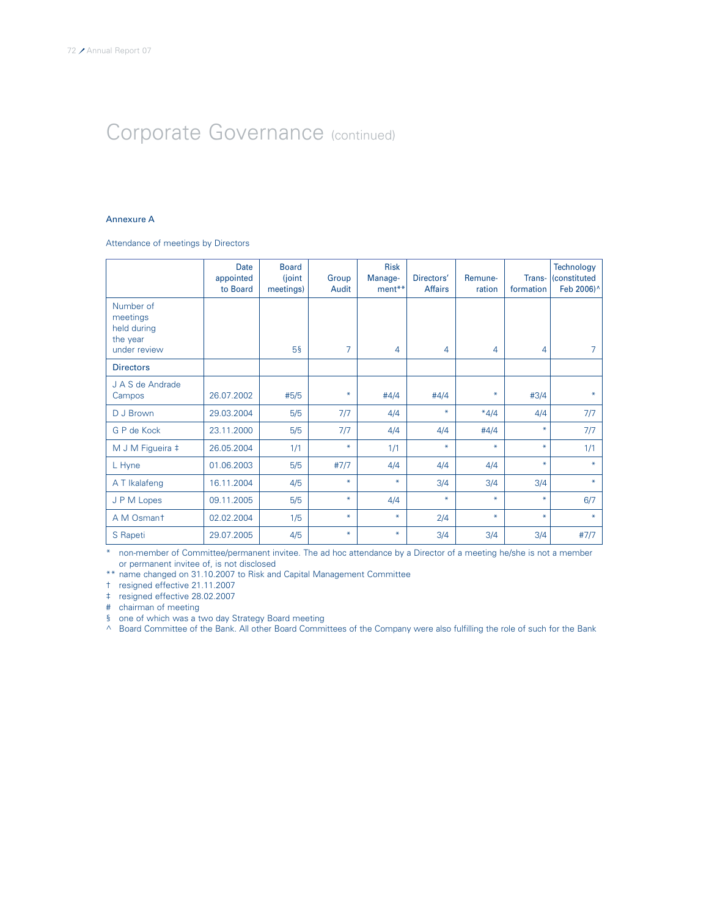# Corporate Governance (continued)

### Annexure A

Attendance of meetings by Directors

| | Date appointed to Board | Board (joint meetings) | Group Audit | Risk Manage-ment** | Directors' Affairs | Remune-ration | Trans-formation | Technology (constituted Feb 2006)^ |
|---|---|---|---|---|---|---|---|---|
| Number of meetings held during the year under review | | 5§ | 7 | 4 | 4 | 4 | 4 | 7 |
| **Directors** | | | | | | | | |
| J A S de Andrade Campos | 26.07.2002 | #5/5 | * | #4/4 | #4/4 | * | #3/4 | * |
| D J Brown | 29.03.2004 | 5/5 | 7/7 | 4/4 | * | *4/4 | 4/4 | 7/7 |
| G P de Kock | 23.11.2000 | 5/5 | 7/7 | 4/4 | 4/4 | #4/4 | * | 7/7 |
| M J M Figueira ‡ | 26.05.2004 | 1/1 | * | 1/1 | * | * | * | 1/1 |
| L Hyne | 01.06.2003 | 5/5 | #7/7 | 4/4 | 4/4 | 4/4 | * | * |
| A T Ikalafeng | 16.11.2004 | 4/5 | * | * | 3/4 | 3/4 | 3/4 | * |
| J P M Lopes | 09.11.2005 | 5/5 | * | 4/4 | * | * | * | 6/7 |
| A M Osman† | 02.02.2004 | 1/5 | * | * | 2/4 | * | * | * |
| S Rapeti | 29.07.2005 | 4/5 | * | * | 3/4 | 3/4 | 3/4 | #7/7 |

\* non-member of Committee/permanent invitee. The ad hoc attendance by a Director of a meeting he/she is not a member or permanent invitee of, is not disclosed

** name changed on 31.10.2007 to Risk and Capital Management Committee

† resigned effective 21.11.2007

‡ resigned effective 28.02.2007

\# chairman of meeting

§ one of which was a two day Strategy Board meeting

^ Board Committee of the Bank. All other Board Committees of the Company were also fulfilling the role of such for the Bank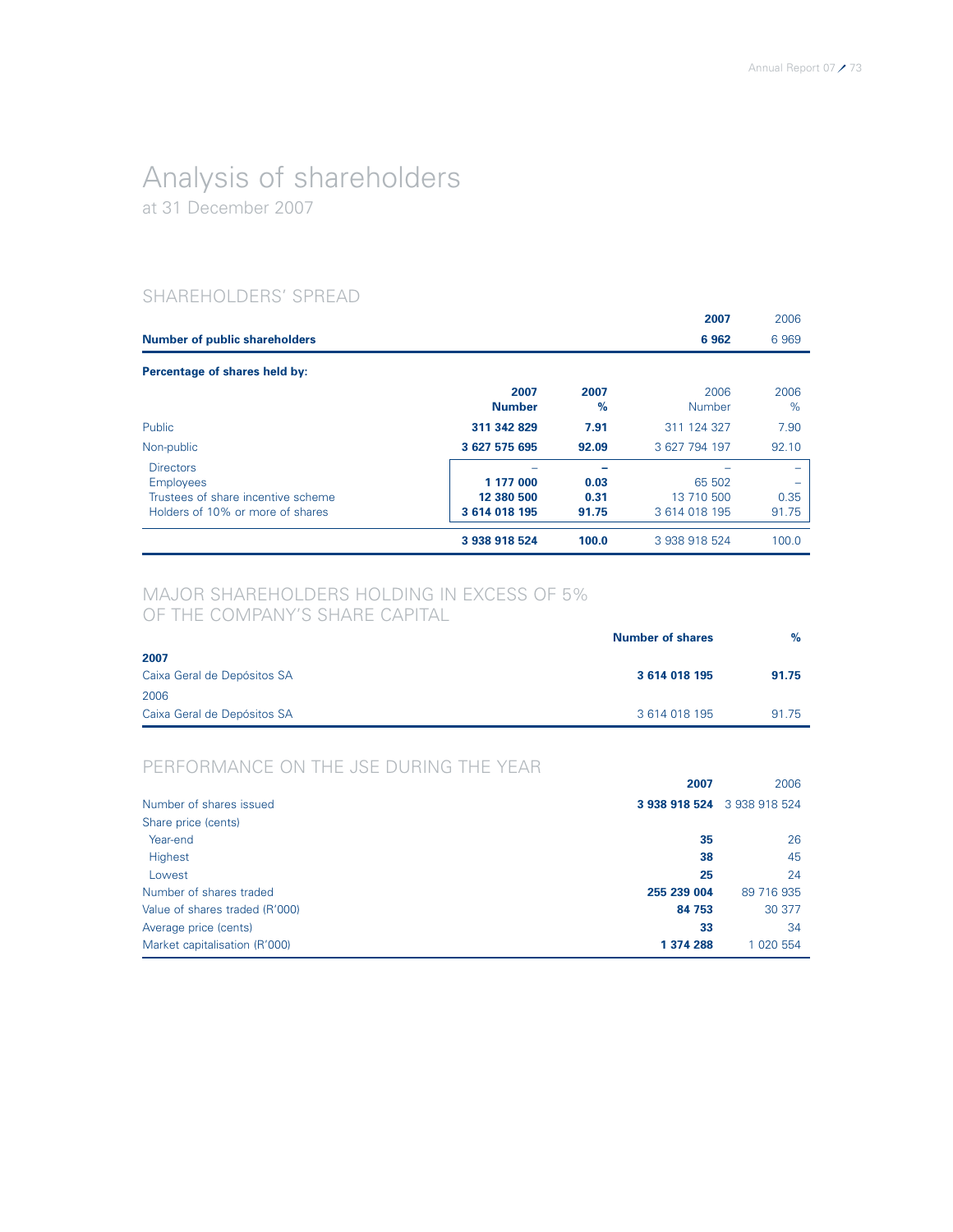# Analysis of shareholders

at 31 December 2007

## SHAREHOLDERS' SPREAD

| | 2007 | 2006 |
|---|---|---|
| **Number of public shareholders** | **6 962** | 6 969 |

**Percentage of shares held by:**

| | 2007 Number | 2007 % | 2006 Number | 2006 % |
|---|---|---|---|---|
| Public | **311 342 829** | **7.91** | 311 124 327 | 7.90 |
| Non-public | **3 627 575 695** | **92.09** | 3 627 794 197 | 92.10 |
| Directors | – | – | – | – |
| Employees | **1 177 000** | **0.03** | 65 502 | – |
| Trustees of share incentive scheme | **12 380 500** | **0.31** | 13 710 500 | 0.35 |
| Holders of 10% or more of shares | **3 614 018 195** | **91.75** | 3 614 018 195 | 91.75 |
| | **3 938 918 524** | **100.0** | 3 938 918 524 | 100.0 |

## MAJOR SHAREHOLDERS HOLDING IN EXCESS OF 5% OF THE COMPANY'S SHARE CAPITAL

| | Number of shares | % |
|---|---|---|
| **2007** | | |
| Caixa Geral de Depósitos SA | **3 614 018 195** | **91.75** |
| 2006 | | |
| Caixa Geral de Depósitos SA | 3 614 018 195 | 91.75 |

## PERFORMANCE ON THE JSE DURING THE YEAR

| | 2007 | 2006 |
|---|---|---|
| Number of shares issued | **3 938 918 524** | 3 938 918 524 |
| Share price (cents) | | |
| Year-end | **35** | 26 |
| Highest | **38** | 45 |
| Lowest | **25** | 24 |
| Number of shares traded | **255 239 004** | 89 716 935 |
| Value of shares traded (R'000) | **84 753** | 30 377 |
| Average price (cents) | **33** | 34 |
| Market capitalisation (R'000) | **1 374 288** | 1 020 554 |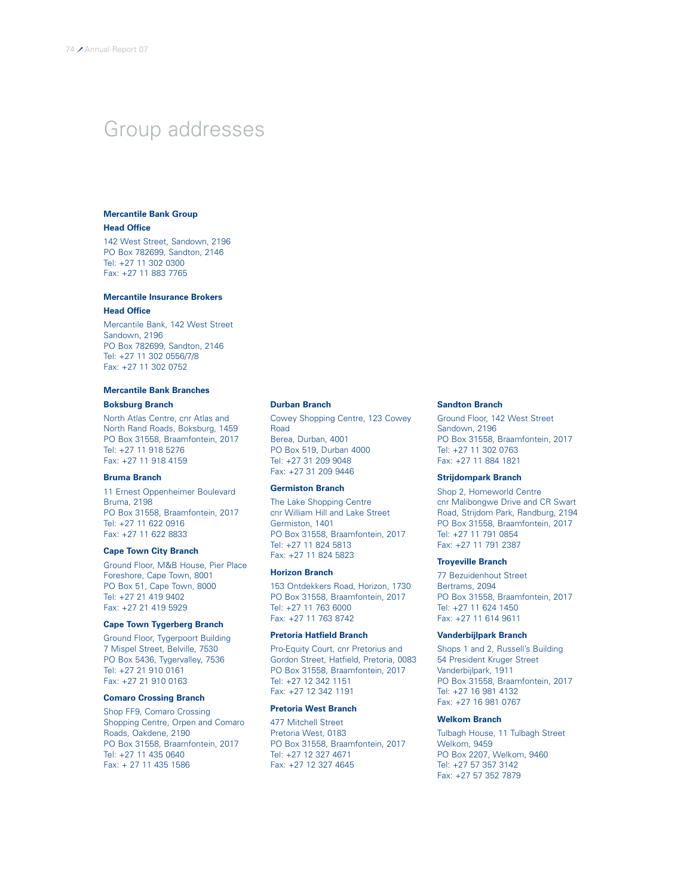# Group addresses

## Mercantile Bank Group

### Head Office

142 West Street, Sandown, 2196
PO Box 782699, Sandton, 2146
Tel: +27 11 302 0300
Fax: +27 11 883 7765

## Mercantile Insurance Brokers

### Head Office

Mercantile Bank, 142 West Street
Sandown, 2196
PO Box 782699, Sandton, 2146
Tel: +27 11 302 0556/7/8
Fax: +27 11 302 0752

## Mercantile Bank Branches

### Boksburg Branch

North Atlas Centre, cnr Atlas and North Rand Roads, Boksburg, 1459
PO Box 31558, Braamfontein, 2017
Tel: +27 11 918 5276
Fax: +27 11 918 4159

### Bruma Branch

11 Ernest Oppenheimer Boulevard
Bruma, 2198
PO Box 31558, Braamfontein, 2017
Tel: +27 11 622 0916
Fax: +27 11 622 8833

### Cape Town City Branch

Ground Floor, M&B House, Pier Place
Foreshore, Cape Town, 8001
PO Box 51, Cape Town, 8000
Tel: +27 21 419 9402
Fax: +27 21 419 5929

### Cape Town Tygerberg Branch

Ground Floor, Tygerpoort Building
7 Mispel Street, Belville, 7530
PO Box 5436, Tygervalley, 7536
Tel: +27 21 910 0161
Fax: +27 21 910 0163

### Comaro Crossing Branch

Shop FF9, Comaro Crossing Shopping Centre, Orpen and Comaro Roads, Oakdene, 2190
PO Box 31558, Braamfontein, 2017
Tel: +27 11 435 0640
Fax: + 27 11 435 1586

### Durban Branch

Cowey Shopping Centre, 123 Cowey Road
Berea, Durban, 4001
PO Box 519, Durban 4000
Tel: +27 31 209 9048
Fax: +27 31 209 9446

### Germiston Branch

The Lake Shopping Centre
cnr William Hill and Lake Street
Germiston, 1401
PO Box 31558, Braamfontein, 2017
Tel: +27 11 824 5813
Fax: +27 11 824 5823

### Horizon Branch

153 Ontdekkers Road, Horizon, 1730
PO Box 31558, Braamfontein, 2017
Tel: +27 11 763 6000
Fax: +27 11 763 8742

### Pretoria Hatfield Branch

Pro-Equity Court, cnr Pretorius and Gordon Street, Hatfield, Pretoria, 0083
PO Box 31558, Braamfontein, 2017
Tel: +27 12 342 1151
Fax: +27 12 342 1191

### Pretoria West Branch

477 Mitchell Street
Pretoria West, 0183
PO Box 31558, Braamfontein, 2017
Tel: +27 12 327 4671
Fax: +27 12 327 4645

### Sandton Branch

Ground Floor, 142 West Street
Sandown, 2196
PO Box 31558, Braamfontein, 2017
Tel: +27 11 302 0763
Fax: +27 11 884 1821

### Strijdompark Branch

Shop 2, Homeworld Centre
cnr Malibongwe Drive and CR Swart Road, Strijdom Park, Randburg, 2194
PO Box 31558, Braamfontein, 2017
Tel: +27 11 791 0854
Fax: +27 11 791 2387

### Troyeville Branch

77 Bezuidenhout Street
Bertrams, 2094
PO Box 31558, Braamfontein, 2017
Tel: +27 11 624 1450
Fax: +27 11 614 9611

### Vanderbijlpark Branch

Shops 1 and 2, Russell's Building
54 President Kruger Street
Vanderbijlpark, 1911
PO Box 31558, Braamfontein, 2017
Tel: +27 16 981 4132
Fax: +27 16 981 0767

### Welkom Branch

Tulbagh House, 11 Tulbagh Street
Welkom, 9459
PO Box 2207, Welkom, 9460
Tel: +27 57 357 3142
Fax: +27 57 352 7879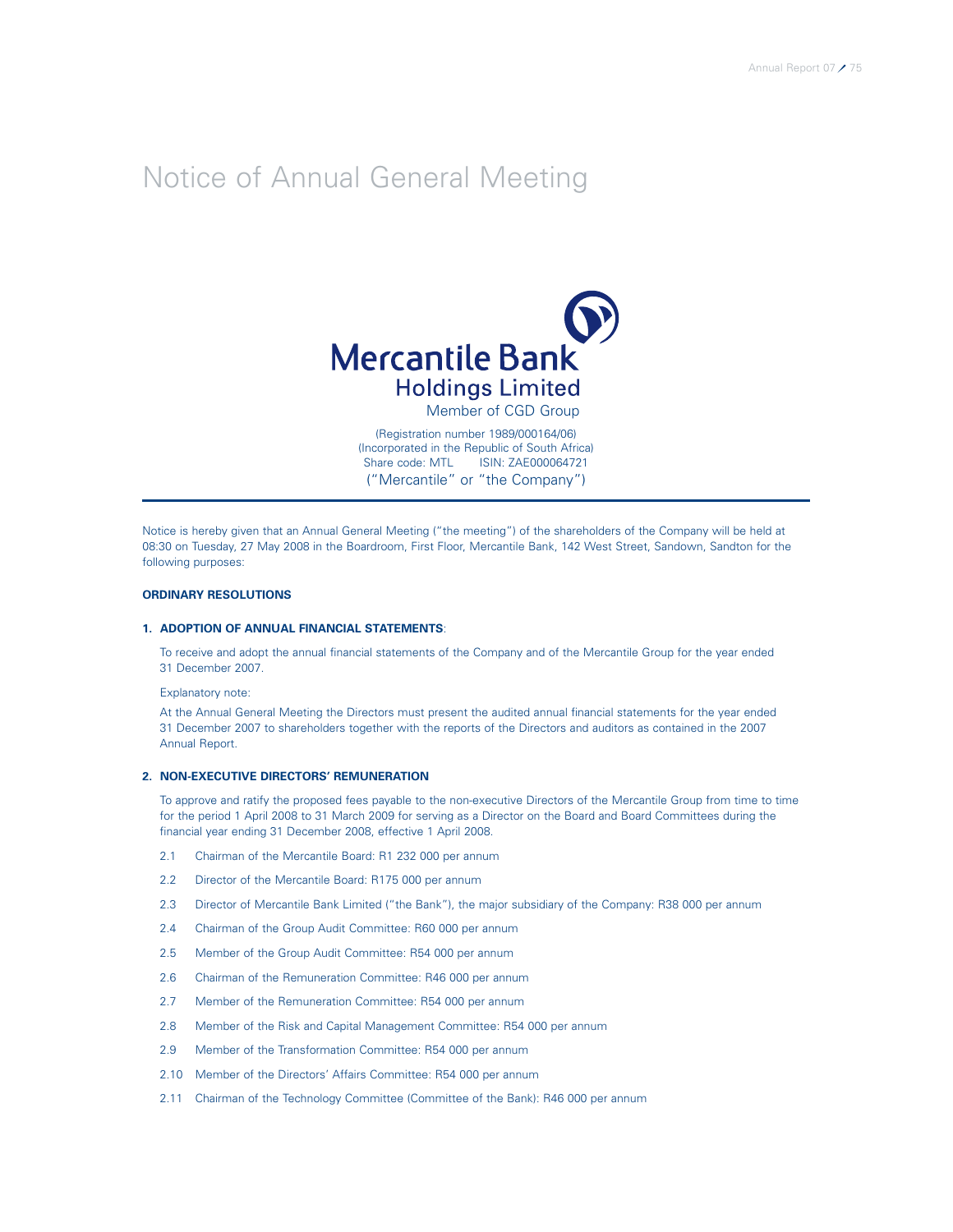# Notice of Annual General Meeting

**Mercantile Bank Holdings Limited**

Member of CGD Group

(Registration number 1989/000164/06)
(Incorporated in the Republic of South Africa)
Share code: MTL ISIN: ZAE000064721
("Mercantile" or "the Company")

Notice is hereby given that an Annual General Meeting ("the meeting") of the shareholders of the Company will be held at 08:30 on Tuesday, 27 May 2008 in the Boardroom, First Floor, Mercantile Bank, 142 West Street, Sandown, Sandton for the following purposes:

## ORDINARY RESOLUTIONS

### 1. ADOPTION OF ANNUAL FINANCIAL STATEMENTS:

To receive and adopt the annual financial statements of the Company and of the Mercantile Group for the year ended 31 December 2007.

Explanatory note:

At the Annual General Meeting the Directors must present the audited annual financial statements for the year ended 31 December 2007 to shareholders together with the reports of the Directors and auditors as contained in the 2007 Annual Report.

### 2. NON-EXECUTIVE DIRECTORS' REMUNERATION

To approve and ratify the proposed fees payable to the non-executive Directors of the Mercantile Group from time to time for the period 1 April 2008 to 31 March 2009 for serving as a Director on the Board and Board Committees during the financial year ending 31 December 2008, effective 1 April 2008.

2.1 Chairman of the Mercantile Board: R1 232 000 per annum

2.2 Director of the Mercantile Board: R175 000 per annum

2.3 Director of Mercantile Bank Limited ("the Bank"), the major subsidiary of the Company: R38 000 per annum

2.4 Chairman of the Group Audit Committee: R60 000 per annum

2.5 Member of the Group Audit Committee: R54 000 per annum

2.6 Chairman of the Remuneration Committee: R46 000 per annum

2.7 Member of the Remuneration Committee: R54 000 per annum

2.8 Member of the Risk and Capital Management Committee: R54 000 per annum

2.9 Member of the Transformation Committee: R54 000 per annum

2.10 Member of the Directors' Affairs Committee: R54 000 per annum

2.11 Chairman of the Technology Committee (Committee of the Bank): R46 000 per annum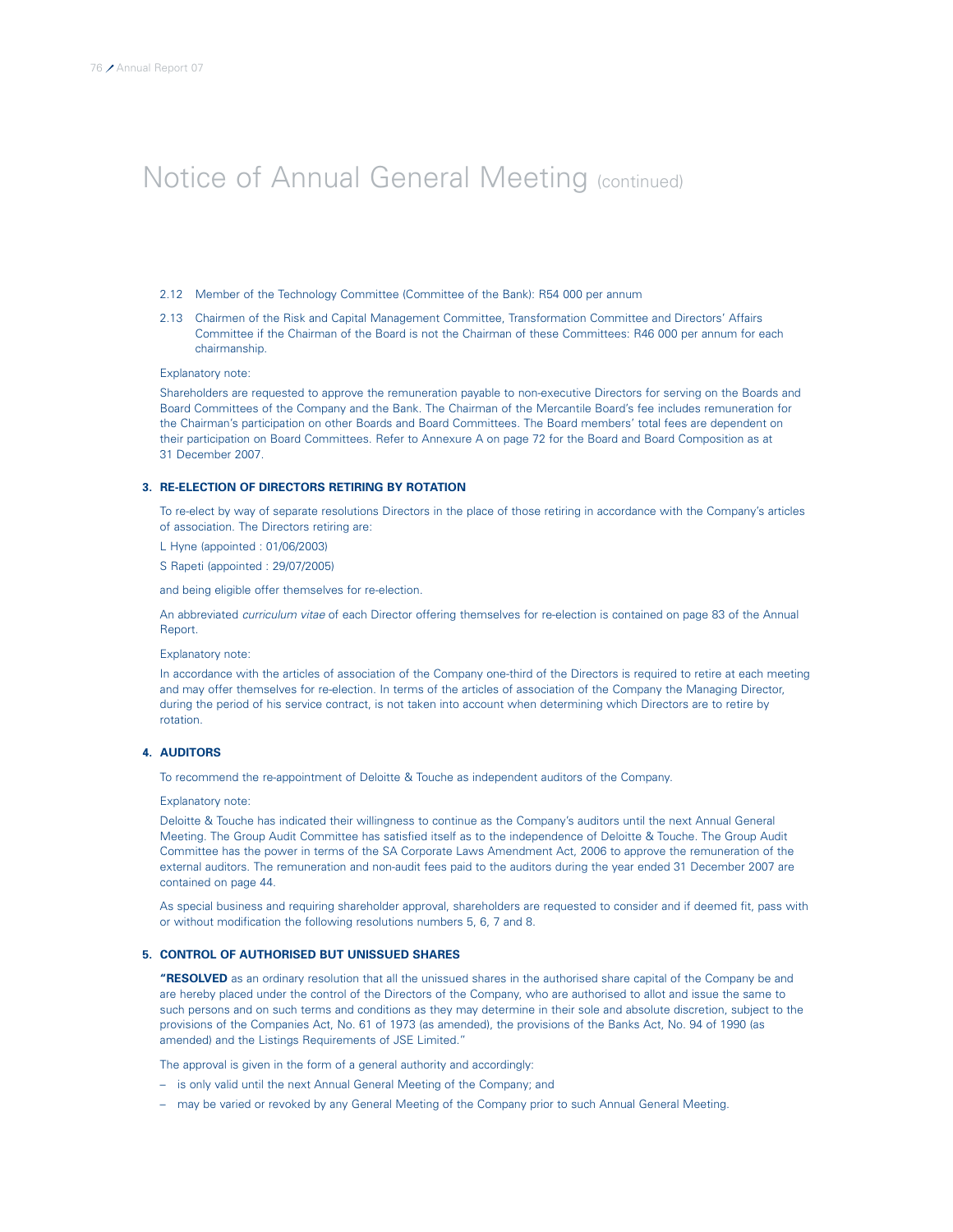# Notice of Annual General Meeting (continued)

2.12 Member of the Technology Committee (Committee of the Bank): R54 000 per annum

2.13 Chairmen of the Risk and Capital Management Committee, Transformation Committee and Directors' Affairs Committee if the Chairman of the Board is not the Chairman of these Committees: R46 000 per annum for each chairmanship.

Explanatory note:

Shareholders are requested to approve the remuneration payable to non-executive Directors for serving on the Boards and Board Committees of the Company and the Bank. The Chairman of the Mercantile Board's fee includes remuneration for the Chairman's participation on other Boards and Board Committees. The Board members' total fees are dependent on their participation on Board Committees. Refer to Annexure A on page 72 for the Board and Board Composition as at 31 December 2007.

## 3. RE-ELECTION OF DIRECTORS RETIRING BY ROTATION

To re-elect by way of separate resolutions Directors in the place of those retiring in accordance with the Company's articles of association. The Directors retiring are:

L Hyne (appointed : 01/06/2003)

S Rapeti (appointed : 29/07/2005)

and being eligible offer themselves for re-election.

An abbreviated *curriculum vitae* of each Director offering themselves for re-election is contained on page 83 of the Annual Report.

Explanatory note:

In accordance with the articles of association of the Company one-third of the Directors is required to retire at each meeting and may offer themselves for re-election. In terms of the articles of association of the Company the Managing Director, during the period of his service contract, is not taken into account when determining which Directors are to retire by rotation.

## 4. AUDITORS

To recommend the re-appointment of Deloitte & Touche as independent auditors of the Company.

Explanatory note:

Deloitte & Touche has indicated their willingness to continue as the Company's auditors until the next Annual General Meeting. The Group Audit Committee has satisfied itself as to the independence of Deloitte & Touche. The Group Audit Committee has the power in terms of the SA Corporate Laws Amendment Act, 2006 to approve the remuneration of the external auditors. The remuneration and non-audit fees paid to the auditors during the year ended 31 December 2007 are contained on page 44.

As special business and requiring shareholder approval, shareholders are requested to consider and if deemed fit, pass with or without modification the following resolutions numbers 5, 6, 7 and 8.

## 5. CONTROL OF AUTHORISED BUT UNISSUED SHARES

**"RESOLVED** as an ordinary resolution that all the unissued shares in the authorised share capital of the Company be and are hereby placed under the control of the Directors of the Company, who are authorised to allot and issue the same to such persons and on such terms and conditions as they may determine in their sole and absolute discretion, subject to the provisions of the Companies Act, No. 61 of 1973 (as amended), the provisions of the Banks Act, No. 94 of 1990 (as amended) and the Listings Requirements of JSE Limited."

The approval is given in the form of a general authority and accordingly:

- is only valid until the next Annual General Meeting of the Company; and
- may be varied or revoked by any General Meeting of the Company prior to such Annual General Meeting.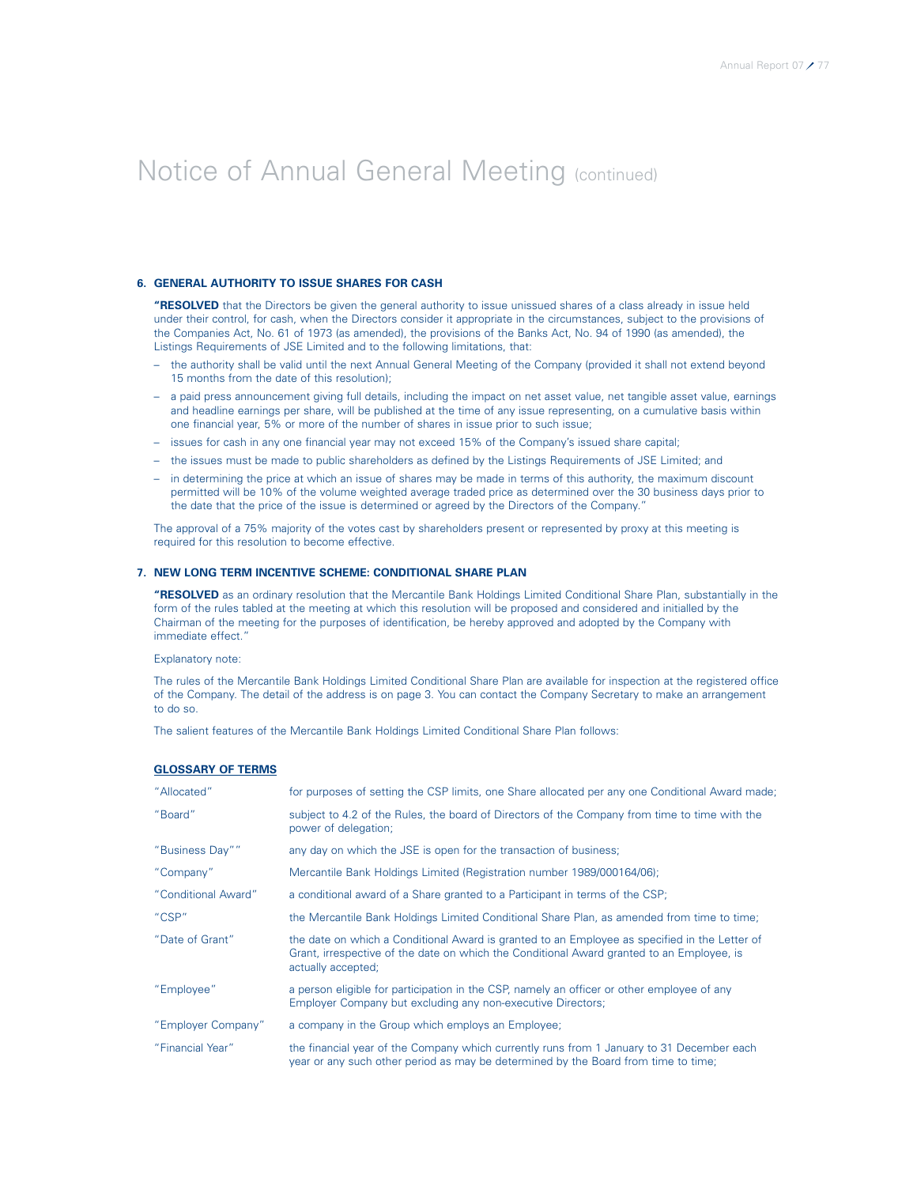# Notice of Annual General Meeting (continued)

### 6. GENERAL AUTHORITY TO ISSUE SHARES FOR CASH

**"RESOLVED** that the Directors be given the general authority to issue unissued shares of a class already in issue held under their control, for cash, when the Directors consider it appropriate in the circumstances, subject to the provisions of the Companies Act, No. 61 of 1973 (as amended), the provisions of the Banks Act, No. 94 of 1990 (as amended), the Listings Requirements of JSE Limited and to the following limitations, that:

- the authority shall be valid until the next Annual General Meeting of the Company (provided it shall not extend beyond 15 months from the date of this resolution);
- a paid press announcement giving full details, including the impact on net asset value, net tangible asset value, earnings and headline earnings per share, will be published at the time of any issue representing, on a cumulative basis within one financial year, 5% or more of the number of shares in issue prior to such issue;
- issues for cash in any one financial year may not exceed 15% of the Company's issued share capital;
- the issues must be made to public shareholders as defined by the Listings Requirements of JSE Limited; and
- in determining the price at which an issue of shares may be made in terms of this authority, the maximum discount permitted will be 10% of the volume weighted average traded price as determined over the 30 business days prior to the date that the price of the issue is determined or agreed by the Directors of the Company."

The approval of a 75% majority of the votes cast by shareholders present or represented by proxy at this meeting is required for this resolution to become effective.

### 7. NEW LONG TERM INCENTIVE SCHEME: CONDITIONAL SHARE PLAN

**"RESOLVED** as an ordinary resolution that the Mercantile Bank Holdings Limited Conditional Share Plan, substantially in the form of the rules tabled at the meeting at which this resolution will be proposed and considered and initialled by the Chairman of the meeting for the purposes of identification, be hereby approved and adopted by the Company with immediate effect."

Explanatory note:

The rules of the Mercantile Bank Holdings Limited Conditional Share Plan are available for inspection at the registered office of the Company. The detail of the address is on page 3. You can contact the Company Secretary to make an arrangement to do so.

The salient features of the Mercantile Bank Holdings Limited Conditional Share Plan follows:

**GLOSSARY OF TERMS**

| | |
|---|---|
| "Allocated" | for purposes of setting the CSP limits, one Share allocated per any one Conditional Award made; |
| "Board" | subject to 4.2 of the Rules, the board of Directors of the Company from time to time with the power of delegation; |
| "Business Day"" | any day on which the JSE is open for the transaction of business; |
| "Company" | Mercantile Bank Holdings Limited (Registration number 1989/000164/06); |
| "Conditional Award" | a conditional award of a Share granted to a Participant in terms of the CSP; |
| "CSP" | the Mercantile Bank Holdings Limited Conditional Share Plan, as amended from time to time; |
| "Date of Grant" | the date on which a Conditional Award is granted to an Employee as specified in the Letter of Grant, irrespective of the date on which the Conditional Award granted to an Employee, is actually accepted; |
| "Employee" | a person eligible for participation in the CSP, namely an officer or other employee of any Employer Company but excluding any non-executive Directors; |
| "Employer Company" | a company in the Group which employs an Employee; |
| "Financial Year" | the financial year of the Company which currently runs from 1 January to 31 December each year or any such other period as may be determined by the Board from time to time; |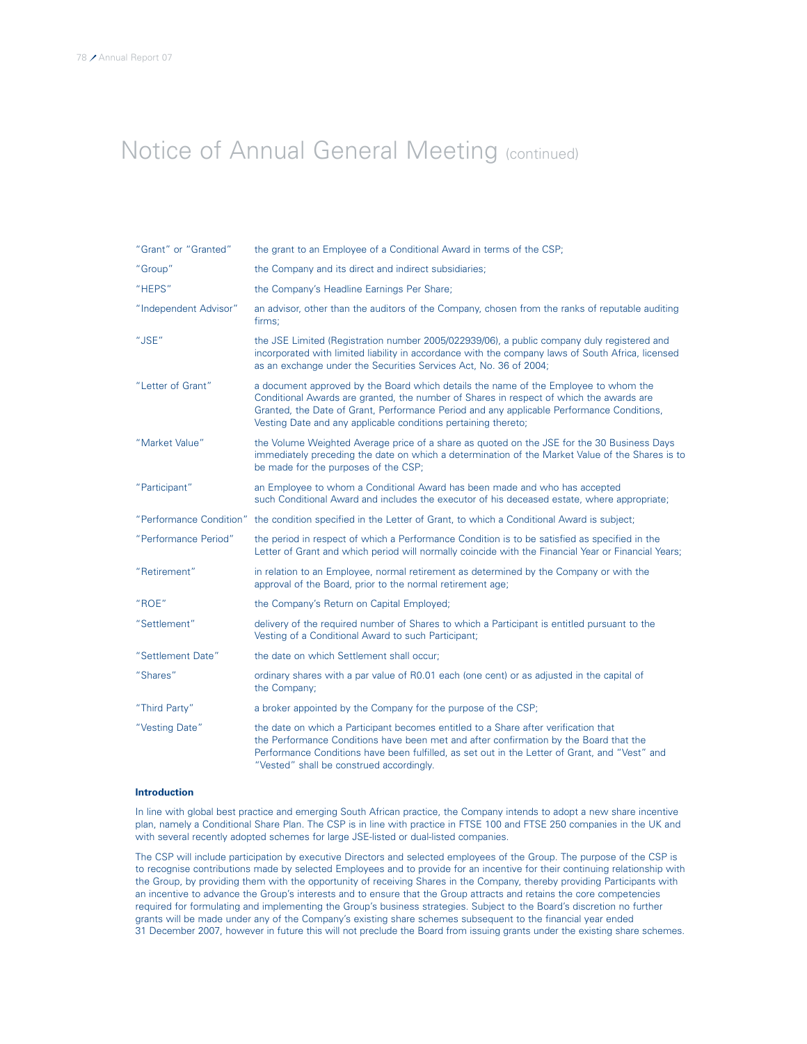# Notice of Annual General Meeting (continued)

| | |
|---|---|
| "Grant" or "Granted" | the grant to an Employee of a Conditional Award in terms of the CSP; |
| "Group" | the Company and its direct and indirect subsidiaries; |
| "HEPS" | the Company's Headline Earnings Per Share; |
| "Independent Advisor" | an advisor, other than the auditors of the Company, chosen from the ranks of reputable auditing firms; |
| "JSE" | the JSE Limited (Registration number 2005/022939/06), a public company duly registered and incorporated with limited liability in accordance with the company laws of South Africa, licensed as an exchange under the Securities Services Act, No. 36 of 2004; |
| "Letter of Grant" | a document approved by the Board which details the name of the Employee to whom the Conditional Awards are granted, the number of Shares in respect of which the awards are Granted, the Date of Grant, Performance Period and any applicable Performance Conditions, Vesting Date and any applicable conditions pertaining thereto; |
| "Market Value" | the Volume Weighted Average price of a share as quoted on the JSE for the 30 Business Days immediately preceding the date on which a determination of the Market Value of the Shares is to be made for the purposes of the CSP; |
| "Participant" | an Employee to whom a Conditional Award has been made and who has accepted such Conditional Award and includes the executor of his deceased estate, where appropriate; |
| "Performance Condition" | the condition specified in the Letter of Grant, to which a Conditional Award is subject; |
| "Performance Period" | the period in respect of which a Performance Condition is to be satisfied as specified in the Letter of Grant and which period will normally coincide with the Financial Year or Financial Years; |
| "Retirement" | in relation to an Employee, normal retirement as determined by the Company or with the approval of the Board, prior to the normal retirement age; |
| "ROE" | the Company's Return on Capital Employed; |
| "Settlement" | delivery of the required number of Shares to which a Participant is entitled pursuant to the Vesting of a Conditional Award to such Participant; |
| "Settlement Date" | the date on which Settlement shall occur; |
| "Shares" | ordinary shares with a par value of R0.01 each (one cent) or as adjusted in the capital of the Company; |
| "Third Party" | a broker appointed by the Company for the purpose of the CSP; |
| "Vesting Date" | the date on which a Participant becomes entitled to a Share after verification that the Performance Conditions have been met and after confirmation by the Board that the Performance Conditions have been fulfilled, as set out in the Letter of Grant, and "Vest" and "Vested" shall be construed accordingly. |

**Introduction**

In line with global best practice and emerging South African practice, the Company intends to adopt a new share incentive plan, namely a Conditional Share Plan. The CSP is in line with practice in FTSE 100 and FTSE 250 companies in the UK and with several recently adopted schemes for large JSE-listed or dual-listed companies.

The CSP will include participation by executive Directors and selected employees of the Group. The purpose of the CSP is to recognise contributions made by selected Employees and to provide for an incentive for their continuing relationship with the Group, by providing them with the opportunity of receiving Shares in the Company, thereby providing Participants with an incentive to advance the Group's interests and to ensure that the Group attracts and retains the core competencies required for formulating and implementing the Group's business strategies. Subject to the Board's discretion no further grants will be made under any of the Company's existing share schemes subsequent to the financial year ended 31 December 2007, however in future this will not preclude the Board from issuing grants under the existing share schemes.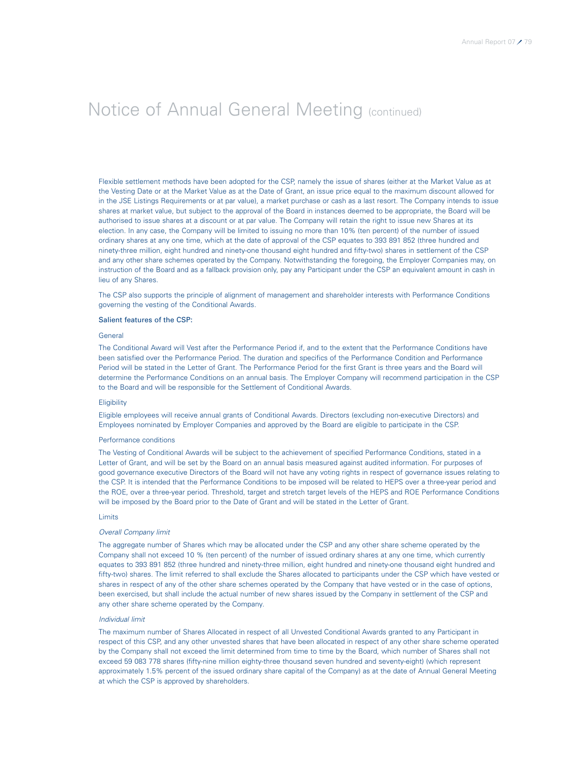# Notice of Annual General Meeting (continued)

Flexible settlement methods have been adopted for the CSP, namely the issue of shares (either at the Market Value as at the Vesting Date or at the Market Value as at the Date of Grant, an issue price equal to the maximum discount allowed for in the JSE Listings Requirements or at par value), a market purchase or cash as a last resort. The Company intends to issue shares at market value, but subject to the approval of the Board in instances deemed to be appropriate, the Board will be authorised to issue shares at a discount or at par value. The Company will retain the right to issue new Shares at its election. In any case, the Company will be limited to issuing no more than 10% (ten percent) of the number of issued ordinary shares at any one time, which at the date of approval of the CSP equates to 393 891 852 (three hundred and ninety-three million, eight hundred and ninety-one thousand eight hundred and fifty-two) shares in settlement of the CSP and any other share schemes operated by the Company. Notwithstanding the foregoing, the Employer Companies may, on instruction of the Board and as a fallback provision only, pay any Participant under the CSP an equivalent amount in cash in lieu of any Shares.

The CSP also supports the principle of alignment of management and shareholder interests with Performance Conditions governing the vesting of the Conditional Awards.

### Salient features of the CSP:

#### General

The Conditional Award will Vest after the Performance Period if, and to the extent that the Performance Conditions have been satisfied over the Performance Period. The duration and specifics of the Performance Condition and Performance Period will be stated in the Letter of Grant. The Performance Period for the first Grant is three years and the Board will determine the Performance Conditions on an annual basis. The Employer Company will recommend participation in the CSP to the Board and will be responsible for the Settlement of Conditional Awards.

#### Eligibility

Eligible employees will receive annual grants of Conditional Awards. Directors (excluding non-executive Directors) and Employees nominated by Employer Companies and approved by the Board are eligible to participate in the CSP.

#### Performance conditions

The Vesting of Conditional Awards will be subject to the achievement of specified Performance Conditions, stated in a Letter of Grant, and will be set by the Board on an annual basis measured against audited information. For purposes of good governance executive Directors of the Board will not have any voting rights in respect of governance issues relating to the CSP. It is intended that the Performance Conditions to be imposed will be related to HEPS over a three-year period and the ROE, over a three-year period. Threshold, target and stretch target levels of the HEPS and ROE Performance Conditions will be imposed by the Board prior to the Date of Grant and will be stated in the Letter of Grant.

#### Limits

*Overall Company limit*

The aggregate number of Shares which may be allocated under the CSP and any other share scheme operated by the Company shall not exceed 10 % (ten percent) of the number of issued ordinary shares at any one time, which currently equates to 393 891 852 (three hundred and ninety-three million, eight hundred and ninety-one thousand eight hundred and fifty-two) shares. The limit referred to shall exclude the Shares allocated to participants under the CSP which have vested or shares in respect of any of the other share schemes operated by the Company that have vested or in the case of options, been exercised, but shall include the actual number of new shares issued by the Company in settlement of the CSP and any other share scheme operated by the Company.

*Individual limit*

The maximum number of Shares Allocated in respect of all Unvested Conditional Awards granted to any Participant in respect of this CSP, and any other unvested shares that have been allocated in respect of any other share scheme operated by the Company shall not exceed the limit determined from time to time by the Board, which number of Shares shall not exceed 59 083 778 shares (fifty-nine million eighty-three thousand seven hundred and seventy-eight) (which represent approximately 1.5% percent of the issued ordinary share capital of the Company) as at the date of Annual General Meeting at which the CSP is approved by shareholders.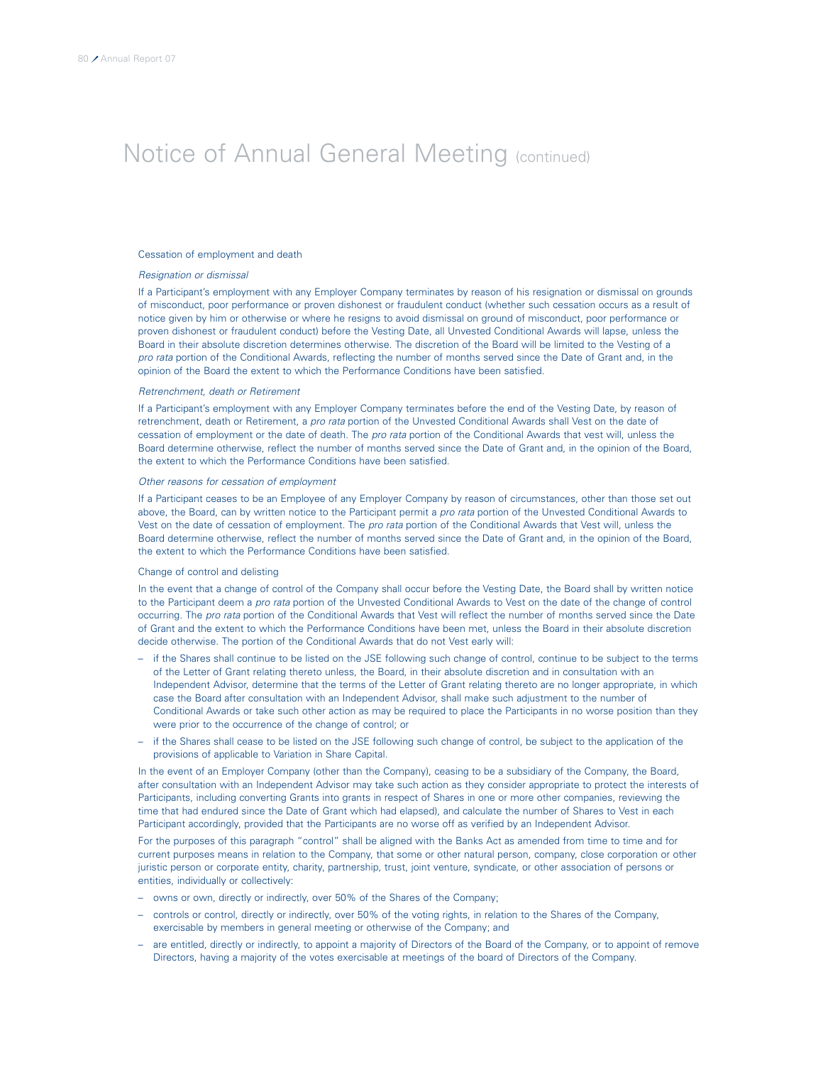# Notice of Annual General Meeting (continued)

Cessation of employment and death

*Resignation or dismissal*

If a Participant's employment with any Employer Company terminates by reason of his resignation or dismissal on grounds of misconduct, poor performance or proven dishonest or fraudulent conduct (whether such cessation occurs as a result of notice given by him or otherwise or where he resigns to avoid dismissal on ground of misconduct, poor performance or proven dishonest or fraudulent conduct) before the Vesting Date, all Unvested Conditional Awards will lapse, unless the Board in their absolute discretion determines otherwise. The discretion of the Board will be limited to the Vesting of a *pro rata* portion of the Conditional Awards, reflecting the number of months served since the Date of Grant and, in the opinion of the Board the extent to which the Performance Conditions have been satisfied.

*Retrenchment, death or Retirement*

If a Participant's employment with any Employer Company terminates before the end of the Vesting Date, by reason of retrenchment, death or Retirement, a *pro rata* portion of the Unvested Conditional Awards shall Vest on the date of cessation of employment or the date of death. The *pro rata* portion of the Conditional Awards that vest will, unless the Board determine otherwise, reflect the number of months served since the Date of Grant and, in the opinion of the Board, the extent to which the Performance Conditions have been satisfied.

*Other reasons for cessation of employment*

If a Participant ceases to be an Employee of any Employer Company by reason of circumstances, other than those set out above, the Board, can by written notice to the Participant permit a *pro rata* portion of the Unvested Conditional Awards to Vest on the date of cessation of employment. The *pro rata* portion of the Conditional Awards that Vest will, unless the Board determine otherwise, reflect the number of months served since the Date of Grant and, in the opinion of the Board, the extent to which the Performance Conditions have been satisfied.

Change of control and delisting

In the event that a change of control of the Company shall occur before the Vesting Date, the Board shall by written notice to the Participant deem a *pro rata* portion of the Unvested Conditional Awards to Vest on the date of the change of control occurring. The *pro rata* portion of the Conditional Awards that Vest will reflect the number of months served since the Date of Grant and the extent to which the Performance Conditions have been met, unless the Board in their absolute discretion decide otherwise. The portion of the Conditional Awards that do not Vest early will:

- if the Shares shall continue to be listed on the JSE following such change of control, continue to be subject to the terms of the Letter of Grant relating thereto unless, the Board, in their absolute discretion and in consultation with an Independent Advisor, determine that the terms of the Letter of Grant relating thereto are no longer appropriate, in which case the Board after consultation with an Independent Advisor, shall make such adjustment to the number of Conditional Awards or take such other action as may be required to place the Participants in no worse position than they were prior to the occurrence of the change of control; or
- if the Shares shall cease to be listed on the JSE following such change of control, be subject to the application of the provisions of applicable to Variation in Share Capital.

In the event of an Employer Company (other than the Company), ceasing to be a subsidiary of the Company, the Board, after consultation with an Independent Advisor may take such action as they consider appropriate to protect the interests of Participants, including converting Grants into grants in respect of Shares in one or more other companies, reviewing the time that had endured since the Date of Grant which had elapsed), and calculate the number of Shares to Vest in each Participant accordingly, provided that the Participants are no worse off as verified by an Independent Advisor.

For the purposes of this paragraph "control" shall be aligned with the Banks Act as amended from time to time and for current purposes means in relation to the Company, that some or other natural person, company, close corporation or other juristic person or corporate entity, charity, partnership, trust, joint venture, syndicate, or other association of persons or entities, individually or collectively:

- owns or own, directly or indirectly, over 50% of the Shares of the Company;
- controls or control, directly or indirectly, over 50% of the voting rights, in relation to the Shares of the Company, exercisable by members in general meeting or otherwise of the Company; and
- are entitled, directly or indirectly, to appoint a majority of Directors of the Board of the Company, or to appoint of remove Directors, having a majority of the votes exercisable at meetings of the board of Directors of the Company.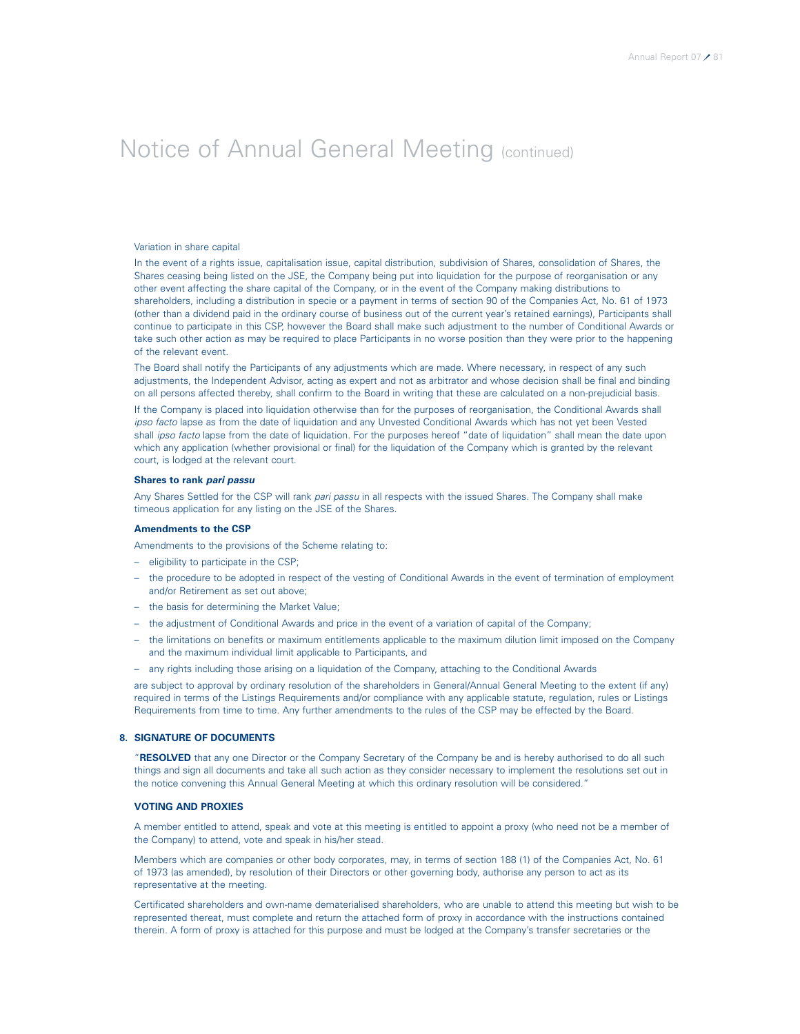# Notice of Annual General Meeting (continued)

Variation in share capital

In the event of a rights issue, capitalisation issue, capital distribution, subdivision of Shares, consolidation of Shares, the Shares ceasing being listed on the JSE, the Company being put into liquidation for the purpose of reorganisation or any other event affecting the share capital of the Company, or in the event of the Company making distributions to shareholders, including a distribution in specie or a payment in terms of section 90 of the Companies Act, No. 61 of 1973 (other than a dividend paid in the ordinary course of business out of the current year's retained earnings), Participants shall continue to participate in this CSP, however the Board shall make such adjustment to the number of Conditional Awards or take such other action as may be required to place Participants in no worse position than they were prior to the happening of the relevant event.

The Board shall notify the Participants of any adjustments which are made. Where necessary, in respect of any such adjustments, the Independent Advisor, acting as expert and not as arbitrator and whose decision shall be final and binding on all persons affected thereby, shall confirm to the Board in writing that these are calculated on a non-prejudicial basis.

If the Company is placed into liquidation otherwise than for the purposes of reorganisation, the Conditional Awards shall *ipso facto* lapse as from the date of liquidation and any Unvested Conditional Awards which has not yet been Vested shall *ipso facto* lapse from the date of liquidation. For the purposes hereof "date of liquidation" shall mean the date upon which any application (whether provisional or final) for the liquidation of the Company which is granted by the relevant court, is lodged at the relevant court.

**Shares to rank *pari passu***

Any Shares Settled for the CSP will rank *pari passu* in all respects with the issued Shares. The Company shall make timeous application for any listing on the JSE of the Shares.

**Amendments to the CSP**

Amendments to the provisions of the Scheme relating to:

- eligibility to participate in the CSP;
- the procedure to be adopted in respect of the vesting of Conditional Awards in the event of termination of employment and/or Retirement as set out above;
- the basis for determining the Market Value;
- the adjustment of Conditional Awards and price in the event of a variation of capital of the Company;
- the limitations on benefits or maximum entitlements applicable to the maximum dilution limit imposed on the Company and the maximum individual limit applicable to Participants, and
- any rights including those arising on a liquidation of the Company, attaching to the Conditional Awards

are subject to approval by ordinary resolution of the shareholders in General/Annual General Meeting to the extent (if any) required in terms of the Listings Requirements and/or compliance with any applicable statute, regulation, rules or Listings Requirements from time to time. Any further amendments to the rules of the CSP may be effected by the Board.

## 8. SIGNATURE OF DOCUMENTS

"**RESOLVED** that any one Director or the Company Secretary of the Company be and is hereby authorised to do all such things and sign all documents and take all such action as they consider necessary to implement the resolutions set out in the notice convening this Annual General Meeting at which this ordinary resolution will be considered."

## VOTING AND PROXIES

A member entitled to attend, speak and vote at this meeting is entitled to appoint a proxy (who need not be a member of the Company) to attend, vote and speak in his/her stead.

Members which are companies or other body corporates, may, in terms of section 188 (1) of the Companies Act, No. 61 of 1973 (as amended), by resolution of their Directors or other governing body, authorise any person to act as its representative at the meeting.

Certificated shareholders and own-name dematerialised shareholders, who are unable to attend this meeting but wish to be represented thereat, must complete and return the attached form of proxy in accordance with the instructions contained therein. A form of proxy is attached for this purpose and must be lodged at the Company's transfer secretaries or the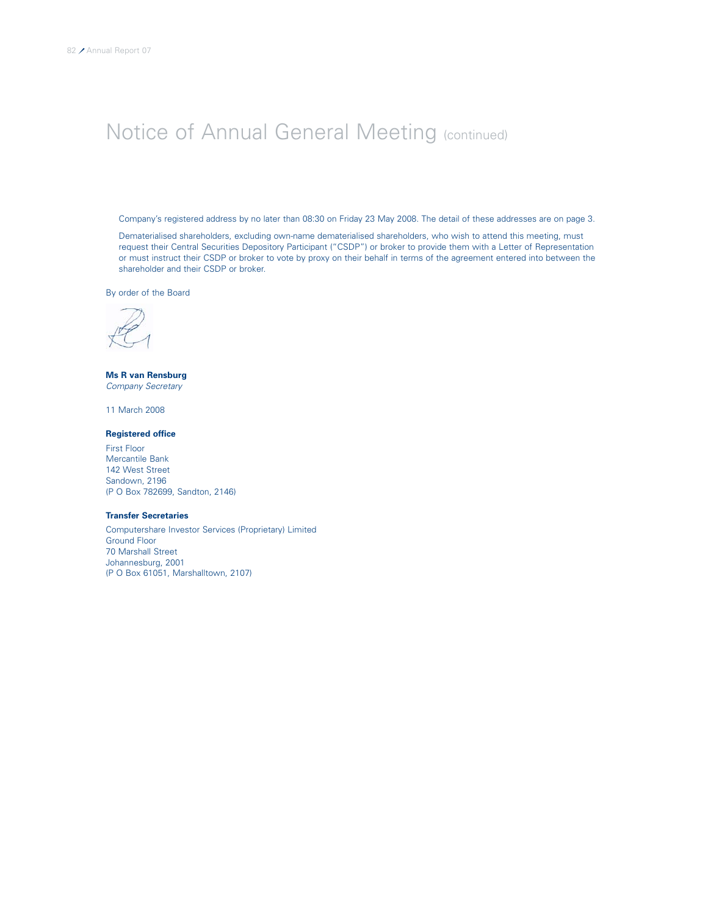# Notice of Annual General Meeting (continued)

Company's registered address by no later than 08:30 on Friday 23 May 2008. The detail of these addresses are on page 3.

Dematerialised shareholders, excluding own-name dematerialised shareholders, who wish to attend this meeting, must request their Central Securities Depository Participant ("CSDP") or broker to provide them with a Letter of Representation or must instruct their CSDP or broker to vote by proxy on their behalf in terms of the agreement entered into between the shareholder and their CSDP or broker.

By order of the Board

**Ms R van Rensburg**
*Company Secretary*

11 March 2008

**Registered office**

First Floor
Mercantile Bank
142 West Street
Sandown, 2196
(P O Box 782699, Sandton, 2146)

**Transfer Secretaries**

Computershare Investor Services (Proprietary) Limited
Ground Floor
70 Marshall Street
Johannesburg, 2001
(P O Box 61051, Marshalltown, 2107)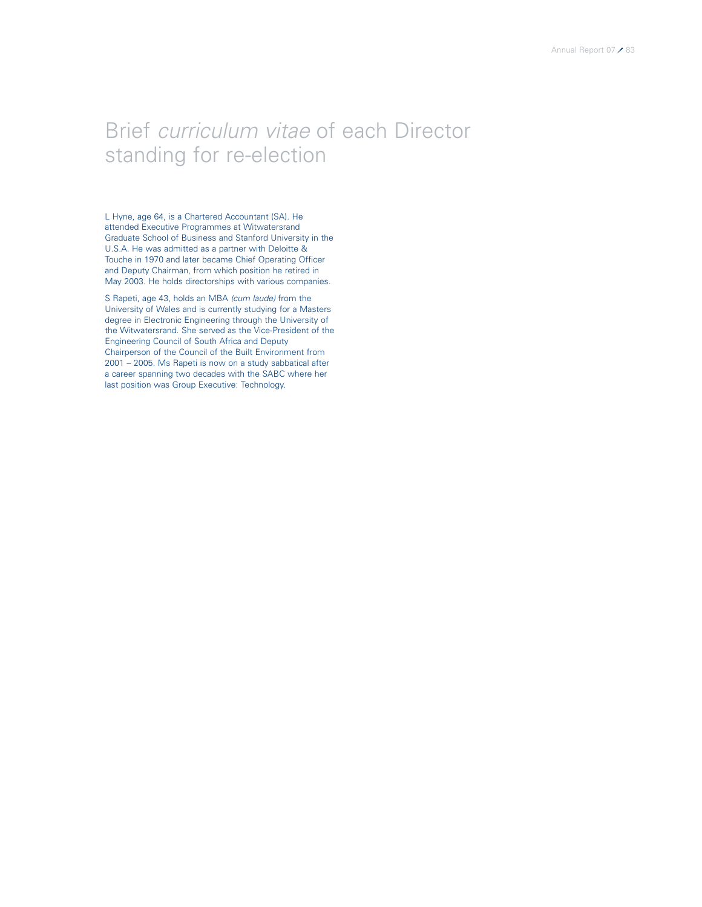# Brief *curriculum vitae* of each Director standing for re-election

L Hyne, age 64, is a Chartered Accountant (SA). He attended Executive Programmes at Witwatersrand Graduate School of Business and Stanford University in the U.S.A. He was admitted as a partner with Deloitte & Touche in 1970 and later became Chief Operating Officer and Deputy Chairman, from which position he retired in May 2003. He holds directorships with various companies.

S Rapeti, age 43, holds an MBA *(cum laude)* from the University of Wales and is currently studying for a Masters degree in Electronic Engineering through the University of the Witwatersrand. She served as the Vice-President of the Engineering Council of South Africa and Deputy Chairperson of the Council of the Built Environment from 2001 – 2005. Ms Rapeti is now on a study sabbatical after a career spanning two decades with the SABC where her last position was Group Executive: Technology.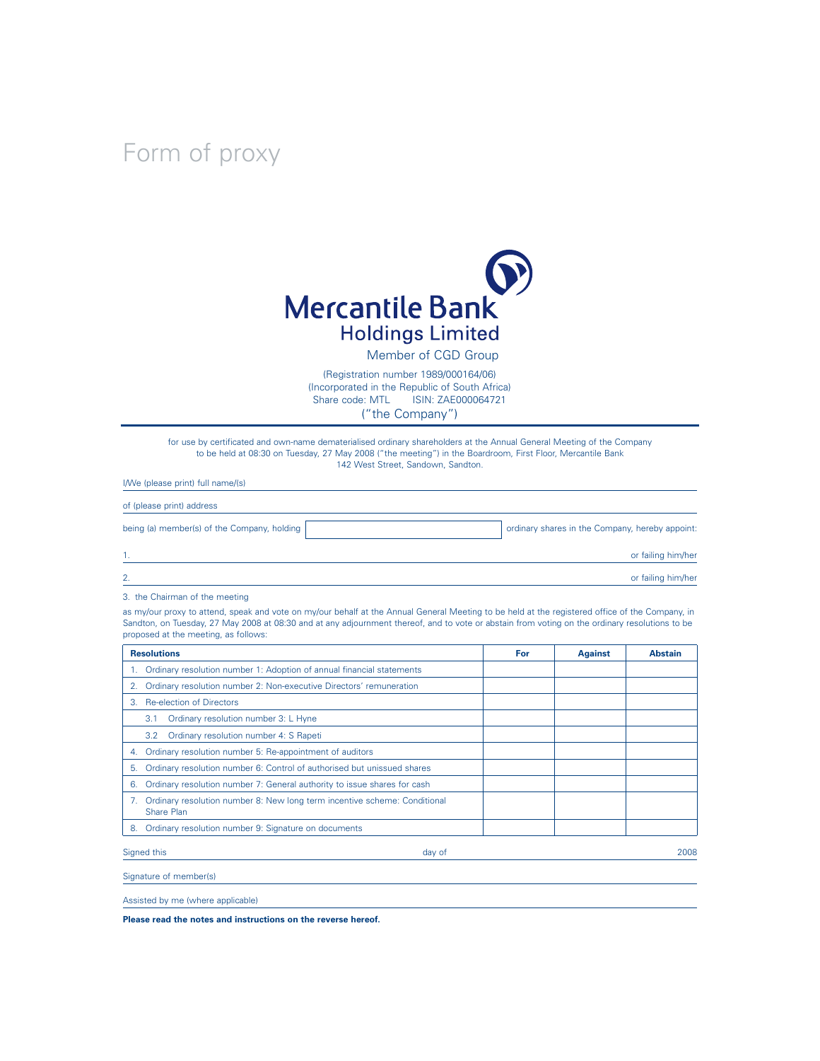# Form of proxy

Mercantile Bank Holdings Limited

Member of CGD Group

(Registration number 1989/000164/06)
(Incorporated in the Republic of South Africa)
Share code: MTL ISIN: ZAE000064721
("the Company")

for use by certificated and own-name dematerialised ordinary shareholders at the Annual General Meeting of the Company to be held at 08:30 on Tuesday, 27 May 2008 ("the meeting") in the Boardroom, First Floor, Mercantile Bank 142 West Street, Sandown, Sandton.

I/We (please print) full name/(s) \_\_\_\_\_\_\_\_\_\_\_\_\_\_\_\_\_\_\_\_\_\_\_\_\_\_\_\_\_\_\_\_\_\_\_\_\_\_\_\_\_\_\_\_

of (please print) address \_\_\_\_\_\_\_\_\_\_\_\_\_\_\_\_\_\_\_\_\_\_\_\_\_\_\_\_\_\_\_\_\_\_\_\_\_\_\_\_\_\_\_\_

being (a) member(s) of the Company, holding \_\_\_\_\_\_\_\_\_\_\_\_\_\_\_\_\_\_\_\_ ordinary shares in the Company, hereby appoint:

1. \_\_\_\_\_\_\_\_\_\_\_\_\_\_\_\_\_\_\_\_\_\_\_\_\_\_\_\_\_\_\_\_\_\_\_\_\_\_\_\_ or failing him/her

2. \_\_\_\_\_\_\_\_\_\_\_\_\_\_\_\_\_\_\_\_\_\_\_\_\_\_\_\_\_\_\_\_\_\_\_\_\_\_\_\_ or failing him/her

3. the Chairman of the meeting

as my/our proxy to attend, speak and vote on my/our behalf at the Annual General Meeting to be held at the registered office of the Company, in Sandton, on Tuesday, 27 May 2008 at 08:30 and at any adjournment thereof, and to vote or abstain from voting on the ordinary resolutions to be proposed at the meeting, as follows:

| Resolutions | For | Against | Abstain |
|---|---|---|---|
| 1. Ordinary resolution number 1: Adoption of annual financial statements | | | |
| 2. Ordinary resolution number 2: Non-executive Directors' remuneration | | | |
| 3. Re-election of Directors | | | |
| 3.1 Ordinary resolution number 3: L Hyne | | | |
| 3.2 Ordinary resolution number 4: S Rapeti | | | |
| 4. Ordinary resolution number 5: Re-appointment of auditors | | | |
| 5. Ordinary resolution number 6: Control of authorised but unissued shares | | | |
| 6. Ordinary resolution number 7: General authority to issue shares for cash | | | |
| 7. Ordinary resolution number 8: New long term incentive scheme: Conditional Share Plan | | | |
| 8. Ordinary resolution number 9: Signature on documents | | | |

Signed this \_\_\_\_\_\_\_\_\_\_ day of \_\_\_\_\_\_\_\_\_\_ 2008

Signature of member(s) \_\_\_\_\_\_\_\_\_\_\_\_\_\_\_\_\_\_\_\_\_\_\_\_\_\_\_\_\_\_\_\_\_\_\_\_\_\_\_\_

Assisted by me (where applicable) \_\_\_\_\_\_\_\_\_\_\_\_\_\_\_\_\_\_\_\_\_\_\_\_\_\_\_\_\_\_\_\_\_\_\_\_\_\_\_\_

**Please read the notes and instructions on the reverse hereof.**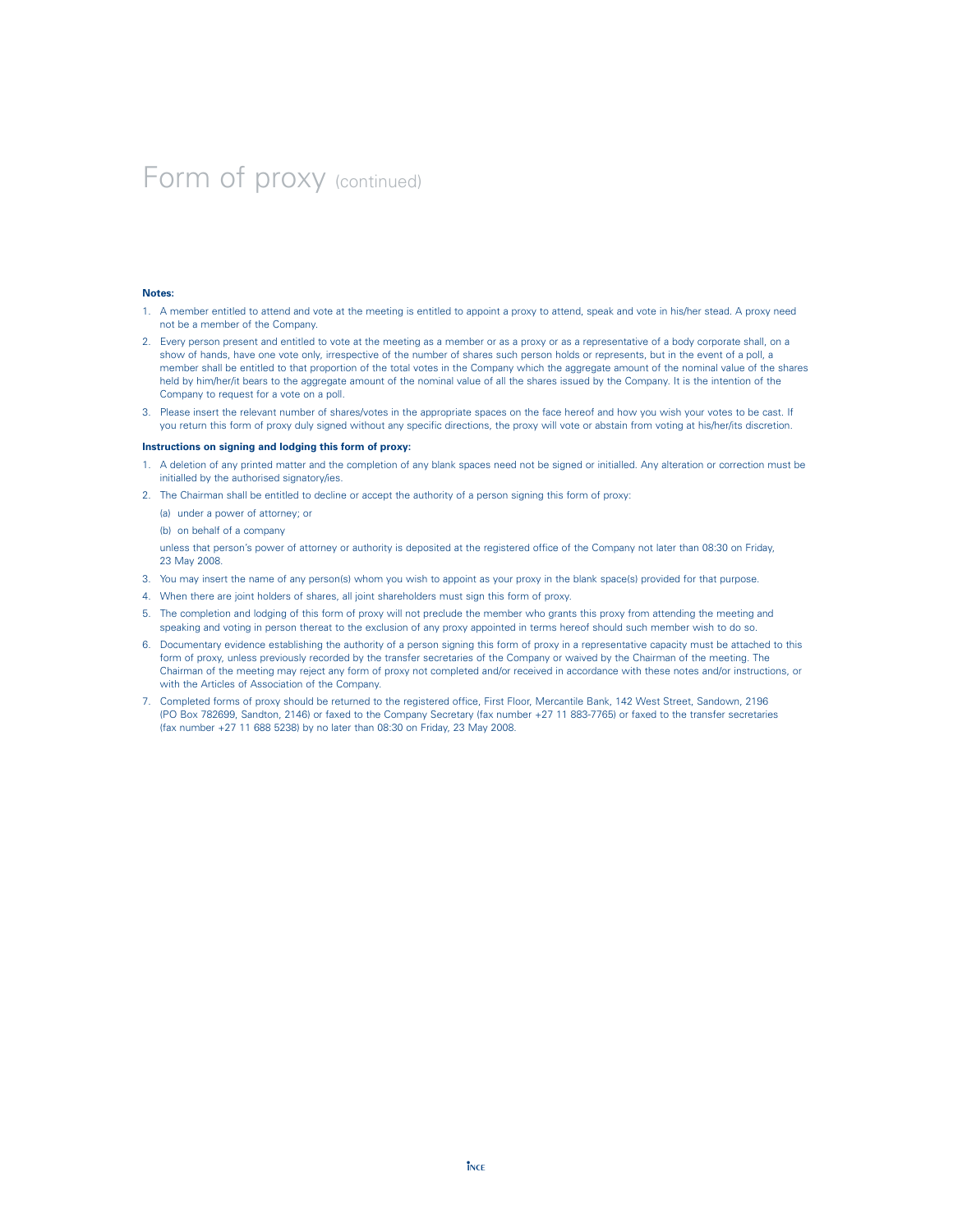# Form of proxy (continued)

**Notes:**

1. A member entitled to attend and vote at the meeting is entitled to appoint a proxy to attend, speak and vote in his/her stead. A proxy need not be a member of the Company.
2. Every person present and entitled to vote at the meeting as a member or as a proxy or as a representative of a body corporate shall, on a show of hands, have one vote only, irrespective of the number of shares such person holds or represents, but in the event of a poll, a member shall be entitled to that proportion of the total votes in the Company which the aggregate amount of the nominal value of the shares held by him/her/it bears to the aggregate amount of the nominal value of all the shares issued by the Company. It is the intention of the Company to request for a vote on a poll.
3. Please insert the relevant number of shares/votes in the appropriate spaces on the face hereof and how you wish your votes to be cast. If you return this form of proxy duly signed without any specific directions, the proxy will vote or abstain from voting at his/her/its discretion.

**Instructions on signing and lodging this form of proxy:**

1. A deletion of any printed matter and the completion of any blank spaces need not be signed or initialled. Any alteration or correction must be initialled by the authorised signatory/ies.
2. The Chairman shall be entitled to decline or accept the authority of a person signing this form of proxy:

   (a) under a power of attorney; or

   (b) on behalf of a company

   unless that person's power of attorney or authority is deposited at the registered office of the Company not later than 08:30 on Friday, 23 May 2008.
3. You may insert the name of any person(s) whom you wish to appoint as your proxy in the blank space(s) provided for that purpose.
4. When there are joint holders of shares, all joint shareholders must sign this form of proxy.
5. The completion and lodging of this form of proxy will not preclude the member who grants this proxy from attending the meeting and speaking and voting in person thereat to the exclusion of any proxy appointed in terms hereof should such member wish to do so.
6. Documentary evidence establishing the authority of a person signing this form of proxy in a representative capacity must be attached to this form of proxy, unless previously recorded by the transfer secretaries of the Company or waived by the Chairman of the meeting. The Chairman of the meeting may reject any form of proxy not completed and/or received in accordance with these notes and/or instructions, or with the Articles of Association of the Company.
7. Completed forms of proxy should be returned to the registered office, First Floor, Mercantile Bank, 142 West Street, Sandown, 2196 (PO Box 782699, Sandton, 2146) or faxed to the Company Secretary (fax number +27 11 883-7765) or faxed to the transfer secretaries (fax number +27 11 688 5238) by no later than 08:30 on Friday, 23 May 2008.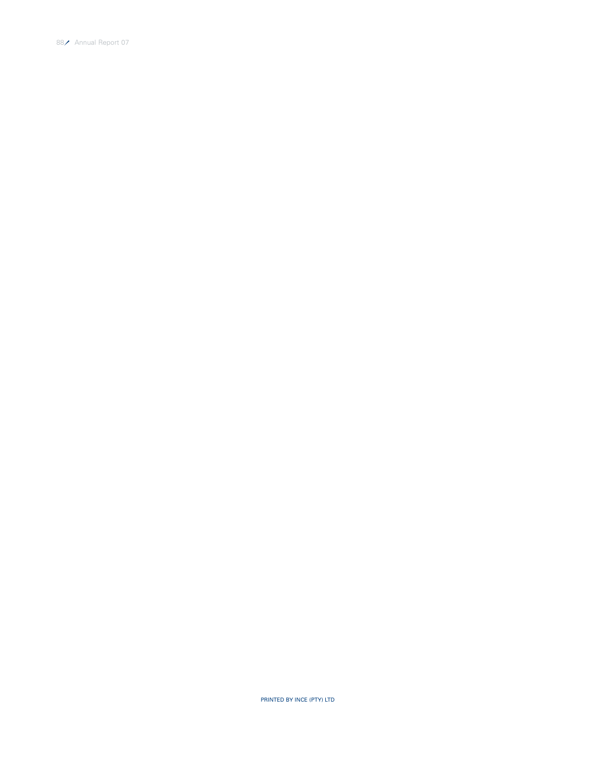PRINTED BY INCE (PTY) LTD